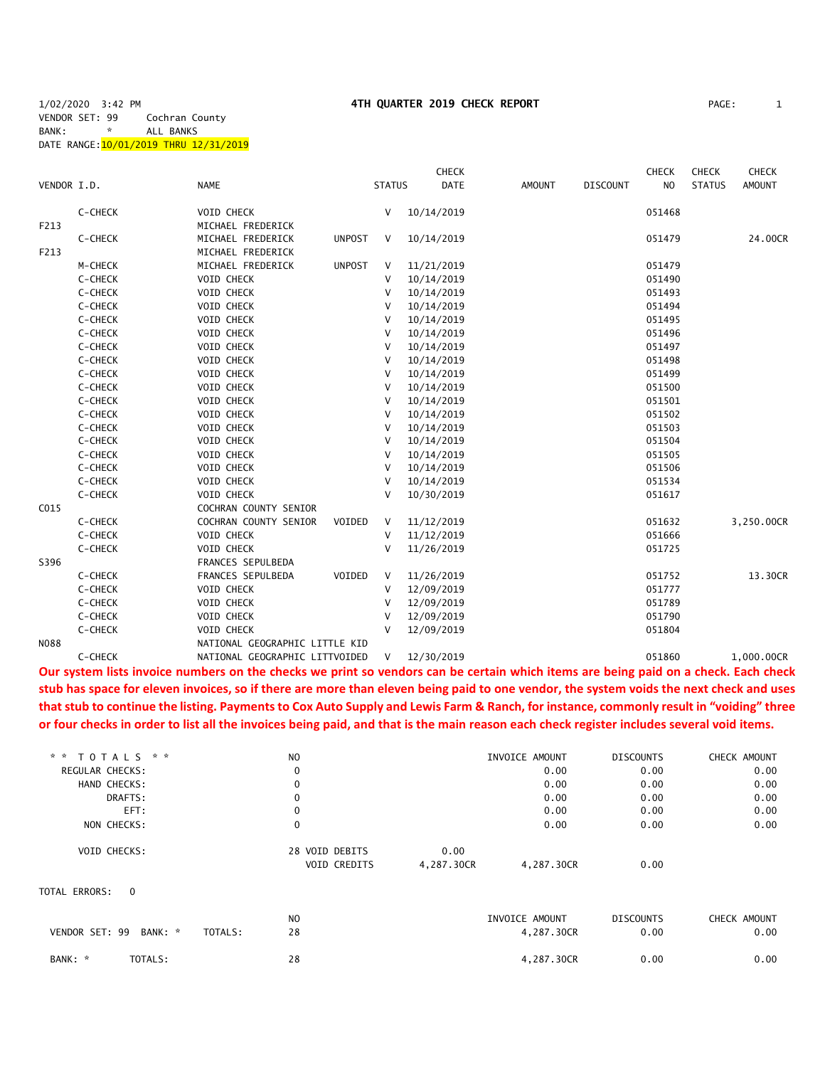1/02/2020 3:42 PM **4TH QUARTER 2019 CHECK REPORT**

VENDOR SET: 99 Cochran County
BANK: * ALL BANKS
DATE RANGE: 10/01/2019 THRU 12/31/2019

| VENDOR I.D. | NAME | STATUS | CHECK DATE | AMOUNT | DISCOUNT | CHECK NO | CHECK STATUS | CHECK AMOUNT |
|---|---|---|---|---|---|---|---|---|
| C-CHECK | VOID CHECK | V | 10/14/2019 | | | 051468 | | |
| F213 | MICHAEL FREDERICK | | | | | | | |
| C-CHECK | MICHAEL FREDERICK UNPOST | V | 10/14/2019 | | | 051479 | | 24.00CR |
| F213 | MICHAEL FREDERICK | | | | | | | |
| M-CHECK | MICHAEL FREDERICK UNPOST | V | 11/21/2019 | | | 051479 | | |
| C-CHECK | VOID CHECK | V | 10/14/2019 | | | 051490 | | |
| C-CHECK | VOID CHECK | V | 10/14/2019 | | | 051493 | | |
| C-CHECK | VOID CHECK | V | 10/14/2019 | | | 051494 | | |
| C-CHECK | VOID CHECK | V | 10/14/2019 | | | 051495 | | |
| C-CHECK | VOID CHECK | V | 10/14/2019 | | | 051496 | | |
| C-CHECK | VOID CHECK | V | 10/14/2019 | | | 051497 | | |
| C-CHECK | VOID CHECK | V | 10/14/2019 | | | 051498 | | |
| C-CHECK | VOID CHECK | V | 10/14/2019 | | | 051499 | | |
| C-CHECK | VOID CHECK | V | 10/14/2019 | | | 051500 | | |
| C-CHECK | VOID CHECK | V | 10/14/2019 | | | 051501 | | |
| C-CHECK | VOID CHECK | V | 10/14/2019 | | | 051502 | | |
| C-CHECK | VOID CHECK | V | 10/14/2019 | | | 051503 | | |
| C-CHECK | VOID CHECK | V | 10/14/2019 | | | 051504 | | |
| C-CHECK | VOID CHECK | V | 10/14/2019 | | | 051505 | | |
| C-CHECK | VOID CHECK | V | 10/14/2019 | | | 051506 | | |
| C-CHECK | VOID CHECK | V | 10/14/2019 | | | 051534 | | |
| C-CHECK | VOID CHECK | V | 10/30/2019 | | | 051617 | | |
| C015 | COCHRAN COUNTY SENIOR | | | | | | | |
| C-CHECK | COCHRAN COUNTY SENIOR VOIDED | V | 11/12/2019 | | | 051632 | | 3,250.00CR |
| C-CHECK | VOID CHECK | V | 11/12/2019 | | | 051666 | | |
| C-CHECK | VOID CHECK | V | 11/26/2019 | | | 051725 | | |
| S396 | FRANCES SEPULBEDA | | | | | | | |
| C-CHECK | FRANCES SEPULBEDA VOIDED | V | 11/26/2019 | | | 051752 | | 13.30CR |
| C-CHECK | VOID CHECK | V | 12/09/2019 | | | 051777 | | |
| C-CHECK | VOID CHECK | V | 12/09/2019 | | | 051789 | | |
| C-CHECK | VOID CHECK | V | 12/09/2019 | | | 051790 | | |
| C-CHECK | VOID CHECK | V | 12/09/2019 | | | 051804 | | |
| N088 | NATIONAL GEOGRAPHIC LITTLE KID | | | | | | | |
| C-CHECK | NATIONAL GEOGRAPHIC LITTVOIDED | V | 12/30/2019 | | | 051860 | | 1,000.00CR |

**Our system lists invoice numbers on the checks we print so vendors can be certain which items are being paid on a check. Each check stub has space for eleven invoices, so if there are more than eleven being paid to one vendor, the system voids the next check and uses that stub to continue the listing. Payments to Cox Auto Supply and Lewis Farm & Ranch, for instance, commonly result in "voiding" three or four checks in order to list all the invoices being paid, and that is the main reason each check register includes several void items.**

| * * T O T A L S * * | NO | | INVOICE AMOUNT | DISCOUNTS | CHECK AMOUNT |
|---|---|---|---|---|---|
| REGULAR CHECKS: | 0 | | 0.00 | 0.00 | 0.00 |
| HAND CHECKS: | 0 | | 0.00 | 0.00 | 0.00 |
| DRAFTS: | 0 | | 0.00 | 0.00 | 0.00 |
| EFT: | 0 | | 0.00 | 0.00 | 0.00 |
| NON CHECKS: | 0 | | 0.00 | 0.00 | 0.00 |
| VOID CHECKS: | 28 VOID DEBITS | 0.00 | | | |
| | VOID CREDITS | 4,287.30CR | 4,287.30CR | 0.00 | |

TOTAL ERRORS: 0

| | NO | INVOICE AMOUNT | DISCOUNTS | CHECK AMOUNT |
|---|---|---|---|---|
| VENDOR SET: 99 BANK: * TOTALS: | 28 | 4,287.30CR | 0.00 | 0.00 |
| BANK: * TOTALS: | 28 | 4,287.30CR | 0.00 | 0.00 |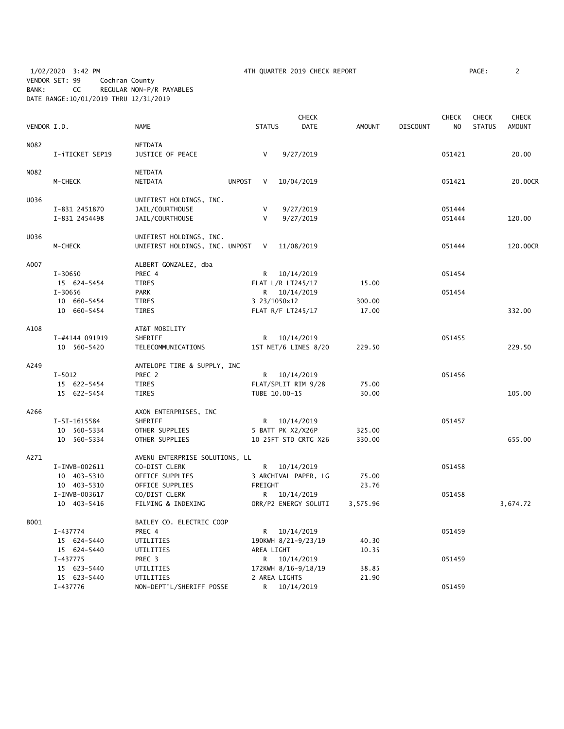1/02/2020 3:42 PM 4TH QUARTER 2019 CHECK REPORT PAGE: 2

VENDOR SET: 99 Cochran County
BANK: CC REGULAR NON-P/R PAYABLES
DATE RANGE:10/01/2019 THRU 12/31/2019

| VENDOR I.D. | NAME | STATUS | CHECK DATE | AMOUNT | DISCOUNT | CHECK NO | CHECK STATUS | CHECK AMOUNT |
|---|---|---|---|---|---|---|---|---|
| N082 | NETDATA | | | | | | | |
| I-iTICKET SEP19 | JUSTICE OF PEACE | V | 9/27/2019 | | | 051421 | | 20.00 |
| N082 | NETDATA | | | | | | | |
| M-CHECK | NETDATA UNPOST | V | 10/04/2019 | | | 051421 | | 20.00CR |
| U036 | UNIFIRST HOLDINGS, INC. | | | | | | | |
| I-831 2451870 | JAIL/COURTHOUSE | V | 9/27/2019 | | | 051444 | | |
| I-831 2454498 | JAIL/COURTHOUSE | V | 9/27/2019 | | | 051444 | | 120.00 |
| U036 | UNIFIRST HOLDINGS, INC. | | | | | | | |
| M-CHECK | UNIFIRST HOLDINGS, INC. UNPOST | V | 11/08/2019 | | | 051444 | | 120.00CR |
| A007 | ALBERT GONZALEZ, dba | | | | | | | |
| I-30650 | PREC 4 | R | 10/14/2019 | | | 051454 | | |
| 15 624-5454 | TIRES | FLAT L/R LT245/17 | | 15.00 | | | | |
| I-30656 | PARK | R | 10/14/2019 | | | 051454 | | |
| 10 660-5454 | TIRES | 3 23/1050x12 | | 300.00 | | | | |
| 10 660-5454 | TIRES | FLAT R/F LT245/17 | | 17.00 | | | | 332.00 |
| A108 | AT&T MOBILITY | | | | | | | |
| I-#4144 091919 | SHERIFF | R | 10/14/2019 | | | 051455 | | |
| 10 560-5420 | TELECOMMUNICATIONS | 1ST NET/6 LINES 8/20 | | 229.50 | | | | 229.50 |
| A249 | ANTELOPE TIRE & SUPPLY, INC | | | | | | | |
| I-5012 | PREC 2 | R | 10/14/2019 | | | 051456 | | |
| 15 622-5454 | TIRES | FLAT/SPLIT RIM 9/28 | | 75.00 | | | | |
| 15 622-5454 | TIRES | TUBE 10.00-15 | | 30.00 | | | | 105.00 |
| A266 | AXON ENTERPRISES, INC | | | | | | | |
| I-SI-1615584 | SHERIFF | R | 10/14/2019 | | | 051457 | | |
| 10 560-5334 | OTHER SUPPLIES | 5 BATT PK X2/X26P | | 325.00 | | | | |
| 10 560-5334 | OTHER SUPPLIES | 10 25FT STD CRTG X26 | | 330.00 | | | | 655.00 |
| A271 | AVENU ENTERPRISE SOLUTIONS, LL | | | | | | | |
| I-INVB-002611 | CO-DIST CLERK | R | 10/14/2019 | | | 051458 | | |
| 10 403-5310 | OFFICE SUPPLIES | 3 ARCHIVAL PAPER, LG | | 75.00 | | | | |
| 10 403-5310 | OFFICE SUPPLIES | FREIGHT | | 23.76 | | | | |
| I-INVB-003617 | CO/DIST CLERK | R | 10/14/2019 | | | 051458 | | |
| 10 403-5416 | FILMING & INDEXING | ORR/P2 ENERGY SOLUTI | | 3,575.96 | | | | 3,674.72 |
| B001 | BAILEY CO. ELECTRIC COOP | | | | | | | |
| I-437774 | PREC 4 | R | 10/14/2019 | | | 051459 | | |
| 15 624-5440 | UTILITIES | 190KWH 8/21-9/23/19 | | 40.30 | | | | |
| 15 624-5440 | UTILITIES | AREA LIGHT | | 10.35 | | | | |
| I-437775 | PREC 3 | R | 10/14/2019 | | | 051459 | | |
| 15 623-5440 | UTILITIES | 172KWH 8/16-9/18/19 | | 38.85 | | | | |
| 15 623-5440 | UTILITIES | 2 AREA LIGHTS | | 21.90 | | | | |
| I-437776 | NON-DEPT'L/SHERIFF POSSE | R | 10/14/2019 | | | 051459 | | |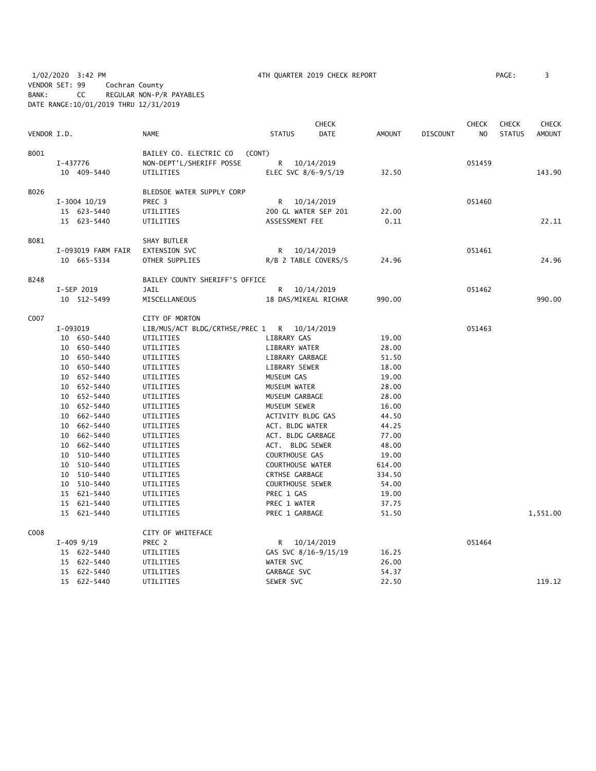1/02/2020 3:42 PM — 4TH QUARTER 2019 CHECK REPORT

VENDOR SET: 99 Cochran County
BANK: CC REGULAR NON-P/R PAYABLES
DATE RANGE:10/01/2019 THRU 12/31/2019

| VENDOR I.D. | | NAME | STATUS | CHECK DATE | AMOUNT | DISCOUNT | CHECK NO | CHECK STATUS | CHECK AMOUNT |
|---|---|---|---|---|---|---|---|---|---|
| B001 | | BAILEY CO. ELECTRIC CO (CONT) | | | | | | | |
| | I-437776 | NON-DEPT'L/SHERIFF POSSE | R | 10/14/2019 | | | 051459 | | |
| | 10 409-5440 | UTILITIES | ELEC SVC 8/6-9/5/19 | | 32.50 | | | | 143.90 |
| B026 | | BLEDSOE WATER SUPPLY CORP | | | | | | | |
| | I-3004 10/19 | PREC 3 | R | 10/14/2019 | | | 051460 | | |
| | 15 623-5440 | UTILITIES | 200 GL WATER SEP 201 | | 22.00 | | | | |
| | 15 623-5440 | UTILITIES | ASSESSMENT FEE | | 0.11 | | | | 22.11 |
| B081 | | SHAY BUTLER | | | | | | | |
| | I-093019 FARM FAIR | EXTENSION SVC | R | 10/14/2019 | | | 051461 | | |
| | 10 665-5334 | OTHER SUPPLIES | R/B 2 TABLE COVERS/S | | 24.96 | | | | 24.96 |
| B248 | | BAILEY COUNTY SHERIFF'S OFFICE | | | | | | | |
| | I-SEP 2019 | JAIL | R | 10/14/2019 | | | 051462 | | |
| | 10 512-5499 | MISCELLANEOUS | 18 DAS/MIKEAL RICHAR | | 990.00 | | | | 990.00 |
| C007 | | CITY OF MORTON | | | | | | | |
| | I-093019 | LIB/MUS/ACT BLDG/CRTHSE/PREC 1 | R | 10/14/2019 | | | 051463 | | |
| | 10 650-5440 | UTILITIES | LIBRARY GAS | | 19.00 | | | | |
| | 10 650-5440 | UTILITIES | LIBRARY WATER | | 28.00 | | | | |
| | 10 650-5440 | UTILITIES | LIBRARY GARBAGE | | 51.50 | | | | |
| | 10 650-5440 | UTILITIES | LIBRARY SEWER | | 18.00 | | | | |
| | 10 652-5440 | UTILITIES | MUSEUM GAS | | 19.00 | | | | |
| | 10 652-5440 | UTILITIES | MUSEUM WATER | | 28.00 | | | | |
| | 10 652-5440 | UTILITIES | MUSEUM GARBAGE | | 28.00 | | | | |
| | 10 652-5440 | UTILITIES | MUSEUM SEWER | | 16.00 | | | | |
| | 10 662-5440 | UTILITIES | ACTIVITY BLDG GAS | | 44.50 | | | | |
| | 10 662-5440 | UTILITIES | ACT. BLDG WATER | | 44.25 | | | | |
| | 10 662-5440 | UTILITIES | ACT. BLDG GARBAGE | | 77.00 | | | | |
| | 10 662-5440 | UTILITIES | ACT. BLDG SEWER | | 48.00 | | | | |
| | 10 510-5440 | UTILITIES | COURTHOUSE GAS | | 19.00 | | | | |
| | 10 510-5440 | UTILITIES | COURTHOUSE WATER | | 614.00 | | | | |
| | 10 510-5440 | UTILITIES | CRTHSE GARBAGE | | 334.50 | | | | |
| | 10 510-5440 | UTILITIES | COURTHOUSE SEWER | | 54.00 | | | | |
| | 15 621-5440 | UTILITIES | PREC 1 GAS | | 19.00 | | | | |
| | 15 621-5440 | UTILITIES | PREC 1 WATER | | 37.75 | | | | |
| | 15 621-5440 | UTILITIES | PREC 1 GARBAGE | | 51.50 | | | | 1,551.00 |
| C008 | | CITY OF WHITEFACE | | | | | | | |
| | I-409 9/19 | PREC 2 | R | 10/14/2019 | | | 051464 | | |
| | 15 622-5440 | UTILITIES | GAS SVC 8/16-9/15/19 | | 16.25 | | | | |
| | 15 622-5440 | UTILITIES | WATER SVC | | 26.00 | | | | |
| | 15 622-5440 | UTILITIES | GARBAGE SVC | | 54.37 | | | | |
| | 15 622-5440 | UTILITIES | SEWER SVC | | 22.50 | | | | 119.12 |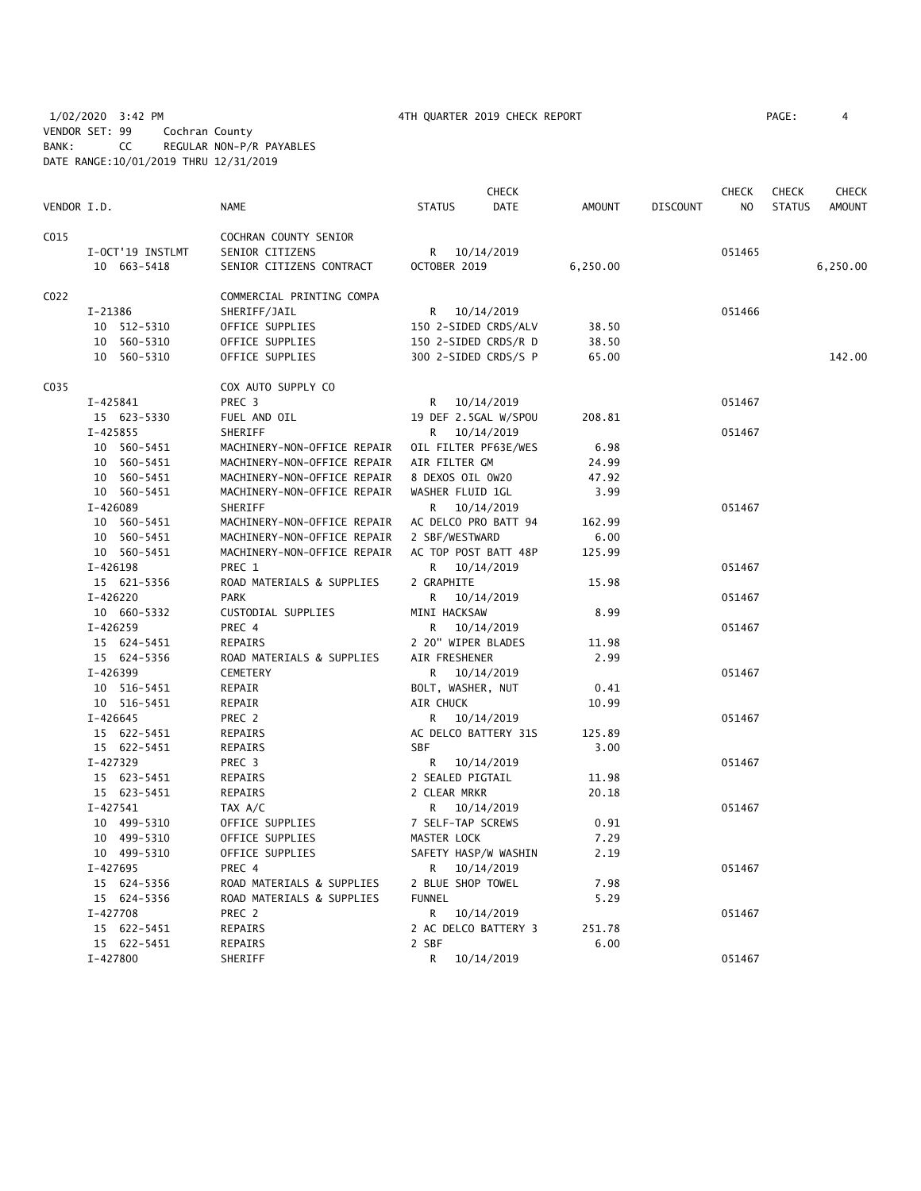1/02/2020 3:42 PM 4TH QUARTER 2019 CHECK REPORT

VENDOR SET: 99 Cochran County
BANK: CC REGULAR NON-P/R PAYABLES
DATE RANGE:10/01/2019 THRU 12/31/2019

| VENDOR I.D. | NAME | STATUS | CHECK DATE | AMOUNT | DISCOUNT | CHECK NO | CHECK STATUS | CHECK AMOUNT |
|---|---|---|---|---|---|---|---|---|
| C015 | COCHRAN COUNTY SENIOR | | | | | | | |
| I-OCT'19 INSTLMT | SENIOR CITIZENS | R | 10/14/2019 | | | 051465 | | |
| 10 663-5418 | SENIOR CITIZENS CONTRACT | OCTOBER 2019 | | 6,250.00 | | | | 6,250.00 |
| C022 | COMMERCIAL PRINTING COMPA | | | | | | | |
| I-21386 | SHERIFF/JAIL | R | 10/14/2019 | | | 051466 | | |
| 10 512-5310 | OFFICE SUPPLIES | 150 2-SIDED CRDS/ALV | | 38.50 | | | | |
| 10 560-5310 | OFFICE SUPPLIES | 150 2-SIDED CRDS/R D | | 38.50 | | | | |
| 10 560-5310 | OFFICE SUPPLIES | 300 2-SIDED CRDS/S P | | 65.00 | | | | 142.00 |
| C035 | COX AUTO SUPPLY CO | | | | | | | |
| I-425841 | PREC 3 | R | 10/14/2019 | | | 051467 | | |
| 15 623-5330 | FUEL AND OIL | 19 DEF 2.5GAL W/SPOU | | 208.81 | | | | |
| I-425855 | SHERIFF | R | 10/14/2019 | | | 051467 | | |
| 10 560-5451 | MACHINERY-NON-OFFICE REPAIR | OIL FILTER PF63E/WES | | 6.98 | | | | |
| 10 560-5451 | MACHINERY-NON-OFFICE REPAIR | AIR FILTER GM | | 24.99 | | | | |
| 10 560-5451 | MACHINERY-NON-OFFICE REPAIR | 8 DEXOS OIL 0W20 | | 47.92 | | | | |
| 10 560-5451 | MACHINERY-NON-OFFICE REPAIR | WASHER FLUID 1GL | | 3.99 | | | | |
| I-426089 | SHERIFF | R | 10/14/2019 | | | 051467 | | |
| 10 560-5451 | MACHINERY-NON-OFFICE REPAIR | AC DELCO PRO BATT 94 | | 162.99 | | | | |
| 10 560-5451 | MACHINERY-NON-OFFICE REPAIR | 2 SBF/WESTWARD | | 6.00 | | | | |
| 10 560-5451 | MACHINERY-NON-OFFICE REPAIR | AC TOP POST BATT 48P | | 125.99 | | | | |
| I-426198 | PREC 1 | R | 10/14/2019 | | | 051467 | | |
| 15 621-5356 | ROAD MATERIALS & SUPPLIES | 2 GRAPHITE | | 15.98 | | | | |
| I-426220 | PARK | R | 10/14/2019 | | | 051467 | | |
| 10 660-5332 | CUSTODIAL SUPPLIES | MINI HACKSAW | | 8.99 | | | | |
| I-426259 | PREC 4 | R | 10/14/2019 | | | 051467 | | |
| 15 624-5451 | REPAIRS | 2 20" WIPER BLADES | | 11.98 | | | | |
| 15 624-5356 | ROAD MATERIALS & SUPPLIES | AIR FRESHENER | | 2.99 | | | | |
| I-426399 | CEMETERY | R | 10/14/2019 | | | 051467 | | |
| 10 516-5451 | REPAIR | BOLT, WASHER, NUT | | 0.41 | | | | |
| 10 516-5451 | REPAIR | AIR CHUCK | | 10.99 | | | | |
| I-426645 | PREC 2 | R | 10/14/2019 | | | 051467 | | |
| 15 622-5451 | REPAIRS | AC DELCO BATTERY 31S | | 125.89 | | | | |
| 15 622-5451 | REPAIRS | SBF | | 3.00 | | | | |
| I-427329 | PREC 3 | R | 10/14/2019 | | | 051467 | | |
| 15 623-5451 | REPAIRS | 2 SEALED PIGTAIL | | 11.98 | | | | |
| 15 623-5451 | REPAIRS | 2 CLEAR MRKR | | 20.18 | | | | |
| I-427541 | TAX A/C | R | 10/14/2019 | | | 051467 | | |
| 10 499-5310 | OFFICE SUPPLIES | 7 SELF-TAP SCREWS | | 0.91 | | | | |
| 10 499-5310 | OFFICE SUPPLIES | MASTER LOCK | | 7.29 | | | | |
| 10 499-5310 | OFFICE SUPPLIES | SAFETY HASP/W WASHIN | | 2.19 | | | | |
| I-427695 | PREC 4 | R | 10/14/2019 | | | 051467 | | |
| 15 624-5356 | ROAD MATERIALS & SUPPLIES | 2 BLUE SHOP TOWEL | | 7.98 | | | | |
| 15 624-5356 | ROAD MATERIALS & SUPPLIES | FUNNEL | | 5.29 | | | | |
| I-427708 | PREC 2 | R | 10/14/2019 | | | 051467 | | |
| 15 622-5451 | REPAIRS | 2 AC DELCO BATTERY 3 | | 251.78 | | | | |
| 15 622-5451 | REPAIRS | 2 SBF | | 6.00 | | | | |
| I-427800 | SHERIFF | R | 10/14/2019 | | | 051467 | | |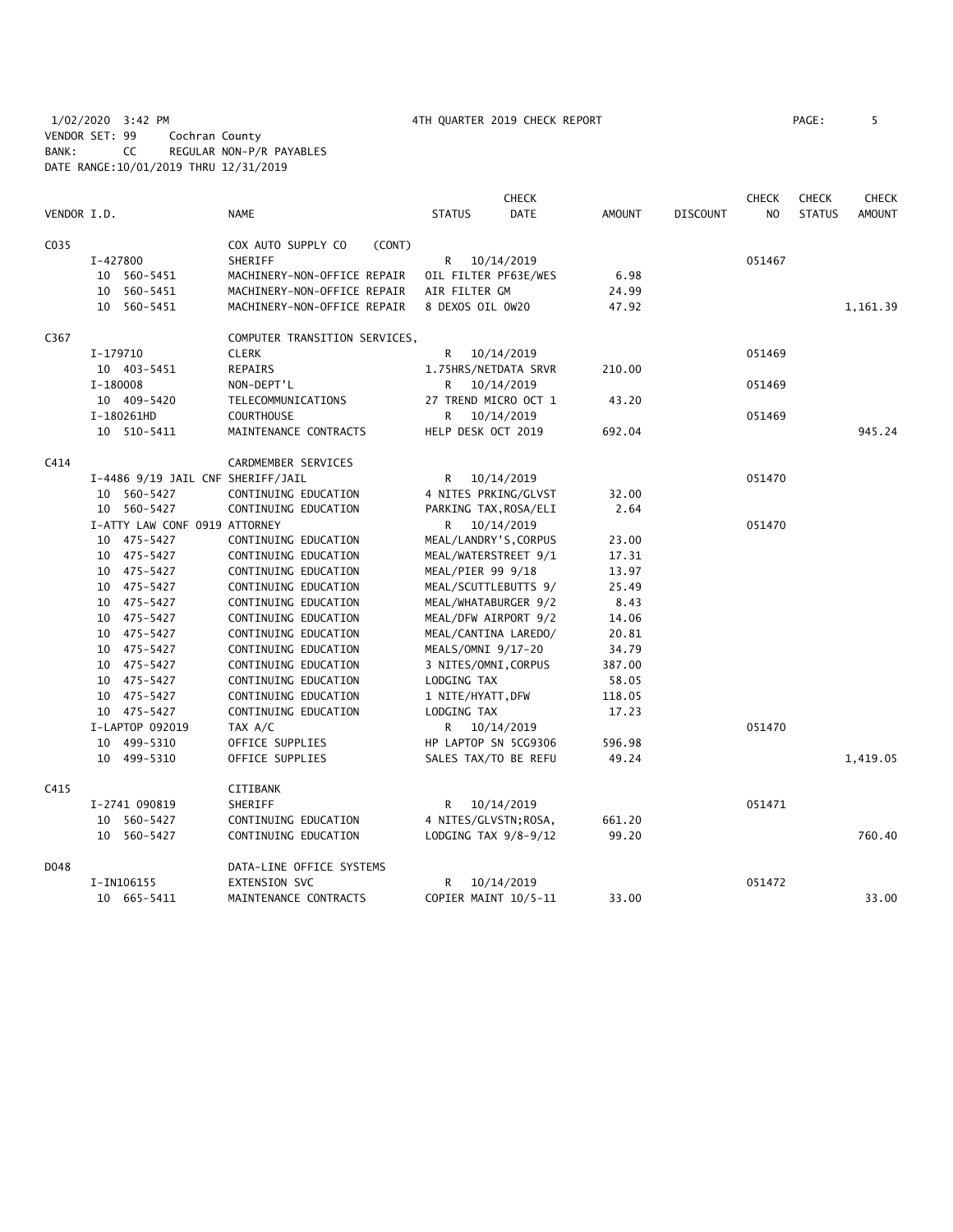1/02/2020 3:42 PM 4TH QUARTER 2019 CHECK REPORT

VENDOR SET: 99 Cochran County
BANK: CC REGULAR NON-P/R PAYABLES
DATE RANGE:10/01/2019 THRU 12/31/2019

| VENDOR I.D. | NAME | STATUS | CHECK DATE | AMOUNT | DISCOUNT | CHECK NO | CHECK STATUS | CHECK AMOUNT |
|---|---|---|---|---|---|---|---|---|
| C035 | COX AUTO SUPPLY CO (CONT) | | | | | | | |
| I-427800 | SHERIFF | R | 10/14/2019 | | | 051467 | | |
| 10 560-5451 | MACHINERY-NON-OFFICE REPAIR | OIL FILTER PF63E/WES | | 6.98 | | | | |
| 10 560-5451 | MACHINERY-NON-OFFICE REPAIR | AIR FILTER GM | | 24.99 | | | | |
| 10 560-5451 | MACHINERY-NON-OFFICE REPAIR | 8 DEXOS OIL 0W20 | | 47.92 | | | | 1,161.39 |
| C367 | COMPUTER TRANSITION SERVICES, | | | | | | | |
| I-179710 | CLERK | R | 10/14/2019 | | | 051469 | | |
| 10 403-5451 | REPAIRS | 1.75HRS/NETDATA SRVR | | 210.00 | | | | |
| I-180008 | NON-DEPT'L | R | 10/14/2019 | | | 051469 | | |
| 10 409-5420 | TELECOMMUNICATIONS | 27 TREND MICRO OCT 1 | | 43.20 | | | | |
| I-180261HD | COURTHOUSE | R | 10/14/2019 | | | 051469 | | |
| 10 510-5411 | MAINTENANCE CONTRACTS | HELP DESK OCT 2019 | | 692.04 | | | | 945.24 |
| C414 | CARDMEMBER SERVICES | | | | | | | |
| I-4486 9/19 JAIL CNF | SHERIFF/JAIL | R | 10/14/2019 | | | 051470 | | |
| 10 560-5427 | CONTINUING EDUCATION | 4 NITES PRKING/GLVST | | 32.00 | | | | |
| 10 560-5427 | CONTINUING EDUCATION | PARKING TAX,ROSA/ELI | | 2.64 | | | | |
| I-ATTY LAW CONF 0919 | ATTORNEY | R | 10/14/2019 | | | 051470 | | |
| 10 475-5427 | CONTINUING EDUCATION | MEAL/LANDRY'S,CORPUS | | 23.00 | | | | |
| 10 475-5427 | CONTINUING EDUCATION | MEAL/WATERSTREET 9/1 | | 17.31 | | | | |
| 10 475-5427 | CONTINUING EDUCATION | MEAL/PIER 99 9/18 | | 13.97 | | | | |
| 10 475-5427 | CONTINUING EDUCATION | MEAL/SCUTTLEBUTTS 9/ | | 25.49 | | | | |
| 10 475-5427 | CONTINUING EDUCATION | MEAL/WHATABURGER 9/2 | | 8.43 | | | | |
| 10 475-5427 | CONTINUING EDUCATION | MEAL/DFW AIRPORT 9/2 | | 14.06 | | | | |
| 10 475-5427 | CONTINUING EDUCATION | MEAL/CANTINA LAREDO/ | | 20.81 | | | | |
| 10 475-5427 | CONTINUING EDUCATION | MEALS/OMNI 9/17-20 | | 34.79 | | | | |
| 10 475-5427 | CONTINUING EDUCATION | 3 NITES/OMNI,CORPUS | | 387.00 | | | | |
| 10 475-5427 | CONTINUING EDUCATION | LODGING TAX | | 58.05 | | | | |
| 10 475-5427 | CONTINUING EDUCATION | 1 NITE/HYATT,DFW | | 118.05 | | | | |
| 10 475-5427 | CONTINUING EDUCATION | LODGING TAX | | 17.23 | | | | |
| I-LAPTOP 092019 | TAX A/C | R | 10/14/2019 | | | 051470 | | |
| 10 499-5310 | OFFICE SUPPLIES | HP LAPTOP SN 5CG9306 | | 596.98 | | | | |
| 10 499-5310 | OFFICE SUPPLIES | SALES TAX/TO BE REFU | | 49.24 | | | | 1,419.05 |
| C415 | CITIBANK | | | | | | | |
| I-2741 090819 | SHERIFF | R | 10/14/2019 | | | 051471 | | |
| 10 560-5427 | CONTINUING EDUCATION | 4 NITES/GLVSTN;ROSA, | | 661.20 | | | | |
| 10 560-5427 | CONTINUING EDUCATION | LODGING TAX 9/8-9/12 | | 99.20 | | | | 760.40 |
| D048 | DATA-LINE OFFICE SYSTEMS | | | | | | | |
| I-IN106155 | EXTENSION SVC | R | 10/14/2019 | | | 051472 | | |
| 10 665-5411 | MAINTENANCE CONTRACTS | COPIER MAINT 10/5-11 | | 33.00 | | | | 33.00 |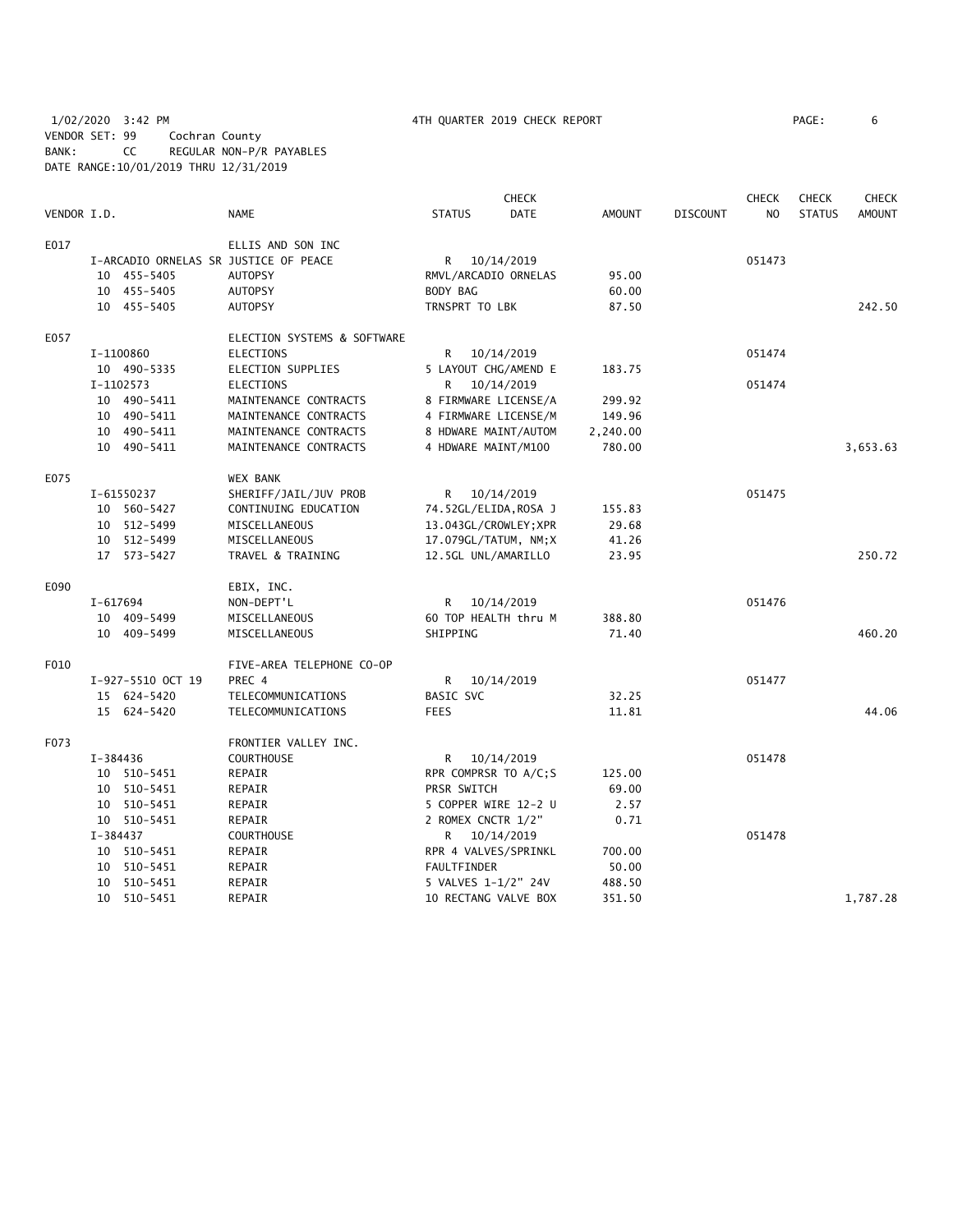1/02/2020 3:42 PM 4TH QUARTER 2019 CHECK REPORT

VENDOR SET: 99 Cochran County
BANK: CC REGULAR NON-P/R PAYABLES
DATE RANGE:10/01/2019 THRU 12/31/2019

| VENDOR I.D. | NAME | STATUS | CHECK DATE | AMOUNT | DISCOUNT | CHECK NO | CHECK STATUS | CHECK AMOUNT |
|---|---|---|---|---|---|---|---|---|
| E017 | ELLIS AND SON INC | | | | | | | |
| I-ARCADIO ORNELAS SR | JUSTICE OF PEACE | R | 10/14/2019 | | | 051473 | | |
| 10 455-5405 | AUTOPSY | RMVL/ARCADIO ORNELAS | | 95.00 | | | | |
| 10 455-5405 | AUTOPSY | BODY BAG | | 60.00 | | | | |
| 10 455-5405 | AUTOPSY | TRNSPRT TO LBK | | 87.50 | | | | 242.50 |
| E057 | ELECTION SYSTEMS & SOFTWARE | | | | | | | |
| I-1100860 | ELECTIONS | R | 10/14/2019 | | | 051474 | | |
| 10 490-5335 | ELECTION SUPPLIES | 5 LAYOUT CHG/AMEND E | | 183.75 | | | | |
| I-1102573 | ELECTIONS | R | 10/14/2019 | | | 051474 | | |
| 10 490-5411 | MAINTENANCE CONTRACTS | 8 FIRMWARE LICENSE/A | | 299.92 | | | | |
| 10 490-5411 | MAINTENANCE CONTRACTS | 4 FIRMWARE LICENSE/M | | 149.96 | | | | |
| 10 490-5411 | MAINTENANCE CONTRACTS | 8 HDWARE MAINT/AUTOM | | 2,240.00 | | | | |
| 10 490-5411 | MAINTENANCE CONTRACTS | 4 HDWARE MAINT/M100 | | 780.00 | | | | 3,653.63 |
| E075 | WEX BANK | | | | | | | |
| I-61550237 | SHERIFF/JAIL/JUV PROB | R | 10/14/2019 | | | 051475 | | |
| 10 560-5427 | CONTINUING EDUCATION | 74.52GL/ELIDA,ROSA J | | 155.83 | | | | |
| 10 512-5499 | MISCELLANEOUS | 13.043GL/CROWLEY;XPR | | 29.68 | | | | |
| 10 512-5499 | MISCELLANEOUS | 17.079GL/TATUM, NM;X | | 41.26 | | | | |
| 17 573-5427 | TRAVEL & TRAINING | 12.5GL UNL/AMARILLO | | 23.95 | | | | 250.72 |
| E090 | EBIX, INC. | | | | | | | |
| I-617694 | NON-DEPT'L | R | 10/14/2019 | | | 051476 | | |
| 10 409-5499 | MISCELLANEOUS | 60 TOP HEALTH thru M | | 388.80 | | | | |
| 10 409-5499 | MISCELLANEOUS | SHIPPING | | 71.40 | | | | 460.20 |
| F010 | FIVE-AREA TELEPHONE CO-OP | | | | | | | |
| I-927-5510 OCT 19 | PREC 4 | R | 10/14/2019 | | | 051477 | | |
| 15 624-5420 | TELECOMMUNICATIONS | BASIC SVC | | 32.25 | | | | |
| 15 624-5420 | TELECOMMUNICATIONS | FEES | | 11.81 | | | | 44.06 |
| F073 | FRONTIER VALLEY INC. | | | | | | | |
| I-384436 | COURTHOUSE | R | 10/14/2019 | | | 051478 | | |
| 10 510-5451 | REPAIR | RPR COMPRSR TO A/C;S | | 125.00 | | | | |
| 10 510-5451 | REPAIR | PRSR SWITCH | | 69.00 | | | | |
| 10 510-5451 | REPAIR | 5 COPPER WIRE 12-2 U | | 2.57 | | | | |
| 10 510-5451 | REPAIR | 2 ROMEX CNCTR 1/2" | | 0.71 | | | | |
| I-384437 | COURTHOUSE | R | 10/14/2019 | | | 051478 | | |
| 10 510-5451 | REPAIR | RPR 4 VALVES/SPRINKL | | 700.00 | | | | |
| 10 510-5451 | REPAIR | FAULTFINDER | | 50.00 | | | | |
| 10 510-5451 | REPAIR | 5 VALVES 1-1/2" 24V | | 488.50 | | | | |
| 10 510-5451 | REPAIR | 10 RECTANG VALVE BOX | | 351.50 | | | | 1,787.28 |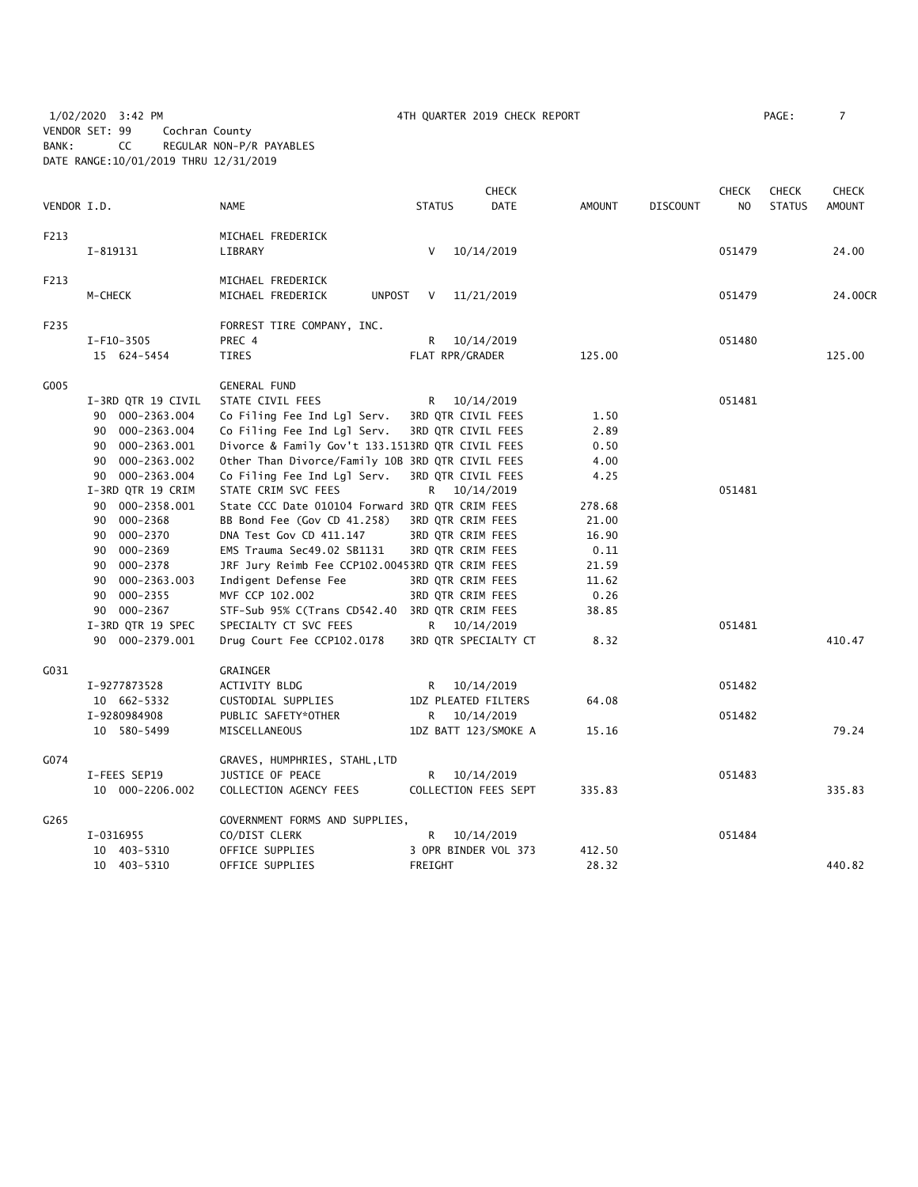1/02/2020 3:42 PM 4TH QUARTER 2019 CHECK REPORT
VENDOR SET: 99 Cochran County
BANK: CC REGULAR NON-P/R PAYABLES
DATE RANGE:10/01/2019 THRU 12/31/2019

| VENDOR I.D. | NAME | STATUS | CHECK DATE | AMOUNT | DISCOUNT | CHECK NO | CHECK STATUS | CHECK AMOUNT |
|---|---|---|---|---|---|---|---|---|
| F213 | MICHAEL FREDERICK | | | | | | | |
| I-819131 | LIBRARY | V | 10/14/2019 | | | 051479 | | 24.00 |
| F213 | MICHAEL FREDERICK | | | | | | | |
| M-CHECK | MICHAEL FREDERICK UNPOST | V | 11/21/2019 | | | 051479 | | 24.00CR |
| F235 | FORREST TIRE COMPANY, INC. | | | | | | | |
| I-F10-3505 | PREC 4 | R | 10/14/2019 | | | 051480 | | |
| 15 624-5454 | TIRES | FLAT RPR/GRADER | | 125.00 | | | | 125.00 |
| G005 | GENERAL FUND | | | | | | | |
| I-3RD QTR 19 CIVIL | STATE CIVIL FEES | R | 10/14/2019 | | | 051481 | | |
| 90 000-2363.004 | Co Filing Fee Ind Lgl Serv. | 3RD QTR CIVIL FEES | | 1.50 | | | | |
| 90 000-2363.004 | Co Filing Fee Ind Lgl Serv. | 3RD QTR CIVIL FEES | | 2.89 | | | | |
| 90 000-2363.001 | Divorce & Family Gov't 133.151 | 3RD QTR CIVIL FEES | | 0.50 | | | | |
| 90 000-2363.002 | Other Than Divorce/Family 10B | 3RD QTR CIVIL FEES | | 4.00 | | | | |
| 90 000-2363.004 | Co Filing Fee Ind Lgl Serv. | 3RD QTR CIVIL FEES | | 4.25 | | | | |
| I-3RD QTR 19 CRIM | STATE CRIM SVC FEES | R | 10/14/2019 | | | 051481 | | |
| 90 000-2358.001 | State CCC Date 010104 Forward | 3RD QTR CRIM FEES | | 278.68 | | | | |
| 90 000-2368 | BB Bond Fee (Gov CD 41.258) | 3RD QTR CRIM FEES | | 21.00 | | | | |
| 90 000-2370 | DNA Test Gov CD 411.147 | 3RD QTR CRIM FEES | | 16.90 | | | | |
| 90 000-2369 | EMS Trauma Sec49.02 SB1131 | 3RD QTR CRIM FEES | | 0.11 | | | | |
| 90 000-2378 | JRF Jury Reimb Fee CCP102.0045 | 3RD QTR CRIM FEES | | 21.59 | | | | |
| 90 000-2363.003 | Indigent Defense Fee | 3RD QTR CRIM FEES | | 11.62 | | | | |
| 90 000-2355 | MVF CCP 102.002 | 3RD QTR CRIM FEES | | 0.26 | | | | |
| 90 000-2367 | STF-Sub 95% C(Trans CD542.40 | 3RD QTR CRIM FEES | | 38.85 | | | | |
| I-3RD QTR 19 SPEC | SPECIALTY CT SVC FEES | R | 10/14/2019 | | | 051481 | | |
| 90 000-2379.001 | Drug Court Fee CCP102.0178 | 3RD QTR SPECIALTY CT | | 8.32 | | | | 410.47 |
| G031 | GRAINGER | | | | | | | |
| I-9277873528 | ACTIVITY BLDG | R | 10/14/2019 | | | 051482 | | |
| 10 662-5332 | CUSTODIAL SUPPLIES | 1DZ PLEATED FILTERS | | 64.08 | | | | |
| I-9280984908 | PUBLIC SAFETY*OTHER | R | 10/14/2019 | | | 051482 | | |
| 10 580-5499 | MISCELLANEOUS | 1DZ BATT 123/SMOKE A | | 15.16 | | | | 79.24 |
| G074 | GRAVES, HUMPHRIES, STAHL,LTD | | | | | | | |
| I-FEES SEP19 | JUSTICE OF PEACE | R | 10/14/2019 | | | 051483 | | |
| 10 000-2206.002 | COLLECTION AGENCY FEES | COLLECTION FEES SEPT | | 335.83 | | | | 335.83 |
| G265 | GOVERNMENT FORMS AND SUPPLIES, | | | | | | | |
| I-0316955 | CO/DIST CLERK | R | 10/14/2019 | | | 051484 | | |
| 10 403-5310 | OFFICE SUPPLIES | 3 OPR BINDER VOL 373 | | 412.50 | | | | |
| 10 403-5310 | OFFICE SUPPLIES | FREIGHT | | 28.32 | | | | 440.82 |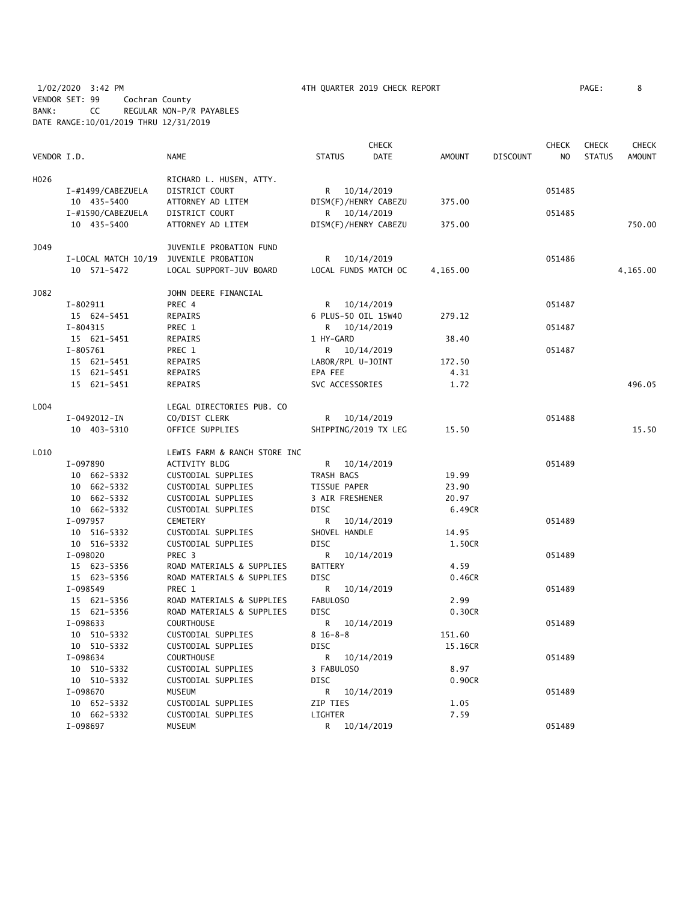1/02/2020 3:42 PM  4TH QUARTER 2019 CHECK REPORT  PAGE: 8
VENDOR SET: 99  Cochran County
BANK: CC  REGULAR NON-P/R PAYABLES
DATE RANGE:10/01/2019 THRU 12/31/2019

| VENDOR I.D. | NAME | STATUS | CHECK DATE | AMOUNT | DISCOUNT | CHECK NO | CHECK STATUS | CHECK AMOUNT |
|---|---|---|---|---|---|---|---|---|
| H026 | RICHARD L. HUSEN, ATTY. | | | | | | | |
| I-#1499/CABEZUELA | DISTRICT COURT | R | 10/14/2019 | | | 051485 | | |
| 10 435-5400 | ATTORNEY AD LITEM | DISM(F)/HENRY CABEZU | | 375.00 | | | | |
| I-#1590/CABEZUELA | DISTRICT COURT | R | 10/14/2019 | | | 051485 | | |
| 10 435-5400 | ATTORNEY AD LITEM | DISM(F)/HENRY CABEZU | | 375.00 | | | | 750.00 |
| J049 | JUVENILE PROBATION FUND | | | | | | | |
| I-LOCAL MATCH 10/19 | JUVENILE PROBATION | R | 10/14/2019 | | | 051486 | | |
| 10 571-5472 | LOCAL SUPPORT-JUV BOARD | LOCAL FUNDS MATCH OC | | 4,165.00 | | | | 4,165.00 |
| J082 | JOHN DEERE FINANCIAL | | | | | | | |
| I-802911 | PREC 4 | R | 10/14/2019 | | | 051487 | | |
| 15 624-5451 | REPAIRS | 6 PLUS-50 OIL 15W40 | | 279.12 | | | | |
| I-804315 | PREC 1 | R | 10/14/2019 | | | 051487 | | |
| 15 621-5451 | REPAIRS | 1 HY-GARD | | 38.40 | | | | |
| I-805761 | PREC 1 | R | 10/14/2019 | | | 051487 | | |
| 15 621-5451 | REPAIRS | LABOR/RPL U-JOINT | | 172.50 | | | | |
| 15 621-5451 | REPAIRS | EPA FEE | | 4.31 | | | | |
| 15 621-5451 | REPAIRS | SVC ACCESSORIES | | 1.72 | | | | 496.05 |
| L004 | LEGAL DIRECTORIES PUB. CO | | | | | | | |
| I-0492012-IN | CO/DIST CLERK | R | 10/14/2019 | | | 051488 | | |
| 10 403-5310 | OFFICE SUPPLIES | SHIPPING/2019 TX LEG | | 15.50 | | | | 15.50 |
| L010 | LEWIS FARM & RANCH STORE INC | | | | | | | |
| I-097890 | ACTIVITY BLDG | R | 10/14/2019 | | | 051489 | | |
| 10 662-5332 | CUSTODIAL SUPPLIES | TRASH BAGS | | 19.99 | | | | |
| 10 662-5332 | CUSTODIAL SUPPLIES | TISSUE PAPER | | 23.90 | | | | |
| 10 662-5332 | CUSTODIAL SUPPLIES | 3 AIR FRESHENER | | 20.97 | | | | |
| 10 662-5332 | CUSTODIAL SUPPLIES | DISC | | 6.49CR | | | | |
| I-097957 | CEMETERY | R | 10/14/2019 | | | 051489 | | |
| 10 516-5332 | CUSTODIAL SUPPLIES | SHOVEL HANDLE | | 14.95 | | | | |
| 10 516-5332 | CUSTODIAL SUPPLIES | DISC | | 1.50CR | | | | |
| I-098020 | PREC 3 | R | 10/14/2019 | | | 051489 | | |
| 15 623-5356 | ROAD MATERIALS & SUPPLIES | BATTERY | | 4.59 | | | | |
| 15 623-5356 | ROAD MATERIALS & SUPPLIES | DISC | | 0.46CR | | | | |
| I-098549 | PREC 1 | R | 10/14/2019 | | | 051489 | | |
| 15 621-5356 | ROAD MATERIALS & SUPPLIES | FABULOSO | | 2.99 | | | | |
| 15 621-5356 | ROAD MATERIALS & SUPPLIES | DISC | | 0.30CR | | | | |
| I-098633 | COURTHOUSE | R | 10/14/2019 | | | 051489 | | |
| 10 510-5332 | CUSTODIAL SUPPLIES | 8 16-8-8 | | 151.60 | | | | |
| 10 510-5332 | CUSTODIAL SUPPLIES | DISC | | 15.16CR | | | | |
| I-098634 | COURTHOUSE | R | 10/14/2019 | | | 051489 | | |
| 10 510-5332 | CUSTODIAL SUPPLIES | 3 FABULOSO | | 8.97 | | | | |
| 10 510-5332 | CUSTODIAL SUPPLIES | DISC | | 0.90CR | | | | |
| I-098670 | MUSEUM | R | 10/14/2019 | | | 051489 | | |
| 10 652-5332 | CUSTODIAL SUPPLIES | ZIP TIES | | 1.05 | | | | |
| 10 662-5332 | CUSTODIAL SUPPLIES | LIGHTER | | 7.59 | | | | |
| I-098697 | MUSEUM | R | 10/14/2019 | | | 051489 | | |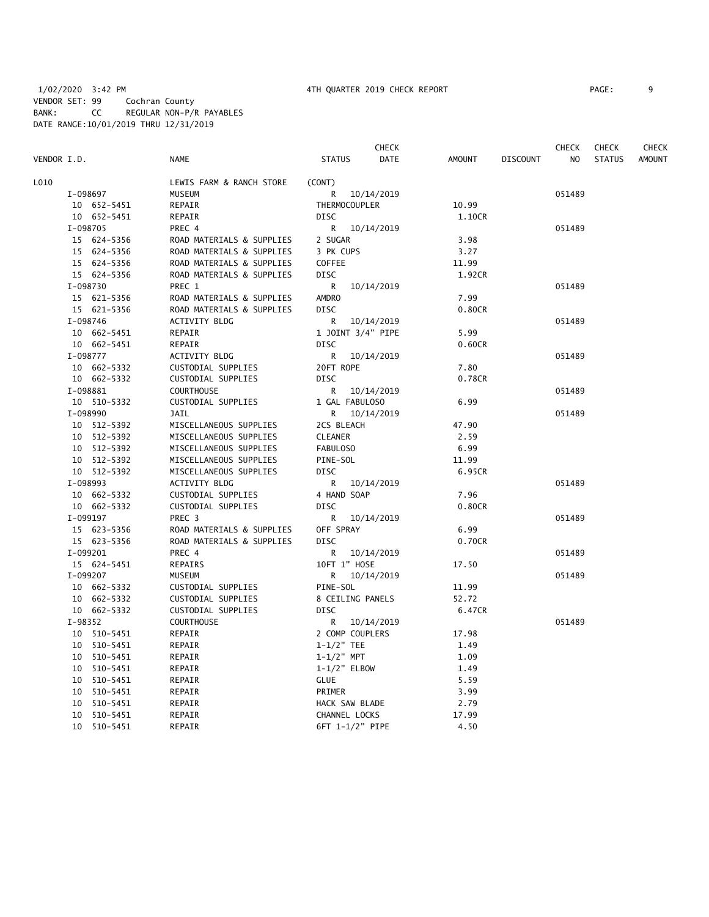1/02/2020 3:42 PM 4TH QUARTER 2019 CHECK REPORT

VENDOR SET: 99 Cochran County
BANK: CC REGULAR NON-P/R PAYABLES
DATE RANGE:10/01/2019 THRU 12/31/2019

| VENDOR I.D. | NAME | STATUS | CHECK DATE | AMOUNT | DISCOUNT | CHECK NO | CHECK STATUS | CHECK AMOUNT |
|---|---|---|---|---|---|---|---|---|
| L010 | LEWIS FARM & RANCH STORE | (CONT) | | | | | | |
| I-098697 | MUSEUM | R | 10/14/2019 | | | 051489 | | |
| 10 652-5451 | REPAIR | THERMOCOUPLER | | 10.99 | | | | |
| 10 652-5451 | REPAIR | DISC | | 1.10CR | | | | |
| I-098705 | PREC 4 | R | 10/14/2019 | | | 051489 | | |
| 15 624-5356 | ROAD MATERIALS & SUPPLIES | 2 SUGAR | | 3.98 | | | | |
| 15 624-5356 | ROAD MATERIALS & SUPPLIES | 3 PK CUPS | | 3.27 | | | | |
| 15 624-5356 | ROAD MATERIALS & SUPPLIES | COFFEE | | 11.99 | | | | |
| 15 624-5356 | ROAD MATERIALS & SUPPLIES | DISC | | 1.92CR | | | | |
| I-098730 | PREC 1 | R | 10/14/2019 | | | 051489 | | |
| 15 621-5356 | ROAD MATERIALS & SUPPLIES | AMDRO | | 7.99 | | | | |
| 15 621-5356 | ROAD MATERIALS & SUPPLIES | DISC | | 0.80CR | | | | |
| I-098746 | ACTIVITY BLDG | R | 10/14/2019 | | | 051489 | | |
| 10 662-5451 | REPAIR | 1 JOINT 3/4" PIPE | | 5.99 | | | | |
| 10 662-5451 | REPAIR | DISC | | 0.60CR | | | | |
| I-098777 | ACTIVITY BLDG | R | 10/14/2019 | | | 051489 | | |
| 10 662-5332 | CUSTODIAL SUPPLIES | 20FT ROPE | | 7.80 | | | | |
| 10 662-5332 | CUSTODIAL SUPPLIES | DISC | | 0.78CR | | | | |
| I-098881 | COURTHOUSE | R | 10/14/2019 | | | 051489 | | |
| 10 510-5332 | CUSTODIAL SUPPLIES | 1 GAL FABULOSO | | 6.99 | | | | |
| I-098990 | JAIL | R | 10/14/2019 | | | 051489 | | |
| 10 512-5392 | MISCELLANEOUS SUPPLIES | 2CS BLEACH | | 47.90 | | | | |
| 10 512-5392 | MISCELLANEOUS SUPPLIES | CLEANER | | 2.59 | | | | |
| 10 512-5392 | MISCELLANEOUS SUPPLIES | FABULOSO | | 6.99 | | | | |
| 10 512-5392 | MISCELLANEOUS SUPPLIES | PINE-SOL | | 11.99 | | | | |
| 10 512-5392 | MISCELLANEOUS SUPPLIES | DISC | | 6.95CR | | | | |
| I-098993 | ACTIVITY BLDG | R | 10/14/2019 | | | 051489 | | |
| 10 662-5332 | CUSTODIAL SUPPLIES | 4 HAND SOAP | | 7.96 | | | | |
| 10 662-5332 | CUSTODIAL SUPPLIES | DISC | | 0.80CR | | | | |
| I-099197 | PREC 3 | R | 10/14/2019 | | | 051489 | | |
| 15 623-5356 | ROAD MATERIALS & SUPPLIES | OFF SPRAY | | 6.99 | | | | |
| 15 623-5356 | ROAD MATERIALS & SUPPLIES | DISC | | 0.70CR | | | | |
| I-099201 | PREC 4 | R | 10/14/2019 | | | 051489 | | |
| 15 624-5451 | REPAIRS | 10FT 1" HOSE | | 17.50 | | | | |
| I-099207 | MUSEUM | R | 10/14/2019 | | | 051489 | | |
| 10 662-5332 | CUSTODIAL SUPPLIES | PINE-SOL | | 11.99 | | | | |
| 10 662-5332 | CUSTODIAL SUPPLIES | 8 CEILING PANELS | | 52.72 | | | | |
| 10 662-5332 | CUSTODIAL SUPPLIES | DISC | | 6.47CR | | | | |
| I-98352 | COURTHOUSE | R | 10/14/2019 | | | 051489 | | |
| 10 510-5451 | REPAIR | 2 COMP COUPLERS | | 17.98 | | | | |
| 10 510-5451 | REPAIR | 1-1/2" TEE | | 1.49 | | | | |
| 10 510-5451 | REPAIR | 1-1/2" MPT | | 1.09 | | | | |
| 10 510-5451 | REPAIR | 1-1/2" ELBOW | | 1.49 | | | | |
| 10 510-5451 | REPAIR | GLUE | | 5.59 | | | | |
| 10 510-5451 | REPAIR | PRIMER | | 3.99 | | | | |
| 10 510-5451 | REPAIR | HACK SAW BLADE | | 2.79 | | | | |
| 10 510-5451 | REPAIR | CHANNEL LOCKS | | 17.99 | | | | |
| 10 510-5451 | REPAIR | 6FT 1-1/2" PIPE | | 4.50 | | | | |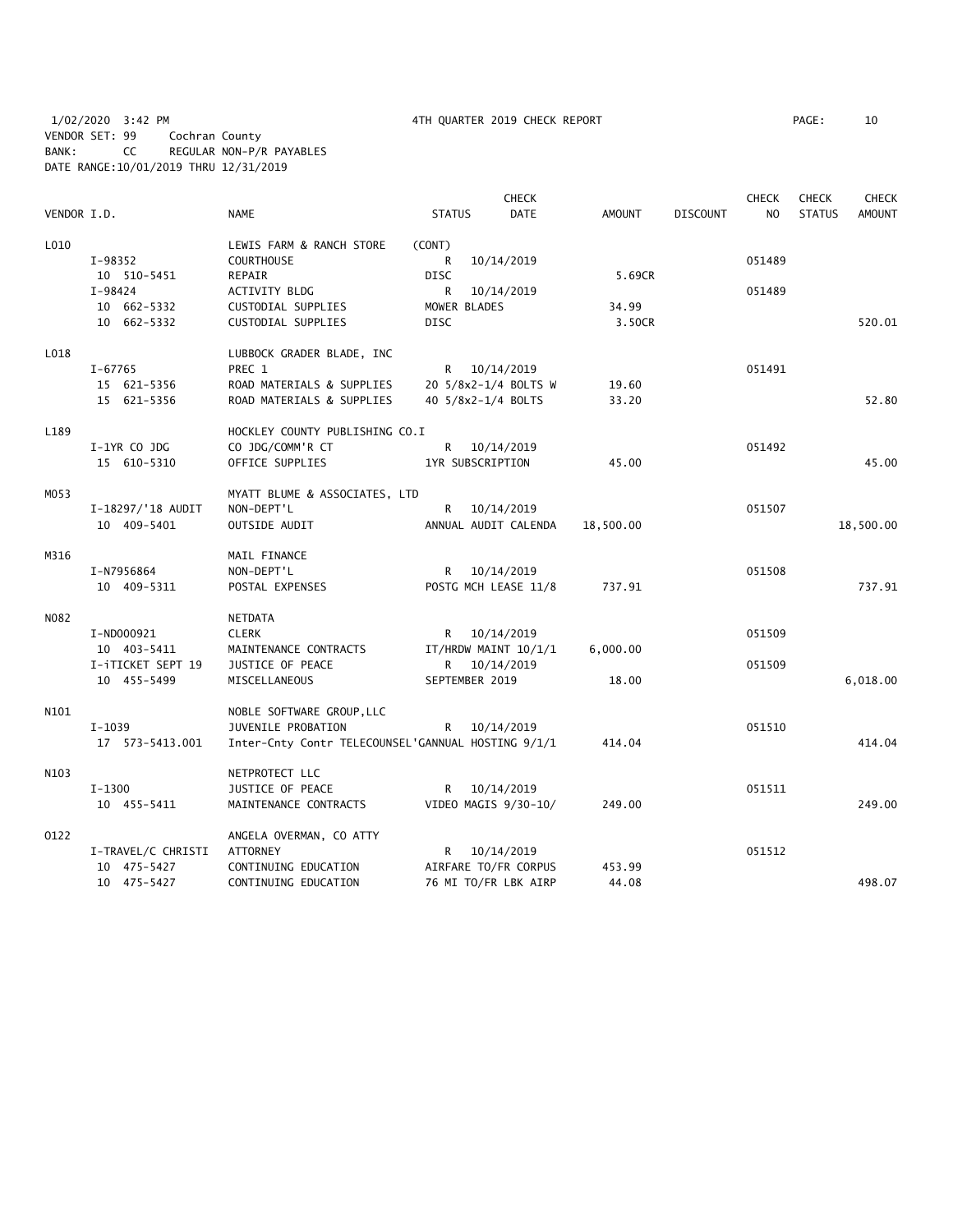1/02/2020 3:42 PM 4TH QUARTER 2019 CHECK REPORT
VENDOR SET: 99 Cochran County
BANK: CC REGULAR NON-P/R PAYABLES
DATE RANGE:10/01/2019 THRU 12/31/2019

| VENDOR I.D. | | NAME | STATUS | CHECK DATE | AMOUNT | DISCOUNT | CHECK NO | CHECK STATUS | CHECK AMOUNT |
|---|---|---|---|---|---|---|---|---|---|
| L010 | | LEWIS FARM & RANCH STORE | (CONT) | | | | | | |
| | I-98352 | COURTHOUSE | R | 10/14/2019 | | | 051489 | | |
| | 10 510-5451 | REPAIR | DISC | | 5.69CR | | | | |
| | I-98424 | ACTIVITY BLDG | R | 10/14/2019 | | | 051489 | | |
| | 10 662-5332 | CUSTODIAL SUPPLIES | MOWER BLADES | | 34.99 | | | | |
| | 10 662-5332 | CUSTODIAL SUPPLIES | DISC | | 3.50CR | | | | 520.01 |
| L018 | | LUBBOCK GRADER BLADE, INC | | | | | | | |
| | I-67765 | PREC 1 | R | 10/14/2019 | | | 051491 | | |
| | 15 621-5356 | ROAD MATERIALS & SUPPLIES | 20 5/8x2-1/4 BOLTS W | | 19.60 | | | | |
| | 15 621-5356 | ROAD MATERIALS & SUPPLIES | 40 5/8x2-1/4 BOLTS | | 33.20 | | | | 52.80 |
| L189 | | HOCKLEY COUNTY PUBLISHING CO.I | | | | | | | |
| | I-1YR CO JDG | CO JDG/COMM'R CT | R | 10/14/2019 | | | 051492 | | |
| | 15 610-5310 | OFFICE SUPPLIES | 1YR SUBSCRIPTION | | 45.00 | | | | 45.00 |
| M053 | | MYATT BLUME & ASSOCIATES, LTD | | | | | | | |
| | I-18297/'18 AUDIT | NON-DEPT'L | R | 10/14/2019 | | | 051507 | | |
| | 10 409-5401 | OUTSIDE AUDIT | ANNUAL AUDIT CALENDA | | 18,500.00 | | | | 18,500.00 |
| M316 | | MAIL FINANCE | | | | | | | |
| | I-N7956864 | NON-DEPT'L | R | 10/14/2019 | | | 051508 | | |
| | 10 409-5311 | POSTAL EXPENSES | POSTG MCH LEASE 11/8 | | 737.91 | | | | 737.91 |
| N082 | | NETDATA | | | | | | | |
| | I-ND000921 | CLERK | R | 10/14/2019 | | | 051509 | | |
| | 10 403-5411 | MAINTENANCE CONTRACTS | IT/HRDW MAINT 10/1/1 | | 6,000.00 | | | | |
| | I-iTICKET SEPT 19 | JUSTICE OF PEACE | R | 10/14/2019 | | | 051509 | | |
| | 10 455-5499 | MISCELLANEOUS | SEPTEMBER 2019 | | 18.00 | | | | 6,018.00 |
| N101 | | NOBLE SOFTWARE GROUP,LLC | | | | | | | |
| | I-1039 | JUVENILE PROBATION | R | 10/14/2019 | | | 051510 | | |
| | 17 573-5413.001 | Inter-Cnty Contr TELECOUNSEL' | GANNUAL HOSTING 9/1/1 | | 414.04 | | | | 414.04 |
| N103 | | NETPROTECT LLC | | | | | | | |
| | I-1300 | JUSTICE OF PEACE | R | 10/14/2019 | | | 051511 | | |
| | 10 455-5411 | MAINTENANCE CONTRACTS | VIDEO MAGIS 9/30-10/ | | 249.00 | | | | 249.00 |
| O122 | | ANGELA OVERMAN, CO ATTY | | | | | | | |
| | I-TRAVEL/C CHRISTI | ATTORNEY | R | 10/14/2019 | | | 051512 | | |
| | 10 475-5427 | CONTINUING EDUCATION | AIRFARE TO/FR CORPUS | | 453.99 | | | | |
| | 10 475-5427 | CONTINUING EDUCATION | 76 MI TO/FR LBK AIRP | | 44.08 | | | | 498.07 |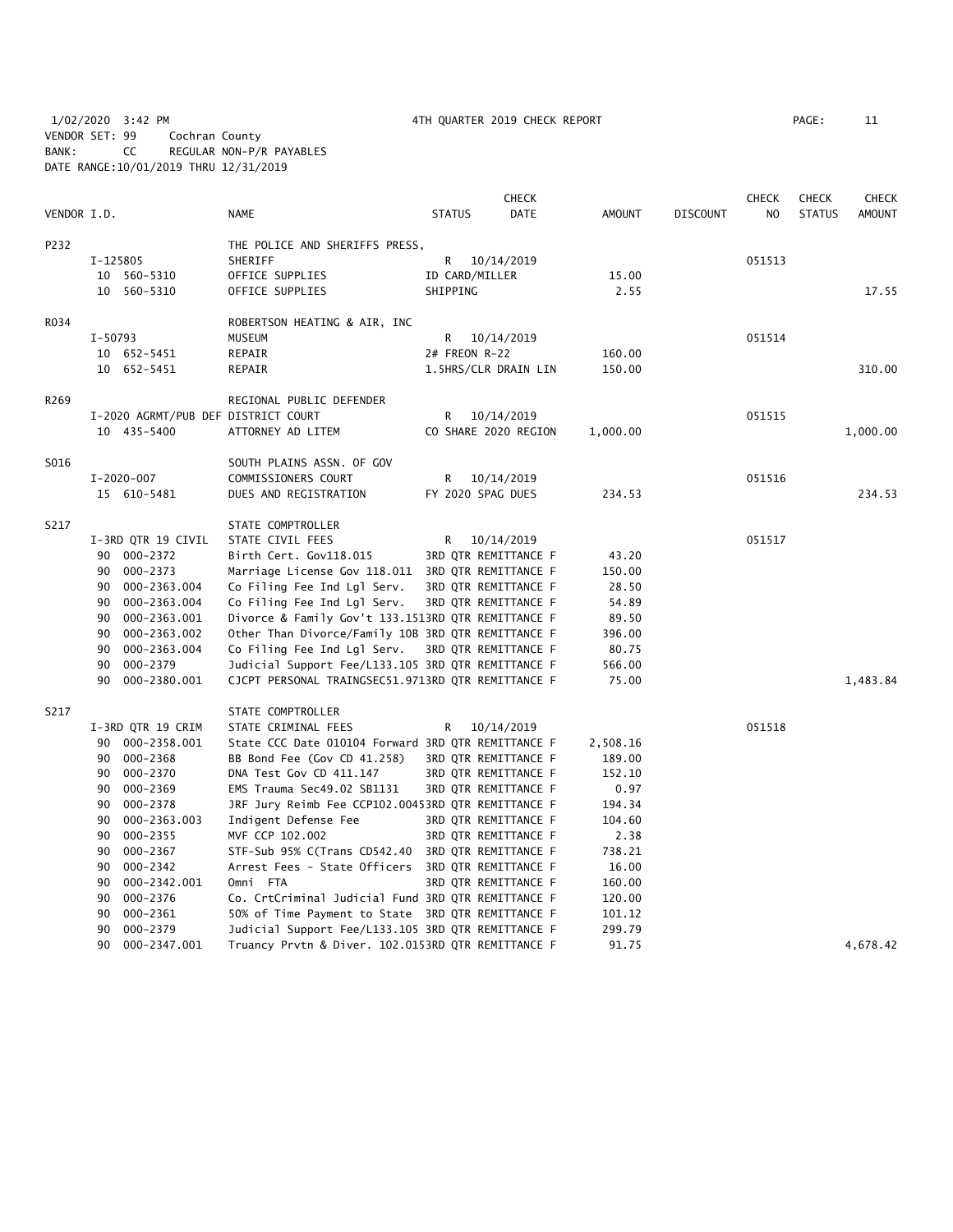1/02/2020 3:42 PM 4TH QUARTER 2019 CHECK REPORT PAGE: 11
VENDOR SET: 99 Cochran County
BANK: CC REGULAR NON-P/R PAYABLES
DATE RANGE:10/01/2019 THRU 12/31/2019

| VENDOR I.D. | | NAME | STATUS | CHECK DATE | AMOUNT | DISCOUNT | CHECK NO | CHECK STATUS | CHECK AMOUNT |
|---|---|---|---|---|---|---|---|---|---|
| P232 | | THE POLICE AND SHERIFFS PRESS, | | | | | | | |
| | I-125805 | SHERIFF | R | 10/14/2019 | | | 051513 | | |
| | 10 560-5310 | OFFICE SUPPLIES | ID CARD/MILLER | | 15.00 | | | | |
| | 10 560-5310 | OFFICE SUPPLIES | SHIPPING | | 2.55 | | | | 17.55 |
| R034 | | ROBERTSON HEATING & AIR, INC | | | | | | | |
| | I-50793 | MUSEUM | R | 10/14/2019 | | | 051514 | | |
| | 10 652-5451 | REPAIR | 2# FREON R-22 | | 160.00 | | | | |
| | 10 652-5451 | REPAIR | 1.5HRS/CLR DRAIN LIN | | 150.00 | | | | 310.00 |
| R269 | | REGIONAL PUBLIC DEFENDER | | | | | | | |
| | I-2020 AGRMT/PUB DEF | DISTRICT COURT | R | 10/14/2019 | | | 051515 | | |
| | 10 435-5400 | ATTORNEY AD LITEM | CO SHARE 2020 REGION | | 1,000.00 | | | | 1,000.00 |
| S016 | | SOUTH PLAINS ASSN. OF GOV | | | | | | | |
| | I-2020-007 | COMMISSIONERS COURT | R | 10/14/2019 | | | 051516 | | |
| | 15 610-5481 | DUES AND REGISTRATION | FY 2020 SPAG DUES | | 234.53 | | | | 234.53 |
| S217 | | STATE COMPTROLLER | | | | | | | |
| | I-3RD QTR 19 CIVIL | STATE CIVIL FEES | R | 10/14/2019 | | | 051517 | | |
| | 90 000-2372 | Birth Cert. Gov118.015 | 3RD QTR REMITTANCE F | | 43.20 | | | | |
| | 90 000-2373 | Marriage License Gov 118.011 | 3RD QTR REMITTANCE F | | 150.00 | | | | |
| | 90 000-2363.004 | Co Filing Fee Ind Lgl Serv. | 3RD QTR REMITTANCE F | | 28.50 | | | | |
| | 90 000-2363.004 | Co Filing Fee Ind Lgl Serv. | 3RD QTR REMITTANCE F | | 54.89 | | | | |
| | 90 000-2363.001 | Divorce & Family Gov't 133.151 | 3RD QTR REMITTANCE F | | 89.50 | | | | |
| | 90 000-2363.002 | Other Than Divorce/Family 10B | 3RD QTR REMITTANCE F | | 396.00 | | | | |
| | 90 000-2363.004 | Co Filing Fee Ind Lgl Serv. | 3RD QTR REMITTANCE F | | 80.75 | | | | |
| | 90 000-2379 | Judicial Support Fee/L133.105 | 3RD QTR REMITTANCE F | | 566.00 | | | | |
| | 90 000-2380.001 | CJCPT PERSONAL TRAINGSEC51.971 | 3RD QTR REMITTANCE F | | 75.00 | | | | 1,483.84 |
| S217 | | STATE COMPTROLLER | | | | | | | |
| | I-3RD QTR 19 CRIM | STATE CRIMINAL FEES | R | 10/14/2019 | | | 051518 | | |
| | 90 000-2358.001 | State CCC Date 010104 Forward | 3RD QTR REMITTANCE F | | 2,508.16 | | | | |
| | 90 000-2368 | BB Bond Fee (Gov CD 41.258) | 3RD QTR REMITTANCE F | | 189.00 | | | | |
| | 90 000-2370 | DNA Test Gov CD 411.147 | 3RD QTR REMITTANCE F | | 152.10 | | | | |
| | 90 000-2369 | EMS Trauma Sec49.02 SB1131 | 3RD QTR REMITTANCE F | | 0.97 | | | | |
| | 90 000-2378 | JRF Jury Reimb Fee CCP102.0045 | 3RD QTR REMITTANCE F | | 194.34 | | | | |
| | 90 000-2363.003 | Indigent Defense Fee | 3RD QTR REMITTANCE F | | 104.60 | | | | |
| | 90 000-2355 | MVF CCP 102.002 | 3RD QTR REMITTANCE F | | 2.38 | | | | |
| | 90 000-2367 | STF-Sub 95% C(Trans CD542.40 | 3RD QTR REMITTANCE F | | 738.21 | | | | |
| | 90 000-2342 | Arrest Fees - State Officers | 3RD QTR REMITTANCE F | | 16.00 | | | | |
| | 90 000-2342.001 | Omni FTA | 3RD QTR REMITTANCE F | | 160.00 | | | | |
| | 90 000-2376 | Co. CrtCriminal Judicial Fund | 3RD QTR REMITTANCE F | | 120.00 | | | | |
| | 90 000-2361 | 50% of Time Payment to State | 3RD QTR REMITTANCE F | | 101.12 | | | | |
| | 90 000-2379 | Judicial Support Fee/L133.105 | 3RD QTR REMITTANCE F | | 299.79 | | | | |
| | 90 000-2347.001 | Truancy Prvtn & Diver. 102.015 | 3RD QTR REMITTANCE F | | 91.75 | | | | 4,678.42 |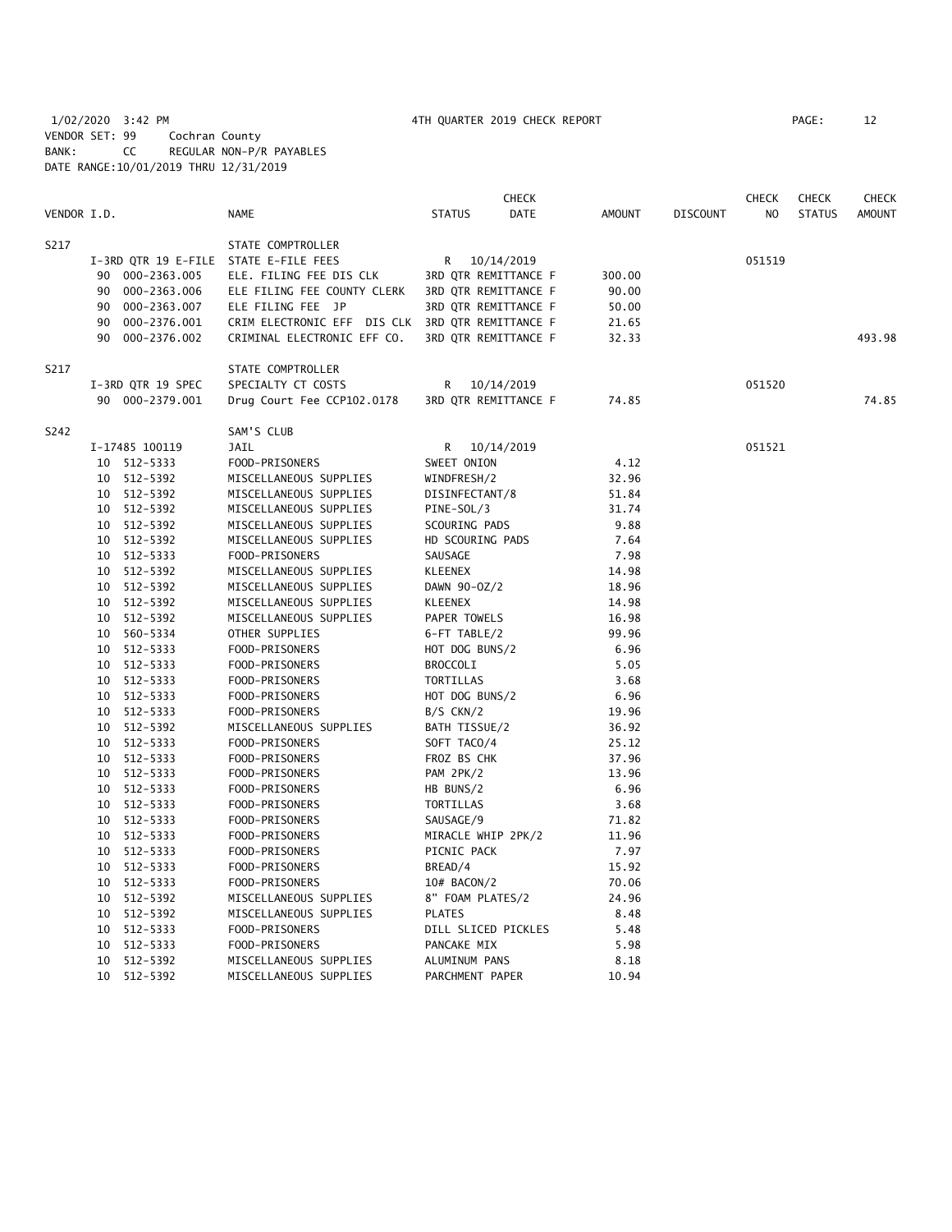1/02/2020 3:42 PM 4TH QUARTER 2019 CHECK REPORT
VENDOR SET: 99 Cochran County
BANK: CC REGULAR NON-P/R PAYABLES
DATE RANGE:10/01/2019 THRU 12/31/2019

| VENDOR I.D. | NAME | STATUS | CHECK DATE | AMOUNT | DISCOUNT | CHECK NO | CHECK STATUS | CHECK AMOUNT |
|---|---|---|---|---|---|---|---|---|
| S217 | STATE COMPTROLLER | | | | | | | |
| I-3RD QTR 19 E-FILE | STATE E-FILE FEES | R | 10/14/2019 | | | 051519 | | |
| 90 000-2363.005 | ELE. FILING FEE DIS CLK | 3RD QTR REMITTANCE F | | 300.00 | | | | |
| 90 000-2363.006 | ELE FILING FEE COUNTY CLERK | 3RD QTR REMITTANCE F | | 90.00 | | | | |
| 90 000-2363.007 | ELE FILING FEE JP | 3RD QTR REMITTANCE F | | 50.00 | | | | |
| 90 000-2376.001 | CRIM ELECTRONIC EFF DIS CLK | 3RD QTR REMITTANCE F | | 21.65 | | | | |
| 90 000-2376.002 | CRIMINAL ELECTRONIC EFF CO. | 3RD QTR REMITTANCE F | | 32.33 | | | | 493.98 |
| S217 | STATE COMPTROLLER | | | | | | | |
| I-3RD QTR 19 SPEC | SPECIALTY CT COSTS | R | 10/14/2019 | | | 051520 | | |
| 90 000-2379.001 | Drug Court Fee CCP102.0178 | 3RD QTR REMITTANCE F | | 74.85 | | | | 74.85 |
| S242 | SAM'S CLUB | | | | | | | |
| I-17485 100119 | JAIL | R | 10/14/2019 | | | 051521 | | |
| 10 512-5333 | FOOD-PRISONERS | SWEET ONION | | 4.12 | | | | |
| 10 512-5392 | MISCELLANEOUS SUPPLIES | WINDFRESH/2 | | 32.96 | | | | |
| 10 512-5392 | MISCELLANEOUS SUPPLIES | DISINFECTANT/8 | | 51.84 | | | | |
| 10 512-5392 | MISCELLANEOUS SUPPLIES | PINE-SOL/3 | | 31.74 | | | | |
| 10 512-5392 | MISCELLANEOUS SUPPLIES | SCOURING PADS | | 9.88 | | | | |
| 10 512-5392 | MISCELLANEOUS SUPPLIES | HD SCOURING PADS | | 7.64 | | | | |
| 10 512-5333 | FOOD-PRISONERS | SAUSAGE | | 7.98 | | | | |
| 10 512-5392 | MISCELLANEOUS SUPPLIES | KLEENEX | | 14.98 | | | | |
| 10 512-5392 | MISCELLANEOUS SUPPLIES | DAWN 90-OZ/2 | | 18.96 | | | | |
| 10 512-5392 | MISCELLANEOUS SUPPLIES | KLEENEX | | 14.98 | | | | |
| 10 512-5392 | MISCELLANEOUS SUPPLIES | PAPER TOWELS | | 16.98 | | | | |
| 10 560-5334 | OTHER SUPPLIES | 6-FT TABLE/2 | | 99.96 | | | | |
| 10 512-5333 | FOOD-PRISONERS | HOT DOG BUNS/2 | | 6.96 | | | | |
| 10 512-5333 | FOOD-PRISONERS | BROCCOLI | | 5.05 | | | | |
| 10 512-5333 | FOOD-PRISONERS | TORTILLAS | | 3.68 | | | | |
| 10 512-5333 | FOOD-PRISONERS | HOT DOG BUNS/2 | | 6.96 | | | | |
| 10 512-5333 | FOOD-PRISONERS | B/S CKN/2 | | 19.96 | | | | |
| 10 512-5392 | MISCELLANEOUS SUPPLIES | BATH TISSUE/2 | | 36.92 | | | | |
| 10 512-5333 | FOOD-PRISONERS | SOFT TACO/4 | | 25.12 | | | | |
| 10 512-5333 | FOOD-PRISONERS | FROZ BS CHK | | 37.96 | | | | |
| 10 512-5333 | FOOD-PRISONERS | PAM 2PK/2 | | 13.96 | | | | |
| 10 512-5333 | FOOD-PRISONERS | HB BUNS/2 | | 6.96 | | | | |
| 10 512-5333 | FOOD-PRISONERS | TORTILLAS | | 3.68 | | | | |
| 10 512-5333 | FOOD-PRISONERS | SAUSAGE/9 | | 71.82 | | | | |
| 10 512-5333 | FOOD-PRISONERS | MIRACLE WHIP 2PK/2 | | 11.96 | | | | |
| 10 512-5333 | FOOD-PRISONERS | PICNIC PACK | | 7.97 | | | | |
| 10 512-5333 | FOOD-PRISONERS | BREAD/4 | | 15.92 | | | | |
| 10 512-5333 | FOOD-PRISONERS | 10# BACON/2 | | 70.06 | | | | |
| 10 512-5392 | MISCELLANEOUS SUPPLIES | 8" FOAM PLATES/2 | | 24.96 | | | | |
| 10 512-5392 | MISCELLANEOUS SUPPLIES | PLATES | | 8.48 | | | | |
| 10 512-5333 | FOOD-PRISONERS | DILL SLICED PICKLES | | 5.48 | | | | |
| 10 512-5333 | FOOD-PRISONERS | PANCAKE MIX | | 5.98 | | | | |
| 10 512-5392 | MISCELLANEOUS SUPPLIES | ALUMINUM PANS | | 8.18 | | | | |
| 10 512-5392 | MISCELLANEOUS SUPPLIES | PARCHMENT PAPER | | 10.94 | | | | |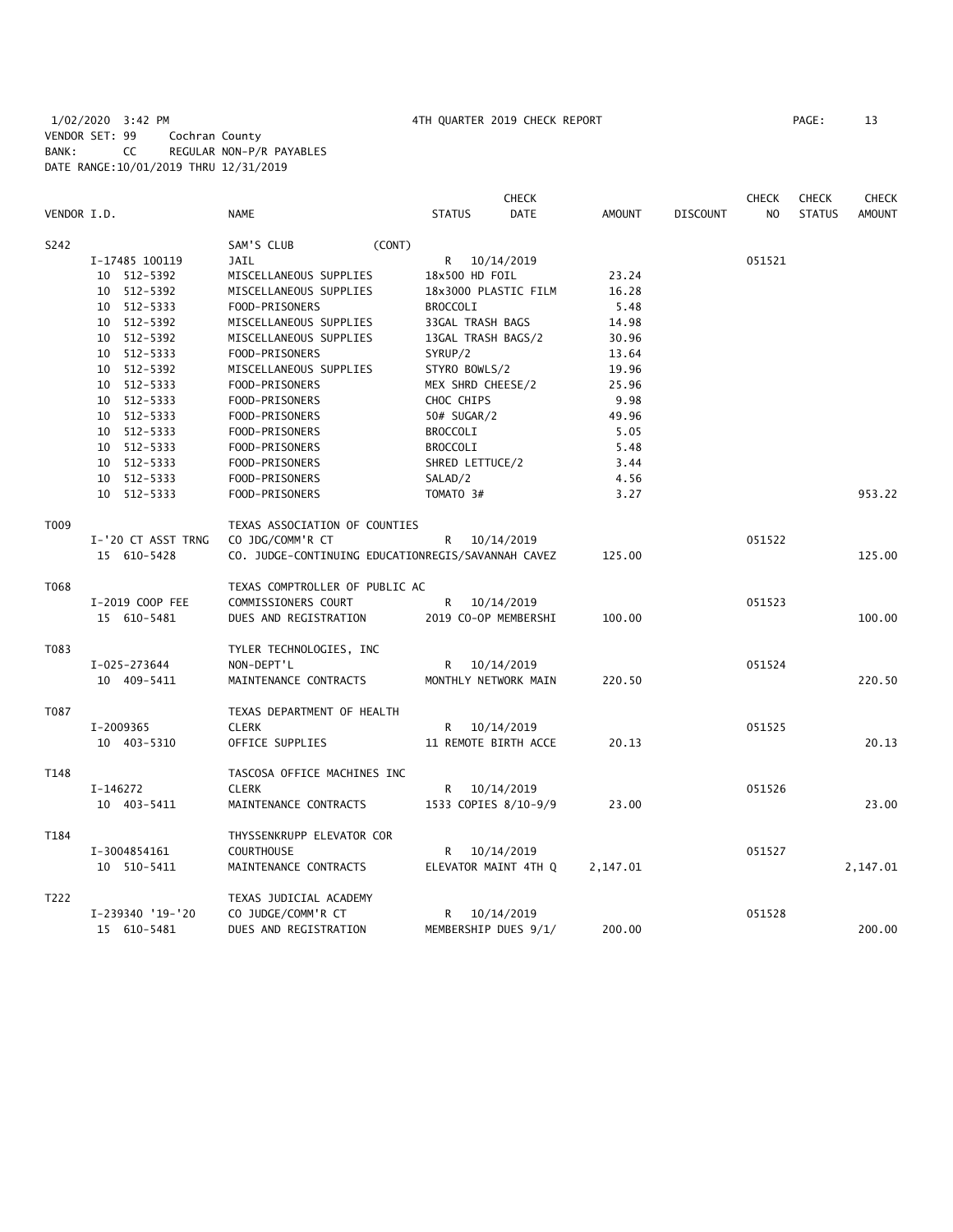1/02/2020 3:42 PM 4TH QUARTER 2019 CHECK REPORT
VENDOR SET: 99 Cochran County
BANK: CC REGULAR NON-P/R PAYABLES
DATE RANGE:10/01/2019 THRU 12/31/2019

| VENDOR I.D. | NAME | STATUS | CHECK DATE | AMOUNT | DISCOUNT | CHECK NO | CHECK STATUS | CHECK AMOUNT |
|---|---|---|---|---|---|---|---|---|
| S242 | SAM'S CLUB (CONT) | | | | | | | |
| I-17485 100119 | JAIL | R | 10/14/2019 | | | 051521 | | |
| 10 512-5392 | MISCELLANEOUS SUPPLIES | 18x500 HD FOIL | | 23.24 | | | | |
| 10 512-5392 | MISCELLANEOUS SUPPLIES | 18x3000 PLASTIC FILM | | 16.28 | | | | |
| 10 512-5333 | FOOD-PRISONERS | BROCCOLI | | 5.48 | | | | |
| 10 512-5392 | MISCELLANEOUS SUPPLIES | 33GAL TRASH BAGS | | 14.98 | | | | |
| 10 512-5392 | MISCELLANEOUS SUPPLIES | 13GAL TRASH BAGS/2 | | 30.96 | | | | |
| 10 512-5333 | FOOD-PRISONERS | SYRUP/2 | | 13.64 | | | | |
| 10 512-5392 | MISCELLANEOUS SUPPLIES | STYRO BOWLS/2 | | 19.96 | | | | |
| 10 512-5333 | FOOD-PRISONERS | MEX SHRD CHEESE/2 | | 25.96 | | | | |
| 10 512-5333 | FOOD-PRISONERS | CHOC CHIPS | | 9.98 | | | | |
| 10 512-5333 | FOOD-PRISONERS | 50# SUGAR/2 | | 49.96 | | | | |
| 10 512-5333 | FOOD-PRISONERS | BROCCOLI | | 5.05 | | | | |
| 10 512-5333 | FOOD-PRISONERS | BROCCOLI | | 5.48 | | | | |
| 10 512-5333 | FOOD-PRISONERS | SHRED LETTUCE/2 | | 3.44 | | | | |
| 10 512-5333 | FOOD-PRISONERS | SALAD/2 | | 4.56 | | | | |
| 10 512-5333 | FOOD-PRISONERS | TOMATO 3# | | 3.27 | | | | 953.22 |
| T009 | TEXAS ASSOCIATION OF COUNTIES | | | | | | | |
| I-'20 CT ASST TRNG | CO JDG/COMM'R CT | R | 10/14/2019 | | | 051522 | | |
| 15 610-5428 | CO. JUDGE-CONTINUING EDUCATION | REGIS/SAVANNAH CAVEZ | | 125.00 | | | | 125.00 |
| T068 | TEXAS COMPTROLLER OF PUBLIC AC | | | | | | | |
| I-2019 COOP FEE | COMMISSIONERS COURT | R | 10/14/2019 | | | 051523 | | |
| 15 610-5481 | DUES AND REGISTRATION | 2019 CO-OP MEMBERSHI | | 100.00 | | | | 100.00 |
| T083 | TYLER TECHNOLOGIES, INC | | | | | | | |
| I-025-273644 | NON-DEPT'L | R | 10/14/2019 | | | 051524 | | |
| 10 409-5411 | MAINTENANCE CONTRACTS | MONTHLY NETWORK MAIN | | 220.50 | | | | 220.50 |
| T087 | TEXAS DEPARTMENT OF HEALTH | | | | | | | |
| I-2009365 | CLERK | R | 10/14/2019 | | | 051525 | | |
| 10 403-5310 | OFFICE SUPPLIES | 11 REMOTE BIRTH ACCE | | 20.13 | | | | 20.13 |
| T148 | TASCOSA OFFICE MACHINES INC | | | | | | | |
| I-146272 | CLERK | R | 10/14/2019 | | | 051526 | | |
| 10 403-5411 | MAINTENANCE CONTRACTS | 1533 COPIES 8/10-9/9 | | 23.00 | | | | 23.00 |
| T184 | THYSSENKRUPP ELEVATOR COR | | | | | | | |
| I-3004854161 | COURTHOUSE | R | 10/14/2019 | | | 051527 | | |
| 10 510-5411 | MAINTENANCE CONTRACTS | ELEVATOR MAINT 4TH Q | | 2,147.01 | | | | 2,147.01 |
| T222 | TEXAS JUDICIAL ACADEMY | | | | | | | |
| I-239340 '19-'20 | CO JUDGE/COMM'R CT | R | 10/14/2019 | | | 051528 | | |
| 15 610-5481 | DUES AND REGISTRATION | MEMBERSHIP DUES 9/1/ | | 200.00 | | | | 200.00 |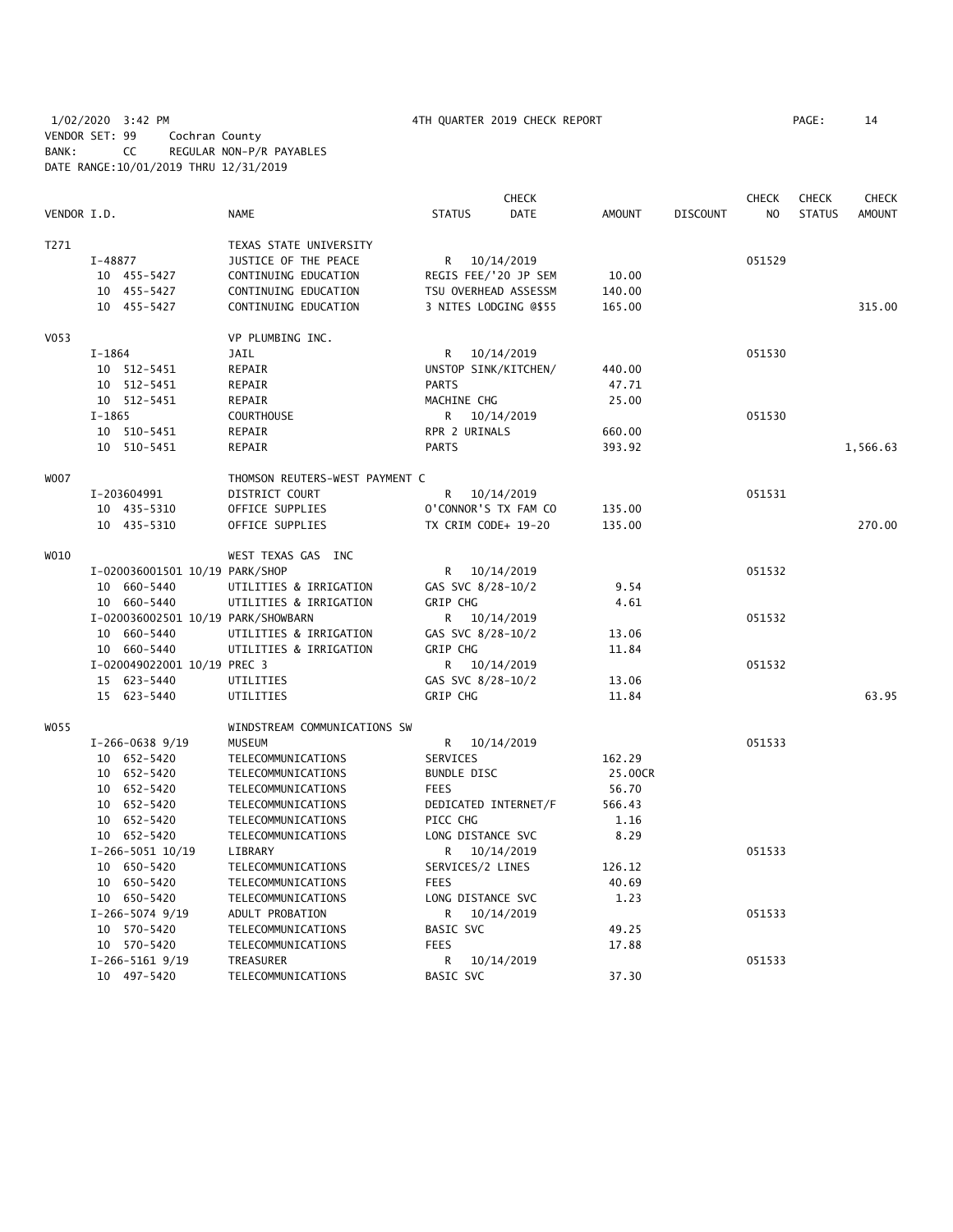1/02/2020 3:42 PM 4TH QUARTER 2019 CHECK REPORT PAGE: 14
VENDOR SET: 99 Cochran County
BANK: CC REGULAR NON-P/R PAYABLES
DATE RANGE:10/01/2019 THRU 12/31/2019

| VENDOR I.D. | NAME | STATUS | CHECK DATE | AMOUNT | DISCOUNT | CHECK NO | CHECK STATUS | CHECK AMOUNT |
|---|---|---|---|---|---|---|---|---|
| T271 | TEXAS STATE UNIVERSITY | | | | | | | |
| I-48877 | JUSTICE OF THE PEACE | R | 10/14/2019 | | | 051529 | | |
| 10 455-5427 | CONTINUING EDUCATION | REGIS FEE/'20 JP SEM | | 10.00 | | | | |
| 10 455-5427 | CONTINUING EDUCATION | TSU OVERHEAD ASSESSM | | 140.00 | | | | |
| 10 455-5427 | CONTINUING EDUCATION | 3 NITES LODGING @$55 | | 165.00 | | | | 315.00 |
| V053 | VP PLUMBING INC. | | | | | | | |
| I-1864 | JAIL | R | 10/14/2019 | | | 051530 | | |
| 10 512-5451 | REPAIR | UNSTOP SINK/KITCHEN/ | | 440.00 | | | | |
| 10 512-5451 | REPAIR | PARTS | | 47.71 | | | | |
| 10 512-5451 | REPAIR | MACHINE CHG | | 25.00 | | | | |
| I-1865 | COURTHOUSE | R | 10/14/2019 | | | 051530 | | |
| 10 510-5451 | REPAIR | RPR 2 URINALS | | 660.00 | | | | |
| 10 510-5451 | REPAIR | PARTS | | 393.92 | | | | 1,566.63 |
| W007 | THOMSON REUTERS-WEST PAYMENT C | | | | | | | |
| I-203604991 | DISTRICT COURT | R | 10/14/2019 | | | 051531 | | |
| 10 435-5310 | OFFICE SUPPLIES | O'CONNOR'S TX FAM CO | | 135.00 | | | | |
| 10 435-5310 | OFFICE SUPPLIES | TX CRIM CODE+ 19-20 | | 135.00 | | | | 270.00 |
| W010 | WEST TEXAS GAS INC | | | | | | | |
| I-020036001501 10/19 PARK/SHOP | | R | 10/14/2019 | | | 051532 | | |
| 10 660-5440 | UTILITIES & IRRIGATION | GAS SVC 8/28-10/2 | | 9.54 | | | | |
| 10 660-5440 | UTILITIES & IRRIGATION | GRIP CHG | | 4.61 | | | | |
| I-020036002501 10/19 PARK/SHOWBARN | | R | 10/14/2019 | | | 051532 | | |
| 10 660-5440 | UTILITIES & IRRIGATION | GAS SVC 8/28-10/2 | | 13.06 | | | | |
| 10 660-5440 | UTILITIES & IRRIGATION | GRIP CHG | | 11.84 | | | | |
| I-020049022001 10/19 PREC 3 | | R | 10/14/2019 | | | 051532 | | |
| 15 623-5440 | UTILITIES | GAS SVC 8/28-10/2 | | 13.06 | | | | |
| 15 623-5440 | UTILITIES | GRIP CHG | | 11.84 | | | | 63.95 |
| W055 | WINDSTREAM COMMUNICATIONS SW | | | | | | | |
| I-266-0638 9/19 | MUSEUM | R | 10/14/2019 | | | 051533 | | |
| 10 652-5420 | TELECOMMUNICATIONS | SERVICES | | 162.29 | | | | |
| 10 652-5420 | TELECOMMUNICATIONS | BUNDLE DISC | | 25.00CR | | | | |
| 10 652-5420 | TELECOMMUNICATIONS | FEES | | 56.70 | | | | |
| 10 652-5420 | TELECOMMUNICATIONS | DEDICATED INTERNET/F | | 566.43 | | | | |
| 10 652-5420 | TELECOMMUNICATIONS | PICC CHG | | 1.16 | | | | |
| 10 652-5420 | TELECOMMUNICATIONS | LONG DISTANCE SVC | | 8.29 | | | | |
| I-266-5051 10/19 | LIBRARY | R | 10/14/2019 | | | 051533 | | |
| 10 650-5420 | TELECOMMUNICATIONS | SERVICES/2 LINES | | 126.12 | | | | |
| 10 650-5420 | TELECOMMUNICATIONS | FEES | | 40.69 | | | | |
| 10 650-5420 | TELECOMMUNICATIONS | LONG DISTANCE SVC | | 1.23 | | | | |
| I-266-5074 9/19 | ADULT PROBATION | R | 10/14/2019 | | | 051533 | | |
| 10 570-5420 | TELECOMMUNICATIONS | BASIC SVC | | 49.25 | | | | |
| 10 570-5420 | TELECOMMUNICATIONS | FEES | | 17.88 | | | | |
| I-266-5161 9/19 | TREASURER | R | 10/14/2019 | | | 051533 | | |
| 10 497-5420 | TELECOMMUNICATIONS | BASIC SVC | | 37.30 | | | | |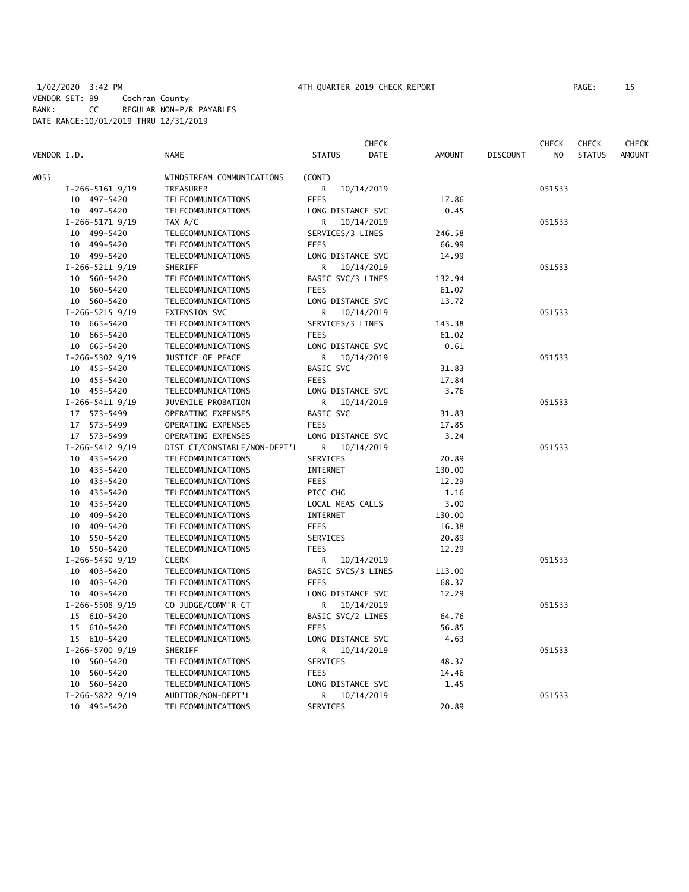1/02/2020 3:42 PM 4TH QUARTER 2019 CHECK REPORT
VENDOR SET: 99 Cochran County
BANK: CC REGULAR NON-P/R PAYABLES
DATE RANGE:10/01/2019 THRU 12/31/2019

| VENDOR I.D. | NAME | STATUS | CHECK DATE | AMOUNT | DISCOUNT | CHECK NO | CHECK STATUS | CHECK AMOUNT |
|---|---|---|---|---|---|---|---|---|
| W055 | WINDSTREAM COMMUNICATIONS | (CONT) | | | | | | |
| I-266-5161 9/19 | TREASURER | R | 10/14/2019 | | | 051533 | | |
| 10 497-5420 | TELECOMMUNICATIONS | FEES | | 17.86 | | | | |
| 10 497-5420 | TELECOMMUNICATIONS | LONG DISTANCE SVC | | 0.45 | | | | |
| I-266-5171 9/19 | TAX A/C | R | 10/14/2019 | | | 051533 | | |
| 10 499-5420 | TELECOMMUNICATIONS | SERVICES/3 LINES | | 246.58 | | | | |
| 10 499-5420 | TELECOMMUNICATIONS | FEES | | 66.99 | | | | |
| 10 499-5420 | TELECOMMUNICATIONS | LONG DISTANCE SVC | | 14.99 | | | | |
| I-266-5211 9/19 | SHERIFF | R | 10/14/2019 | | | 051533 | | |
| 10 560-5420 | TELECOMMUNICATIONS | BASIC SVC/3 LINES | | 132.94 | | | | |
| 10 560-5420 | TELECOMMUNICATIONS | FEES | | 61.07 | | | | |
| 10 560-5420 | TELECOMMUNICATIONS | LONG DISTANCE SVC | | 13.72 | | | | |
| I-266-5215 9/19 | EXTENSION SVC | R | 10/14/2019 | | | 051533 | | |
| 10 665-5420 | TELECOMMUNICATIONS | SERVICES/3 LINES | | 143.38 | | | | |
| 10 665-5420 | TELECOMMUNICATIONS | FEES | | 61.02 | | | | |
| 10 665-5420 | TELECOMMUNICATIONS | LONG DISTANCE SVC | | 0.61 | | | | |
| I-266-5302 9/19 | JUSTICE OF PEACE | R | 10/14/2019 | | | 051533 | | |
| 10 455-5420 | TELECOMMUNICATIONS | BASIC SVC | | 31.83 | | | | |
| 10 455-5420 | TELECOMMUNICATIONS | FEES | | 17.84 | | | | |
| 10 455-5420 | TELECOMMUNICATIONS | LONG DISTANCE SVC | | 3.76 | | | | |
| I-266-5411 9/19 | JUVENILE PROBATION | R | 10/14/2019 | | | 051533 | | |
| 17 573-5499 | OPERATING EXPENSES | BASIC SVC | | 31.83 | | | | |
| 17 573-5499 | OPERATING EXPENSES | FEES | | 17.85 | | | | |
| 17 573-5499 | OPERATING EXPENSES | LONG DISTANCE SVC | | 3.24 | | | | |
| I-266-5412 9/19 | DIST CT/CONSTABLE/NON-DEPT'L | R | 10/14/2019 | | | 051533 | | |
| 10 435-5420 | TELECOMMUNICATIONS | SERVICES | | 20.89 | | | | |
| 10 435-5420 | TELECOMMUNICATIONS | INTERNET | | 130.00 | | | | |
| 10 435-5420 | TELECOMMUNICATIONS | FEES | | 12.29 | | | | |
| 10 435-5420 | TELECOMMUNICATIONS | PICC CHG | | 1.16 | | | | |
| 10 435-5420 | TELECOMMUNICATIONS | LOCAL MEAS CALLS | | 3.00 | | | | |
| 10 409-5420 | TELECOMMUNICATIONS | INTERNET | | 130.00 | | | | |
| 10 409-5420 | TELECOMMUNICATIONS | FEES | | 16.38 | | | | |
| 10 550-5420 | TELECOMMUNICATIONS | SERVICES | | 20.89 | | | | |
| 10 550-5420 | TELECOMMUNICATIONS | FEES | | 12.29 | | | | |
| I-266-5450 9/19 | CLERK | R | 10/14/2019 | | | 051533 | | |
| 10 403-5420 | TELECOMMUNICATIONS | BASIC SVCS/3 LINES | | 113.00 | | | | |
| 10 403-5420 | TELECOMMUNICATIONS | FEES | | 68.37 | | | | |
| 10 403-5420 | TELECOMMUNICATIONS | LONG DISTANCE SVC | | 12.29 | | | | |
| I-266-5508 9/19 | CO JUDGE/COMM'R CT | R | 10/14/2019 | | | 051533 | | |
| 15 610-5420 | TELECOMMUNICATIONS | BASIC SVC/2 LINES | | 64.76 | | | | |
| 15 610-5420 | TELECOMMUNICATIONS | FEES | | 56.85 | | | | |
| 15 610-5420 | TELECOMMUNICATIONS | LONG DISTANCE SVC | | 4.63 | | | | |
| I-266-5700 9/19 | SHERIFF | R | 10/14/2019 | | | 051533 | | |
| 10 560-5420 | TELECOMMUNICATIONS | SERVICES | | 48.37 | | | | |
| 10 560-5420 | TELECOMMUNICATIONS | FEES | | 14.46 | | | | |
| 10 560-5420 | TELECOMMUNICATIONS | LONG DISTANCE SVC | | 1.45 | | | | |
| I-266-5822 9/19 | AUDITOR/NON-DEPT'L | R | 10/14/2019 | | | 051533 | | |
| 10 495-5420 | TELECOMMUNICATIONS | SERVICES | | 20.89 | | | | |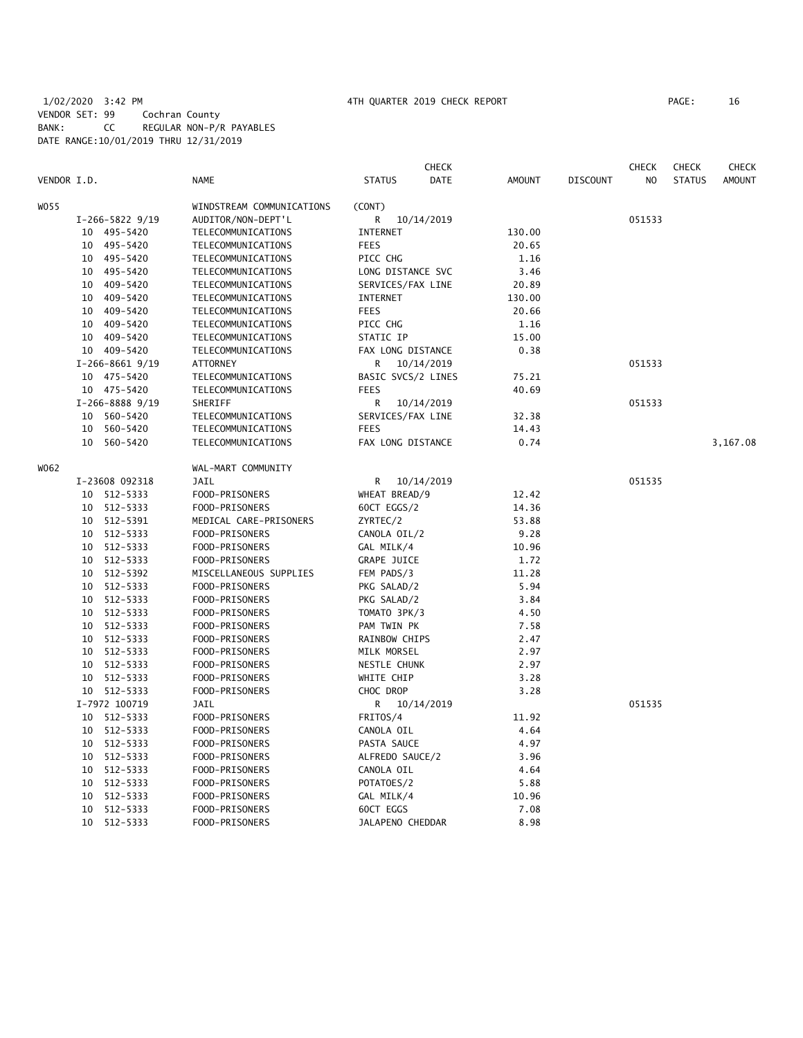1/02/2020 3:42 PM 4TH QUARTER 2019 CHECK REPORT

VENDOR SET: 99 Cochran County
BANK: CC REGULAR NON-P/R PAYABLES
DATE RANGE:10/01/2019 THRU 12/31/2019

| VENDOR I.D. | NAME | STATUS | CHECK DATE | AMOUNT | DISCOUNT | CHECK NO | CHECK STATUS | CHECK AMOUNT |
|---|---|---|---|---|---|---|---|---|
| W055 | WINDSTREAM COMMUNICATIONS | (CONT) | | | | | | |
| I-266-5822 9/19 | AUDITOR/NON-DEPT'L | R | 10/14/2019 | | | 051533 | | |
| 10 495-5420 | TELECOMMUNICATIONS | INTERNET | | 130.00 | | | | |
| 10 495-5420 | TELECOMMUNICATIONS | FEES | | 20.65 | | | | |
| 10 495-5420 | TELECOMMUNICATIONS | PICC CHG | | 1.16 | | | | |
| 10 495-5420 | TELECOMMUNICATIONS | LONG DISTANCE SVC | | 3.46 | | | | |
| 10 409-5420 | TELECOMMUNICATIONS | SERVICES/FAX LINE | | 20.89 | | | | |
| 10 409-5420 | TELECOMMUNICATIONS | INTERNET | | 130.00 | | | | |
| 10 409-5420 | TELECOMMUNICATIONS | FEES | | 20.66 | | | | |
| 10 409-5420 | TELECOMMUNICATIONS | PICC CHG | | 1.16 | | | | |
| 10 409-5420 | TELECOMMUNICATIONS | STATIC IP | | 15.00 | | | | |
| 10 409-5420 | TELECOMMUNICATIONS | FAX LONG DISTANCE | | 0.38 | | | | |
| I-266-8661 9/19 | ATTORNEY | R | 10/14/2019 | | | 051533 | | |
| 10 475-5420 | TELECOMMUNICATIONS | BASIC SVCS/2 LINES | | 75.21 | | | | |
| 10 475-5420 | TELECOMMUNICATIONS | FEES | | 40.69 | | | | |
| I-266-8888 9/19 | SHERIFF | R | 10/14/2019 | | | 051533 | | |
| 10 560-5420 | TELECOMMUNICATIONS | SERVICES/FAX LINE | | 32.38 | | | | |
| 10 560-5420 | TELECOMMUNICATIONS | FEES | | 14.43 | | | | |
| 10 560-5420 | TELECOMMUNICATIONS | FAX LONG DISTANCE | | 0.74 | | | | 3,167.08 |
| W062 | WAL-MART COMMUNITY | | | | | | | |
| I-23608 092318 | JAIL | R | 10/14/2019 | | | 051535 | | |
| 10 512-5333 | FOOD-PRISONERS | WHEAT BREAD/9 | | 12.42 | | | | |
| 10 512-5333 | FOOD-PRISONERS | 60CT EGGS/2 | | 14.36 | | | | |
| 10 512-5391 | MEDICAL CARE-PRISONERS | ZYRTEC/2 | | 53.88 | | | | |
| 10 512-5333 | FOOD-PRISONERS | CANOLA OIL/2 | | 9.28 | | | | |
| 10 512-5333 | FOOD-PRISONERS | GAL MILK/4 | | 10.96 | | | | |
| 10 512-5333 | FOOD-PRISONERS | GRAPE JUICE | | 1.72 | | | | |
| 10 512-5392 | MISCELLANEOUS SUPPLIES | FEM PADS/3 | | 11.28 | | | | |
| 10 512-5333 | FOOD-PRISONERS | PKG SALAD/2 | | 5.94 | | | | |
| 10 512-5333 | FOOD-PRISONERS | PKG SALAD/2 | | 3.84 | | | | |
| 10 512-5333 | FOOD-PRISONERS | TOMATO 3PK/3 | | 4.50 | | | | |
| 10 512-5333 | FOOD-PRISONERS | PAM TWIN PK | | 7.58 | | | | |
| 10 512-5333 | FOOD-PRISONERS | RAINBOW CHIPS | | 2.47 | | | | |
| 10 512-5333 | FOOD-PRISONERS | MILK MORSEL | | 2.97 | | | | |
| 10 512-5333 | FOOD-PRISONERS | NESTLE CHUNK | | 2.97 | | | | |
| 10 512-5333 | FOOD-PRISONERS | WHITE CHIP | | 3.28 | | | | |
| 10 512-5333 | FOOD-PRISONERS | CHOC DROP | | 3.28 | | | | |
| I-7972 100719 | JAIL | R | 10/14/2019 | | | 051535 | | |
| 10 512-5333 | FOOD-PRISONERS | FRITOS/4 | | 11.92 | | | | |
| 10 512-5333 | FOOD-PRISONERS | CANOLA OIL | | 4.64 | | | | |
| 10 512-5333 | FOOD-PRISONERS | PASTA SAUCE | | 4.97 | | | | |
| 10 512-5333 | FOOD-PRISONERS | ALFREDO SAUCE/2 | | 3.96 | | | | |
| 10 512-5333 | FOOD-PRISONERS | CANOLA OIL | | 4.64 | | | | |
| 10 512-5333 | FOOD-PRISONERS | POTATOES/2 | | 5.88 | | | | |
| 10 512-5333 | FOOD-PRISONERS | GAL MILK/4 | | 10.96 | | | | |
| 10 512-5333 | FOOD-PRISONERS | 60CT EGGS | | 7.08 | | | | |
| 10 512-5333 | FOOD-PRISONERS | JALAPENO CHEDDAR | | 8.98 | | | | |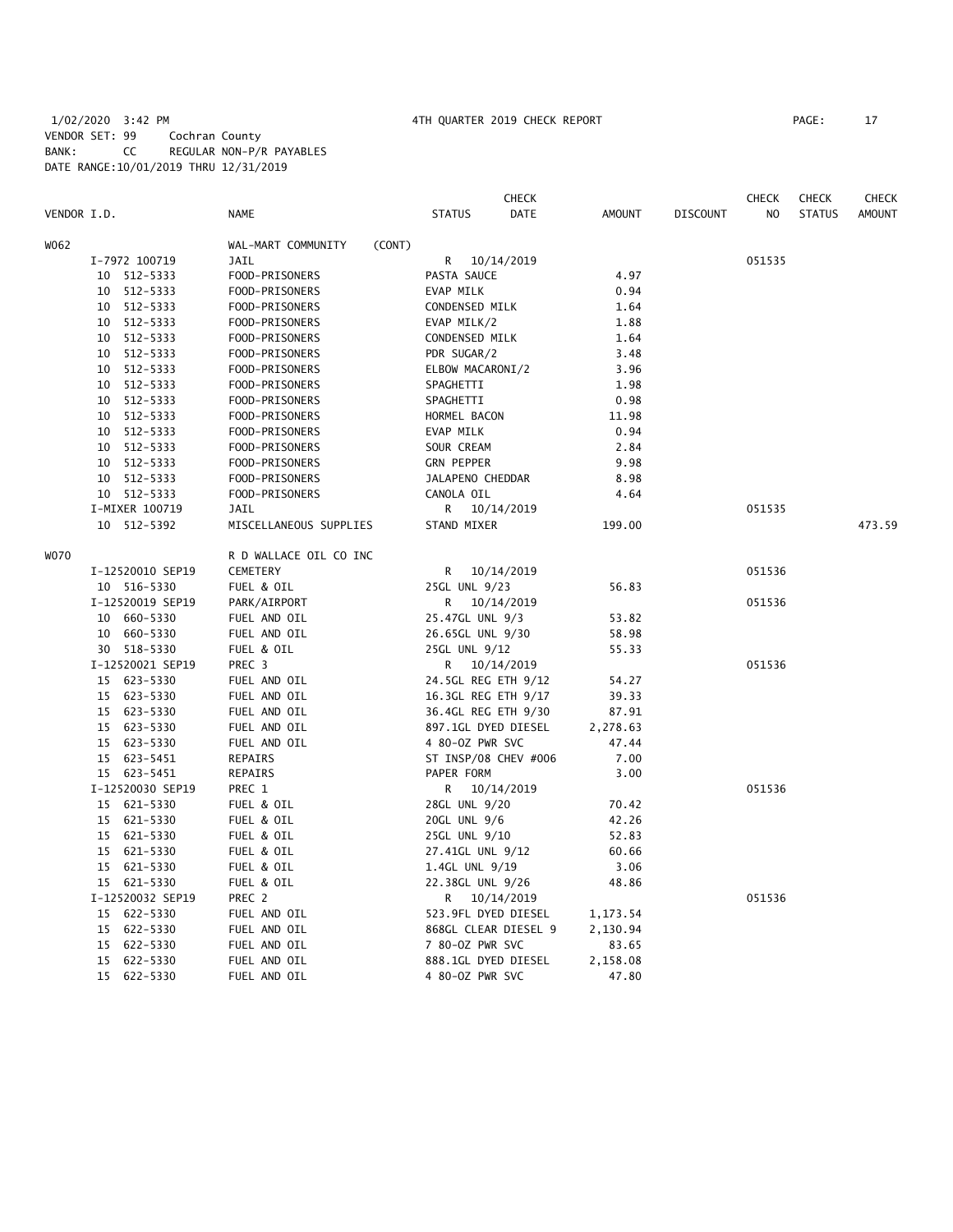1/02/2020 3:42 PM 4TH QUARTER 2019 CHECK REPORT PAGE: 17
VENDOR SET: 99 Cochran County
BANK: CC REGULAR NON-P/R PAYABLES
DATE RANGE:10/01/2019 THRU 12/31/2019

| VENDOR I.D. | NAME | STATUS | CHECK DATE | AMOUNT | DISCOUNT | CHECK NO | CHECK STATUS | CHECK AMOUNT |
|---|---|---|---|---|---|---|---|---|
| W062 | WAL-MART COMMUNITY (CONT) | | | | | | | |
| I-7972 100719 | JAIL | R | 10/14/2019 | | | 051535 | | |
| 10 512-5333 | FOOD-PRISONERS | PASTA SAUCE | | 4.97 | | | | |
| 10 512-5333 | FOOD-PRISONERS | EVAP MILK | | 0.94 | | | | |
| 10 512-5333 | FOOD-PRISONERS | CONDENSED MILK | | 1.64 | | | | |
| 10 512-5333 | FOOD-PRISONERS | EVAP MILK/2 | | 1.88 | | | | |
| 10 512-5333 | FOOD-PRISONERS | CONDENSED MILK | | 1.64 | | | | |
| 10 512-5333 | FOOD-PRISONERS | PDR SUGAR/2 | | 3.48 | | | | |
| 10 512-5333 | FOOD-PRISONERS | ELBOW MACARONI/2 | | 3.96 | | | | |
| 10 512-5333 | FOOD-PRISONERS | SPAGHETTI | | 1.98 | | | | |
| 10 512-5333 | FOOD-PRISONERS | SPAGHETTI | | 0.98 | | | | |
| 10 512-5333 | FOOD-PRISONERS | HORMEL BACON | | 11.98 | | | | |
| 10 512-5333 | FOOD-PRISONERS | EVAP MILK | | 0.94 | | | | |
| 10 512-5333 | FOOD-PRISONERS | SOUR CREAM | | 2.84 | | | | |
| 10 512-5333 | FOOD-PRISONERS | GRN PEPPER | | 9.98 | | | | |
| 10 512-5333 | FOOD-PRISONERS | JALAPENO CHEDDAR | | 8.98 | | | | |
| 10 512-5333 | FOOD-PRISONERS | CANOLA OIL | | 4.64 | | | | |
| I-MIXER 100719 | JAIL | R | 10/14/2019 | | | 051535 | | |
| 10 512-5392 | MISCELLANEOUS SUPPLIES | STAND MIXER | | 199.00 | | | | 473.59 |
| W070 | R D WALLACE OIL CO INC | | | | | | | |
| I-12520010 SEP19 | CEMETERY | R | 10/14/2019 | | | 051536 | | |
| 10 516-5330 | FUEL & OIL | 25GL UNL 9/23 | | 56.83 | | | | |
| I-12520019 SEP19 | PARK/AIRPORT | R | 10/14/2019 | | | 051536 | | |
| 10 660-5330 | FUEL AND OIL | 25.47GL UNL 9/3 | | 53.82 | | | | |
| 10 660-5330 | FUEL AND OIL | 26.65GL UNL 9/30 | | 58.98 | | | | |
| 30 518-5330 | FUEL & OIL | 25GL UNL 9/12 | | 55.33 | | | | |
| I-12520021 SEP19 | PREC 3 | R | 10/14/2019 | | | 051536 | | |
| 15 623-5330 | FUEL AND OIL | 24.5GL REG ETH 9/12 | | 54.27 | | | | |
| 15 623-5330 | FUEL AND OIL | 16.3GL REG ETH 9/17 | | 39.33 | | | | |
| 15 623-5330 | FUEL AND OIL | 36.4GL REG ETH 9/30 | | 87.91 | | | | |
| 15 623-5330 | FUEL AND OIL | 897.1GL DYED DIESEL | | 2,278.63 | | | | |
| 15 623-5330 | FUEL AND OIL | 4 80-OZ PWR SVC | | 47.44 | | | | |
| 15 623-5451 | REPAIRS | ST INSP/08 CHEV #006 | | 7.00 | | | | |
| 15 623-5451 | REPAIRS | PAPER FORM | | 3.00 | | | | |
| I-12520030 SEP19 | PREC 1 | R | 10/14/2019 | | | 051536 | | |
| 15 621-5330 | FUEL & OIL | 28GL UNL 9/20 | | 70.42 | | | | |
| 15 621-5330 | FUEL & OIL | 20GL UNL 9/6 | | 42.26 | | | | |
| 15 621-5330 | FUEL & OIL | 25GL UNL 9/10 | | 52.83 | | | | |
| 15 621-5330 | FUEL & OIL | 27.41GL UNL 9/12 | | 60.66 | | | | |
| 15 621-5330 | FUEL & OIL | 1.4GL UNL 9/19 | | 3.06 | | | | |
| 15 621-5330 | FUEL & OIL | 22.38GL UNL 9/26 | | 48.86 | | | | |
| I-12520032 SEP19 | PREC 2 | R | 10/14/2019 | | | 051536 | | |
| 15 622-5330 | FUEL AND OIL | 523.9FL DYED DIESEL | | 1,173.54 | | | | |
| 15 622-5330 | FUEL AND OIL | 868GL CLEAR DIESEL 9 | | 2,130.94 | | | | |
| 15 622-5330 | FUEL AND OIL | 7 80-OZ PWR SVC | | 83.65 | | | | |
| 15 622-5330 | FUEL AND OIL | 888.1GL DYED DIESEL | | 2,158.08 | | | | |
| 15 622-5330 | FUEL AND OIL | 4 80-OZ PWR SVC | | 47.80 | | | | |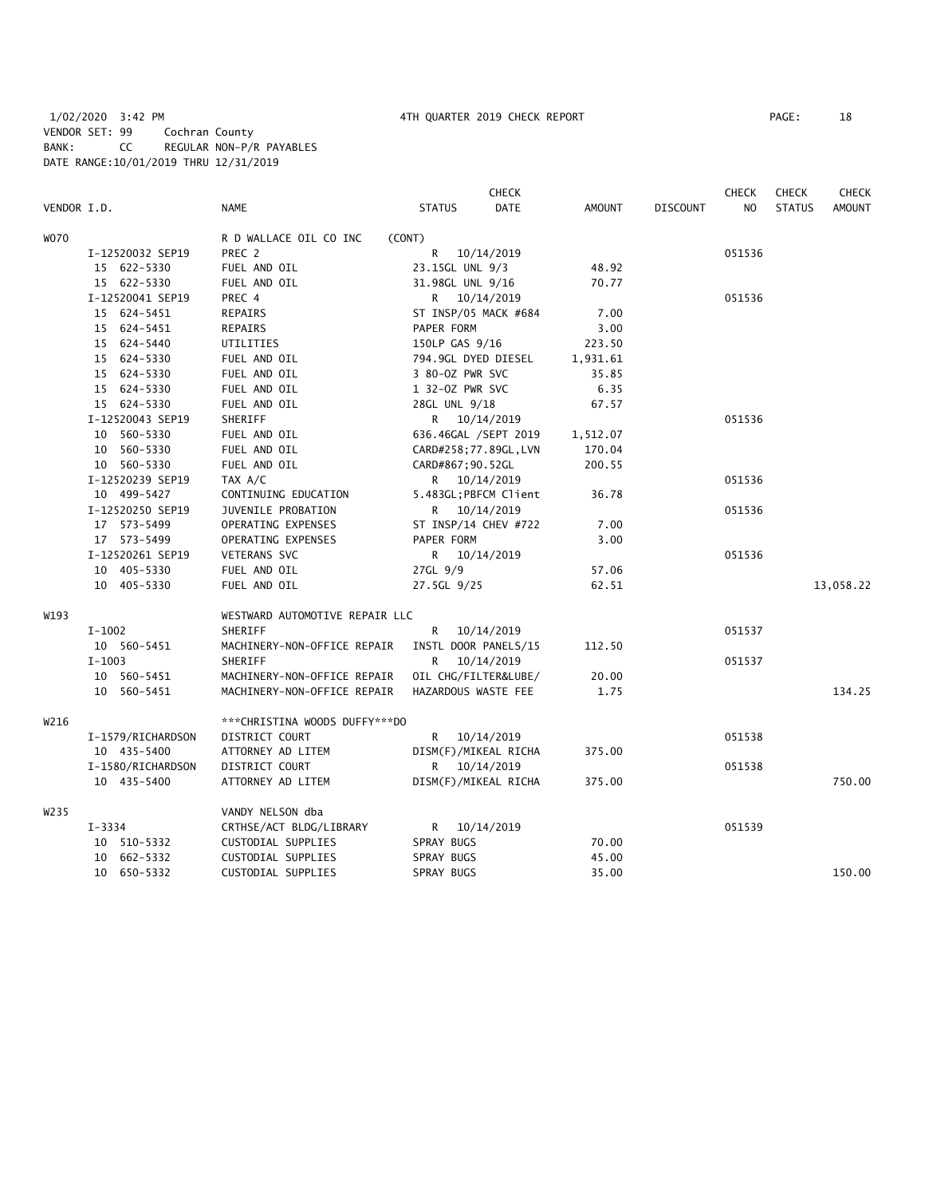1/02/2020 3:42 PM 4TH QUARTER 2019 CHECK REPORT PAGE: 18
VENDOR SET: 99 Cochran County
BANK: CC REGULAR NON-P/R PAYABLES
DATE RANGE:10/01/2019 THRU 12/31/2019

| VENDOR I.D. | NAME | STATUS | CHECK DATE | AMOUNT | DISCOUNT | CHECK NO | CHECK STATUS | CHECK AMOUNT |
|---|---|---|---|---|---|---|---|---|
| W070 | R D WALLACE OIL CO INC (CONT) | | | | | | | |
| I-12520032 SEP19 | PREC 2 | R | 10/14/2019 | | | 051536 | | |
| 15 622-5330 | FUEL AND OIL | 23.15GL UNL 9/3 | | 48.92 | | | | |
| 15 622-5330 | FUEL AND OIL | 31.98GL UNL 9/16 | | 70.77 | | | | |
| I-12520041 SEP19 | PREC 4 | R | 10/14/2019 | | | 051536 | | |
| 15 624-5451 | REPAIRS | ST INSP/05 MACK #684 | | 7.00 | | | | |
| 15 624-5451 | REPAIRS | PAPER FORM | | 3.00 | | | | |
| 15 624-5440 | UTILITIES | 150LP GAS 9/16 | | 223.50 | | | | |
| 15 624-5330 | FUEL AND OIL | 794.9GL DYED DIESEL | | 1,931.61 | | | | |
| 15 624-5330 | FUEL AND OIL | 3 80-OZ PWR SVC | | 35.85 | | | | |
| 15 624-5330 | FUEL AND OIL | 1 32-OZ PWR SVC | | 6.35 | | | | |
| 15 624-5330 | FUEL AND OIL | 28GL UNL 9/18 | | 67.57 | | | | |
| I-12520043 SEP19 | SHERIFF | R | 10/14/2019 | | | 051536 | | |
| 10 560-5330 | FUEL AND OIL | 636.46GAL /SEPT 2019 | | 1,512.07 | | | | |
| 10 560-5330 | FUEL AND OIL | CARD#258;77.89GL,LVN | | 170.04 | | | | |
| 10 560-5330 | FUEL AND OIL | CARD#867;90.52GL | | 200.55 | | | | |
| I-12520239 SEP19 | TAX A/C | R | 10/14/2019 | | | 051536 | | |
| 10 499-5427 | CONTINUING EDUCATION | 5.483GL;PBFCM Client | | 36.78 | | | | |
| I-12520250 SEP19 | JUVENILE PROBATION | R | 10/14/2019 | | | 051536 | | |
| 17 573-5499 | OPERATING EXPENSES | ST INSP/14 CHEV #722 | | 7.00 | | | | |
| 17 573-5499 | OPERATING EXPENSES | PAPER FORM | | 3.00 | | | | |
| I-12520261 SEP19 | VETERANS SVC | R | 10/14/2019 | | | 051536 | | |
| 10 405-5330 | FUEL AND OIL | 27GL 9/9 | | 57.06 | | | | |
| 10 405-5330 | FUEL AND OIL | 27.5GL 9/25 | | 62.51 | | | | 13,058.22 |
| W193 | WESTWARD AUTOMOTIVE REPAIR LLC | | | | | | | |
| I-1002 | SHERIFF | R | 10/14/2019 | | | 051537 | | |
| 10 560-5451 | MACHINERY-NON-OFFICE REPAIR | INSTL DOOR PANELS/15 | | 112.50 | | | | |
| I-1003 | SHERIFF | R | 10/14/2019 | | | 051537 | | |
| 10 560-5451 | MACHINERY-NON-OFFICE REPAIR | OIL CHG/FILTER&LUBE/ | | 20.00 | | | | |
| 10 560-5451 | MACHINERY-NON-OFFICE REPAIR | HAZARDOUS WASTE FEE | | 1.75 | | | | 134.25 |
| W216 | ***CHRISTINA WOODS DUFFY***DO | | | | | | | |
| I-1579/RICHARDSON | DISTRICT COURT | R | 10/14/2019 | | | 051538 | | |
| 10 435-5400 | ATTORNEY AD LITEM | DISM(F)/MIKEAL RICHA | | 375.00 | | | | |
| I-1580/RICHARDSON | DISTRICT COURT | R | 10/14/2019 | | | 051538 | | |
| 10 435-5400 | ATTORNEY AD LITEM | DISM(F)/MIKEAL RICHA | | 375.00 | | | | 750.00 |
| W235 | VANDY NELSON dba | | | | | | | |
| I-3334 | CRTHSE/ACT BLDG/LIBRARY | R | 10/14/2019 | | | 051539 | | |
| 10 510-5332 | CUSTODIAL SUPPLIES | SPRAY BUGS | | 70.00 | | | | |
| 10 662-5332 | CUSTODIAL SUPPLIES | SPRAY BUGS | | 45.00 | | | | |
| 10 650-5332 | CUSTODIAL SUPPLIES | SPRAY BUGS | | 35.00 | | | | 150.00 |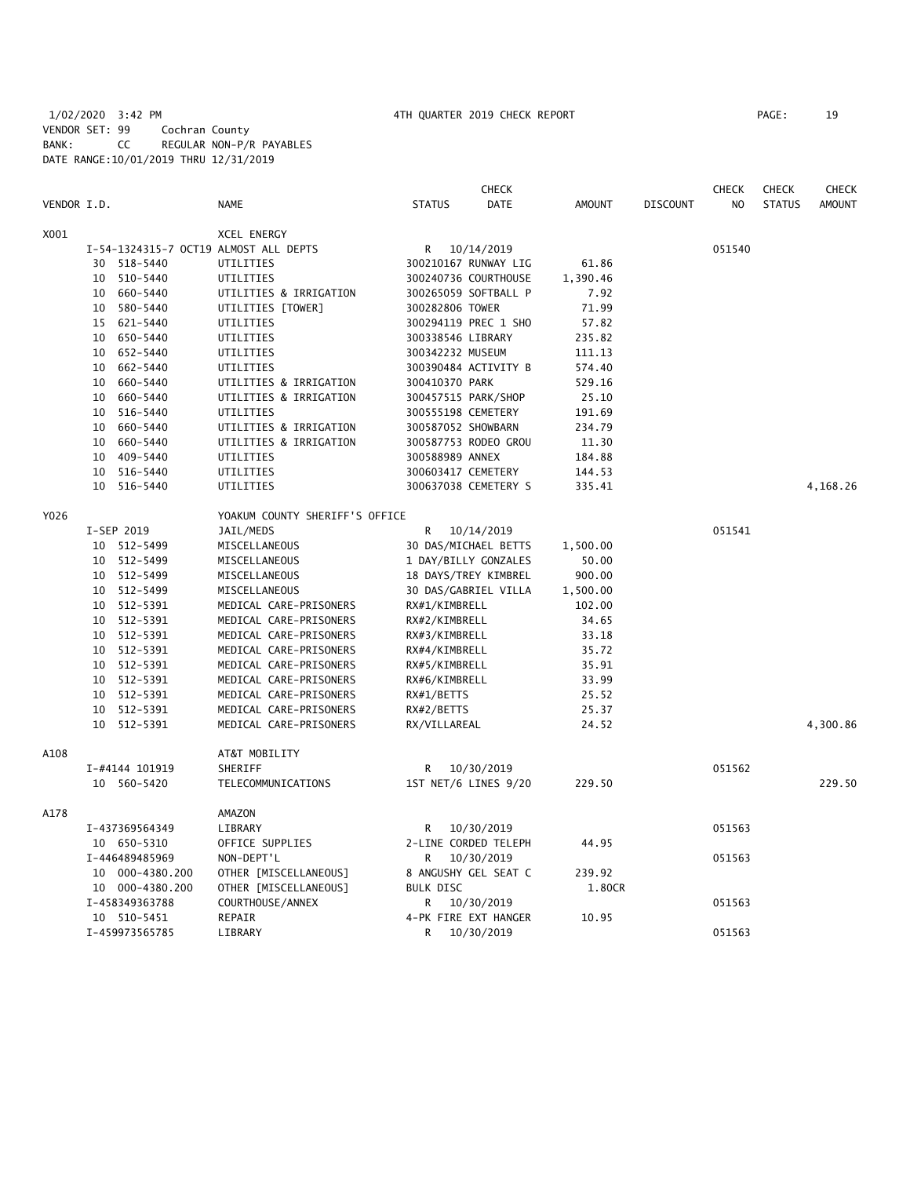1/02/2020 3:42 PM 4TH QUARTER 2019 CHECK REPORT

VENDOR SET: 99 Cochran County
BANK: CC REGULAR NON-P/R PAYABLES
DATE RANGE:10/01/2019 THRU 12/31/2019

| VENDOR I.D. | | NAME | STATUS | CHECK DATE | AMOUNT | DISCOUNT | CHECK NO | CHECK STATUS | CHECK AMOUNT |
|---|---|---|---|---|---|---|---|---|---|
| X001 | | XCEL ENERGY | | | | | | | |
| | I-54-1324315-7 OCT19 | ALMOST ALL DEPTS | R | 10/14/2019 | | | 051540 | | |
| | 30 518-5440 | UTILITIES | 300210167 RUNWAY LIG | | 61.86 | | | | |
| | 10 510-5440 | UTILITIES | 300240736 COURTHOUSE | | 1,390.46 | | | | |
| | 10 660-5440 | UTILITIES & IRRIGATION | 300265059 SOFTBALL P | | 7.92 | | | | |
| | 10 580-5440 | UTILITIES [TOWER] | 300282806 TOWER | | 71.99 | | | | |
| | 15 621-5440 | UTILITIES | 300294119 PREC 1 SHO | | 57.82 | | | | |
| | 10 650-5440 | UTILITIES | 300338546 LIBRARY | | 235.82 | | | | |
| | 10 652-5440 | UTILITIES | 300342232 MUSEUM | | 111.13 | | | | |
| | 10 662-5440 | UTILITIES | 300390484 ACTIVITY B | | 574.40 | | | | |
| | 10 660-5440 | UTILITIES & IRRIGATION | 300410370 PARK | | 529.16 | | | | |
| | 10 660-5440 | UTILITIES & IRRIGATION | 300457515 PARK/SHOP | | 25.10 | | | | |
| | 10 516-5440 | UTILITIES | 300555198 CEMETERY | | 191.69 | | | | |
| | 10 660-5440 | UTILITIES & IRRIGATION | 300587052 SHOWBARN | | 234.79 | | | | |
| | 10 660-5440 | UTILITIES & IRRIGATION | 300587753 RODEO GROU | | 11.30 | | | | |
| | 10 409-5440 | UTILITIES | 300588989 ANNEX | | 184.88 | | | | |
| | 10 516-5440 | UTILITIES | 300603417 CEMETERY | | 144.53 | | | | |
| | 10 516-5440 | UTILITIES | 300637038 CEMETERY S | | 335.41 | | | | 4,168.26 |
| Y026 | | YOAKUM COUNTY SHERIFF'S OFFICE | | | | | | | |
| | I-SEP 2019 | JAIL/MEDS | R | 10/14/2019 | | | 051541 | | |
| | 10 512-5499 | MISCELLANEOUS | 30 DAS/MICHAEL BETTS | | 1,500.00 | | | | |
| | 10 512-5499 | MISCELLANEOUS | 1 DAY/BILLY GONZALES | | 50.00 | | | | |
| | 10 512-5499 | MISCELLANEOUS | 18 DAYS/TREY KIMBREL | | 900.00 | | | | |
| | 10 512-5499 | MISCELLANEOUS | 30 DAS/GABRIEL VILLA | | 1,500.00 | | | | |
| | 10 512-5391 | MEDICAL CARE-PRISONERS | RX#1/KIMBRELL | | 102.00 | | | | |
| | 10 512-5391 | MEDICAL CARE-PRISONERS | RX#2/KIMBRELL | | 34.65 | | | | |
| | 10 512-5391 | MEDICAL CARE-PRISONERS | RX#3/KIMBRELL | | 33.18 | | | | |
| | 10 512-5391 | MEDICAL CARE-PRISONERS | RX#4/KIMBRELL | | 35.72 | | | | |
| | 10 512-5391 | MEDICAL CARE-PRISONERS | RX#5/KIMBRELL | | 35.91 | | | | |
| | 10 512-5391 | MEDICAL CARE-PRISONERS | RX#6/KIMBRELL | | 33.99 | | | | |
| | 10 512-5391 | MEDICAL CARE-PRISONERS | RX#1/BETTS | | 25.52 | | | | |
| | 10 512-5391 | MEDICAL CARE-PRISONERS | RX#2/BETTS | | 25.37 | | | | |
| | 10 512-5391 | MEDICAL CARE-PRISONERS | RX/VILLAREAL | | 24.52 | | | | 4,300.86 |
| A108 | | AT&T MOBILITY | | | | | | | |
| | I-#4144 101919 | SHERIFF | R | 10/30/2019 | | | 051562 | | |
| | 10 560-5420 | TELECOMMUNICATIONS | 1ST NET/6 LINES 9/20 | | 229.50 | | | | 229.50 |
| A178 | | AMAZON | | | | | | | |
| | I-437369564349 | LIBRARY | R | 10/30/2019 | | | 051563 | | |
| | 10 650-5310 | OFFICE SUPPLIES | 2-LINE CORDED TELEPH | | 44.95 | | | | |
| | I-446489485969 | NON-DEPT'L | R | 10/30/2019 | | | 051563 | | |
| | 10 000-4380.200 | OTHER [MISCELLANEOUS] | 8 ANGUSHY GEL SEAT C | | 239.92 | | | | |
| | 10 000-4380.200 | OTHER [MISCELLANEOUS] | BULK DISC | | 1.80CR | | | | |
| | I-458349363788 | COURTHOUSE/ANNEX | R | 10/30/2019 | | | 051563 | | |
| | 10 510-5451 | REPAIR | 4-PK FIRE EXT HANGER | | 10.95 | | | | |
| | I-459973565785 | LIBRARY | R | 10/30/2019 | | | 051563 | | |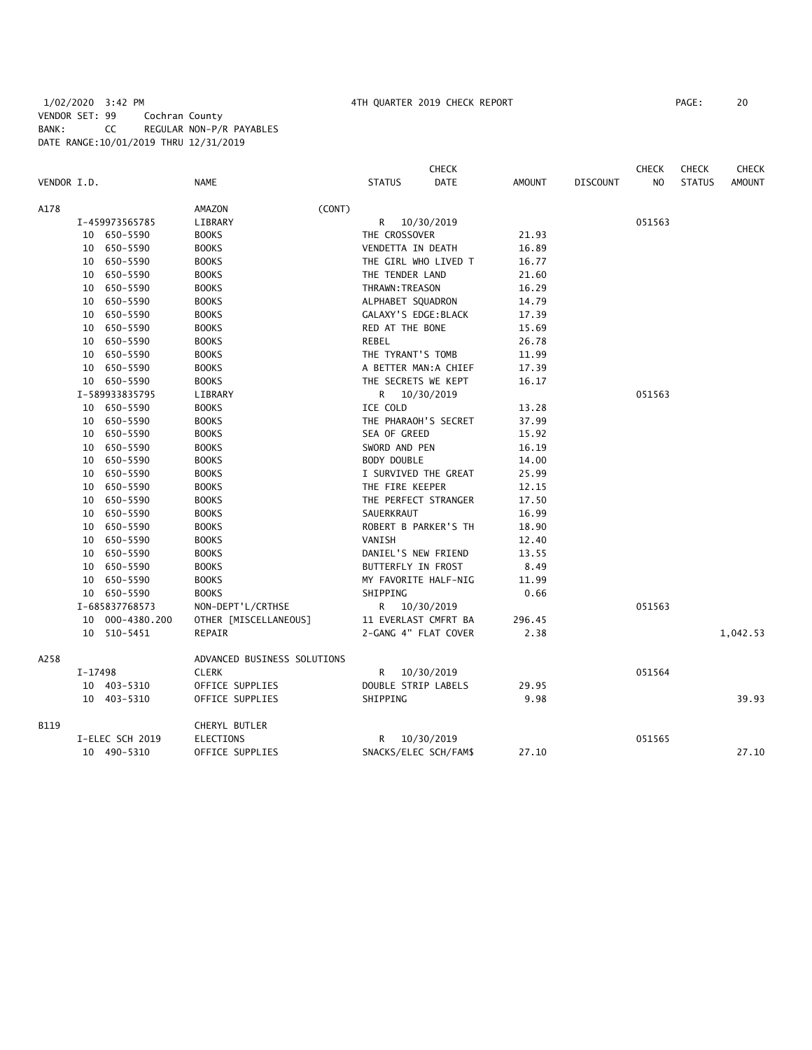1/02/2020 3:42 PM 4TH QUARTER 2019 CHECK REPORT

VENDOR SET: 99 Cochran County
BANK: CC REGULAR NON-P/R PAYABLES
DATE RANGE:10/01/2019 THRU 12/31/2019

| VENDOR I.D. | NAME | STATUS | CHECK DATE | AMOUNT | DISCOUNT | CHECK NO | CHECK STATUS | CHECK AMOUNT |
|---|---|---|---|---|---|---|---|---|
| A178 | AMAZON (CONT) | | | | | | | |
| I-459973565785 | LIBRARY | R | 10/30/2019 | | | 051563 | | |
| 10 650-5590 | BOOKS | THE CROSSOVER | | 21.93 | | | | |
| 10 650-5590 | BOOKS | VENDETTA IN DEATH | | 16.89 | | | | |
| 10 650-5590 | BOOKS | THE GIRL WHO LIVED T | | 16.77 | | | | |
| 10 650-5590 | BOOKS | THE TENDER LAND | | 21.60 | | | | |
| 10 650-5590 | BOOKS | THRAWN:TREASON | | 16.29 | | | | |
| 10 650-5590 | BOOKS | ALPHABET SQUADRON | | 14.79 | | | | |
| 10 650-5590 | BOOKS | GALAXY'S EDGE:BLACK | | 17.39 | | | | |
| 10 650-5590 | BOOKS | RED AT THE BONE | | 15.69 | | | | |
| 10 650-5590 | BOOKS | REBEL | | 26.78 | | | | |
| 10 650-5590 | BOOKS | THE TYRANT'S TOMB | | 11.99 | | | | |
| 10 650-5590 | BOOKS | A BETTER MAN:A CHIEF | | 17.39 | | | | |
| 10 650-5590 | BOOKS | THE SECRETS WE KEPT | | 16.17 | | | | |
| I-589933835795 | LIBRARY | R | 10/30/2019 | | | 051563 | | |
| 10 650-5590 | BOOKS | ICE COLD | | 13.28 | | | | |
| 10 650-5590 | BOOKS | THE PHARAOH'S SECRET | | 37.99 | | | | |
| 10 650-5590 | BOOKS | SEA OF GREED | | 15.92 | | | | |
| 10 650-5590 | BOOKS | SWORD AND PEN | | 16.19 | | | | |
| 10 650-5590 | BOOKS | BODY DOUBLE | | 14.00 | | | | |
| 10 650-5590 | BOOKS | I SURVIVED THE GREAT | | 25.99 | | | | |
| 10 650-5590 | BOOKS | THE FIRE KEEPER | | 12.15 | | | | |
| 10 650-5590 | BOOKS | THE PERFECT STRANGER | | 17.50 | | | | |
| 10 650-5590 | BOOKS | SAUERKRAUT | | 16.99 | | | | |
| 10 650-5590 | BOOKS | ROBERT B PARKER'S TH | | 18.90 | | | | |
| 10 650-5590 | BOOKS | VANISH | | 12.40 | | | | |
| 10 650-5590 | BOOKS | DANIEL'S NEW FRIEND | | 13.55 | | | | |
| 10 650-5590 | BOOKS | BUTTERFLY IN FROST | | 8.49 | | | | |
| 10 650-5590 | BOOKS | MY FAVORITE HALF-NIG | | 11.99 | | | | |
| 10 650-5590 | BOOKS | SHIPPING | | 0.66 | | | | |
| I-685837768573 | NON-DEPT'L/CRTHSE | R | 10/30/2019 | | | 051563 | | |
| 10 000-4380.200 | OTHER [MISCELLANEOUS] | 11 EVERLAST CMFRT BA | | 296.45 | | | | |
| 10 510-5451 | REPAIR | 2-GANG 4" FLAT COVER | | 2.38 | | | | 1,042.53 |
| A258 | ADVANCED BUSINESS SOLUTIONS | | | | | | | |
| I-17498 | CLERK | R | 10/30/2019 | | | 051564 | | |
| 10 403-5310 | OFFICE SUPPLIES | DOUBLE STRIP LABELS | | 29.95 | | | | |
| 10 403-5310 | OFFICE SUPPLIES | SHIPPING | | 9.98 | | | | 39.93 |
| B119 | CHERYL BUTLER | | | | | | | |
| I-ELEC SCH 2019 | ELECTIONS | R | 10/30/2019 | | | 051565 | | |
| 10 490-5310 | OFFICE SUPPLIES | SNACKS/ELEC SCH/FAM$ | | 27.10 | | | | 27.10 |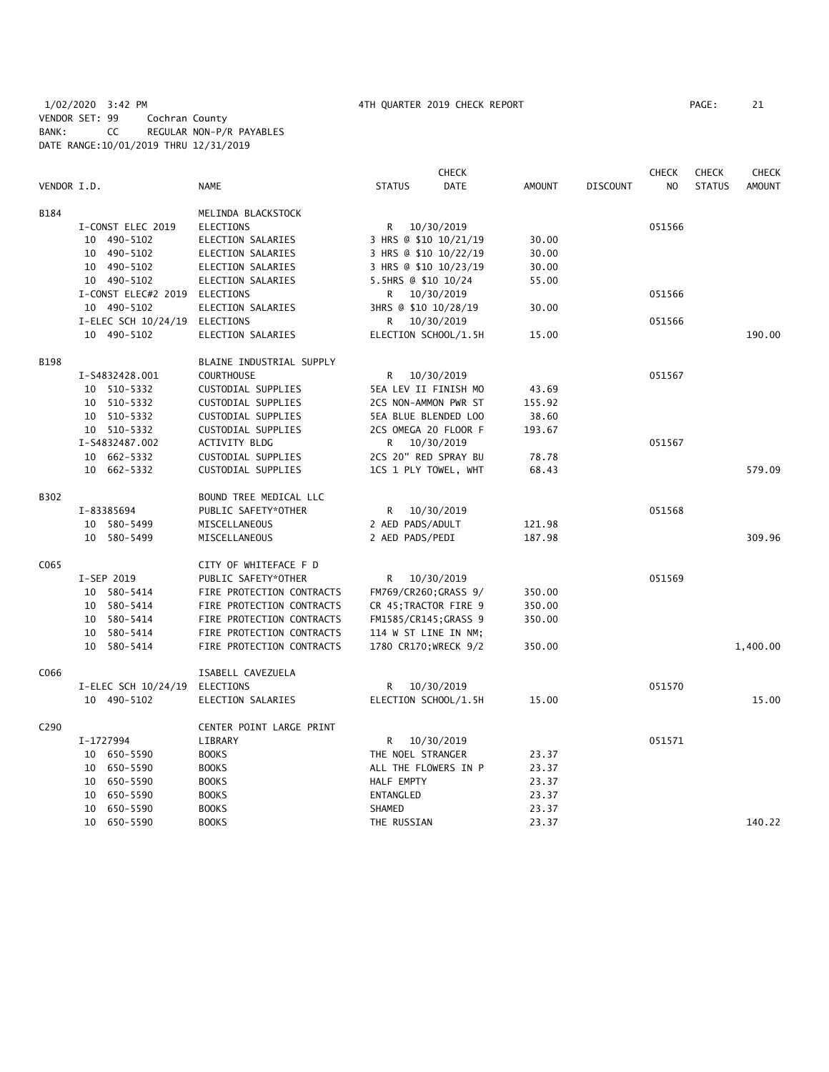1/02/2020 3:42 PM 4TH QUARTER 2019 CHECK REPORT

VENDOR SET: 99 Cochran County
BANK: CC REGULAR NON-P/R PAYABLES
DATE RANGE:10/01/2019 THRU 12/31/2019

| VENDOR I.D. | NAME | STATUS | CHECK DATE | AMOUNT | DISCOUNT | CHECK NO | CHECK STATUS | CHECK AMOUNT |
|---|---|---|---|---|---|---|---|---|
| B184 | MELINDA BLACKSTOCK | | | | | | | |
| I-CONST ELEC 2019 | ELECTIONS | R | 10/30/2019 | | | 051566 | | |
| 10 490-5102 | ELECTION SALARIES | 3 HRS @ $10 10/21/19 | | 30.00 | | | | |
| 10 490-5102 | ELECTION SALARIES | 3 HRS @ $10 10/22/19 | | 30.00 | | | | |
| 10 490-5102 | ELECTION SALARIES | 3 HRS @ $10 10/23/19 | | 30.00 | | | | |
| 10 490-5102 | ELECTION SALARIES | 5.5HRS @ $10 10/24 | | 55.00 | | | | |
| I-CONST ELEC#2 2019 | ELECTIONS | R | 10/30/2019 | | | 051566 | | |
| 10 490-5102 | ELECTION SALARIES | 3HRS @ $10 10/28/19 | | 30.00 | | | | |
| I-ELEC SCH 10/24/19 | ELECTIONS | R | 10/30/2019 | | | 051566 | | |
| 10 490-5102 | ELECTION SALARIES | ELECTION SCHOOL/1.5H | | 15.00 | | | | 190.00 |
| B198 | BLAINE INDUSTRIAL SUPPLY | | | | | | | |
| I-S4832428.001 | COURTHOUSE | R | 10/30/2019 | | | 051567 | | |
| 10 510-5332 | CUSTODIAL SUPPLIES | 5EA LEV II FINISH MO | | 43.69 | | | | |
| 10 510-5332 | CUSTODIAL SUPPLIES | 2CS NON-AMMON PWR ST | | 155.92 | | | | |
| 10 510-5332 | CUSTODIAL SUPPLIES | 5EA BLUE BLENDED LOO | | 38.60 | | | | |
| 10 510-5332 | CUSTODIAL SUPPLIES | 2CS OMEGA 20 FLOOR F | | 193.67 | | | | |
| I-S4832487.002 | ACTIVITY BLDG | R | 10/30/2019 | | | 051567 | | |
| 10 662-5332 | CUSTODIAL SUPPLIES | 2CS 20" RED SPRAY BU | | 78.78 | | | | |
| 10 662-5332 | CUSTODIAL SUPPLIES | 1CS 1 PLY TOWEL, WHT | | 68.43 | | | | 579.09 |
| B302 | BOUND TREE MEDICAL LLC | | | | | | | |
| I-83385694 | PUBLIC SAFETY*OTHER | R | 10/30/2019 | | | 051568 | | |
| 10 580-5499 | MISCELLANEOUS | 2 AED PADS/ADULT | | 121.98 | | | | |
| 10 580-5499 | MISCELLANEOUS | 2 AED PADS/PEDI | | 187.98 | | | | 309.96 |
| C065 | CITY OF WHITEFACE F D | | | | | | | |
| I-SEP 2019 | PUBLIC SAFETY*OTHER | R | 10/30/2019 | | | 051569 | | |
| 10 580-5414 | FIRE PROTECTION CONTRACTS | FM769/CR260;GRASS 9/ | | 350.00 | | | | |
| 10 580-5414 | FIRE PROTECTION CONTRACTS | CR 45;TRACTOR FIRE 9 | | 350.00 | | | | |
| 10 580-5414 | FIRE PROTECTION CONTRACTS | FM1585/CR145;GRASS 9 | | 350.00 | | | | |
| 10 580-5414 | FIRE PROTECTION CONTRACTS | 114 W ST LINE IN NM; | | | | | | |
| 10 580-5414 | FIRE PROTECTION CONTRACTS | 1780 CR170;WRECK 9/2 | | 350.00 | | | | 1,400.00 |
| C066 | ISABELL CAVEZUELA | | | | | | | |
| I-ELEC SCH 10/24/19 | ELECTIONS | R | 10/30/2019 | | | 051570 | | |
| 10 490-5102 | ELECTION SALARIES | ELECTION SCHOOL/1.5H | | 15.00 | | | | 15.00 |
| C290 | CENTER POINT LARGE PRINT | | | | | | | |
| I-1727994 | LIBRARY | R | 10/30/2019 | | | 051571 | | |
| 10 650-5590 | BOOKS | THE NOEL STRANGER | | 23.37 | | | | |
| 10 650-5590 | BOOKS | ALL THE FLOWERS IN P | | 23.37 | | | | |
| 10 650-5590 | BOOKS | HALF EMPTY | | 23.37 | | | | |
| 10 650-5590 | BOOKS | ENTANGLED | | 23.37 | | | | |
| 10 650-5590 | BOOKS | SHAMED | | 23.37 | | | | |
| 10 650-5590 | BOOKS | THE RUSSIAN | | 23.37 | | | | 140.22 |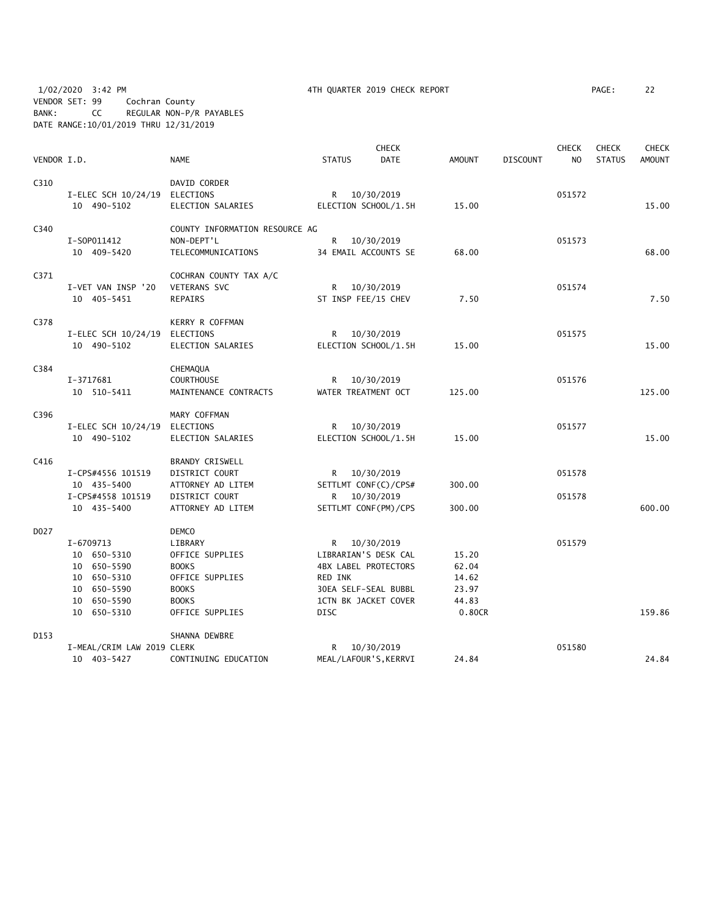1/02/2020 3:42 PM 4TH QUARTER 2019 CHECK REPORT

VENDOR SET: 99 Cochran County
BANK: CC REGULAR NON-P/R PAYABLES
DATE RANGE:10/01/2019 THRU 12/31/2019

| VENDOR I.D. | NAME | STATUS | CHECK DATE | AMOUNT | DISCOUNT | CHECK NO | CHECK STATUS | CHECK AMOUNT |
|---|---|---|---|---|---|---|---|---|
| C310 | DAVID CORDER | | | | | | | |
| I-ELEC SCH 10/24/19 | ELECTIONS | R | 10/30/2019 | | | 051572 | | |
| 10 490-5102 | ELECTION SALARIES | ELECTION SCHOOL/1.5H | | 15.00 | | | | 15.00 |
| C340 | COUNTY INFORMATION RESOURCE AG | | | | | | | |
| I-SOP011412 | NON-DEPT'L | R | 10/30/2019 | | | 051573 | | |
| 10 409-5420 | TELECOMMUNICATIONS | 34 EMAIL ACCOUNTS SE | | 68.00 | | | | 68.00 |
| C371 | COCHRAN COUNTY TAX A/C | | | | | | | |
| I-VET VAN INSP '20 | VETERANS SVC | R | 10/30/2019 | | | 051574 | | |
| 10 405-5451 | REPAIRS | ST INSP FEE/15 CHEV | | 7.50 | | | | 7.50 |
| C378 | KERRY R COFFMAN | | | | | | | |
| I-ELEC SCH 10/24/19 | ELECTIONS | R | 10/30/2019 | | | 051575 | | |
| 10 490-5102 | ELECTION SALARIES | ELECTION SCHOOL/1.5H | | 15.00 | | | | 15.00 |
| C384 | CHEMAQUA | | | | | | | |
| I-3717681 | COURTHOUSE | R | 10/30/2019 | | | 051576 | | |
| 10 510-5411 | MAINTENANCE CONTRACTS | WATER TREATMENT OCT | | 125.00 | | | | 125.00 |
| C396 | MARY COFFMAN | | | | | | | |
| I-ELEC SCH 10/24/19 | ELECTIONS | R | 10/30/2019 | | | 051577 | | |
| 10 490-5102 | ELECTION SALARIES | ELECTION SCHOOL/1.5H | | 15.00 | | | | 15.00 |
| C416 | BRANDY CRISWELL | | | | | | | |
| I-CPS#4556 101519 | DISTRICT COURT | R | 10/30/2019 | | | 051578 | | |
| 10 435-5400 | ATTORNEY AD LITEM | SETTLMT CONF(C)/CPS# | | 300.00 | | | | |
| I-CPS#4558 101519 | DISTRICT COURT | R | 10/30/2019 | | | 051578 | | |
| 10 435-5400 | ATTORNEY AD LITEM | SETTLMT CONF(PM)/CPS | | 300.00 | | | | 600.00 |
| D027 | DEMCO | | | | | | | |
| I-6709713 | LIBRARY | R | 10/30/2019 | | | 051579 | | |
| 10 650-5310 | OFFICE SUPPLIES | LIBRARIAN'S DESK CAL | | 15.20 | | | | |
| 10 650-5590 | BOOKS | 4BX LABEL PROTECTORS | | 62.04 | | | | |
| 10 650-5310 | OFFICE SUPPLIES | RED INK | | 14.62 | | | | |
| 10 650-5590 | BOOKS | 30EA SELF-SEAL BUBBL | | 23.97 | | | | |
| 10 650-5590 | BOOKS | 1CTN BK JACKET COVER | | 44.83 | | | | |
| 10 650-5310 | OFFICE SUPPLIES | DISC | | 0.80CR | | | | 159.86 |
| D153 | SHANNA DEWBRE | | | | | | | |
| I-MEAL/CRIM LAW 2019 | CLERK | R | 10/30/2019 | | | 051580 | | |
| 10 403-5427 | CONTINUING EDUCATION | MEAL/LAFOUR'S,KERRVI | | 24.84 | | | | 24.84 |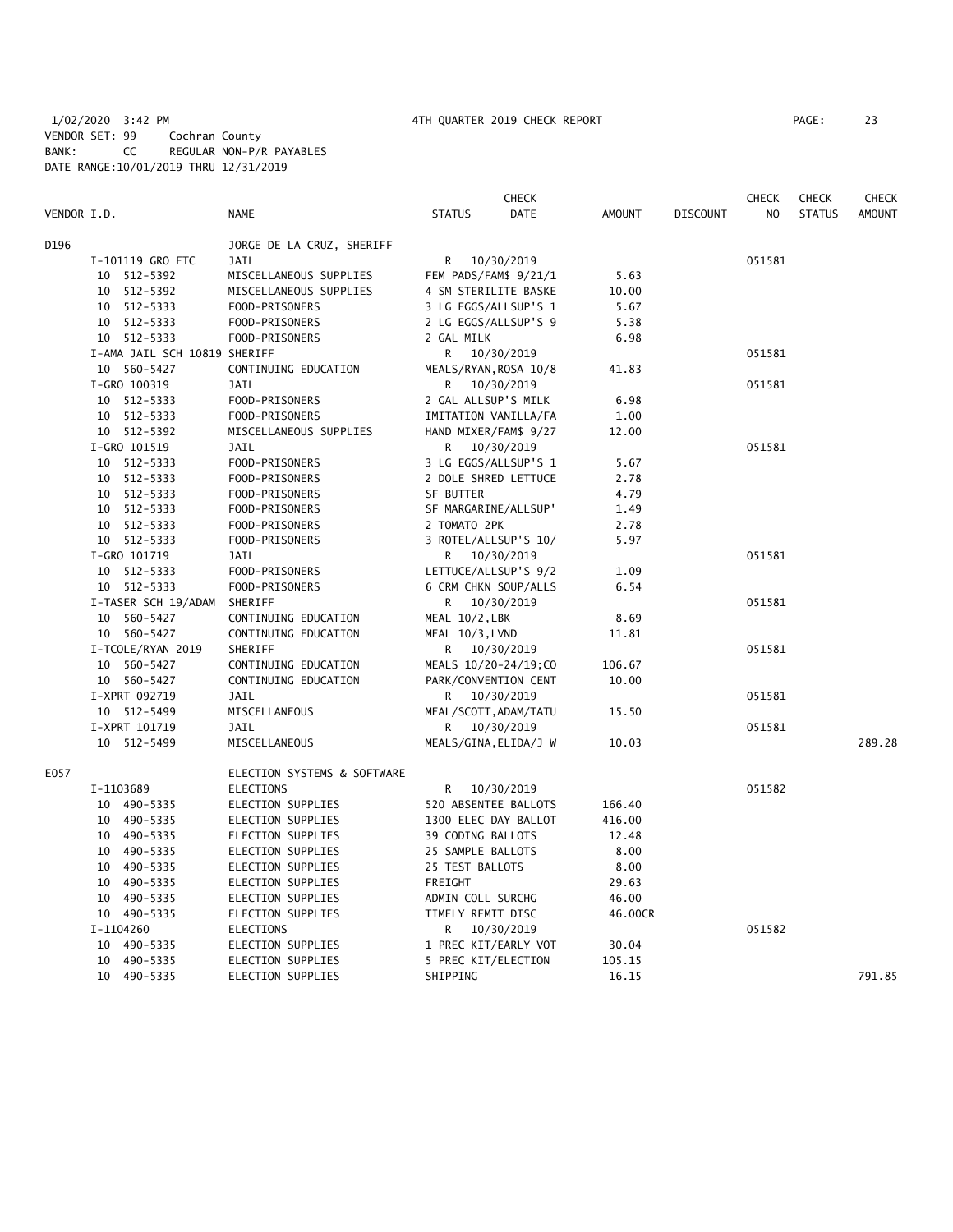1/02/2020 3:42 PM 4TH QUARTER 2019 CHECK REPORT PAGE: 23
VENDOR SET: 99 Cochran County
BANK: CC REGULAR NON-P/R PAYABLES
DATE RANGE:10/01/2019 THRU 12/31/2019

| VENDOR I.D. | NAME | STATUS | CHECK DATE | AMOUNT | DISCOUNT | CHECK NO | CHECK STATUS | CHECK AMOUNT |
|---|---|---|---|---|---|---|---|---|
| D196 | JORGE DE LA CRUZ, SHERIFF | | | | | | | |
| I-101119 GRO ETC | JAIL | R | 10/30/2019 | | | 051581 | | |
| 10 512-5392 | MISCELLANEOUS SUPPLIES | FEM PADS/FAM$ 9/21/1 | | 5.63 | | | | |
| 10 512-5392 | MISCELLANEOUS SUPPLIES | 4 SM STERILITE BASKE | | 10.00 | | | | |
| 10 512-5333 | FOOD-PRISONERS | 3 LG EGGS/ALLSUP'S 1 | | 5.67 | | | | |
| 10 512-5333 | FOOD-PRISONERS | 2 LG EGGS/ALLSUP'S 9 | | 5.38 | | | | |
| 10 512-5333 | FOOD-PRISONERS | 2 GAL MILK | | 6.98 | | | | |
| I-AMA JAIL SCH 10819 | SHERIFF | R | 10/30/2019 | | | 051581 | | |
| 10 560-5427 | CONTINUING EDUCATION | MEALS/RYAN,ROSA 10/8 | | 41.83 | | | | |
| I-GRO 100319 | JAIL | R | 10/30/2019 | | | 051581 | | |
| 10 512-5333 | FOOD-PRISONERS | 2 GAL ALLSUP'S MILK | | 6.98 | | | | |
| 10 512-5333 | FOOD-PRISONERS | IMITATION VANILLA/FA | | 1.00 | | | | |
| 10 512-5392 | MISCELLANEOUS SUPPLIES | HAND MIXER/FAM$ 9/27 | | 12.00 | | | | |
| I-GRO 101519 | JAIL | R | 10/30/2019 | | | 051581 | | |
| 10 512-5333 | FOOD-PRISONERS | 3 LG EGGS/ALLSUP'S 1 | | 5.67 | | | | |
| 10 512-5333 | FOOD-PRISONERS | 2 DOLE SHRED LETTUCE | | 2.78 | | | | |
| 10 512-5333 | FOOD-PRISONERS | SF BUTTER | | 4.79 | | | | |
| 10 512-5333 | FOOD-PRISONERS | SF MARGARINE/ALLSUP' | | 1.49 | | | | |
| 10 512-5333 | FOOD-PRISONERS | 2 TOMATO 2PK | | 2.78 | | | | |
| 10 512-5333 | FOOD-PRISONERS | 3 ROTEL/ALLSUP'S 10/ | | 5.97 | | | | |
| I-GRO 101719 | JAIL | R | 10/30/2019 | | | 051581 | | |
| 10 512-5333 | FOOD-PRISONERS | LETTUCE/ALLSUP'S 9/2 | | 1.09 | | | | |
| 10 512-5333 | FOOD-PRISONERS | 6 CRM CHKN SOUP/ALLS | | 6.54 | | | | |
| I-TASER SCH 19/ADAM | SHERIFF | R | 10/30/2019 | | | 051581 | | |
| 10 560-5427 | CONTINUING EDUCATION | MEAL 10/2,LBK | | 8.69 | | | | |
| 10 560-5427 | CONTINUING EDUCATION | MEAL 10/3,LVND | | 11.81 | | | | |
| I-TCOLE/RYAN 2019 | SHERIFF | R | 10/30/2019 | | | 051581 | | |
| 10 560-5427 | CONTINUING EDUCATION | MEALS 10/20-24/19;CO | | 106.67 | | | | |
| 10 560-5427 | CONTINUING EDUCATION | PARK/CONVENTION CENT | | 10.00 | | | | |
| I-XPRT 092719 | JAIL | R | 10/30/2019 | | | 051581 | | |
| 10 512-5499 | MISCELLANEOUS | MEAL/SCOTT,ADAM/TATU | | 15.50 | | | | |
| I-XPRT 101719 | JAIL | R | 10/30/2019 | | | 051581 | | |
| 10 512-5499 | MISCELLANEOUS | MEALS/GINA,ELIDA/J W | | 10.03 | | | | 289.28 |
| E057 | ELECTION SYSTEMS & SOFTWARE | | | | | | | |
| I-1103689 | ELECTIONS | R | 10/30/2019 | | | 051582 | | |
| 10 490-5335 | ELECTION SUPPLIES | 520 ABSENTEE BALLOTS | | 166.40 | | | | |
| 10 490-5335 | ELECTION SUPPLIES | 1300 ELEC DAY BALLOT | | 416.00 | | | | |
| 10 490-5335 | ELECTION SUPPLIES | 39 CODING BALLOTS | | 12.48 | | | | |
| 10 490-5335 | ELECTION SUPPLIES | 25 SAMPLE BALLOTS | | 8.00 | | | | |
| 10 490-5335 | ELECTION SUPPLIES | 25 TEST BALLOTS | | 8.00 | | | | |
| 10 490-5335 | ELECTION SUPPLIES | FREIGHT | | 29.63 | | | | |
| 10 490-5335 | ELECTION SUPPLIES | ADMIN COLL SURCHG | | 46.00 | | | | |
| 10 490-5335 | ELECTION SUPPLIES | TIMELY REMIT DISC | | 46.00CR | | | | |
| I-1104260 | ELECTIONS | R | 10/30/2019 | | | 051582 | | |
| 10 490-5335 | ELECTION SUPPLIES | 1 PREC KIT/EARLY VOT | | 30.04 | | | | |
| 10 490-5335 | ELECTION SUPPLIES | 5 PREC KIT/ELECTION | | 105.15 | | | | |
| 10 490-5335 | ELECTION SUPPLIES | SHIPPING | | 16.15 | | | | 791.85 |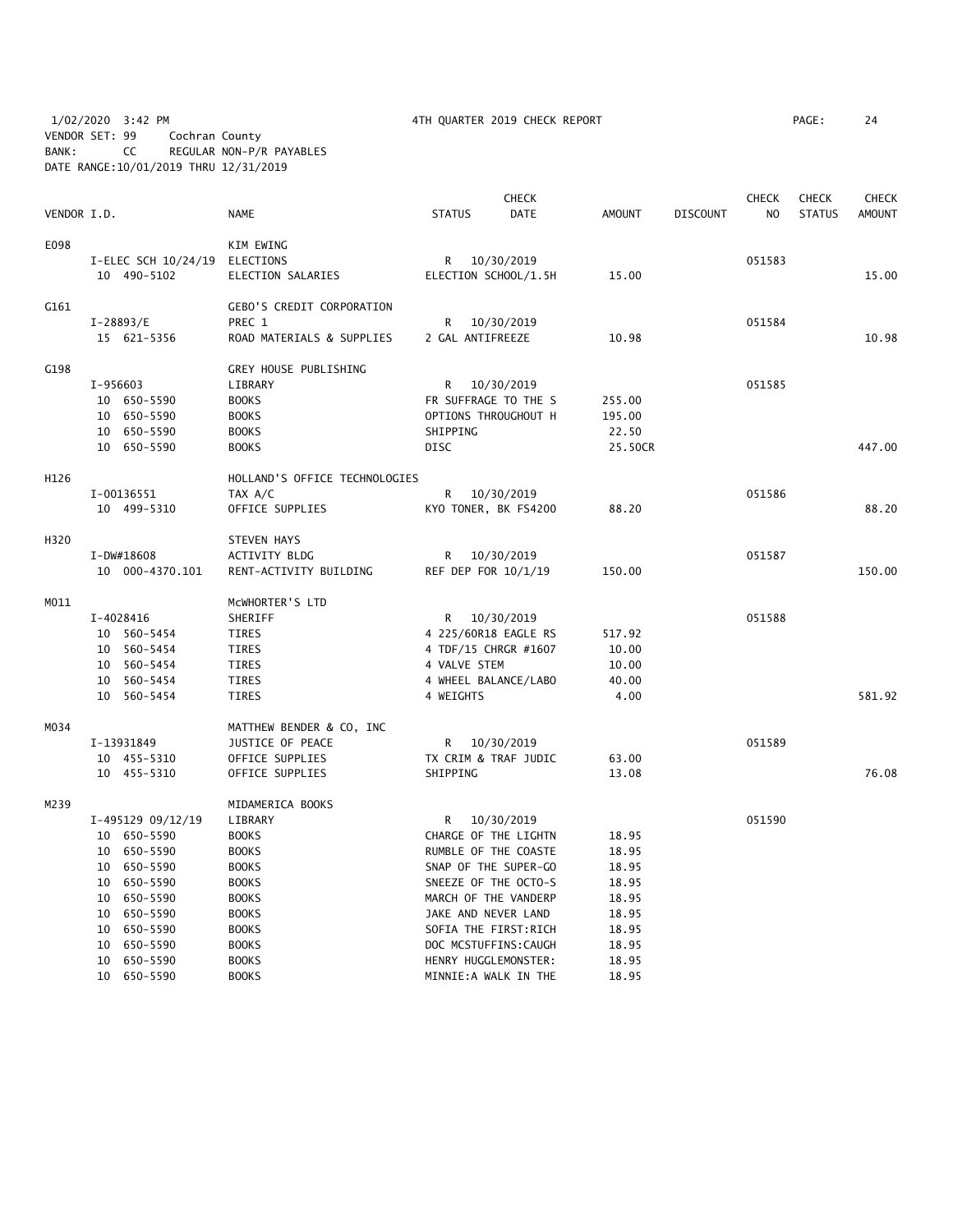1/02/2020 3:42 PM 4TH QUARTER 2019 CHECK REPORT PAGE: 24
VENDOR SET: 99 Cochran County
BANK: CC REGULAR NON-P/R PAYABLES
DATE RANGE:10/01/2019 THRU 12/31/2019

| VENDOR I.D. | | NAME | STATUS | CHECK DATE | AMOUNT | DISCOUNT | CHECK NO | CHECK STATUS | CHECK AMOUNT |
|---|---|---|---|---|---|---|---|---|---|
| E098 | | KIM EWING | | | | | | | |
| | I-ELEC SCH 10/24/19 | ELECTIONS | R | 10/30/2019 | | | 051583 | | |
| | 10 490-5102 | ELECTION SALARIES | ELECTION SCHOOL/1.5H | | 15.00 | | | | 15.00 |
| G161 | | GEBO'S CREDIT CORPORATION | | | | | | | |
| | I-28893/E | PREC 1 | R | 10/30/2019 | | | 051584 | | |
| | 15 621-5356 | ROAD MATERIALS & SUPPLIES | 2 GAL ANTIFREEZE | | 10.98 | | | | 10.98 |
| G198 | | GREY HOUSE PUBLISHING | | | | | | | |
| | I-956603 | LIBRARY | R | 10/30/2019 | | | 051585 | | |
| | 10 650-5590 | BOOKS | FR SUFFRAGE TO THE S | | 255.00 | | | | |
| | 10 650-5590 | BOOKS | OPTIONS THROUGHOUT H | | 195.00 | | | | |
| | 10 650-5590 | BOOKS | SHIPPING | | 22.50 | | | | |
| | 10 650-5590 | BOOKS | DISC | | 25.50CR | | | | 447.00 |
| H126 | | HOLLAND'S OFFICE TECHNOLOGIES | | | | | | | |
| | I-00136551 | TAX A/C | R | 10/30/2019 | | | 051586 | | |
| | 10 499-5310 | OFFICE SUPPLIES | KYO TONER, BK FS4200 | | 88.20 | | | | 88.20 |
| H320 | | STEVEN HAYS | | | | | | | |
| | I-DW#18608 | ACTIVITY BLDG | R | 10/30/2019 | | | 051587 | | |
| | 10 000-4370.101 | RENT-ACTIVITY BUILDING | REF DEP FOR 10/1/19 | | 150.00 | | | | 150.00 |
| M011 | | McWHORTER'S LTD | | | | | | | |
| | I-4028416 | SHERIFF | R | 10/30/2019 | | | 051588 | | |
| | 10 560-5454 | TIRES | 4 225/60R18 EAGLE RS | | 517.92 | | | | |
| | 10 560-5454 | TIRES | 4 TDF/15 CHRGR #1607 | | 10.00 | | | | |
| | 10 560-5454 | TIRES | 4 VALVE STEM | | 10.00 | | | | |
| | 10 560-5454 | TIRES | 4 WHEEL BALANCE/LABO | | 40.00 | | | | |
| | 10 560-5454 | TIRES | 4 WEIGHTS | | 4.00 | | | | 581.92 |
| M034 | | MATTHEW BENDER & CO, INC | | | | | | | |
| | I-13931849 | JUSTICE OF PEACE | R | 10/30/2019 | | | 051589 | | |
| | 10 455-5310 | OFFICE SUPPLIES | TX CRIM & TRAF JUDIC | | 63.00 | | | | |
| | 10 455-5310 | OFFICE SUPPLIES | SHIPPING | | 13.08 | | | | 76.08 |
| M239 | | MIDAMERICA BOOKS | | | | | | | |
| | I-495129 09/12/19 | LIBRARY | R | 10/30/2019 | | | 051590 | | |
| | 10 650-5590 | BOOKS | CHARGE OF THE LIGHTN | | 18.95 | | | | |
| | 10 650-5590 | BOOKS | RUMBLE OF THE COASTE | | 18.95 | | | | |
| | 10 650-5590 | BOOKS | SNAP OF THE SUPER-GO | | 18.95 | | | | |
| | 10 650-5590 | BOOKS | SNEEZE OF THE OCTO-S | | 18.95 | | | | |
| | 10 650-5590 | BOOKS | MARCH OF THE VANDERP | | 18.95 | | | | |
| | 10 650-5590 | BOOKS | JAKE AND NEVER LAND | | 18.95 | | | | |
| | 10 650-5590 | BOOKS | SOFIA THE FIRST:RICH | | 18.95 | | | | |
| | 10 650-5590 | BOOKS | DOC MCSTUFFINS:CAUGH | | 18.95 | | | | |
| | 10 650-5590 | BOOKS | HENRY HUGGLEMONSTER: | | 18.95 | | | | |
| | 10 650-5590 | BOOKS | MINNIE:A WALK IN THE | | 18.95 | | | | |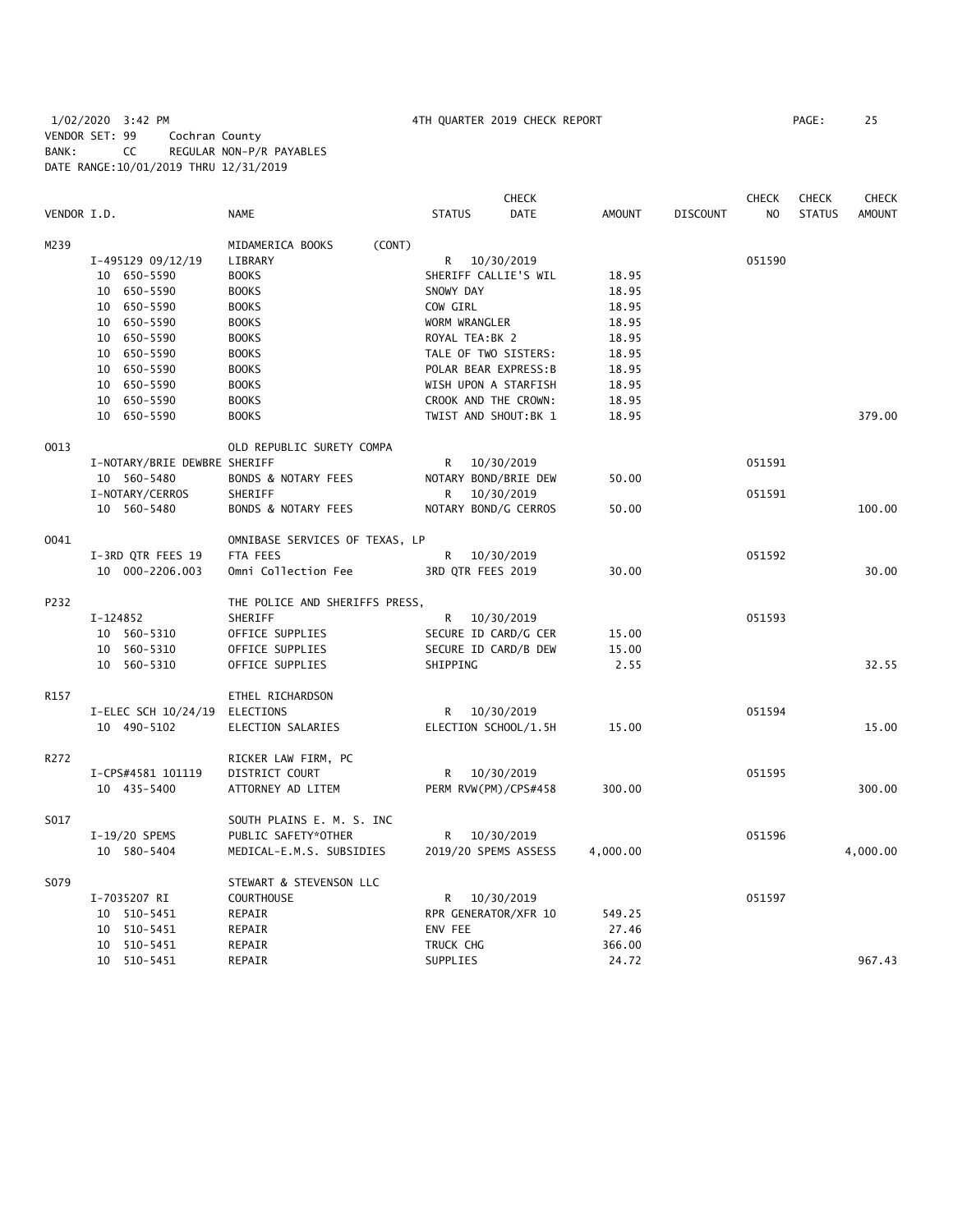1/02/2020 3:42 PM 4TH QUARTER 2019 CHECK REPORT
VENDOR SET: 99 Cochran County
BANK: CC REGULAR NON-P/R PAYABLES
DATE RANGE:10/01/2019 THRU 12/31/2019

| VENDOR I.D. | NAME | STATUS | CHECK DATE | AMOUNT | DISCOUNT | CHECK NO | CHECK STATUS | CHECK AMOUNT |
|---|---|---|---|---|---|---|---|---|
| M239 | MIDAMERICA BOOKS (CONT) | | | | | | | |
| I-495129 09/12/19 | LIBRARY | R | 10/30/2019 | | | 051590 | | |
| 10 650-5590 | BOOKS | SHERIFF CALLIE'S WIL | | 18.95 | | | | |
| 10 650-5590 | BOOKS | SNOWY DAY | | 18.95 | | | | |
| 10 650-5590 | BOOKS | COW GIRL | | 18.95 | | | | |
| 10 650-5590 | BOOKS | WORM WRANGLER | | 18.95 | | | | |
| 10 650-5590 | BOOKS | ROYAL TEA:BK 2 | | 18.95 | | | | |
| 10 650-5590 | BOOKS | TALE OF TWO SISTERS: | | 18.95 | | | | |
| 10 650-5590 | BOOKS | POLAR BEAR EXPRESS:B | | 18.95 | | | | |
| 10 650-5590 | BOOKS | WISH UPON A STARFISH | | 18.95 | | | | |
| 10 650-5590 | BOOKS | CROOK AND THE CROWN: | | 18.95 | | | | |
| 10 650-5590 | BOOKS | TWIST AND SHOUT:BK 1 | | 18.95 | | | | 379.00 |
| O013 | OLD REPUBLIC SURETY COMPA | | | | | | | |
| I-NOTARY/BRIE DEWBRE | SHERIFF | R | 10/30/2019 | | | 051591 | | |
| 10 560-5480 | BONDS & NOTARY FEES | NOTARY BOND/BRIE DEW | | 50.00 | | | | |
| I-NOTARY/CERROS | SHERIFF | R | 10/30/2019 | | | 051591 | | |
| 10 560-5480 | BONDS & NOTARY FEES | NOTARY BOND/G CERROS | | 50.00 | | | | 100.00 |
| O041 | OMNIBASE SERVICES OF TEXAS, LP | | | | | | | |
| I-3RD QTR FEES 19 | FTA FEES | R | 10/30/2019 | | | 051592 | | |
| 10 000-2206.003 | Omni Collection Fee | 3RD QTR FEES 2019 | | 30.00 | | | | 30.00 |
| P232 | THE POLICE AND SHERIFFS PRESS, | | | | | | | |
| I-124852 | SHERIFF | R | 10/30/2019 | | | 051593 | | |
| 10 560-5310 | OFFICE SUPPLIES | SECURE ID CARD/G CER | | 15.00 | | | | |
| 10 560-5310 | OFFICE SUPPLIES | SECURE ID CARD/B DEW | | 15.00 | | | | |
| 10 560-5310 | OFFICE SUPPLIES | SHIPPING | | 2.55 | | | | 32.55 |
| R157 | ETHEL RICHARDSON | | | | | | | |
| I-ELEC SCH 10/24/19 | ELECTIONS | R | 10/30/2019 | | | 051594 | | |
| 10 490-5102 | ELECTION SALARIES | ELECTION SCHOOL/1.5H | | 15.00 | | | | 15.00 |
| R272 | RICKER LAW FIRM, PC | | | | | | | |
| I-CPS#4581 101119 | DISTRICT COURT | R | 10/30/2019 | | | 051595 | | |
| 10 435-5400 | ATTORNEY AD LITEM | PERM RVW(PM)/CPS#458 | | 300.00 | | | | 300.00 |
| S017 | SOUTH PLAINS E. M. S. INC | | | | | | | |
| I-19/20 SPEMS | PUBLIC SAFETY*OTHER | R | 10/30/2019 | | | 051596 | | |
| 10 580-5404 | MEDICAL-E.M.S. SUBSIDIES | 2019/20 SPEMS ASSESS | | 4,000.00 | | | | 4,000.00 |
| S079 | STEWART & STEVENSON LLC | | | | | | | |
| I-7035207 RI | COURTHOUSE | R | 10/30/2019 | | | 051597 | | |
| 10 510-5451 | REPAIR | RPR GENERATOR/XFR 10 | | 549.25 | | | | |
| 10 510-5451 | REPAIR | ENV FEE | | 27.46 | | | | |
| 10 510-5451 | REPAIR | TRUCK CHG | | 366.00 | | | | |
| 10 510-5451 | REPAIR | SUPPLIES | | 24.72 | | | | 967.43 |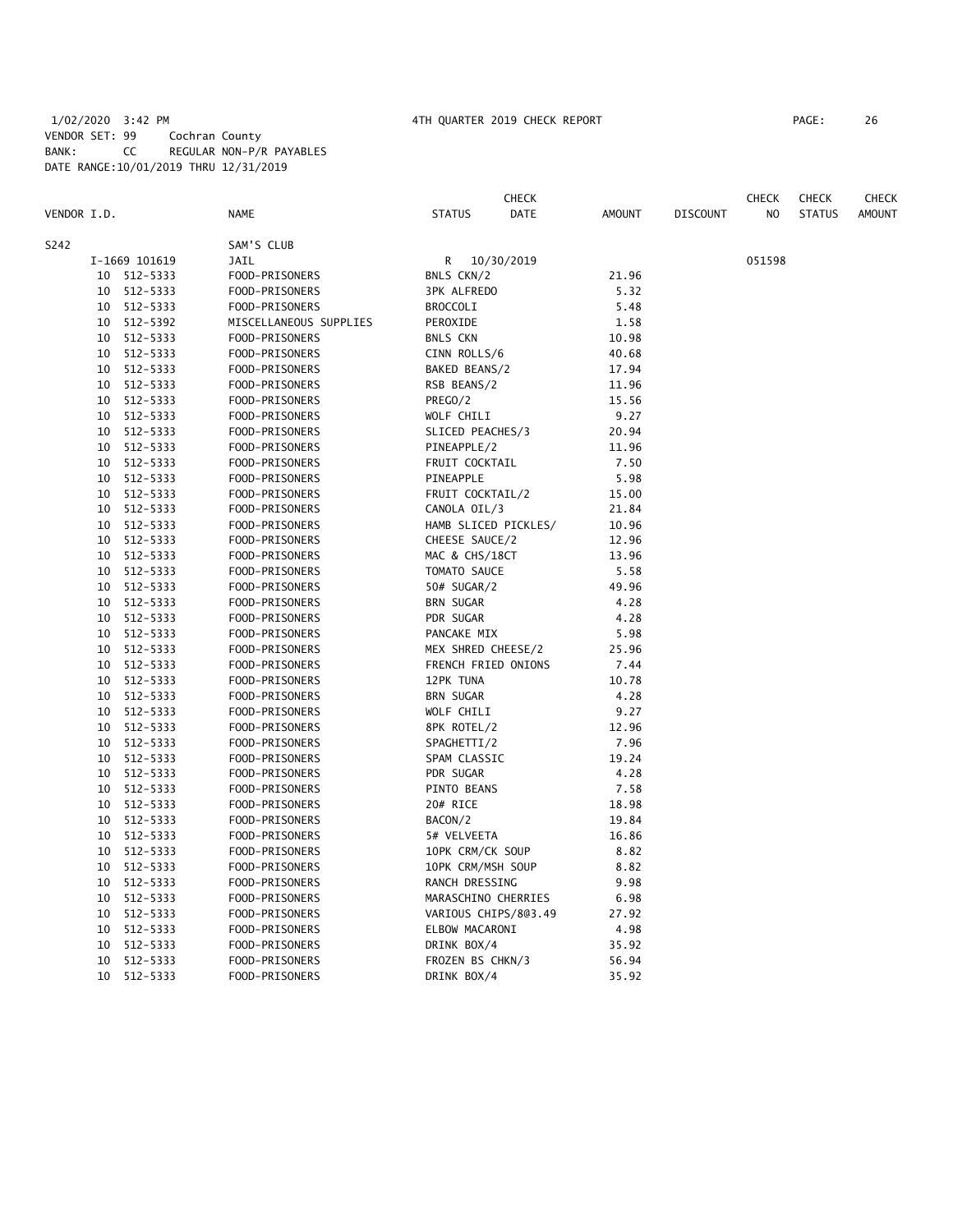1/02/2020 3:42 PM  4TH QUARTER 2019 CHECK REPORT

VENDOR SET: 99 Cochran County
BANK: CC REGULAR NON-P/R PAYABLES
DATE RANGE:10/01/2019 THRU 12/31/2019

| VENDOR I.D. | | NAME | STATUS | CHECK DATE | AMOUNT | DISCOUNT | CHECK NO | CHECK STATUS | CHECK AMOUNT |
|---|---|---|---|---|---|---|---|---|---|
| S242 | | SAM'S CLUB | | | | | | | |
| | I-1669 101619 | JAIL | R | 10/30/2019 | | | 051598 | | |
| | 10 512-5333 | FOOD-PRISONERS | BNLS CKN/2 | | 21.96 | | | | |
| | 10 512-5333 | FOOD-PRISONERS | 3PK ALFREDO | | 5.32 | | | | |
| | 10 512-5333 | FOOD-PRISONERS | BROCCOLI | | 5.48 | | | | |
| | 10 512-5392 | MISCELLANEOUS SUPPLIES | PEROXIDE | | 1.58 | | | | |
| | 10 512-5333 | FOOD-PRISONERS | BNLS CKN | | 10.98 | | | | |
| | 10 512-5333 | FOOD-PRISONERS | CINN ROLLS/6 | | 40.68 | | | | |
| | 10 512-5333 | FOOD-PRISONERS | BAKED BEANS/2 | | 17.94 | | | | |
| | 10 512-5333 | FOOD-PRISONERS | RSB BEANS/2 | | 11.96 | | | | |
| | 10 512-5333 | FOOD-PRISONERS | PREGO/2 | | 15.56 | | | | |
| | 10 512-5333 | FOOD-PRISONERS | WOLF CHILI | | 9.27 | | | | |
| | 10 512-5333 | FOOD-PRISONERS | SLICED PEACHES/3 | | 20.94 | | | | |
| | 10 512-5333 | FOOD-PRISONERS | PINEAPPLE/2 | | 11.96 | | | | |
| | 10 512-5333 | FOOD-PRISONERS | FRUIT COCKTAIL | | 7.50 | | | | |
| | 10 512-5333 | FOOD-PRISONERS | PINEAPPLE | | 5.98 | | | | |
| | 10 512-5333 | FOOD-PRISONERS | FRUIT COCKTAIL/2 | | 15.00 | | | | |
| | 10 512-5333 | FOOD-PRISONERS | CANOLA OIL/3 | | 21.84 | | | | |
| | 10 512-5333 | FOOD-PRISONERS | HAMB SLICED PICKLES/ | | 10.96 | | | | |
| | 10 512-5333 | FOOD-PRISONERS | CHEESE SAUCE/2 | | 12.96 | | | | |
| | 10 512-5333 | FOOD-PRISONERS | MAC & CHS/18CT | | 13.96 | | | | |
| | 10 512-5333 | FOOD-PRISONERS | TOMATO SAUCE | | 5.58 | | | | |
| | 10 512-5333 | FOOD-PRISONERS | 50# SUGAR/2 | | 49.96 | | | | |
| | 10 512-5333 | FOOD-PRISONERS | BRN SUGAR | | 4.28 | | | | |
| | 10 512-5333 | FOOD-PRISONERS | PDR SUGAR | | 4.28 | | | | |
| | 10 512-5333 | FOOD-PRISONERS | PANCAKE MIX | | 5.98 | | | | |
| | 10 512-5333 | FOOD-PRISONERS | MEX SHRED CHEESE/2 | | 25.96 | | | | |
| | 10 512-5333 | FOOD-PRISONERS | FRENCH FRIED ONIONS | | 7.44 | | | | |
| | 10 512-5333 | FOOD-PRISONERS | 12PK TUNA | | 10.78 | | | | |
| | 10 512-5333 | FOOD-PRISONERS | BRN SUGAR | | 4.28 | | | | |
| | 10 512-5333 | FOOD-PRISONERS | WOLF CHILI | | 9.27 | | | | |
| | 10 512-5333 | FOOD-PRISONERS | 8PK ROTEL/2 | | 12.96 | | | | |
| | 10 512-5333 | FOOD-PRISONERS | SPAGHETTI/2 | | 7.96 | | | | |
| | 10 512-5333 | FOOD-PRISONERS | SPAM CLASSIC | | 19.24 | | | | |
| | 10 512-5333 | FOOD-PRISONERS | PDR SUGAR | | 4.28 | | | | |
| | 10 512-5333 | FOOD-PRISONERS | PINTO BEANS | | 7.58 | | | | |
| | 10 512-5333 | FOOD-PRISONERS | 20# RICE | | 18.98 | | | | |
| | 10 512-5333 | FOOD-PRISONERS | BACON/2 | | 19.84 | | | | |
| | 10 512-5333 | FOOD-PRISONERS | 5# VELVEETA | | 16.86 | | | | |
| | 10 512-5333 | FOOD-PRISONERS | 10PK CRM/CK SOUP | | 8.82 | | | | |
| | 10 512-5333 | FOOD-PRISONERS | 10PK CRM/MSH SOUP | | 8.82 | | | | |
| | 10 512-5333 | FOOD-PRISONERS | RANCH DRESSING | | 9.98 | | | | |
| | 10 512-5333 | FOOD-PRISONERS | MARASCHINO CHERRIES | | 6.98 | | | | |
| | 10 512-5333 | FOOD-PRISONERS | VARIOUS CHIPS/8@3.49 | | 27.92 | | | | |
| | 10 512-5333 | FOOD-PRISONERS | ELBOW MACARONI | | 4.98 | | | | |
| | 10 512-5333 | FOOD-PRISONERS | DRINK BOX/4 | | 35.92 | | | | |
| | 10 512-5333 | FOOD-PRISONERS | FROZEN BS CHKN/3 | | 56.94 | | | | |
| | 10 512-5333 | FOOD-PRISONERS | DRINK BOX/4 | | 35.92 | | | | |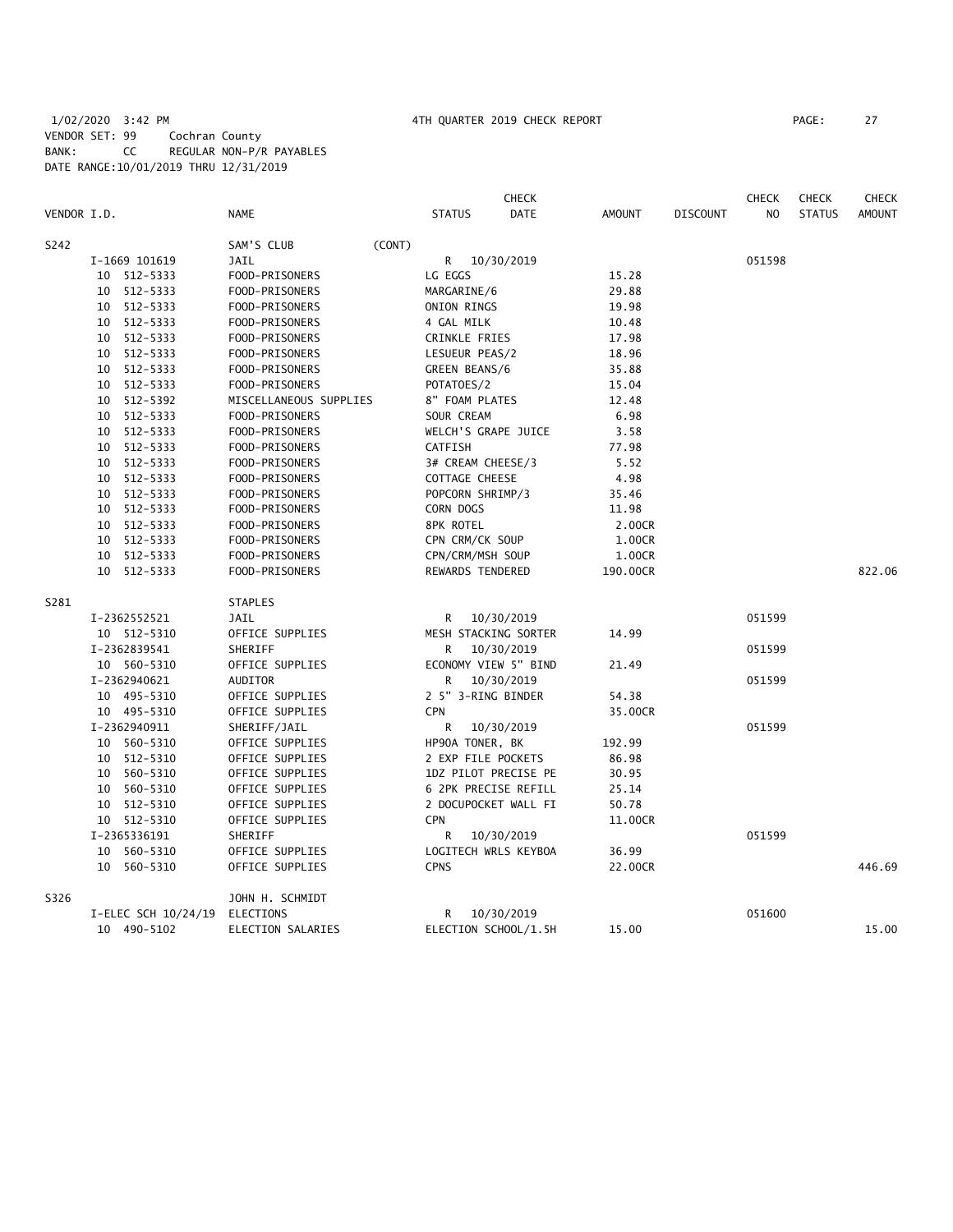1/02/2020 3:42 PM 4TH QUARTER 2019 CHECK REPORT
VENDOR SET: 99 Cochran County
BANK: CC REGULAR NON-P/R PAYABLES
DATE RANGE:10/01/2019 THRU 12/31/2019

| VENDOR I.D. | NAME | STATUS | CHECK DATE | AMOUNT | DISCOUNT | CHECK NO | CHECK STATUS | CHECK AMOUNT |
|---|---|---|---|---|---|---|---|---|
| S242 | SAM'S CLUB (CONT) | | | | | | | |
| I-1669 101619 | JAIL | R | 10/30/2019 | | | 051598 | | |
| 10 512-5333 | FOOD-PRISONERS | LG EGGS | | 15.28 | | | | |
| 10 512-5333 | FOOD-PRISONERS | MARGARINE/6 | | 29.88 | | | | |
| 10 512-5333 | FOOD-PRISONERS | ONION RINGS | | 19.98 | | | | |
| 10 512-5333 | FOOD-PRISONERS | 4 GAL MILK | | 10.48 | | | | |
| 10 512-5333 | FOOD-PRISONERS | CRINKLE FRIES | | 17.98 | | | | |
| 10 512-5333 | FOOD-PRISONERS | LESUEUR PEAS/2 | | 18.96 | | | | |
| 10 512-5333 | FOOD-PRISONERS | GREEN BEANS/6 | | 35.88 | | | | |
| 10 512-5333 | FOOD-PRISONERS | POTATOES/2 | | 15.04 | | | | |
| 10 512-5392 | MISCELLANEOUS SUPPLIES | 8" FOAM PLATES | | 12.48 | | | | |
| 10 512-5333 | FOOD-PRISONERS | SOUR CREAM | | 6.98 | | | | |
| 10 512-5333 | FOOD-PRISONERS | WELCH'S GRAPE JUICE | | 3.58 | | | | |
| 10 512-5333 | FOOD-PRISONERS | CATFISH | | 77.98 | | | | |
| 10 512-5333 | FOOD-PRISONERS | 3# CREAM CHEESE/3 | | 5.52 | | | | |
| 10 512-5333 | FOOD-PRISONERS | COTTAGE CHEESE | | 4.98 | | | | |
| 10 512-5333 | FOOD-PRISONERS | POPCORN SHRIMP/3 | | 35.46 | | | | |
| 10 512-5333 | FOOD-PRISONERS | CORN DOGS | | 11.98 | | | | |
| 10 512-5333 | FOOD-PRISONERS | 8PK ROTEL | | 2.00CR | | | | |
| 10 512-5333 | FOOD-PRISONERS | CPN CRM/CK SOUP | | 1.00CR | | | | |
| 10 512-5333 | FOOD-PRISONERS | CPN/CRM/MSH SOUP | | 1.00CR | | | | |
| 10 512-5333 | FOOD-PRISONERS | REWARDS TENDERED | | 190.00CR | | | | 822.06 |
| S281 | STAPLES | | | | | | | |
| I-2362552521 | JAIL | R | 10/30/2019 | | | 051599 | | |
| 10 512-5310 | OFFICE SUPPLIES | MESH STACKING SORTER | | 14.99 | | | | |
| I-2362839541 | SHERIFF | R | 10/30/2019 | | | 051599 | | |
| 10 560-5310 | OFFICE SUPPLIES | ECONOMY VIEW 5" BIND | | 21.49 | | | | |
| I-2362940621 | AUDITOR | R | 10/30/2019 | | | 051599 | | |
| 10 495-5310 | OFFICE SUPPLIES | 2 5" 3-RING BINDER | | 54.38 | | | | |
| 10 495-5310 | OFFICE SUPPLIES | CPN | | 35.00CR | | | | |
| I-2362940911 | SHERIFF/JAIL | R | 10/30/2019 | | | 051599 | | |
| 10 560-5310 | OFFICE SUPPLIES | HP90A TONER, BK | | 192.99 | | | | |
| 10 512-5310 | OFFICE SUPPLIES | 2 EXP FILE POCKETS | | 86.98 | | | | |
| 10 560-5310 | OFFICE SUPPLIES | 1DZ PILOT PRECISE PE | | 30.95 | | | | |
| 10 560-5310 | OFFICE SUPPLIES | 6 2PK PRECISE REFILL | | 25.14 | | | | |
| 10 512-5310 | OFFICE SUPPLIES | 2 DOCUPOCKET WALL FI | | 50.78 | | | | |
| 10 512-5310 | OFFICE SUPPLIES | CPN | | 11.00CR | | | | |
| I-2365336191 | SHERIFF | R | 10/30/2019 | | | 051599 | | |
| 10 560-5310 | OFFICE SUPPLIES | LOGITECH WRLS KEYBOA | | 36.99 | | | | |
| 10 560-5310 | OFFICE SUPPLIES | CPNS | | 22.00CR | | | | 446.69 |
| S326 | JOHN H. SCHMIDT | | | | | | | |
| I-ELEC SCH 10/24/19 | ELECTIONS | R | 10/30/2019 | | | 051600 | | |
| 10 490-5102 | ELECTION SALARIES | ELECTION SCHOOL/1.5H | | 15.00 | | | | 15.00 |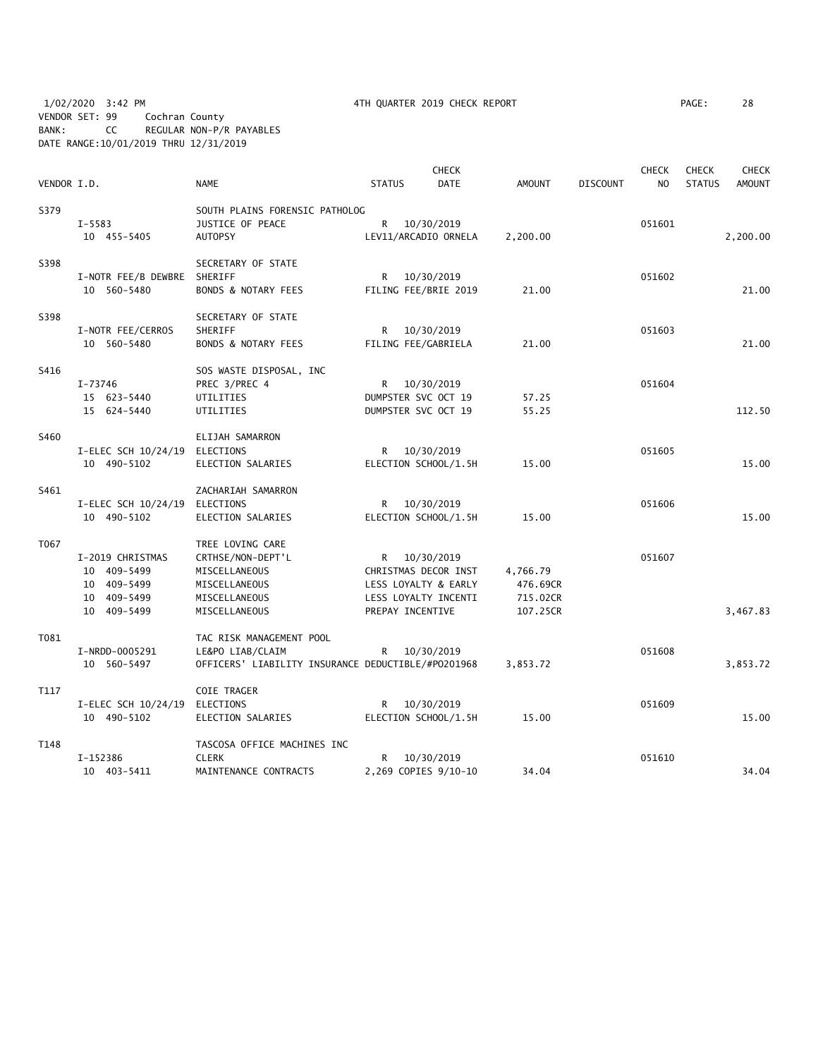1/02/2020 3:42 PM 4TH QUARTER 2019 CHECK REPORT

VENDOR SET: 99 Cochran County
BANK: CC REGULAR NON-P/R PAYABLES
DATE RANGE:10/01/2019 THRU 12/31/2019

| VENDOR I.D. | NAME | STATUS | CHECK DATE | AMOUNT | DISCOUNT | CHECK NO | CHECK STATUS | CHECK AMOUNT |
|---|---|---|---|---|---|---|---|---|
| S379 | SOUTH PLAINS FORENSIC PATHOLOG | | | | | | | |
| I-5583 | JUSTICE OF PEACE | R | 10/30/2019 | | | 051601 | | |
| 10 455-5405 | AUTOPSY | LEV11/ARCADIO ORNELA | | 2,200.00 | | | | 2,200.00 |
| S398 | SECRETARY OF STATE | | | | | | | |
| I-NOTR FEE/B DEWBRE | SHERIFF | R | 10/30/2019 | | | 051602 | | |
| 10 560-5480 | BONDS & NOTARY FEES | FILING FEE/BRIE 2019 | | 21.00 | | | | 21.00 |
| S398 | SECRETARY OF STATE | | | | | | | |
| I-NOTR FEE/CERROS | SHERIFF | R | 10/30/2019 | | | 051603 | | |
| 10 560-5480 | BONDS & NOTARY FEES | FILING FEE/GABRIELA | | 21.00 | | | | 21.00 |
| S416 | SOS WASTE DISPOSAL, INC | | | | | | | |
| I-73746 | PREC 3/PREC 4 | R | 10/30/2019 | | | 051604 | | |
| 15 623-5440 | UTILITIES | DUMPSTER SVC OCT 19 | | 57.25 | | | | |
| 15 624-5440 | UTILITIES | DUMPSTER SVC OCT 19 | | 55.25 | | | | 112.50 |
| S460 | ELIJAH SAMARRON | | | | | | | |
| I-ELEC SCH 10/24/19 | ELECTIONS | R | 10/30/2019 | | | 051605 | | |
| 10 490-5102 | ELECTION SALARIES | ELECTION SCHOOL/1.5H | | 15.00 | | | | 15.00 |
| S461 | ZACHARIAH SAMARRON | | | | | | | |
| I-ELEC SCH 10/24/19 | ELECTIONS | R | 10/30/2019 | | | 051606 | | |
| 10 490-5102 | ELECTION SALARIES | ELECTION SCHOOL/1.5H | | 15.00 | | | | 15.00 |
| T067 | TREE LOVING CARE | | | | | | | |
| I-2019 CHRISTMAS | CRTHSE/NON-DEPT'L | R | 10/30/2019 | | | 051607 | | |
| 10 409-5499 | MISCELLANEOUS | CHRISTMAS DECOR INST | | 4,766.79 | | | | |
| 10 409-5499 | MISCELLANEOUS | LESS LOYALTY & EARLY | | 476.69CR | | | | |
| 10 409-5499 | MISCELLANEOUS | LESS LOYALTY INCENTI | | 715.02CR | | | | |
| 10 409-5499 | MISCELLANEOUS | PREPAY INCENTIVE | | 107.25CR | | | | 3,467.83 |
| T081 | TAC RISK MANAGEMENT POOL | | | | | | | |
| I-NRDD-0005291 | LE&PO LIAB/CLAIM | R | 10/30/2019 | | | 051608 | | |
| 10 560-5497 | OFFICERS' LIABILITY INSURANCE DEDUCTIBLE/#PO201968 | | | 3,853.72 | | | | 3,853.72 |
| T117 | COIE TRAGER | | | | | | | |
| I-ELEC SCH 10/24/19 | ELECTIONS | R | 10/30/2019 | | | 051609 | | |
| 10 490-5102 | ELECTION SALARIES | ELECTION SCHOOL/1.5H | | 15.00 | | | | 15.00 |
| T148 | TASCOSA OFFICE MACHINES INC | | | | | | | |
| I-152386 | CLERK | R | 10/30/2019 | | | 051610 | | |
| 10 403-5411 | MAINTENANCE CONTRACTS | 2,269 COPIES 9/10-10 | | 34.04 | | | | 34.04 |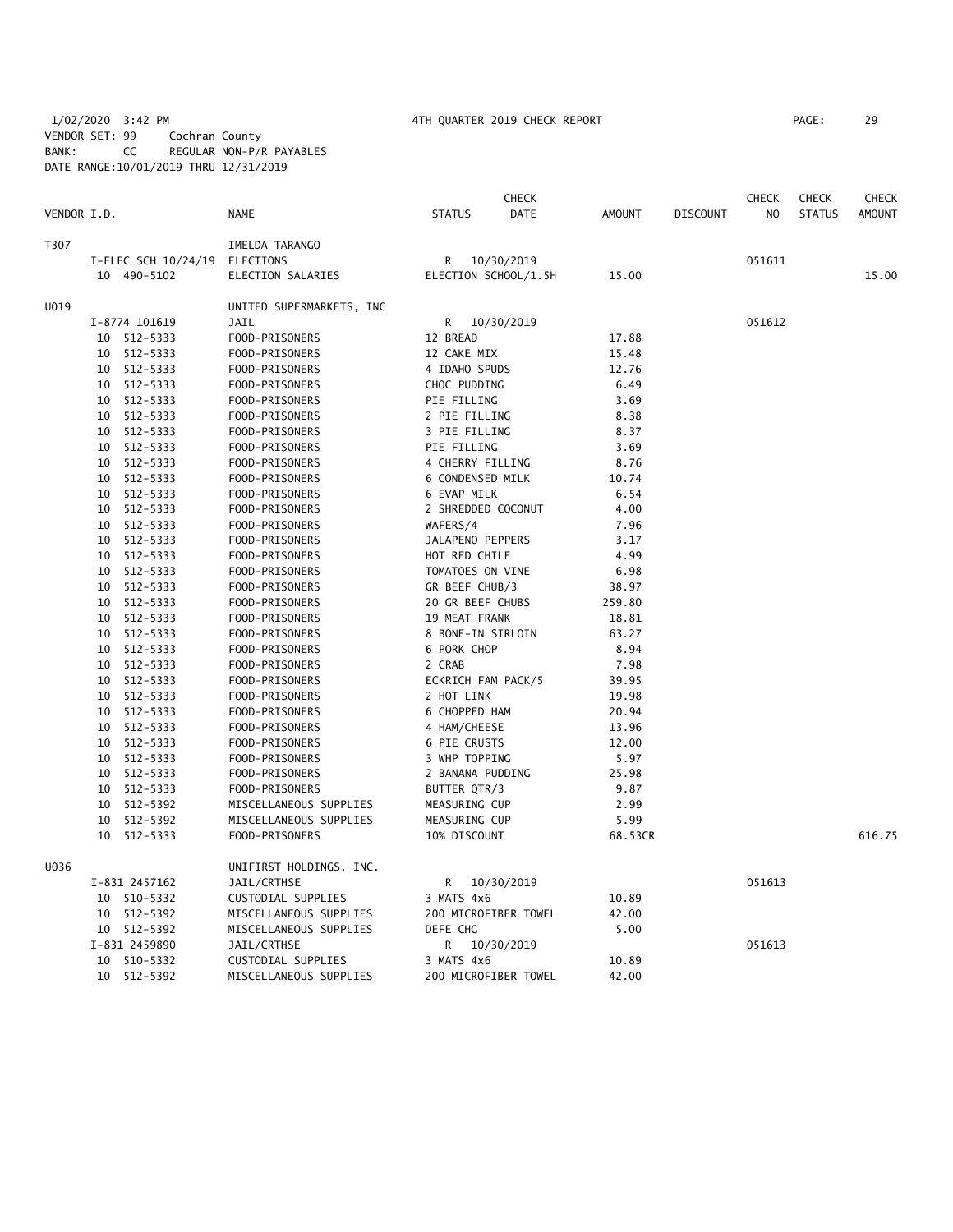1/02/2020 3:42 PM 4TH QUARTER 2019 CHECK REPORT PAGE: 29
VENDOR SET: 99 Cochran County
BANK: CC REGULAR NON-P/R PAYABLES
DATE RANGE:10/01/2019 THRU 12/31/2019

| VENDOR I.D. | NAME | STATUS | CHECK DATE | AMOUNT | DISCOUNT | CHECK NO | CHECK STATUS | CHECK AMOUNT |
|---|---|---|---|---|---|---|---|---|
| T307 | IMELDA TARANGO | | | | | | | |
| I-ELEC SCH 10/24/19 | ELECTIONS | R | 10/30/2019 | | | 051611 | | |
| 10 490-5102 | ELECTION SALARIES | ELECTION SCHOOL/1.5H | | 15.00 | | | | 15.00 |
| U019 | UNITED SUPERMARKETS, INC | | | | | | | |
| I-8774 101619 | JAIL | R | 10/30/2019 | | | 051612 | | |
| 10 512-5333 | FOOD-PRISONERS | 12 BREAD | | 17.88 | | | | |
| 10 512-5333 | FOOD-PRISONERS | 12 CAKE MIX | | 15.48 | | | | |
| 10 512-5333 | FOOD-PRISONERS | 4 IDAHO SPUDS | | 12.76 | | | | |
| 10 512-5333 | FOOD-PRISONERS | CHOC PUDDING | | 6.49 | | | | |
| 10 512-5333 | FOOD-PRISONERS | PIE FILLING | | 3.69 | | | | |
| 10 512-5333 | FOOD-PRISONERS | 2 PIE FILLING | | 8.38 | | | | |
| 10 512-5333 | FOOD-PRISONERS | 3 PIE FILLING | | 8.37 | | | | |
| 10 512-5333 | FOOD-PRISONERS | PIE FILLING | | 3.69 | | | | |
| 10 512-5333 | FOOD-PRISONERS | 4 CHERRY FILLING | | 8.76 | | | | |
| 10 512-5333 | FOOD-PRISONERS | 6 CONDENSED MILK | | 10.74 | | | | |
| 10 512-5333 | FOOD-PRISONERS | 6 EVAP MILK | | 6.54 | | | | |
| 10 512-5333 | FOOD-PRISONERS | 2 SHREDDED COCONUT | | 4.00 | | | | |
| 10 512-5333 | FOOD-PRISONERS | WAFERS/4 | | 7.96 | | | | |
| 10 512-5333 | FOOD-PRISONERS | JALAPENO PEPPERS | | 3.17 | | | | |
| 10 512-5333 | FOOD-PRISONERS | HOT RED CHILE | | 4.99 | | | | |
| 10 512-5333 | FOOD-PRISONERS | TOMATOES ON VINE | | 6.98 | | | | |
| 10 512-5333 | FOOD-PRISONERS | GR BEEF CHUB/3 | | 38.97 | | | | |
| 10 512-5333 | FOOD-PRISONERS | 20 GR BEEF CHUBS | | 259.80 | | | | |
| 10 512-5333 | FOOD-PRISONERS | 19 MEAT FRANK | | 18.81 | | | | |
| 10 512-5333 | FOOD-PRISONERS | 8 BONE-IN SIRLOIN | | 63.27 | | | | |
| 10 512-5333 | FOOD-PRISONERS | 6 PORK CHOP | | 8.94 | | | | |
| 10 512-5333 | FOOD-PRISONERS | 2 CRAB | | 7.98 | | | | |
| 10 512-5333 | FOOD-PRISONERS | ECKRICH FAM PACK/5 | | 39.95 | | | | |
| 10 512-5333 | FOOD-PRISONERS | 2 HOT LINK | | 19.98 | | | | |
| 10 512-5333 | FOOD-PRISONERS | 6 CHOPPED HAM | | 20.94 | | | | |
| 10 512-5333 | FOOD-PRISONERS | 4 HAM/CHEESE | | 13.96 | | | | |
| 10 512-5333 | FOOD-PRISONERS | 6 PIE CRUSTS | | 12.00 | | | | |
| 10 512-5333 | FOOD-PRISONERS | 3 WHP TOPPING | | 5.97 | | | | |
| 10 512-5333 | FOOD-PRISONERS | 2 BANANA PUDDING | | 25.98 | | | | |
| 10 512-5333 | FOOD-PRISONERS | BUTTER QTR/3 | | 9.87 | | | | |
| 10 512-5392 | MISCELLANEOUS SUPPLIES | MEASURING CUP | | 2.99 | | | | |
| 10 512-5392 | MISCELLANEOUS SUPPLIES | MEASURING CUP | | 5.99 | | | | |
| 10 512-5333 | FOOD-PRISONERS | 10% DISCOUNT | | 68.53CR | | | | 616.75 |
| U036 | UNIFIRST HOLDINGS, INC. | | | | | | | |
| I-831 2457162 | JAIL/CRTHSE | R | 10/30/2019 | | | 051613 | | |
| 10 510-5332 | CUSTODIAL SUPPLIES | 3 MATS 4x6 | | 10.89 | | | | |
| 10 512-5392 | MISCELLANEOUS SUPPLIES | 200 MICROFIBER TOWEL | | 42.00 | | | | |
| 10 512-5392 | MISCELLANEOUS SUPPLIES | DEFE CHG | | 5.00 | | | | |
| I-831 2459890 | JAIL/CRTHSE | R | 10/30/2019 | | | 051613 | | |
| 10 510-5332 | CUSTODIAL SUPPLIES | 3 MATS 4x6 | | 10.89 | | | | |
| 10 512-5392 | MISCELLANEOUS SUPPLIES | 200 MICROFIBER TOWEL | | 42.00 | | | | |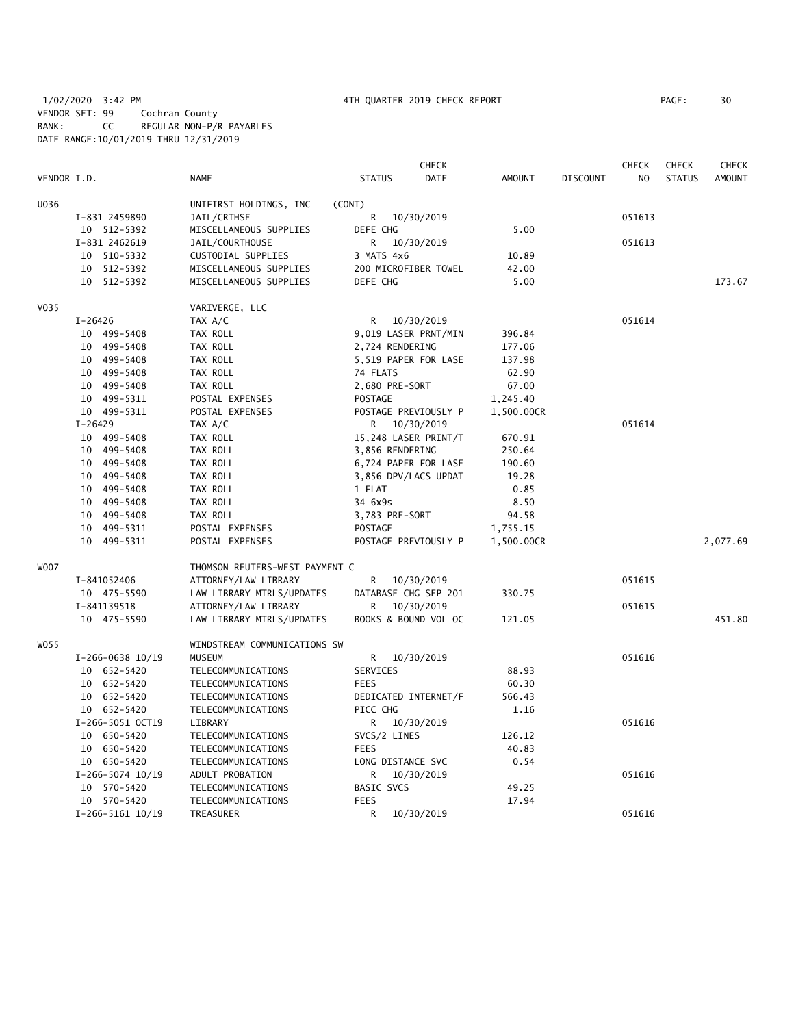1/02/2020 3:42 PM 4TH QUARTER 2019 CHECK REPORT
VENDOR SET: 99 Cochran County
BANK: CC REGULAR NON-P/R PAYABLES
DATE RANGE:10/01/2019 THRU 12/31/2019

| VENDOR I.D. | NAME | STATUS | CHECK DATE | AMOUNT | DISCOUNT | CHECK NO | CHECK STATUS | CHECK AMOUNT |
|---|---|---|---|---|---|---|---|---|
| U036 | UNIFIRST HOLDINGS, INC (CONT) | | | | | | | |
| I-831 2459890 | JAIL/CRTHSE | R | 10/30/2019 | | | 051613 | | |
| 10 512-5392 | MISCELLANEOUS SUPPLIES | DEFE CHG | | 5.00 | | | | |
| I-831 2462619 | JAIL/COURTHOUSE | R | 10/30/2019 | | | 051613 | | |
| 10 510-5332 | CUSTODIAL SUPPLIES | 3 MATS 4x6 | | 10.89 | | | | |
| 10 512-5392 | MISCELLANEOUS SUPPLIES | 200 MICROFIBER TOWEL | | 42.00 | | | | |
| 10 512-5392 | MISCELLANEOUS SUPPLIES | DEFE CHG | | 5.00 | | | | 173.67 |
| V035 | VARIVERGE, LLC | | | | | | | |
| I-26426 | TAX A/C | R | 10/30/2019 | | | 051614 | | |
| 10 499-5408 | TAX ROLL | 9,019 LASER PRNT/MIN | | 396.84 | | | | |
| 10 499-5408 | TAX ROLL | 2,724 RENDERING | | 177.06 | | | | |
| 10 499-5408 | TAX ROLL | 5,519 PAPER FOR LASE | | 137.98 | | | | |
| 10 499-5408 | TAX ROLL | 74 FLATS | | 62.90 | | | | |
| 10 499-5408 | TAX ROLL | 2,680 PRE-SORT | | 67.00 | | | | |
| 10 499-5311 | POSTAL EXPENSES | POSTAGE | | 1,245.40 | | | | |
| 10 499-5311 | POSTAL EXPENSES | POSTAGE PREVIOUSLY P | | 1,500.00CR | | | | |
| I-26429 | TAX A/C | R | 10/30/2019 | | | 051614 | | |
| 10 499-5408 | TAX ROLL | 15,248 LASER PRINT/T | | 670.91 | | | | |
| 10 499-5408 | TAX ROLL | 3,856 RENDERING | | 250.64 | | | | |
| 10 499-5408 | TAX ROLL | 6,724 PAPER FOR LASE | | 190.60 | | | | |
| 10 499-5408 | TAX ROLL | 3,856 DPV/LACS UPDAT | | 19.28 | | | | |
| 10 499-5408 | TAX ROLL | 1 FLAT | | 0.85 | | | | |
| 10 499-5408 | TAX ROLL | 34 6x9s | | 8.50 | | | | |
| 10 499-5408 | TAX ROLL | 3,783 PRE-SORT | | 94.58 | | | | |
| 10 499-5311 | POSTAL EXPENSES | POSTAGE | | 1,755.15 | | | | |
| 10 499-5311 | POSTAL EXPENSES | POSTAGE PREVIOUSLY P | | 1,500.00CR | | | | 2,077.69 |
| W007 | THOMSON REUTERS-WEST PAYMENT C | | | | | | | |
| I-841052406 | ATTORNEY/LAW LIBRARY | R | 10/30/2019 | | | 051615 | | |
| 10 475-5590 | LAW LIBRARY MTRLS/UPDATES | DATABASE CHG SEP 201 | | 330.75 | | | | |
| I-841139518 | ATTORNEY/LAW LIBRARY | R | 10/30/2019 | | | 051615 | | |
| 10 475-5590 | LAW LIBRARY MTRLS/UPDATES | BOOKS & BOUND VOL OC | | 121.05 | | | | 451.80 |
| W055 | WINDSTREAM COMMUNICATIONS SW | | | | | | | |
| I-266-0638 10/19 | MUSEUM | R | 10/30/2019 | | | 051616 | | |
| 10 652-5420 | TELECOMMUNICATIONS | SERVICES | | 88.93 | | | | |
| 10 652-5420 | TELECOMMUNICATIONS | FEES | | 60.30 | | | | |
| 10 652-5420 | TELECOMMUNICATIONS | DEDICATED INTERNET/F | | 566.43 | | | | |
| 10 652-5420 | TELECOMMUNICATIONS | PICC CHG | | 1.16 | | | | |
| I-266-5051 OCT19 | LIBRARY | R | 10/30/2019 | | | 051616 | | |
| 10 650-5420 | TELECOMMUNICATIONS | SVCS/2 LINES | | 126.12 | | | | |
| 10 650-5420 | TELECOMMUNICATIONS | FEES | | 40.83 | | | | |
| 10 650-5420 | TELECOMMUNICATIONS | LONG DISTANCE SVC | | 0.54 | | | | |
| I-266-5074 10/19 | ADULT PROBATION | R | 10/30/2019 | | | 051616 | | |
| 10 570-5420 | TELECOMMUNICATIONS | BASIC SVCS | | 49.25 | | | | |
| 10 570-5420 | TELECOMMUNICATIONS | FEES | | 17.94 | | | | |
| I-266-5161 10/19 | TREASURER | R | 10/30/2019 | | | 051616 | | |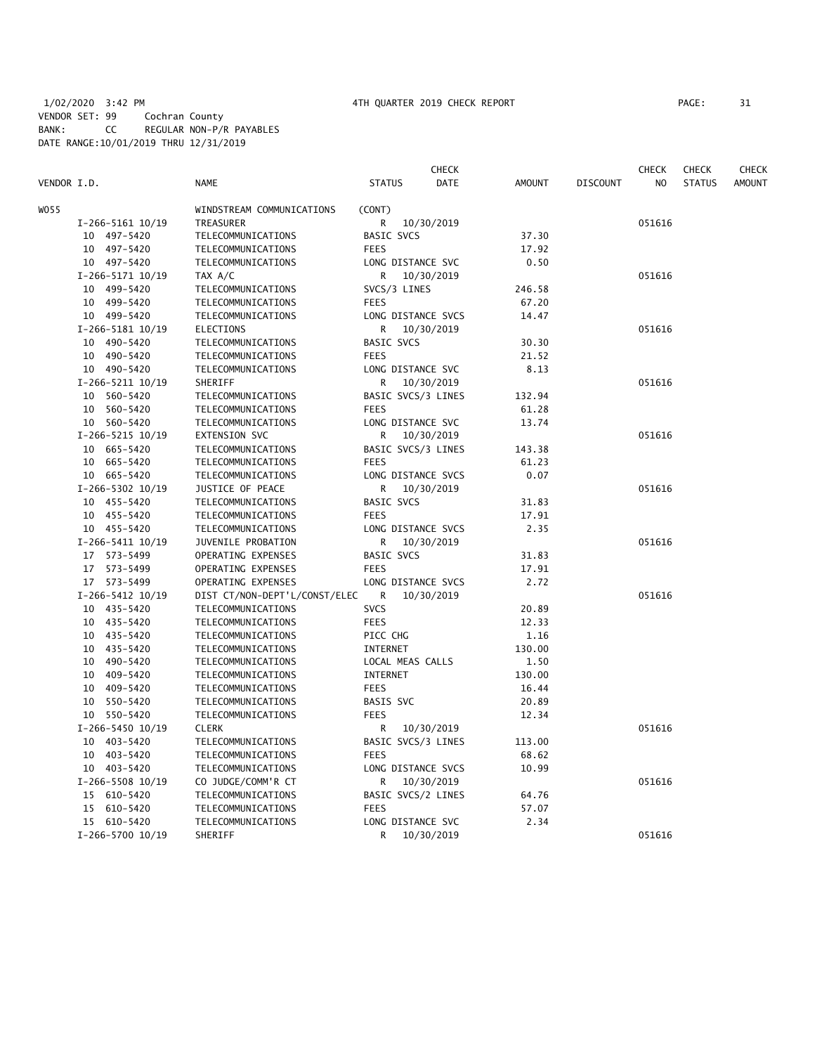1/02/2020 3:42 PM 4TH QUARTER 2019 CHECK REPORT
VENDOR SET: 99 Cochran County
BANK: CC REGULAR NON-P/R PAYABLES
DATE RANGE:10/01/2019 THRU 12/31/2019

| VENDOR I.D. | NAME | STATUS | CHECK DATE | AMOUNT | DISCOUNT | CHECK NO | CHECK STATUS | CHECK AMOUNT |
|---|---|---|---|---|---|---|---|---|
| W055 | WINDSTREAM COMMUNICATIONS | (CONT) | | | | | | |
| I-266-5161 10/19 | TREASURER | R | 10/30/2019 | | | 051616 | | |
| 10 497-5420 | TELECOMMUNICATIONS | BASIC SVCS | | 37.30 | | | | |
| 10 497-5420 | TELECOMMUNICATIONS | FEES | | 17.92 | | | | |
| 10 497-5420 | TELECOMMUNICATIONS | LONG DISTANCE SVC | | 0.50 | | | | |
| I-266-5171 10/19 | TAX A/C | R | 10/30/2019 | | | 051616 | | |
| 10 499-5420 | TELECOMMUNICATIONS | SVCS/3 LINES | | 246.58 | | | | |
| 10 499-5420 | TELECOMMUNICATIONS | FEES | | 67.20 | | | | |
| 10 499-5420 | TELECOMMUNICATIONS | LONG DISTANCE SVCS | | 14.47 | | | | |
| I-266-5181 10/19 | ELECTIONS | R | 10/30/2019 | | | 051616 | | |
| 10 490-5420 | TELECOMMUNICATIONS | BASIC SVCS | | 30.30 | | | | |
| 10 490-5420 | TELECOMMUNICATIONS | FEES | | 21.52 | | | | |
| 10 490-5420 | TELECOMMUNICATIONS | LONG DISTANCE SVC | | 8.13 | | | | |
| I-266-5211 10/19 | SHERIFF | R | 10/30/2019 | | | 051616 | | |
| 10 560-5420 | TELECOMMUNICATIONS | BASIC SVCS/3 LINES | | 132.94 | | | | |
| 10 560-5420 | TELECOMMUNICATIONS | FEES | | 61.28 | | | | |
| 10 560-5420 | TELECOMMUNICATIONS | LONG DISTANCE SVC | | 13.74 | | | | |
| I-266-5215 10/19 | EXTENSION SVC | R | 10/30/2019 | | | 051616 | | |
| 10 665-5420 | TELECOMMUNICATIONS | BASIC SVCS/3 LINES | | 143.38 | | | | |
| 10 665-5420 | TELECOMMUNICATIONS | FEES | | 61.23 | | | | |
| 10 665-5420 | TELECOMMUNICATIONS | LONG DISTANCE SVCS | | 0.07 | | | | |
| I-266-5302 10/19 | JUSTICE OF PEACE | R | 10/30/2019 | | | 051616 | | |
| 10 455-5420 | TELECOMMUNICATIONS | BASIC SVCS | | 31.83 | | | | |
| 10 455-5420 | TELECOMMUNICATIONS | FEES | | 17.91 | | | | |
| 10 455-5420 | TELECOMMUNICATIONS | LONG DISTANCE SVCS | | 2.35 | | | | |
| I-266-5411 10/19 | JUVENILE PROBATION | R | 10/30/2019 | | | 051616 | | |
| 17 573-5499 | OPERATING EXPENSES | BASIC SVCS | | 31.83 | | | | |
| 17 573-5499 | OPERATING EXPENSES | FEES | | 17.91 | | | | |
| 17 573-5499 | OPERATING EXPENSES | LONG DISTANCE SVCS | | 2.72 | | | | |
| I-266-5412 10/19 | DIST CT/NON-DEPT'L/CONST/ELEC | R | 10/30/2019 | | | 051616 | | |
| 10 435-5420 | TELECOMMUNICATIONS | SVCS | | 20.89 | | | | |
| 10 435-5420 | TELECOMMUNICATIONS | FEES | | 12.33 | | | | |
| 10 435-5420 | TELECOMMUNICATIONS | PICC CHG | | 1.16 | | | | |
| 10 435-5420 | TELECOMMUNICATIONS | INTERNET | | 130.00 | | | | |
| 10 490-5420 | TELECOMMUNICATIONS | LOCAL MEAS CALLS | | 1.50 | | | | |
| 10 409-5420 | TELECOMMUNICATIONS | INTERNET | | 130.00 | | | | |
| 10 409-5420 | TELECOMMUNICATIONS | FEES | | 16.44 | | | | |
| 10 550-5420 | TELECOMMUNICATIONS | BASIS SVC | | 20.89 | | | | |
| 10 550-5420 | TELECOMMUNICATIONS | FEES | | 12.34 | | | | |
| I-266-5450 10/19 | CLERK | R | 10/30/2019 | | | 051616 | | |
| 10 403-5420 | TELECOMMUNICATIONS | BASIC SVCS/3 LINES | | 113.00 | | | | |
| 10 403-5420 | TELECOMMUNICATIONS | FEES | | 68.62 | | | | |
| 10 403-5420 | TELECOMMUNICATIONS | LONG DISTANCE SVCS | | 10.99 | | | | |
| I-266-5508 10/19 | CO JUDGE/COMM'R CT | R | 10/30/2019 | | | 051616 | | |
| 15 610-5420 | TELECOMMUNICATIONS | BASIC SVCS/2 LINES | | 64.76 | | | | |
| 15 610-5420 | TELECOMMUNICATIONS | FEES | | 57.07 | | | | |
| 15 610-5420 | TELECOMMUNICATIONS | LONG DISTANCE SVC | | 2.34 | | | | |
| I-266-5700 10/19 | SHERIFF | R | 10/30/2019 | | | 051616 | | |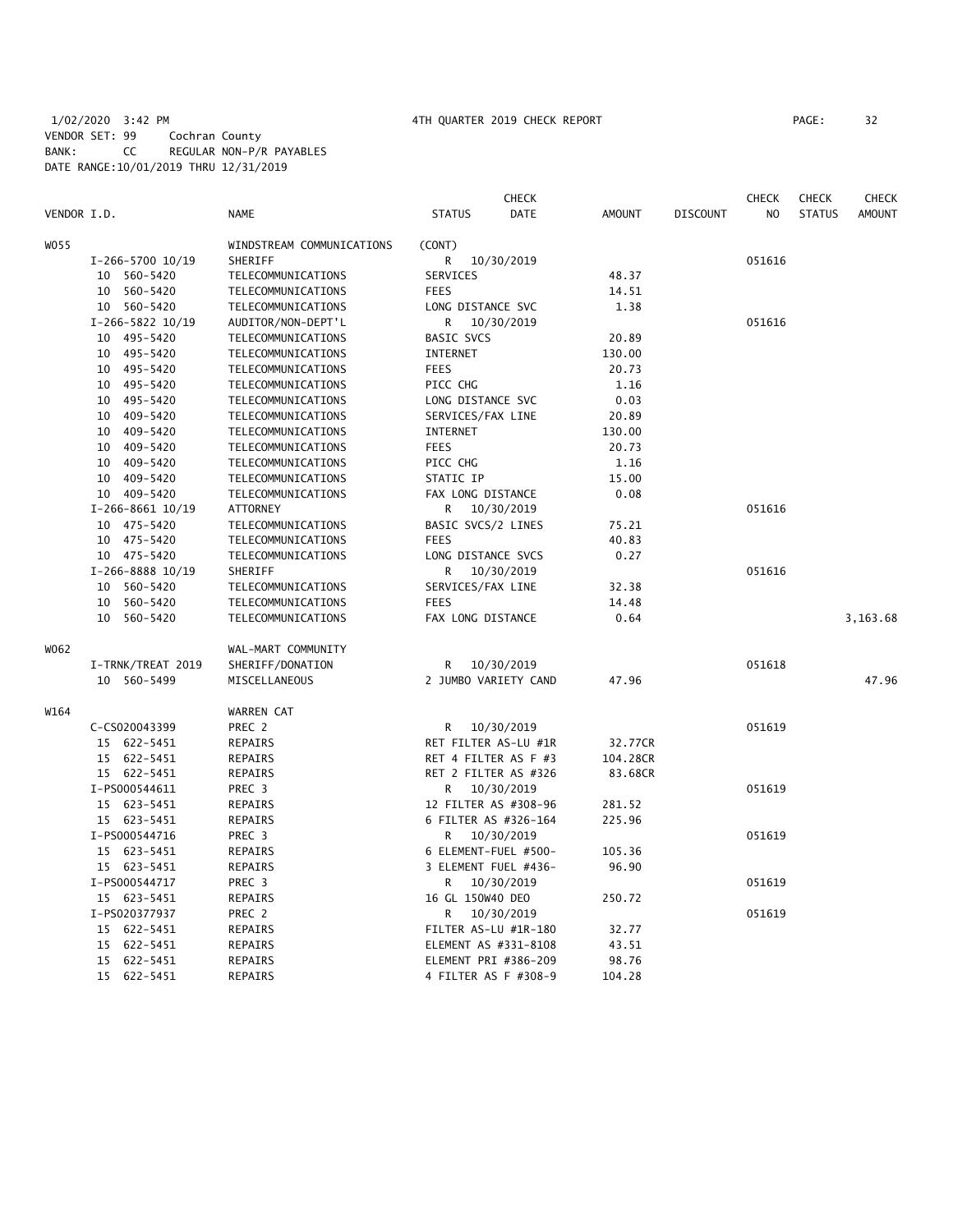1/02/2020 3:42 PM 4TH QUARTER 2019 CHECK REPORT
VENDOR SET: 99 Cochran County
BANK: CC REGULAR NON-P/R PAYABLES
DATE RANGE:10/01/2019 THRU 12/31/2019

| VENDOR I.D. | NAME | STATUS | CHECK DATE | AMOUNT | DISCOUNT | CHECK NO | CHECK STATUS | CHECK AMOUNT |
|---|---|---|---|---|---|---|---|---|
| W055 | WINDSTREAM COMMUNICATIONS | (CONT) | | | | | | |
| I-266-5700 10/19 | SHERIFF | R | 10/30/2019 | | | 051616 | | |
| 10 560-5420 | TELECOMMUNICATIONS | SERVICES | | 48.37 | | | | |
| 10 560-5420 | TELECOMMUNICATIONS | FEES | | 14.51 | | | | |
| 10 560-5420 | TELECOMMUNICATIONS | LONG DISTANCE SVC | | 1.38 | | | | |
| I-266-5822 10/19 | AUDITOR/NON-DEPT'L | R | 10/30/2019 | | | 051616 | | |
| 10 495-5420 | TELECOMMUNICATIONS | BASIC SVCS | | 20.89 | | | | |
| 10 495-5420 | TELECOMMUNICATIONS | INTERNET | | 130.00 | | | | |
| 10 495-5420 | TELECOMMUNICATIONS | FEES | | 20.73 | | | | |
| 10 495-5420 | TELECOMMUNICATIONS | PICC CHG | | 1.16 | | | | |
| 10 495-5420 | TELECOMMUNICATIONS | LONG DISTANCE SVC | | 0.03 | | | | |
| 10 409-5420 | TELECOMMUNICATIONS | SERVICES/FAX LINE | | 20.89 | | | | |
| 10 409-5420 | TELECOMMUNICATIONS | INTERNET | | 130.00 | | | | |
| 10 409-5420 | TELECOMMUNICATIONS | FEES | | 20.73 | | | | |
| 10 409-5420 | TELECOMMUNICATIONS | PICC CHG | | 1.16 | | | | |
| 10 409-5420 | TELECOMMUNICATIONS | STATIC IP | | 15.00 | | | | |
| 10 409-5420 | TELECOMMUNICATIONS | FAX LONG DISTANCE | | 0.08 | | | | |
| I-266-8661 10/19 | ATTORNEY | R | 10/30/2019 | | | 051616 | | |
| 10 475-5420 | TELECOMMUNICATIONS | BASIC SVCS/2 LINES | | 75.21 | | | | |
| 10 475-5420 | TELECOMMUNICATIONS | FEES | | 40.83 | | | | |
| 10 475-5420 | TELECOMMUNICATIONS | LONG DISTANCE SVCS | | 0.27 | | | | |
| I-266-8888 10/19 | SHERIFF | R | 10/30/2019 | | | 051616 | | |
| 10 560-5420 | TELECOMMUNICATIONS | SERVICES/FAX LINE | | 32.38 | | | | |
| 10 560-5420 | TELECOMMUNICATIONS | FEES | | 14.48 | | | | |
| 10 560-5420 | TELECOMMUNICATIONS | FAX LONG DISTANCE | | 0.64 | | | | 3,163.68 |
| W062 | WAL-MART COMMUNITY | | | | | | | |
| I-TRNK/TREAT 2019 | SHERIFF/DONATION | R | 10/30/2019 | | | 051618 | | |
| 10 560-5499 | MISCELLANEOUS | 2 JUMBO VARIETY CAND | | 47.96 | | | | 47.96 |
| W164 | WARREN CAT | | | | | | | |
| C-CS020043399 | PREC 2 | R | 10/30/2019 | | | 051619 | | |
| 15 622-5451 | REPAIRS | RET FILTER AS-LU #1R | | 32.77CR | | | | |
| 15 622-5451 | REPAIRS | RET 4 FILTER AS F #3 | | 104.28CR | | | | |
| 15 622-5451 | REPAIRS | RET 2 FILTER AS #326 | | 83.68CR | | | | |
| I-PS000544611 | PREC 3 | R | 10/30/2019 | | | 051619 | | |
| 15 623-5451 | REPAIRS | 12 FILTER AS #308-96 | | 281.52 | | | | |
| 15 623-5451 | REPAIRS | 6 FILTER AS #326-164 | | 225.96 | | | | |
| I-PS000544716 | PREC 3 | R | 10/30/2019 | | | 051619 | | |
| 15 623-5451 | REPAIRS | 6 ELEMENT-FUEL #500- | | 105.36 | | | | |
| 15 623-5451 | REPAIRS | 3 ELEMENT FUEL #436- | | 96.90 | | | | |
| I-PS000544717 | PREC 3 | R | 10/30/2019 | | | 051619 | | |
| 15 623-5451 | REPAIRS | 16 GL 150W40 DEO | | 250.72 | | | | |
| I-PS020377937 | PREC 2 | R | 10/30/2019 | | | 051619 | | |
| 15 622-5451 | REPAIRS | FILTER AS-LU #1R-180 | | 32.77 | | | | |
| 15 622-5451 | REPAIRS | ELEMENT AS #331-8108 | | 43.51 | | | | |
| 15 622-5451 | REPAIRS | ELEMENT PRI #386-209 | | 98.76 | | | | |
| 15 622-5451 | REPAIRS | 4 FILTER AS F #308-9 | | 104.28 | | | | |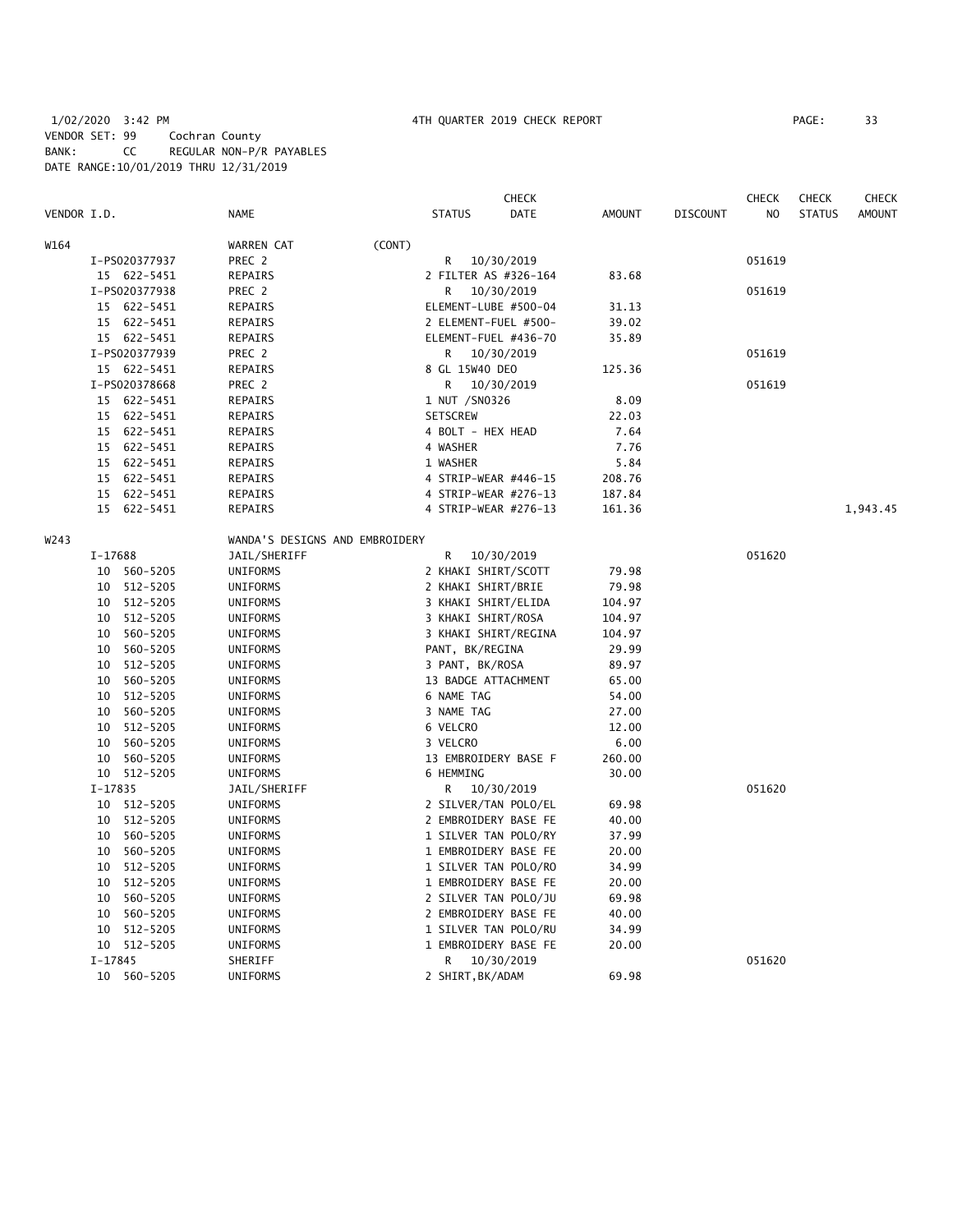1/02/2020 3:42 PM 4TH QUARTER 2019 CHECK REPORT PAGE: 33
VENDOR SET: 99 Cochran County
BANK: CC REGULAR NON-P/R PAYABLES
DATE RANGE:10/01/2019 THRU 12/31/2019

| VENDOR I.D. | NAME | STATUS | CHECK DATE | AMOUNT | DISCOUNT | CHECK NO | CHECK STATUS | CHECK AMOUNT |
|---|---|---|---|---|---|---|---|---|
| W164 | WARREN CAT (CONT) | | | | | | | |
| I-PS020377937 | PREC 2 | R | 10/30/2019 | | | 051619 | | |
| 15 622-5451 | REPAIRS | 2 FILTER AS #326-164 | | 83.68 | | | | |
| I-PS020377938 | PREC 2 | R | 10/30/2019 | | | 051619 | | |
| 15 622-5451 | REPAIRS | ELEMENT-LUBE #500-04 | | 31.13 | | | | |
| 15 622-5451 | REPAIRS | 2 ELEMENT-FUEL #500- | | 39.02 | | | | |
| 15 622-5451 | REPAIRS | ELEMENT-FUEL #436-70 | | 35.89 | | | | |
| I-PS020377939 | PREC 2 | R | 10/30/2019 | | | 051619 | | |
| 15 622-5451 | REPAIRS | 8 GL 15W40 DEO | | 125.36 | | | | |
| I-PS020378668 | PREC 2 | R | 10/30/2019 | | | 051619 | | |
| 15 622-5451 | REPAIRS | 1 NUT /SN0326 | | 8.09 | | | | |
| 15 622-5451 | REPAIRS | SETSCREW | | 22.03 | | | | |
| 15 622-5451 | REPAIRS | 4 BOLT - HEX HEAD | | 7.64 | | | | |
| 15 622-5451 | REPAIRS | 4 WASHER | | 7.76 | | | | |
| 15 622-5451 | REPAIRS | 1 WASHER | | 5.84 | | | | |
| 15 622-5451 | REPAIRS | 4 STRIP-WEAR #446-15 | | 208.76 | | | | |
| 15 622-5451 | REPAIRS | 4 STRIP-WEAR #276-13 | | 187.84 | | | | |
| 15 622-5451 | REPAIRS | 4 STRIP-WEAR #276-13 | | 161.36 | | | | 1,943.45 |
| W243 | WANDA'S DESIGNS AND EMBROIDERY | | | | | | | |
| I-17688 | JAIL/SHERIFF | R | 10/30/2019 | | | 051620 | | |
| 10 560-5205 | UNIFORMS | 2 KHAKI SHIRT/SCOTT | | 79.98 | | | | |
| 10 512-5205 | UNIFORMS | 2 KHAKI SHIRT/BRIE | | 79.98 | | | | |
| 10 512-5205 | UNIFORMS | 3 KHAKI SHIRT/ELIDA | | 104.97 | | | | |
| 10 512-5205 | UNIFORMS | 3 KHAKI SHIRT/ROSA | | 104.97 | | | | |
| 10 560-5205 | UNIFORMS | 3 KHAKI SHIRT/REGINA | | 104.97 | | | | |
| 10 560-5205 | UNIFORMS | PANT, BK/REGINA | | 29.99 | | | | |
| 10 512-5205 | UNIFORMS | 3 PANT, BK/ROSA | | 89.97 | | | | |
| 10 560-5205 | UNIFORMS | 13 BADGE ATTACHMENT | | 65.00 | | | | |
| 10 512-5205 | UNIFORMS | 6 NAME TAG | | 54.00 | | | | |
| 10 560-5205 | UNIFORMS | 3 NAME TAG | | 27.00 | | | | |
| 10 512-5205 | UNIFORMS | 6 VELCRO | | 12.00 | | | | |
| 10 560-5205 | UNIFORMS | 3 VELCRO | | 6.00 | | | | |
| 10 560-5205 | UNIFORMS | 13 EMBROIDERY BASE F | | 260.00 | | | | |
| 10 512-5205 | UNIFORMS | 6 HEMMING | | 30.00 | | | | |
| I-17835 | JAIL/SHERIFF | R | 10/30/2019 | | | 051620 | | |
| 10 512-5205 | UNIFORMS | 2 SILVER/TAN POLO/EL | | 69.98 | | | | |
| 10 512-5205 | UNIFORMS | 2 EMBROIDERY BASE FE | | 40.00 | | | | |
| 10 560-5205 | UNIFORMS | 1 SILVER TAN POLO/RY | | 37.99 | | | | |
| 10 560-5205 | UNIFORMS | 1 EMBROIDERY BASE FE | | 20.00 | | | | |
| 10 512-5205 | UNIFORMS | 1 SILVER TAN POLO/RO | | 34.99 | | | | |
| 10 512-5205 | UNIFORMS | 1 EMBROIDERY BASE FE | | 20.00 | | | | |
| 10 560-5205 | UNIFORMS | 2 SILVER TAN POLO/JU | | 69.98 | | | | |
| 10 560-5205 | UNIFORMS | 2 EMBROIDERY BASE FE | | 40.00 | | | | |
| 10 512-5205 | UNIFORMS | 1 SILVER TAN POLO/RU | | 34.99 | | | | |
| 10 512-5205 | UNIFORMS | 1 EMBROIDERY BASE FE | | 20.00 | | | | |
| I-17845 | SHERIFF | R | 10/30/2019 | | | 051620 | | |
| 10 560-5205 | UNIFORMS | 2 SHIRT,BK/ADAM | | 69.98 | | | | |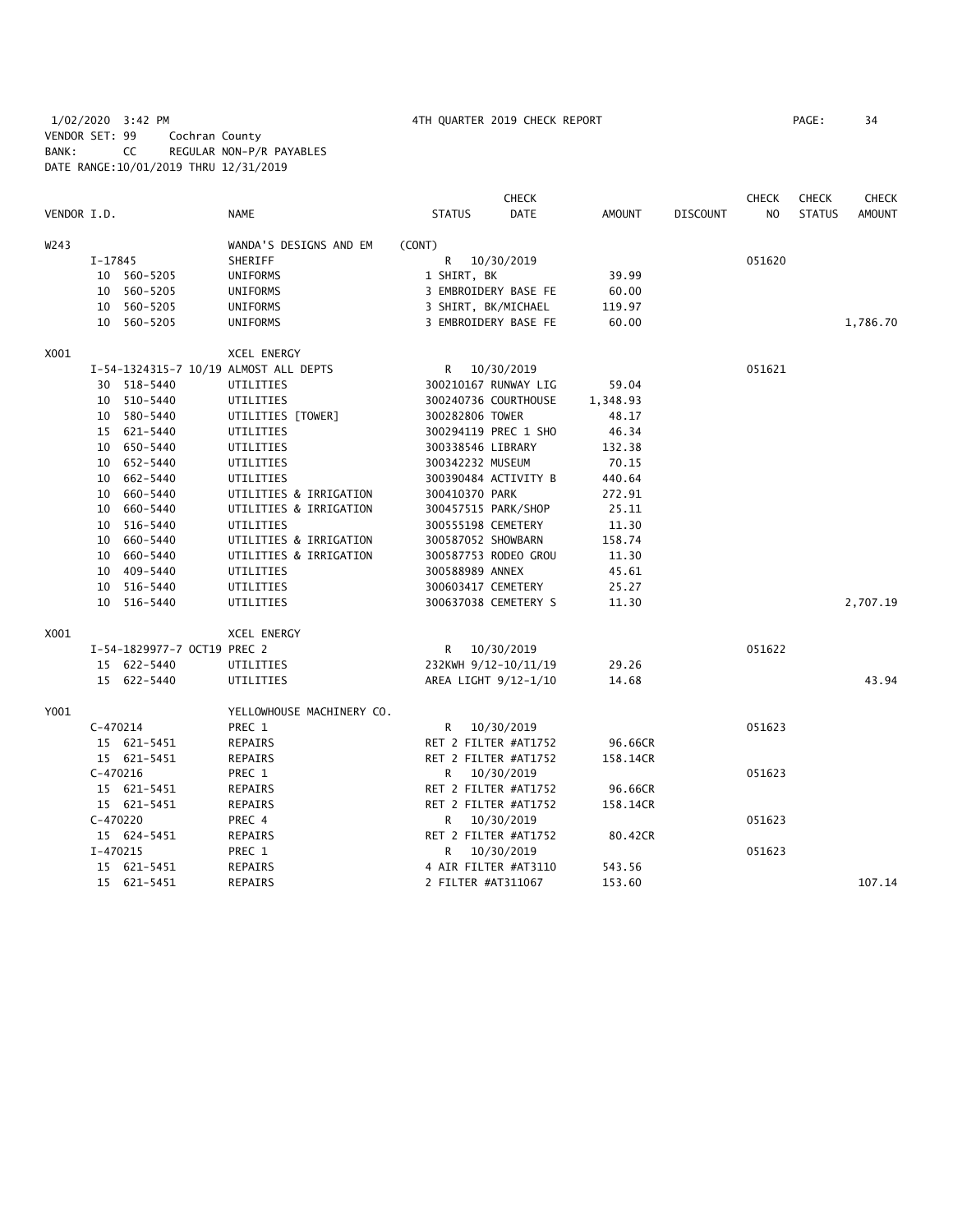1/02/2020 3:42 PM 4TH QUARTER 2019 CHECK REPORT

VENDOR SET: 99 Cochran County
BANK: CC REGULAR NON-P/R PAYABLES
DATE RANGE:10/01/2019 THRU 12/31/2019

| VENDOR I.D. | NAME | STATUS | CHECK DATE | AMOUNT | DISCOUNT | CHECK NO | CHECK STATUS | CHECK AMOUNT |
|---|---|---|---|---|---|---|---|---|
| W243 | WANDA'S DESIGNS AND EM | (CONT) | | | | | | |
| I-17845 | SHERIFF | R | 10/30/2019 | | | 051620 | | |
| 10 560-5205 | UNIFORMS | 1 SHIRT, BK | | 39.99 | | | | |
| 10 560-5205 | UNIFORMS | 3 EMBROIDERY BASE FE | | 60.00 | | | | |
| 10 560-5205 | UNIFORMS | 3 SHIRT, BK/MICHAEL | | 119.97 | | | | |
| 10 560-5205 | UNIFORMS | 3 EMBROIDERY BASE FE | | 60.00 | | | | 1,786.70 |
| X001 | XCEL ENERGY | | | | | | | |
| I-54-1324315-7 10/19 | ALMOST ALL DEPTS | R | 10/30/2019 | | | 051621 | | |
| 30 518-5440 | UTILITIES | 300210167 RUNWAY LIG | | 59.04 | | | | |
| 10 510-5440 | UTILITIES | 300240736 COURTHOUSE | | 1,348.93 | | | | |
| 10 580-5440 | UTILITIES [TOWER] | 300282806 TOWER | | 48.17 | | | | |
| 15 621-5440 | UTILITIES | 300294119 PREC 1 SHO | | 46.34 | | | | |
| 10 650-5440 | UTILITIES | 300338546 LIBRARY | | 132.38 | | | | |
| 10 652-5440 | UTILITIES | 300342232 MUSEUM | | 70.15 | | | | |
| 10 662-5440 | UTILITIES | 300390484 ACTIVITY B | | 440.64 | | | | |
| 10 660-5440 | UTILITIES & IRRIGATION | 300410370 PARK | | 272.91 | | | | |
| 10 660-5440 | UTILITIES & IRRIGATION | 300457515 PARK/SHOP | | 25.11 | | | | |
| 10 516-5440 | UTILITIES | 300555198 CEMETERY | | 11.30 | | | | |
| 10 660-5440 | UTILITIES & IRRIGATION | 300587052 SHOWBARN | | 158.74 | | | | |
| 10 660-5440 | UTILITIES & IRRIGATION | 300587753 RODEO GROU | | 11.30 | | | | |
| 10 409-5440 | UTILITIES | 300588989 ANNEX | | 45.61 | | | | |
| 10 516-5440 | UTILITIES | 300603417 CEMETERY | | 25.27 | | | | |
| 10 516-5440 | UTILITIES | 300637038 CEMETERY S | | 11.30 | | | | 2,707.19 |
| X001 | XCEL ENERGY | | | | | | | |
| I-54-1829977-7 OCT19 | PREC 2 | R | 10/30/2019 | | | 051622 | | |
| 15 622-5440 | UTILITIES | 232KWH 9/12-10/11/19 | | 29.26 | | | | |
| 15 622-5440 | UTILITIES | AREA LIGHT 9/12-1/10 | | 14.68 | | | | 43.94 |
| Y001 | YELLOWHOUSE MACHINERY CO. | | | | | | | |
| C-470214 | PREC 1 | R | 10/30/2019 | | | 051623 | | |
| 15 621-5451 | REPAIRS | RET 2 FILTER #AT1752 | | 96.66CR | | | | |
| 15 621-5451 | REPAIRS | RET 2 FILTER #AT1752 | | 158.14CR | | | | |
| C-470216 | PREC 1 | R | 10/30/2019 | | | 051623 | | |
| 15 621-5451 | REPAIRS | RET 2 FILTER #AT1752 | | 96.66CR | | | | |
| 15 621-5451 | REPAIRS | RET 2 FILTER #AT1752 | | 158.14CR | | | | |
| C-470220 | PREC 4 | R | 10/30/2019 | | | 051623 | | |
| 15 624-5451 | REPAIRS | RET 2 FILTER #AT1752 | | 80.42CR | | | | |
| I-470215 | PREC 1 | R | 10/30/2019 | | | 051623 | | |
| 15 621-5451 | REPAIRS | 4 AIR FILTER #AT3110 | | 543.56 | | | | |
| 15 621-5451 | REPAIRS | 2 FILTER #AT311067 | | 153.60 | | | | 107.14 |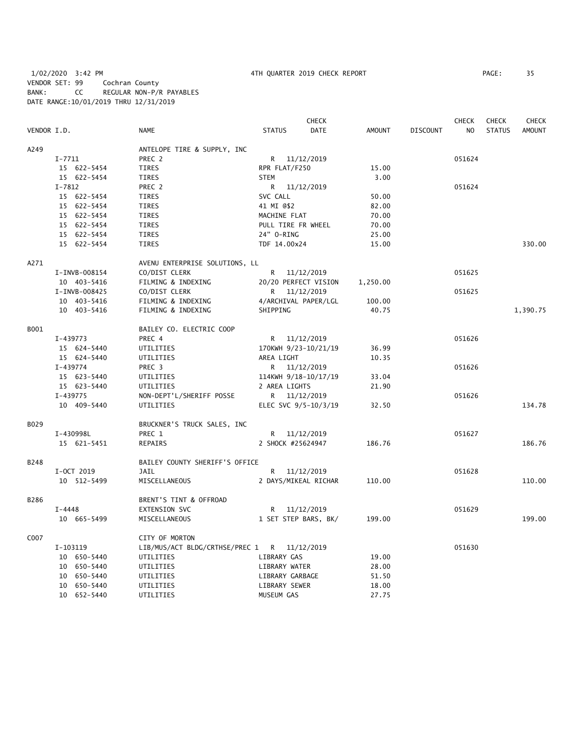1/02/2020 3:42 PM 4TH QUARTER 2019 CHECK REPORT PAGE: 35
VENDOR SET: 99 Cochran County
BANK: CC REGULAR NON-P/R PAYABLES
DATE RANGE:10/01/2019 THRU 12/31/2019

| VENDOR I.D. | NAME | STATUS | CHECK DATE | AMOUNT | DISCOUNT | CHECK NO | CHECK STATUS | CHECK AMOUNT |
|---|---|---|---|---|---|---|---|---|
| A249 | ANTELOPE TIRE & SUPPLY, INC | | | | | | | |
| I-7711 | PREC 2 | R | 11/12/2019 | | | 051624 | | |
| 15 622-5454 | TIRES | RPR FLAT/F250 | | 15.00 | | | | |
| 15 622-5454 | TIRES | STEM | | 3.00 | | | | |
| I-7812 | PREC 2 | R | 11/12/2019 | | | 051624 | | |
| 15 622-5454 | TIRES | SVC CALL | | 50.00 | | | | |
| 15 622-5454 | TIRES | 41 MI @$2 | | 82.00 | | | | |
| 15 622-5454 | TIRES | MACHINE FLAT | | 70.00 | | | | |
| 15 622-5454 | TIRES | PULL TIRE FR WHEEL | | 70.00 | | | | |
| 15 622-5454 | TIRES | 24" O-RING | | 25.00 | | | | |
| 15 622-5454 | TIRES | TDF 14.00x24 | | 15.00 | | | | 330.00 |
| A271 | AVENU ENTERPRISE SOLUTIONS, LL | | | | | | | |
| I-INVB-008154 | CO/DIST CLERK | R | 11/12/2019 | | | 051625 | | |
| 10 403-5416 | FILMING & INDEXING | 20/20 PERFECT VISION | | 1,250.00 | | | | |
| I-INVB-008425 | CO/DIST CLERK | R | 11/12/2019 | | | 051625 | | |
| 10 403-5416 | FILMING & INDEXING | 4/ARCHIVAL PAPER/LGL | | 100.00 | | | | |
| 10 403-5416 | FILMING & INDEXING | SHIPPING | | 40.75 | | | | 1,390.75 |
| B001 | BAILEY CO. ELECTRIC COOP | | | | | | | |
| I-439773 | PREC 4 | R | 11/12/2019 | | | 051626 | | |
| 15 624-5440 | UTILITIES | 170KWH 9/23-10/21/19 | | 36.99 | | | | |
| 15 624-5440 | UTILITIES | AREA LIGHT | | 10.35 | | | | |
| I-439774 | PREC 3 | R | 11/12/2019 | | | 051626 | | |
| 15 623-5440 | UTILITIES | 114KWH 9/18-10/17/19 | | 33.04 | | | | |
| 15 623-5440 | UTILITIES | 2 AREA LIGHTS | | 21.90 | | | | |
| I-439775 | NON-DEPT'L/SHERIFF POSSE | R | 11/12/2019 | | | 051626 | | |
| 10 409-5440 | UTILITIES | ELEC SVC 9/5-10/3/19 | | 32.50 | | | | 134.78 |
| B029 | BRUCKNER'S TRUCK SALES, INC | | | | | | | |
| I-430998L | PREC 1 | R | 11/12/2019 | | | 051627 | | |
| 15 621-5451 | REPAIRS | 2 SHOCK #25624947 | | 186.76 | | | | 186.76 |
| B248 | BAILEY COUNTY SHERIFF'S OFFICE | | | | | | | |
| I-OCT 2019 | JAIL | R | 11/12/2019 | | | 051628 | | |
| 10 512-5499 | MISCELLANEOUS | 2 DAYS/MIKEAL RICHAR | | 110.00 | | | | 110.00 |
| B286 | BRENT'S TINT & OFFROAD | | | | | | | |
| I-4448 | EXTENSION SVC | R | 11/12/2019 | | | 051629 | | |
| 10 665-5499 | MISCELLANEOUS | 1 SET STEP BARS, BK/ | | 199.00 | | | | 199.00 |
| C007 | CITY OF MORTON | | | | | | | |
| I-103119 | LIB/MUS/ACT BLDG/CRTHSE/PREC 1 | R | 11/12/2019 | | | 051630 | | |
| 10 650-5440 | UTILITIES | LIBRARY GAS | | 19.00 | | | | |
| 10 650-5440 | UTILITIES | LIBRARY WATER | | 28.00 | | | | |
| 10 650-5440 | UTILITIES | LIBRARY GARBAGE | | 51.50 | | | | |
| 10 650-5440 | UTILITIES | LIBRARY SEWER | | 18.00 | | | | |
| 10 652-5440 | UTILITIES | MUSEUM GAS | | 27.75 | | | | |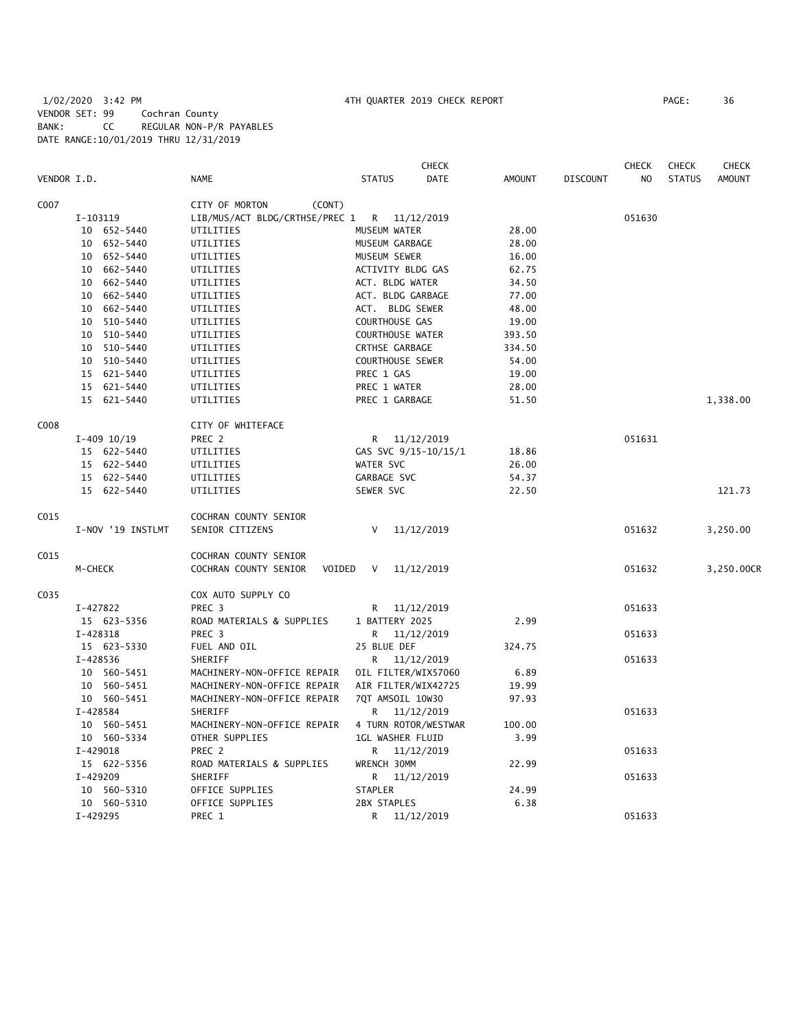1/02/2020 3:42 PM 4TH QUARTER 2019 CHECK REPORT

VENDOR SET: 99 Cochran County
BANK: CC REGULAR NON-P/R PAYABLES
DATE RANGE:10/01/2019 THRU 12/31/2019

| VENDOR I.D. | NAME | STATUS | CHECK DATE | AMOUNT | DISCOUNT | CHECK NO | CHECK STATUS | CHECK AMOUNT |
|---|---|---|---|---|---|---|---|---|
| C007 | CITY OF MORTON (CONT) | | | | | | | |
| I-103119 | LIB/MUS/ACT BLDG/CRTHSE/PREC 1 | R | 11/12/2019 | | | 051630 | | |
| 10 652-5440 | UTILITIES | MUSEUM WATER | | 28.00 | | | | |
| 10 652-5440 | UTILITIES | MUSEUM GARBAGE | | 28.00 | | | | |
| 10 652-5440 | UTILITIES | MUSEUM SEWER | | 16.00 | | | | |
| 10 662-5440 | UTILITIES | ACTIVITY BLDG GAS | | 62.75 | | | | |
| 10 662-5440 | UTILITIES | ACT. BLDG WATER | | 34.50 | | | | |
| 10 662-5440 | UTILITIES | ACT. BLDG GARBAGE | | 77.00 | | | | |
| 10 662-5440 | UTILITIES | ACT. BLDG SEWER | | 48.00 | | | | |
| 10 510-5440 | UTILITIES | COURTHOUSE GAS | | 19.00 | | | | |
| 10 510-5440 | UTILITIES | COURTHOUSE WATER | | 393.50 | | | | |
| 10 510-5440 | UTILITIES | CRTHSE GARBAGE | | 334.50 | | | | |
| 10 510-5440 | UTILITIES | COURTHOUSE SEWER | | 54.00 | | | | |
| 15 621-5440 | UTILITIES | PREC 1 GAS | | 19.00 | | | | |
| 15 621-5440 | UTILITIES | PREC 1 WATER | | 28.00 | | | | |
| 15 621-5440 | UTILITIES | PREC 1 GARBAGE | | 51.50 | | | | 1,338.00 |
| C008 | CITY OF WHITEFACE | | | | | | | |
| I-409 10/19 | PREC 2 | R | 11/12/2019 | | | 051631 | | |
| 15 622-5440 | UTILITIES | GAS SVC 9/15-10/15/1 | | 18.86 | | | | |
| 15 622-5440 | UTILITIES | WATER SVC | | 26.00 | | | | |
| 15 622-5440 | UTILITIES | GARBAGE SVC | | 54.37 | | | | |
| 15 622-5440 | UTILITIES | SEWER SVC | | 22.50 | | | | 121.73 |
| C015 | COCHRAN COUNTY SENIOR | | | | | | | |
| I-NOV '19 INSTLMT | SENIOR CITIZENS | V | 11/12/2019 | | | 051632 | | 3,250.00 |
| C015 | COCHRAN COUNTY SENIOR | | | | | | | |
| M-CHECK | COCHRAN COUNTY SENIOR VOIDED | V | 11/12/2019 | | | 051632 | | 3,250.00CR |
| C035 | COX AUTO SUPPLY CO | | | | | | | |
| I-427822 | PREC 3 | R | 11/12/2019 | | | 051633 | | |
| 15 623-5356 | ROAD MATERIALS & SUPPLIES | 1 BATTERY 2025 | | 2.99 | | | | |
| I-428318 | PREC 3 | R | 11/12/2019 | | | 051633 | | |
| 15 623-5330 | FUEL AND OIL | 25 BLUE DEF | | 324.75 | | | | |
| I-428536 | SHERIFF | R | 11/12/2019 | | | 051633 | | |
| 10 560-5451 | MACHINERY-NON-OFFICE REPAIR | OIL FILTER/WIX57060 | | 6.89 | | | | |
| 10 560-5451 | MACHINERY-NON-OFFICE REPAIR | AIR FILTER/WIX42725 | | 19.99 | | | | |
| 10 560-5451 | MACHINERY-NON-OFFICE REPAIR | 7QT AMSOIL 10W30 | | 97.93 | | | | |
| I-428584 | SHERIFF | R | 11/12/2019 | | | 051633 | | |
| 10 560-5451 | MACHINERY-NON-OFFICE REPAIR | 4 TURN ROTOR/WESTWAR | | 100.00 | | | | |
| 10 560-5334 | OTHER SUPPLIES | 1GL WASHER FLUID | | 3.99 | | | | |
| I-429018 | PREC 2 | R | 11/12/2019 | | | 051633 | | |
| 15 622-5356 | ROAD MATERIALS & SUPPLIES | WRENCH 30MM | | 22.99 | | | | |
| I-429209 | SHERIFF | R | 11/12/2019 | | | 051633 | | |
| 10 560-5310 | OFFICE SUPPLIES | STAPLER | | 24.99 | | | | |
| 10 560-5310 | OFFICE SUPPLIES | 2BX STAPLES | | 6.38 | | | | |
| I-429295 | PREC 1 | R | 11/12/2019 | | | 051633 | | |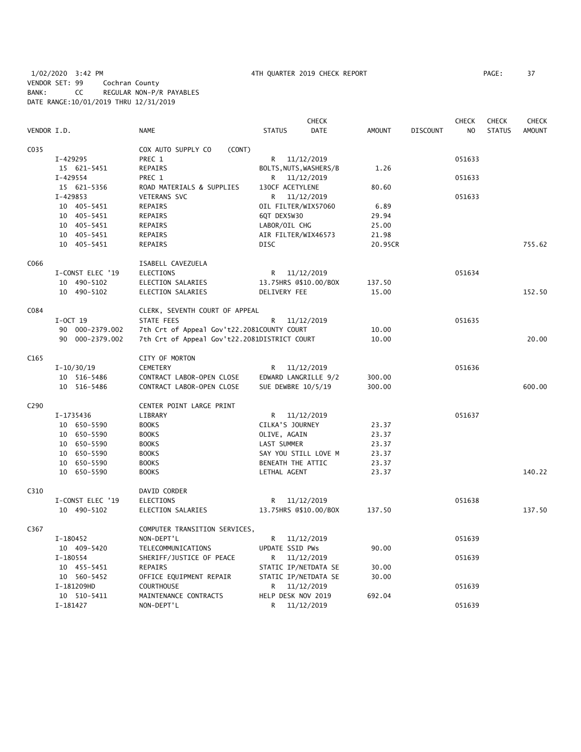1/02/2020 3:42 PM 4TH QUARTER 2019 CHECK REPORT

VENDOR SET: 99 Cochran County
BANK: CC REGULAR NON-P/R PAYABLES
DATE RANGE:10/01/2019 THRU 12/31/2019

| VENDOR I.D. | NAME | STATUS | CHECK DATE | AMOUNT | DISCOUNT | CHECK NO | CHECK STATUS | CHECK AMOUNT |
|---|---|---|---|---|---|---|---|---|
| C035 | COX AUTO SUPPLY CO (CONT) | | | | | | | |
| I-429295 | PREC 1 | R | 11/12/2019 | | | 051633 | | |
| 15 621-5451 | REPAIRS | BOLTS,NUTS,WASHERS/B | | 1.26 | | | | |
| I-429554 | PREC 1 | R | 11/12/2019 | | | 051633 | | |
| 15 621-5356 | ROAD MATERIALS & SUPPLIES | 130CF ACETYLENE | | 80.60 | | | | |
| I-429853 | VETERANS SVC | R | 11/12/2019 | | | 051633 | | |
| 10 405-5451 | REPAIRS | OIL FILTER/WIX57060 | | 6.89 | | | | |
| 10 405-5451 | REPAIRS | 6QT DEX5W30 | | 29.94 | | | | |
| 10 405-5451 | REPAIRS | LABOR/OIL CHG | | 25.00 | | | | |
| 10 405-5451 | REPAIRS | AIR FILTER/WIX46573 | | 21.98 | | | | |
| 10 405-5451 | REPAIRS | DISC | | 20.95CR | | | | 755.62 |
| C066 | ISABELL CAVEZUELA | | | | | | | |
| I-CONST ELEC '19 | ELECTIONS | R | 11/12/2019 | | | 051634 | | |
| 10 490-5102 | ELECTION SALARIES | 13.75HRS @$10.00/BOX | | 137.50 | | | | |
| 10 490-5102 | ELECTION SALARIES | DELIVERY FEE | | 15.00 | | | | 152.50 |
| C084 | CLERK, SEVENTH COURT OF APPEAL | | | | | | | |
| I-OCT 19 | STATE FEES | R | 11/12/2019 | | | 051635 | | |
| 90 000-2379.002 | 7th Crt of Appeal Gov't22.2081 | COUNTY COURT | | 10.00 | | | | |
| 90 000-2379.002 | 7th Crt of Appeal Gov't22.2081 | DISTRICT COURT | | 10.00 | | | | 20.00 |
| C165 | CITY OF MORTON | | | | | | | |
| I-10/30/19 | CEMETERY | R | 11/12/2019 | | | 051636 | | |
| 10 516-5486 | CONTRACT LABOR-OPEN CLOSE | EDWARD LANGRILLE 9/2 | | 300.00 | | | | |
| 10 516-5486 | CONTRACT LABOR-OPEN CLOSE | SUE DEWBRE 10/5/19 | | 300.00 | | | | 600.00 |
| C290 | CENTER POINT LARGE PRINT | | | | | | | |
| I-1735436 | LIBRARY | R | 11/12/2019 | | | 051637 | | |
| 10 650-5590 | BOOKS | CILKA'S JOURNEY | | 23.37 | | | | |
| 10 650-5590 | BOOKS | OLIVE, AGAIN | | 23.37 | | | | |
| 10 650-5590 | BOOKS | LAST SUMMER | | 23.37 | | | | |
| 10 650-5590 | BOOKS | SAY YOU STILL LOVE M | | 23.37 | | | | |
| 10 650-5590 | BOOKS | BENEATH THE ATTIC | | 23.37 | | | | |
| 10 650-5590 | BOOKS | LETHAL AGENT | | 23.37 | | | | 140.22 |
| C310 | DAVID CORDER | | | | | | | |
| I-CONST ELEC '19 | ELECTIONS | R | 11/12/2019 | | | 051638 | | |
| 10 490-5102 | ELECTION SALARIES | 13.75HRS @$10.00/BOX | | 137.50 | | | | 137.50 |
| C367 | COMPUTER TRANSITION SERVICES, | | | | | | | |
| I-180452 | NON-DEPT'L | R | 11/12/2019 | | | 051639 | | |
| 10 409-5420 | TELECOMMUNICATIONS | UPDATE SSID PWs | | 90.00 | | | | |
| I-180554 | SHERIFF/JUSTICE OF PEACE | R | 11/12/2019 | | | 051639 | | |
| 10 455-5451 | REPAIRS | STATIC IP/NETDATA SE | | 30.00 | | | | |
| 10 560-5452 | OFFICE EQUIPMENT REPAIR | STATIC IP/NETDATA SE | | 30.00 | | | | |
| I-181209HD | COURTHOUSE | R | 11/12/2019 | | | 051639 | | |
| 10 510-5411 | MAINTENANCE CONTRACTS | HELP DESK NOV 2019 | | 692.04 | | | | |
| I-181427 | NON-DEPT'L | R | 11/12/2019 | | | 051639 | | |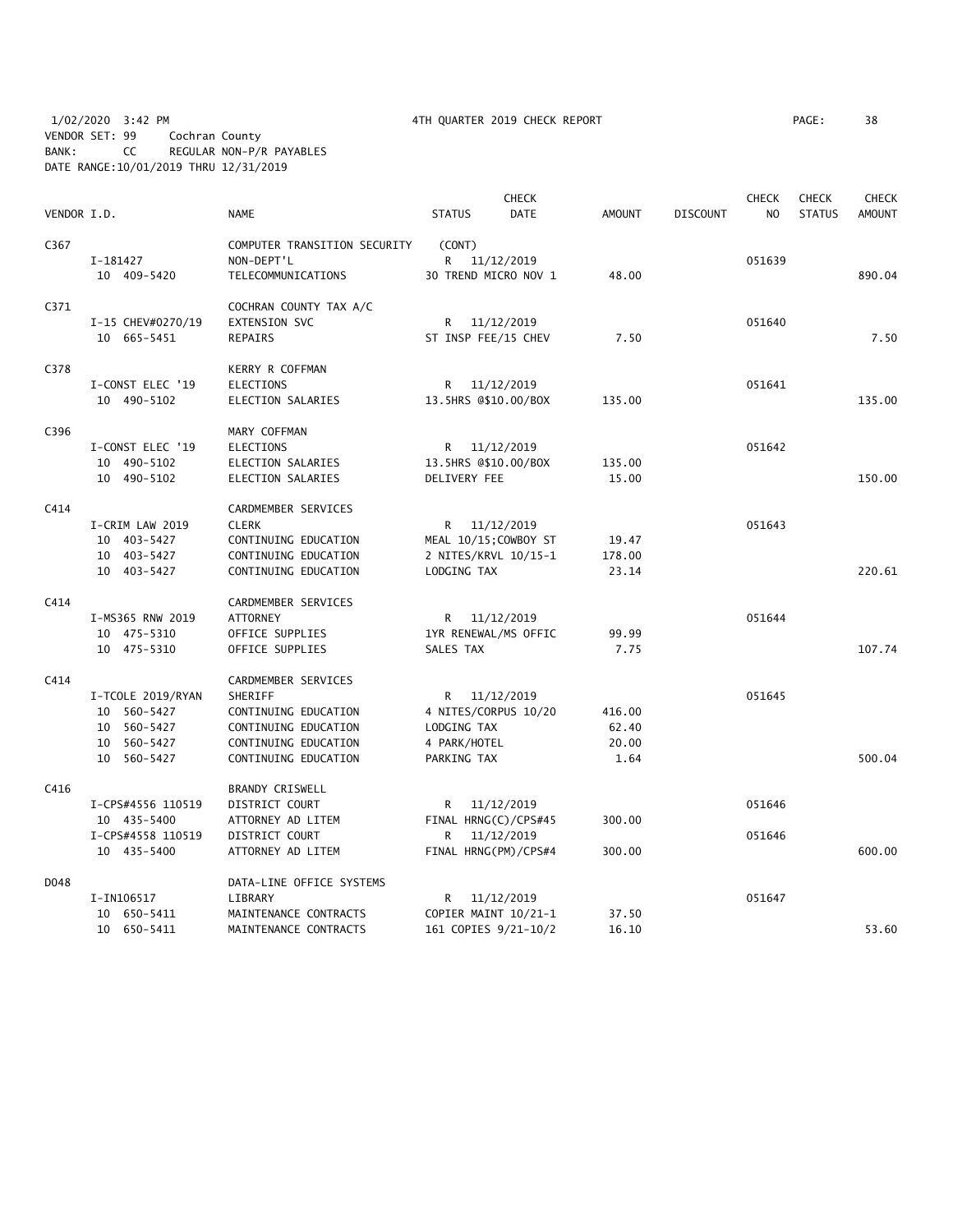1/02/2020 3:42 PM 4TH QUARTER 2019 CHECK REPORT PAGE: 38
VENDOR SET: 99 Cochran County
BANK: CC REGULAR NON-P/R PAYABLES
DATE RANGE:10/01/2019 THRU 12/31/2019

| VENDOR I.D. | NAME | STATUS | CHECK DATE | AMOUNT | DISCOUNT | CHECK NO | CHECK STATUS | CHECK AMOUNT |
|---|---|---|---|---|---|---|---|---|
| C367 | COMPUTER TRANSITION SECURITY | (CONT) | | | | | | |
| I-181427 | NON-DEPT'L | R | 11/12/2019 | | | 051639 | | |
| 10 409-5420 | TELECOMMUNICATIONS | 30 TREND MICRO NOV 1 | | 48.00 | | | | 890.04 |
| C371 | COCHRAN COUNTY TAX A/C | | | | | | | |
| I-15 CHEV#0270/19 | EXTENSION SVC | R | 11/12/2019 | | | 051640 | | |
| 10 665-5451 | REPAIRS | ST INSP FEE/15 CHEV | | 7.50 | | | | 7.50 |
| C378 | KERRY R COFFMAN | | | | | | | |
| I-CONST ELEC '19 | ELECTIONS | R | 11/12/2019 | | | 051641 | | |
| 10 490-5102 | ELECTION SALARIES | 13.5HRS @$10.00/BOX | | 135.00 | | | | 135.00 |
| C396 | MARY COFFMAN | | | | | | | |
| I-CONST ELEC '19 | ELECTIONS | R | 11/12/2019 | | | 051642 | | |
| 10 490-5102 | ELECTION SALARIES | 13.5HRS @$10.00/BOX | | 135.00 | | | | |
| 10 490-5102 | ELECTION SALARIES | DELIVERY FEE | | 15.00 | | | | 150.00 |
| C414 | CARDMEMBER SERVICES | | | | | | | |
| I-CRIM LAW 2019 | CLERK | R | 11/12/2019 | | | 051643 | | |
| 10 403-5427 | CONTINUING EDUCATION | MEAL 10/15;COWBOY ST | | 19.47 | | | | |
| 10 403-5427 | CONTINUING EDUCATION | 2 NITES/KRVL 10/15-1 | | 178.00 | | | | |
| 10 403-5427 | CONTINUING EDUCATION | LODGING TAX | | 23.14 | | | | 220.61 |
| C414 | CARDMEMBER SERVICES | | | | | | | |
| I-MS365 RNW 2019 | ATTORNEY | R | 11/12/2019 | | | 051644 | | |
| 10 475-5310 | OFFICE SUPPLIES | 1YR RENEWAL/MS OFFIC | | 99.99 | | | | |
| 10 475-5310 | OFFICE SUPPLIES | SALES TAX | | 7.75 | | | | 107.74 |
| C414 | CARDMEMBER SERVICES | | | | | | | |
| I-TCOLE 2019/RYAN | SHERIFF | R | 11/12/2019 | | | 051645 | | |
| 10 560-5427 | CONTINUING EDUCATION | 4 NITES/CORPUS 10/20 | | 416.00 | | | | |
| 10 560-5427 | CONTINUING EDUCATION | LODGING TAX | | 62.40 | | | | |
| 10 560-5427 | CONTINUING EDUCATION | 4 PARK/HOTEL | | 20.00 | | | | |
| 10 560-5427 | CONTINUING EDUCATION | PARKING TAX | | 1.64 | | | | 500.04 |
| C416 | BRANDY CRISWELL | | | | | | | |
| I-CPS#4556 110519 | DISTRICT COURT | R | 11/12/2019 | | | 051646 | | |
| 10 435-5400 | ATTORNEY AD LITEM | FINAL HRNG(C)/CPS#45 | | 300.00 | | | | |
| I-CPS#4558 110519 | DISTRICT COURT | R | 11/12/2019 | | | 051646 | | |
| 10 435-5400 | ATTORNEY AD LITEM | FINAL HRNG(PM)/CPS#4 | | 300.00 | | | | 600.00 |
| D048 | DATA-LINE OFFICE SYSTEMS | | | | | | | |
| I-IN106517 | LIBRARY | R | 11/12/2019 | | | 051647 | | |
| 10 650-5411 | MAINTENANCE CONTRACTS | COPIER MAINT 10/21-1 | | 37.50 | | | | |
| 10 650-5411 | MAINTENANCE CONTRACTS | 161 COPIES 9/21-10/2 | | 16.10 | | | | 53.60 |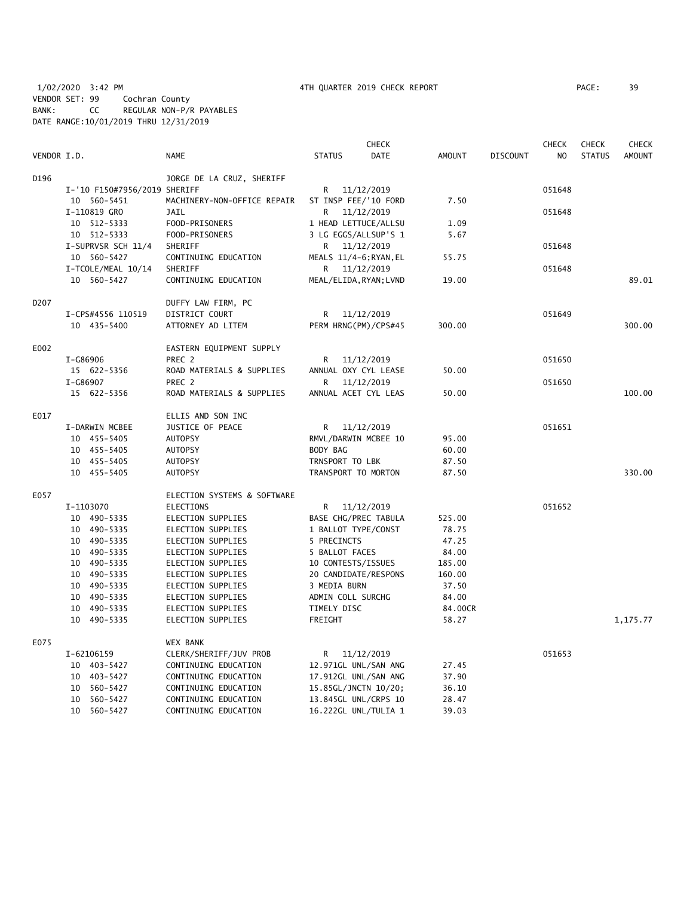1/02/2020 3:42 PM 4TH QUARTER 2019 CHECK REPORT PAGE: 39
VENDOR SET: 99 Cochran County
BANK: CC REGULAR NON-P/R PAYABLES
DATE RANGE:10/01/2019 THRU 12/31/2019

| VENDOR I.D. | NAME | STATUS | CHECK DATE | AMOUNT | DISCOUNT | CHECK NO | CHECK STATUS | CHECK AMOUNT |
|---|---|---|---|---|---|---|---|---|
| D196 | JORGE DE LA CRUZ, SHERIFF | | | | | | | |
| I-'10 F150#7956/2019 | SHERIFF | R | 11/12/2019 | | | 051648 | | |
| 10 560-5451 | MACHINERY-NON-OFFICE REPAIR | ST INSP FEE/'10 FORD | | 7.50 | | | | |
| I-110819 GRO | JAIL | R | 11/12/2019 | | | 051648 | | |
| 10 512-5333 | FOOD-PRISONERS | 1 HEAD LETTUCE/ALLSU | | 1.09 | | | | |
| 10 512-5333 | FOOD-PRISONERS | 3 LG EGGS/ALLSUP'S 1 | | 5.67 | | | | |
| I-SUPRVSR SCH 11/4 | SHERIFF | R | 11/12/2019 | | | 051648 | | |
| 10 560-5427 | CONTINUING EDUCATION | MEALS 11/4-6;RYAN,EL | | 55.75 | | | | |
| I-TCOLE/MEAL 10/14 | SHERIFF | R | 11/12/2019 | | | 051648 | | |
| 10 560-5427 | CONTINUING EDUCATION | MEAL/ELIDA,RYAN;LVND | | 19.00 | | | | 89.01 |
| D207 | DUFFY LAW FIRM, PC | | | | | | | |
| I-CPS#4556 110519 | DISTRICT COURT | R | 11/12/2019 | | | 051649 | | |
| 10 435-5400 | ATTORNEY AD LITEM | PERM HRNG(PM)/CPS#45 | | 300.00 | | | | 300.00 |
| E002 | EASTERN EQUIPMENT SUPPLY | | | | | | | |
| I-G86906 | PREC 2 | R | 11/12/2019 | | | 051650 | | |
| 15 622-5356 | ROAD MATERIALS & SUPPLIES | ANNUAL OXY CYL LEASE | | 50.00 | | | | |
| I-G86907 | PREC 2 | R | 11/12/2019 | | | 051650 | | |
| 15 622-5356 | ROAD MATERIALS & SUPPLIES | ANNUAL ACET CYL LEAS | | 50.00 | | | | 100.00 |
| E017 | ELLIS AND SON INC | | | | | | | |
| I-DARWIN MCBEE | JUSTICE OF PEACE | R | 11/12/2019 | | | 051651 | | |
| 10 455-5405 | AUTOPSY | RMVL/DARWIN MCBEE 10 | | 95.00 | | | | |
| 10 455-5405 | AUTOPSY | BODY BAG | | 60.00 | | | | |
| 10 455-5405 | AUTOPSY | TRNSPORT TO LBK | | 87.50 | | | | |
| 10 455-5405 | AUTOPSY | TRANSPORT TO MORTON | | 87.50 | | | | 330.00 |
| E057 | ELECTION SYSTEMS & SOFTWARE | | | | | | | |
| I-1103070 | ELECTIONS | R | 11/12/2019 | | | 051652 | | |
| 10 490-5335 | ELECTION SUPPLIES | BASE CHG/PREC TABULA | | 525.00 | | | | |
| 10 490-5335 | ELECTION SUPPLIES | 1 BALLOT TYPE/CONST | | 78.75 | | | | |
| 10 490-5335 | ELECTION SUPPLIES | 5 PRECINCTS | | 47.25 | | | | |
| 10 490-5335 | ELECTION SUPPLIES | 5 BALLOT FACES | | 84.00 | | | | |
| 10 490-5335 | ELECTION SUPPLIES | 10 CONTESTS/ISSUES | | 185.00 | | | | |
| 10 490-5335 | ELECTION SUPPLIES | 20 CANDIDATE/RESPONS | | 160.00 | | | | |
| 10 490-5335 | ELECTION SUPPLIES | 3 MEDIA BURN | | 37.50 | | | | |
| 10 490-5335 | ELECTION SUPPLIES | ADMIN COLL SURCHG | | 84.00 | | | | |
| 10 490-5335 | ELECTION SUPPLIES | TIMELY DISC | | 84.00CR | | | | |
| 10 490-5335 | ELECTION SUPPLIES | FREIGHT | | 58.27 | | | | 1,175.77 |
| E075 | WEX BANK | | | | | | | |
| I-62106159 | CLERK/SHERIFF/JUV PROB | R | 11/12/2019 | | | 051653 | | |
| 10 403-5427 | CONTINUING EDUCATION | 12.971GL UNL/SAN ANG | | 27.45 | | | | |
| 10 403-5427 | CONTINUING EDUCATION | 17.912GL UNL/SAN ANG | | 37.90 | | | | |
| 10 560-5427 | CONTINUING EDUCATION | 15.85GL/JNCTN 10/20; | | 36.10 | | | | |
| 10 560-5427 | CONTINUING EDUCATION | 13.845GL UNL/CRPS 10 | | 28.47 | | | | |
| 10 560-5427 | CONTINUING EDUCATION | 16.222GL UNL/TULIA 1 | | 39.03 | | | | |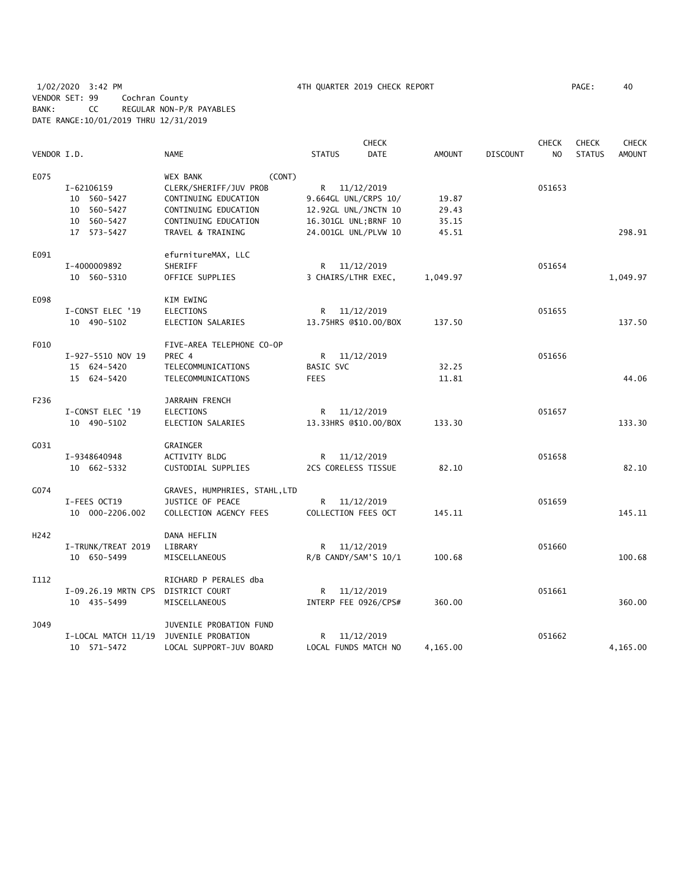1/02/2020 3:42 PM 4TH QUARTER 2019 CHECK REPORT

VENDOR SET: 99 Cochran County
BANK: CC REGULAR NON-P/R PAYABLES
DATE RANGE:10/01/2019 THRU 12/31/2019

| VENDOR I.D. | NAME | STATUS | CHECK DATE | AMOUNT | DISCOUNT | CHECK NO | CHECK STATUS | CHECK AMOUNT |
|---|---|---|---|---|---|---|---|---|
| E075 | WEX BANK (CONT) | | | | | | | |
| I-62106159 | CLERK/SHERIFF/JUV PROB | R | 11/12/2019 | | | 051653 | | |
| 10 560-5427 | CONTINUING EDUCATION | 9.664GL UNL/CRPS 10/ | | 19.87 | | | | |
| 10 560-5427 | CONTINUING EDUCATION | 12.92GL UNL/JNCTN 10 | | 29.43 | | | | |
| 10 560-5427 | CONTINUING EDUCATION | 16.301GL UNL;BRNF 10 | | 35.15 | | | | |
| 17 573-5427 | TRAVEL & TRAINING | 24.001GL UNL/PLVW 10 | | 45.51 | | | | 298.91 |
| E091 | efurnitureMAX, LLC | | | | | | | |
| I-4000009892 | SHERIFF | R | 11/12/2019 | | | 051654 | | |
| 10 560-5310 | OFFICE SUPPLIES | 3 CHAIRS/LTHR EXEC, | | 1,049.97 | | | | 1,049.97 |
| E098 | KIM EWING | | | | | | | |
| I-CONST ELEC '19 | ELECTIONS | R | 11/12/2019 | | | 051655 | | |
| 10 490-5102 | ELECTION SALARIES | 13.75HRS @$10.00/BOX | | 137.50 | | | | 137.50 |
| F010 | FIVE-AREA TELEPHONE CO-OP | | | | | | | |
| I-927-5510 NOV 19 | PREC 4 | R | 11/12/2019 | | | 051656 | | |
| 15 624-5420 | TELECOMMUNICATIONS | BASIC SVC | | 32.25 | | | | |
| 15 624-5420 | TELECOMMUNICATIONS | FEES | | 11.81 | | | | 44.06 |
| F236 | JARRAHN FRENCH | | | | | | | |
| I-CONST ELEC '19 | ELECTIONS | R | 11/12/2019 | | | 051657 | | |
| 10 490-5102 | ELECTION SALARIES | 13.33HRS @$10.00/BOX | | 133.30 | | | | 133.30 |
| G031 | GRAINGER | | | | | | | |
| I-9348640948 | ACTIVITY BLDG | R | 11/12/2019 | | | 051658 | | |
| 10 662-5332 | CUSTODIAL SUPPLIES | 2CS CORELESS TISSUE | | 82.10 | | | | 82.10 |
| G074 | GRAVES, HUMPHRIES, STAHL,LTD | | | | | | | |
| I-FEES OCT19 | JUSTICE OF PEACE | R | 11/12/2019 | | | 051659 | | |
| 10 000-2206.002 | COLLECTION AGENCY FEES | COLLECTION FEES OCT | | 145.11 | | | | 145.11 |
| H242 | DANA HEFLIN | | | | | | | |
| I-TRUNK/TREAT 2019 | LIBRARY | R | 11/12/2019 | | | 051660 | | |
| 10 650-5499 | MISCELLANEOUS | R/B CANDY/SAM'S 10/1 | | 100.68 | | | | 100.68 |
| I112 | RICHARD P PERALES dba | | | | | | | |
| I-09.26.19 MRTN CPS | DISTRICT COURT | R | 11/12/2019 | | | 051661 | | |
| 10 435-5499 | MISCELLANEOUS | INTERP FEE 0926/CPS# | | 360.00 | | | | 360.00 |
| J049 | JUVENILE PROBATION FUND | | | | | | | |
| I-LOCAL MATCH 11/19 | JUVENILE PROBATION | R | 11/12/2019 | | | 051662 | | |
| 10 571-5472 | LOCAL SUPPORT-JUV BOARD | LOCAL FUNDS MATCH NO | | 4,165.00 | | | | 4,165.00 |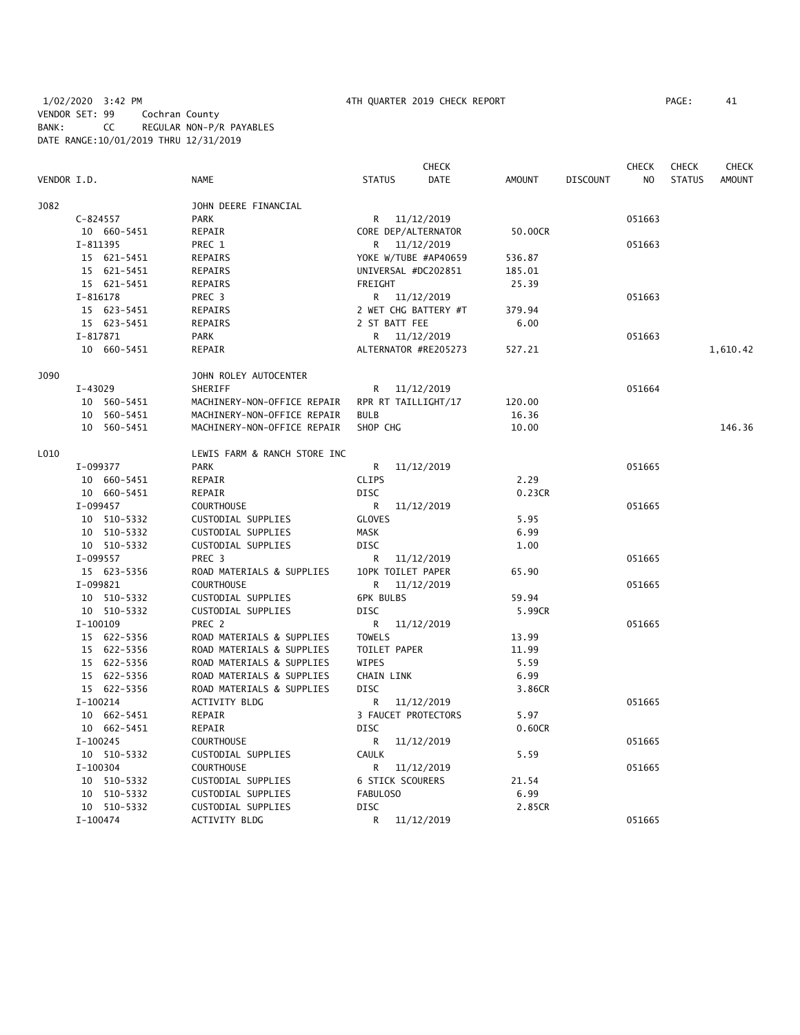1/02/2020 3:42 PM 4TH QUARTER 2019 CHECK REPORT
VENDOR SET: 99 Cochran County
BANK: CC REGULAR NON-P/R PAYABLES
DATE RANGE:10/01/2019 THRU 12/31/2019

| VENDOR I.D. | NAME | STATUS | CHECK DATE | AMOUNT | DISCOUNT | CHECK NO | CHECK STATUS | CHECK AMOUNT |
|---|---|---|---|---|---|---|---|---|
| J082 | JOHN DEERE FINANCIAL | | | | | | | |
| C-824557 | PARK | R | 11/12/2019 | | | 051663 | | |
| 10 660-5451 | REPAIR | CORE DEP/ALTERNATOR | | 50.00CR | | | | |
| I-811395 | PREC 1 | R | 11/12/2019 | | | 051663 | | |
| 15 621-5451 | REPAIRS | YOKE W/TUBE #AP40659 | | 536.87 | | | | |
| 15 621-5451 | REPAIRS | UNIVERSAL #DC202851 | | 185.01 | | | | |
| 15 621-5451 | REPAIRS | FREIGHT | | 25.39 | | | | |
| I-816178 | PREC 3 | R | 11/12/2019 | | | 051663 | | |
| 15 623-5451 | REPAIRS | 2 WET CHG BATTERY #T | | 379.94 | | | | |
| 15 623-5451 | REPAIRS | 2 ST BATT FEE | | 6.00 | | | | |
| I-817871 | PARK | R | 11/12/2019 | | | 051663 | | |
| 10 660-5451 | REPAIR | ALTERNATOR #RE205273 | | 527.21 | | | | 1,610.42 |
| J090 | JOHN ROLEY AUTOCENTER | | | | | | | |
| I-43029 | SHERIFF | R | 11/12/2019 | | | 051664 | | |
| 10 560-5451 | MACHINERY-NON-OFFICE REPAIR | RPR RT TAILLIGHT/17 | | 120.00 | | | | |
| 10 560-5451 | MACHINERY-NON-OFFICE REPAIR | BULB | | 16.36 | | | | |
| 10 560-5451 | MACHINERY-NON-OFFICE REPAIR | SHOP CHG | | 10.00 | | | | 146.36 |
| L010 | LEWIS FARM & RANCH STORE INC | | | | | | | |
| I-099377 | PARK | R | 11/12/2019 | | | 051665 | | |
| 10 660-5451 | REPAIR | CLIPS | | 2.29 | | | | |
| 10 660-5451 | REPAIR | DISC | | 0.23CR | | | | |
| I-099457 | COURTHOUSE | R | 11/12/2019 | | | 051665 | | |
| 10 510-5332 | CUSTODIAL SUPPLIES | GLOVES | | 5.95 | | | | |
| 10 510-5332 | CUSTODIAL SUPPLIES | MASK | | 6.99 | | | | |
| 10 510-5332 | CUSTODIAL SUPPLIES | DISC | | 1.00 | | | | |
| I-099557 | PREC 3 | R | 11/12/2019 | | | 051665 | | |
| 15 623-5356 | ROAD MATERIALS & SUPPLIES | 10PK TOILET PAPER | | 65.90 | | | | |
| I-099821 | COURTHOUSE | R | 11/12/2019 | | | 051665 | | |
| 10 510-5332 | CUSTODIAL SUPPLIES | 6PK BULBS | | 59.94 | | | | |
| 10 510-5332 | CUSTODIAL SUPPLIES | DISC | | 5.99CR | | | | |
| I-100109 | PREC 2 | R | 11/12/2019 | | | 051665 | | |
| 15 622-5356 | ROAD MATERIALS & SUPPLIES | TOWELS | | 13.99 | | | | |
| 15 622-5356 | ROAD MATERIALS & SUPPLIES | TOILET PAPER | | 11.99 | | | | |
| 15 622-5356 | ROAD MATERIALS & SUPPLIES | WIPES | | 5.59 | | | | |
| 15 622-5356 | ROAD MATERIALS & SUPPLIES | CHAIN LINK | | 6.99 | | | | |
| 15 622-5356 | ROAD MATERIALS & SUPPLIES | DISC | | 3.86CR | | | | |
| I-100214 | ACTIVITY BLDG | R | 11/12/2019 | | | 051665 | | |
| 10 662-5451 | REPAIR | 3 FAUCET PROTECTORS | | 5.97 | | | | |
| 10 662-5451 | REPAIR | DISC | | 0.60CR | | | | |
| I-100245 | COURTHOUSE | R | 11/12/2019 | | | 051665 | | |
| 10 510-5332 | CUSTODIAL SUPPLIES | CAULK | | 5.59 | | | | |
| I-100304 | COURTHOUSE | R | 11/12/2019 | | | 051665 | | |
| 10 510-5332 | CUSTODIAL SUPPLIES | 6 STICK SCOURERS | | 21.54 | | | | |
| 10 510-5332 | CUSTODIAL SUPPLIES | FABULOSO | | 6.99 | | | | |
| 10 510-5332 | CUSTODIAL SUPPLIES | DISC | | 2.85CR | | | | |
| I-100474 | ACTIVITY BLDG | R | 11/12/2019 | | | 051665 | | |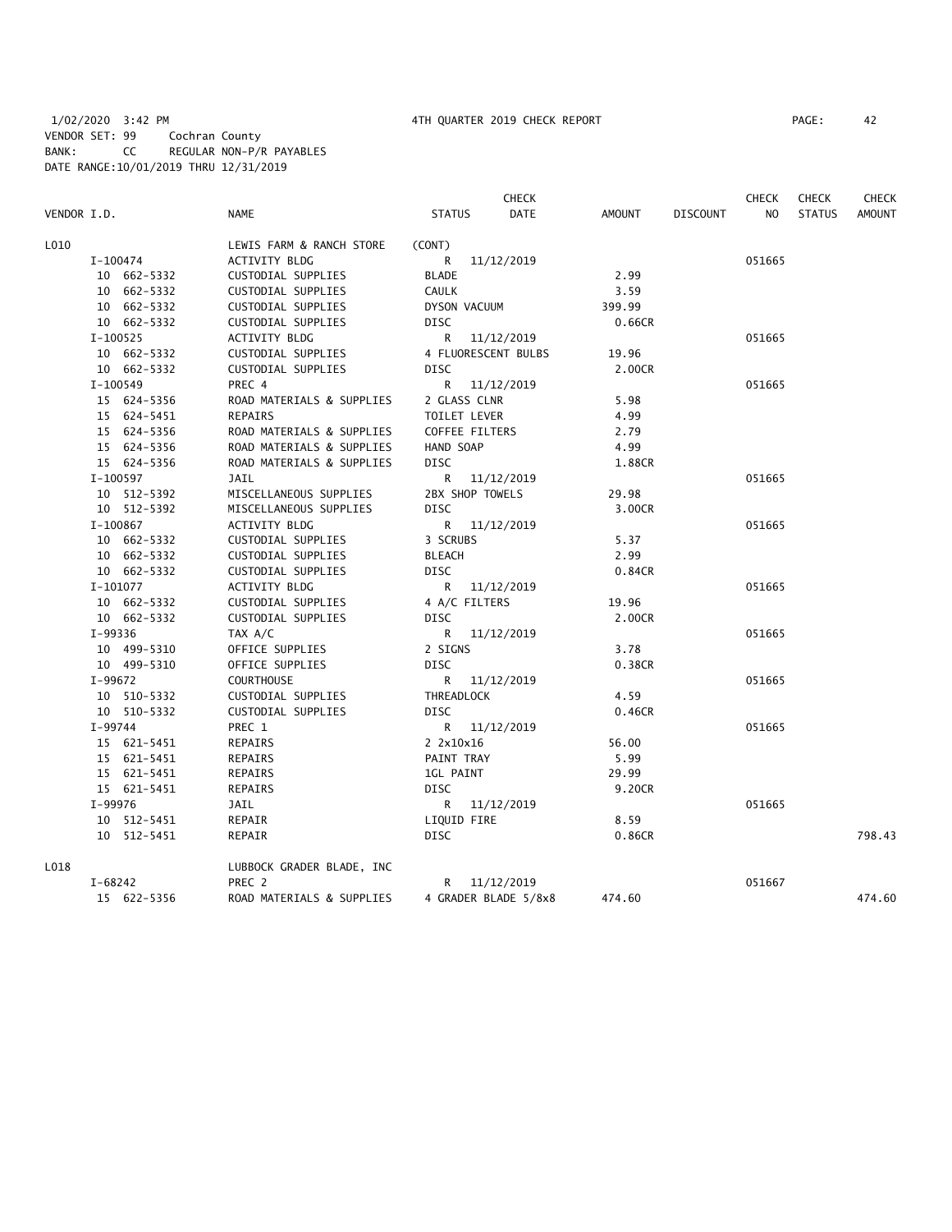1/02/2020 3:42 PM 4TH QUARTER 2019 CHECK REPORT

VENDOR SET: 99 Cochran County
BANK: CC REGULAR NON-P/R PAYABLES
DATE RANGE:10/01/2019 THRU 12/31/2019

| VENDOR I.D. | NAME | STATUS | CHECK DATE | AMOUNT | DISCOUNT | CHECK NO | CHECK STATUS | CHECK AMOUNT |
|---|---|---|---|---|---|---|---|---|
| L010 | LEWIS FARM & RANCH STORE | (CONT) | | | | | | |
| I-100474 | ACTIVITY BLDG | R | 11/12/2019 | | | 051665 | | |
| 10 662-5332 | CUSTODIAL SUPPLIES | BLADE | | 2.99 | | | | |
| 10 662-5332 | CUSTODIAL SUPPLIES | CAULK | | 3.59 | | | | |
| 10 662-5332 | CUSTODIAL SUPPLIES | DYSON VACUUM | | 399.99 | | | | |
| 10 662-5332 | CUSTODIAL SUPPLIES | DISC | | 0.66CR | | | | |
| I-100525 | ACTIVITY BLDG | R | 11/12/2019 | | | 051665 | | |
| 10 662-5332 | CUSTODIAL SUPPLIES | 4 FLUORESCENT BULBS | | 19.96 | | | | |
| 10 662-5332 | CUSTODIAL SUPPLIES | DISC | | 2.00CR | | | | |
| I-100549 | PREC 4 | R | 11/12/2019 | | | 051665 | | |
| 15 624-5356 | ROAD MATERIALS & SUPPLIES | 2 GLASS CLNR | | 5.98 | | | | |
| 15 624-5451 | REPAIRS | TOILET LEVER | | 4.99 | | | | |
| 15 624-5356 | ROAD MATERIALS & SUPPLIES | COFFEE FILTERS | | 2.79 | | | | |
| 15 624-5356 | ROAD MATERIALS & SUPPLIES | HAND SOAP | | 4.99 | | | | |
| 15 624-5356 | ROAD MATERIALS & SUPPLIES | DISC | | 1.88CR | | | | |
| I-100597 | JAIL | R | 11/12/2019 | | | 051665 | | |
| 10 512-5392 | MISCELLANEOUS SUPPLIES | 2BX SHOP TOWELS | | 29.98 | | | | |
| 10 512-5392 | MISCELLANEOUS SUPPLIES | DISC | | 3.00CR | | | | |
| I-100867 | ACTIVITY BLDG | R | 11/12/2019 | | | 051665 | | |
| 10 662-5332 | CUSTODIAL SUPPLIES | 3 SCRUBS | | 5.37 | | | | |
| 10 662-5332 | CUSTODIAL SUPPLIES | BLEACH | | 2.99 | | | | |
| 10 662-5332 | CUSTODIAL SUPPLIES | DISC | | 0.84CR | | | | |
| I-101077 | ACTIVITY BLDG | R | 11/12/2019 | | | 051665 | | |
| 10 662-5332 | CUSTODIAL SUPPLIES | 4 A/C FILTERS | | 19.96 | | | | |
| 10 662-5332 | CUSTODIAL SUPPLIES | DISC | | 2.00CR | | | | |
| I-99336 | TAX A/C | R | 11/12/2019 | | | 051665 | | |
| 10 499-5310 | OFFICE SUPPLIES | 2 SIGNS | | 3.78 | | | | |
| 10 499-5310 | OFFICE SUPPLIES | DISC | | 0.38CR | | | | |
| I-99672 | COURTHOUSE | R | 11/12/2019 | | | 051665 | | |
| 10 510-5332 | CUSTODIAL SUPPLIES | THREADLOCK | | 4.59 | | | | |
| 10 510-5332 | CUSTODIAL SUPPLIES | DISC | | 0.46CR | | | | |
| I-99744 | PREC 1 | R | 11/12/2019 | | | 051665 | | |
| 15 621-5451 | REPAIRS | 2 2x10x16 | | 56.00 | | | | |
| 15 621-5451 | REPAIRS | PAINT TRAY | | 5.99 | | | | |
| 15 621-5451 | REPAIRS | 1GL PAINT | | 29.99 | | | | |
| 15 621-5451 | REPAIRS | DISC | | 9.20CR | | | | |
| I-99976 | JAIL | R | 11/12/2019 | | | 051665 | | |
| 10 512-5451 | REPAIR | LIQUID FIRE | | 8.59 | | | | |
| 10 512-5451 | REPAIR | DISC | | 0.86CR | | | | 798.43 |
| L018 | LUBBOCK GRADER BLADE, INC | | | | | | | |
| I-68242 | PREC 2 | R | 11/12/2019 | | | 051667 | | |
| 15 622-5356 | ROAD MATERIALS & SUPPLIES | 4 GRADER BLADE 5/8x8 | | 474.60 | | | | 474.60 |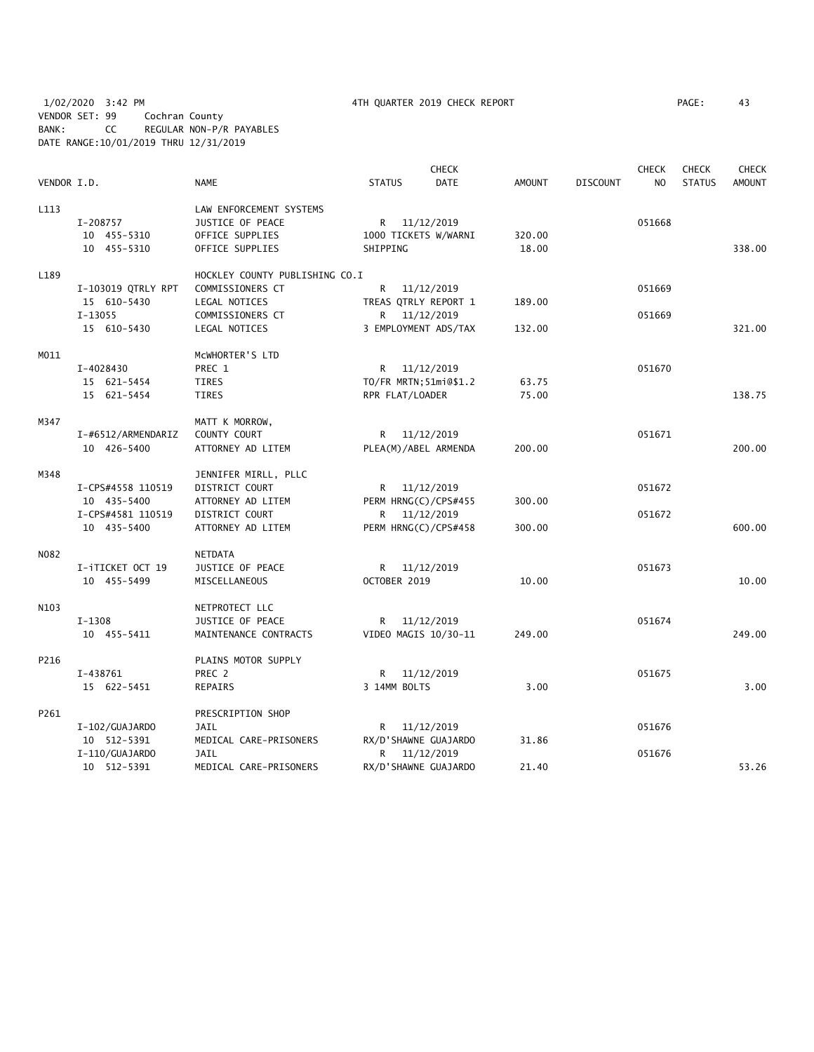1/02/2020 3:42 PM 4TH QUARTER 2019 CHECK REPORT

VENDOR SET: 99 Cochran County
BANK: CC REGULAR NON-P/R PAYABLES
DATE RANGE:10/01/2019 THRU 12/31/2019

| VENDOR I.D. | NAME | STATUS | CHECK DATE | AMOUNT | DISCOUNT | CHECK NO | CHECK STATUS | CHECK AMOUNT |
|---|---|---|---|---|---|---|---|---|
| L113 | LAW ENFORCEMENT SYSTEMS | | | | | | | |
| I-208757 | JUSTICE OF PEACE | R | 11/12/2019 | | | 051668 | | |
| 10 455-5310 | OFFICE SUPPLIES | 1000 TICKETS W/WARNI | | 320.00 | | | | |
| 10 455-5310 | OFFICE SUPPLIES | SHIPPING | | 18.00 | | | | 338.00 |
| L189 | HOCKLEY COUNTY PUBLISHING CO.I | | | | | | | |
| I-103019 QTRLY RPT | COMMISSIONERS CT | R | 11/12/2019 | | | 051669 | | |
| 15 610-5430 | LEGAL NOTICES | TREAS QTRLY REPORT 1 | | 189.00 | | | | |
| I-13055 | COMMISSIONERS CT | R | 11/12/2019 | | | 051669 | | |
| 15 610-5430 | LEGAL NOTICES | 3 EMPLOYMENT ADS/TAX | | 132.00 | | | | 321.00 |
| M011 | McWHORTER'S LTD | | | | | | | |
| I-4028430 | PREC 1 | R | 11/12/2019 | | | 051670 | | |
| 15 621-5454 | TIRES | TO/FR MRTN;51mi@$1.2 | | 63.75 | | | | |
| 15 621-5454 | TIRES | RPR FLAT/LOADER | | 75.00 | | | | 138.75 |
| M347 | MATT K MORROW, | | | | | | | |
| I-#6512/ARMENDARIZ | COUNTY COURT | R | 11/12/2019 | | | 051671 | | |
| 10 426-5400 | ATTORNEY AD LITEM | PLEA(M)/ABEL ARMENDA | | 200.00 | | | | 200.00 |
| M348 | JENNIFER MIRLL, PLLC | | | | | | | |
| I-CPS#4558 110519 | DISTRICT COURT | R | 11/12/2019 | | | 051672 | | |
| 10 435-5400 | ATTORNEY AD LITEM | PERM HRNG(C)/CPS#455 | | 300.00 | | | | |
| I-CPS#4581 110519 | DISTRICT COURT | R | 11/12/2019 | | | 051672 | | |
| 10 435-5400 | ATTORNEY AD LITEM | PERM HRNG(C)/CPS#458 | | 300.00 | | | | 600.00 |
| N082 | NETDATA | | | | | | | |
| I-iTICKET OCT 19 | JUSTICE OF PEACE | R | 11/12/2019 | | | 051673 | | |
| 10 455-5499 | MISCELLANEOUS | OCTOBER 2019 | | 10.00 | | | | 10.00 |
| N103 | NETPROTECT LLC | | | | | | | |
| I-1308 | JUSTICE OF PEACE | R | 11/12/2019 | | | 051674 | | |
| 10 455-5411 | MAINTENANCE CONTRACTS | VIDEO MAGIS 10/30-11 | | 249.00 | | | | 249.00 |
| P216 | PLAINS MOTOR SUPPLY | | | | | | | |
| I-438761 | PREC 2 | R | 11/12/2019 | | | 051675 | | |
| 15 622-5451 | REPAIRS | 3 14MM BOLTS | | 3.00 | | | | 3.00 |
| P261 | PRESCRIPTION SHOP | | | | | | | |
| I-102/GUAJARDO | JAIL | R | 11/12/2019 | | | 051676 | | |
| 10 512-5391 | MEDICAL CARE-PRISONERS | RX/D'SHAWNE GUAJARDO | | 31.86 | | | | |
| I-110/GUAJARDO | JAIL | R | 11/12/2019 | | | 051676 | | |
| 10 512-5391 | MEDICAL CARE-PRISONERS | RX/D'SHAWNE GUAJARDO | | 21.40 | | | | 53.26 |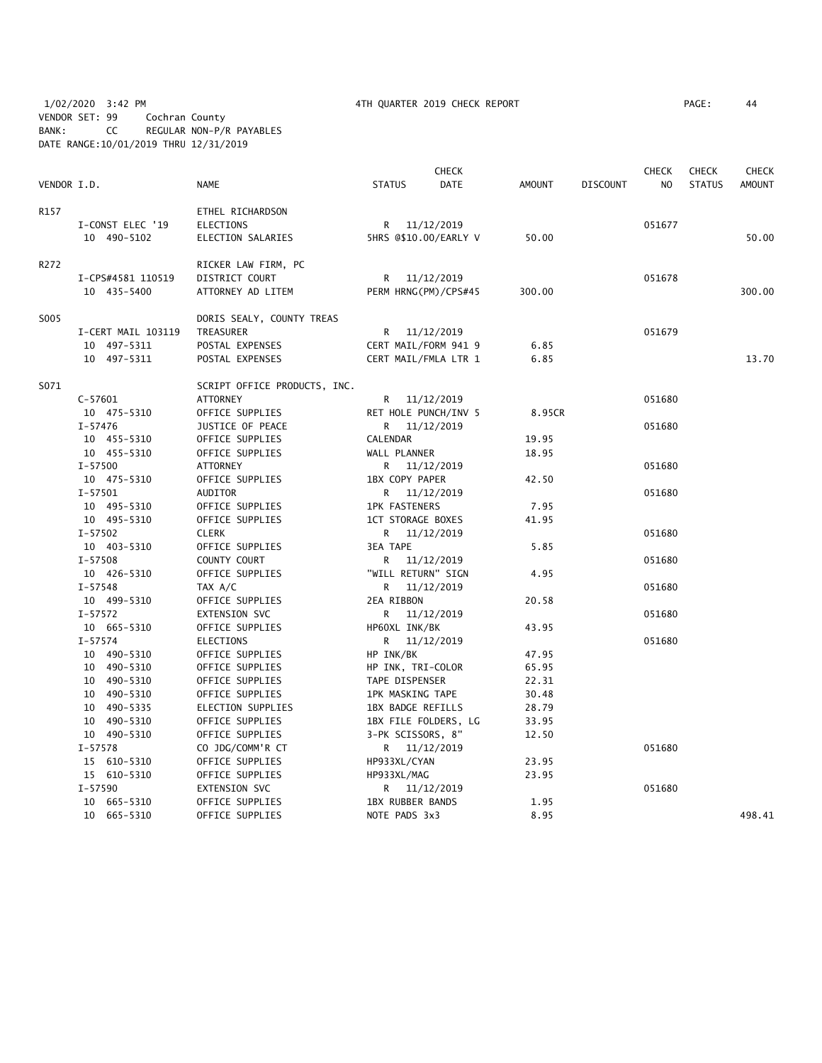1/02/2020 3:42 PM 4TH QUARTER 2019 CHECK REPORT

VENDOR SET: 99 Cochran County
BANK: CC REGULAR NON-P/R PAYABLES
DATE RANGE:10/01/2019 THRU 12/31/2019

| VENDOR I.D. | NAME | STATUS | CHECK DATE | AMOUNT | DISCOUNT | CHECK NO | CHECK STATUS | CHECK AMOUNT |
|---|---|---|---|---|---|---|---|---|
| R157 | ETHEL RICHARDSON | | | | | | | |
| I-CONST ELEC '19 | ELECTIONS | R | 11/12/2019 | | | 051677 | | |
| 10 490-5102 | ELECTION SALARIES | 5HRS @$10.00/EARLY V | | 50.00 | | | | 50.00 |
| R272 | RICKER LAW FIRM, PC | | | | | | | |
| I-CPS#4581 110519 | DISTRICT COURT | R | 11/12/2019 | | | 051678 | | |
| 10 435-5400 | ATTORNEY AD LITEM | PERM HRNG(PM)/CPS#45 | | 300.00 | | | | 300.00 |
| S005 | DORIS SEALY, COUNTY TREAS | | | | | | | |
| I-CERT MAIL 103119 | TREASURER | R | 11/12/2019 | | | 051679 | | |
| 10 497-5311 | POSTAL EXPENSES | CERT MAIL/FORM 941 9 | | 6.85 | | | | |
| 10 497-5311 | POSTAL EXPENSES | CERT MAIL/FMLA LTR 1 | | 6.85 | | | | 13.70 |
| S071 | SCRIPT OFFICE PRODUCTS, INC. | | | | | | | |
| C-57601 | ATTORNEY | R | 11/12/2019 | | | 051680 | | |
| 10 475-5310 | OFFICE SUPPLIES | RET HOLE PUNCH/INV 5 | | 8.95CR | | | | |
| I-57476 | JUSTICE OF PEACE | R | 11/12/2019 | | | 051680 | | |
| 10 455-5310 | OFFICE SUPPLIES | CALENDAR | | 19.95 | | | | |
| 10 455-5310 | OFFICE SUPPLIES | WALL PLANNER | | 18.95 | | | | |
| I-57500 | ATTORNEY | R | 11/12/2019 | | | 051680 | | |
| 10 475-5310 | OFFICE SUPPLIES | 1BX COPY PAPER | | 42.50 | | | | |
| I-57501 | AUDITOR | R | 11/12/2019 | | | 051680 | | |
| 10 495-5310 | OFFICE SUPPLIES | 1PK FASTENERS | | 7.95 | | | | |
| 10 495-5310 | OFFICE SUPPLIES | 1CT STORAGE BOXES | | 41.95 | | | | |
| I-57502 | CLERK | R | 11/12/2019 | | | 051680 | | |
| 10 403-5310 | OFFICE SUPPLIES | 3EA TAPE | | 5.85 | | | | |
| I-57508 | COUNTY COURT | R | 11/12/2019 | | | 051680 | | |
| 10 426-5310 | OFFICE SUPPLIES | "WILL RETURN" SIGN | | 4.95 | | | | |
| I-57548 | TAX A/C | R | 11/12/2019 | | | 051680 | | |
| 10 499-5310 | OFFICE SUPPLIES | 2EA RIBBON | | 20.58 | | | | |
| I-57572 | EXTENSION SVC | R | 11/12/2019 | | | 051680 | | |
| 10 665-5310 | OFFICE SUPPLIES | HP60XL INK/BK | | 43.95 | | | | |
| I-57574 | ELECTIONS | R | 11/12/2019 | | | 051680 | | |
| 10 490-5310 | OFFICE SUPPLIES | HP INK/BK | | 47.95 | | | | |
| 10 490-5310 | OFFICE SUPPLIES | HP INK, TRI-COLOR | | 65.95 | | | | |
| 10 490-5310 | OFFICE SUPPLIES | TAPE DISPENSER | | 22.31 | | | | |
| 10 490-5310 | OFFICE SUPPLIES | 1PK MASKING TAPE | | 30.48 | | | | |
| 10 490-5335 | ELECTION SUPPLIES | 1BX BADGE REFILLS | | 28.79 | | | | |
| 10 490-5310 | OFFICE SUPPLIES | 1BX FILE FOLDERS, LG | | 33.95 | | | | |
| 10 490-5310 | OFFICE SUPPLIES | 3-PK SCISSORS, 8" | | 12.50 | | | | |
| I-57578 | CO JDG/COMM'R CT | R | 11/12/2019 | | | 051680 | | |
| 15 610-5310 | OFFICE SUPPLIES | HP933XL/CYAN | | 23.95 | | | | |
| 15 610-5310 | OFFICE SUPPLIES | HP933XL/MAG | | 23.95 | | | | |
| I-57590 | EXTENSION SVC | R | 11/12/2019 | | | 051680 | | |
| 10 665-5310 | OFFICE SUPPLIES | 1BX RUBBER BANDS | | 1.95 | | | | |
| 10 665-5310 | OFFICE SUPPLIES | NOTE PADS 3x3 | | 8.95 | | | | 498.41 |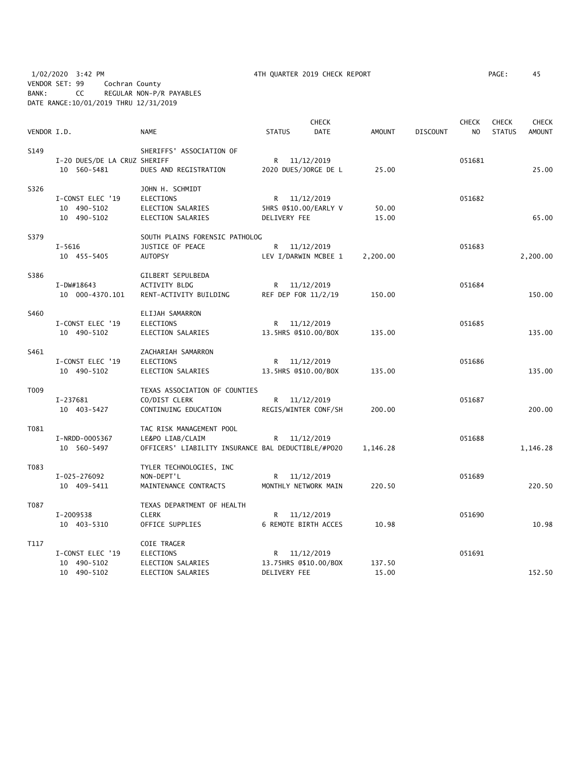1/02/2020 3:42 PM 4TH QUARTER 2019 CHECK REPORT
VENDOR SET: 99 Cochran County
BANK: CC REGULAR NON-P/R PAYABLES
DATE RANGE:10/01/2019 THRU 12/31/2019

| VENDOR I.D. | NAME | STATUS | CHECK DATE | AMOUNT | DISCOUNT | CHECK NO | CHECK STATUS | CHECK AMOUNT |
|---|---|---|---|---|---|---|---|---|
| S149 | SHERIFFS' ASSOCIATION OF | | | | | | | |
| I-20 DUES/DE LA CRUZ SHERIFF | | R | 11/12/2019 | | | 051681 | | |
| 10 560-5481 | DUES AND REGISTRATION | 2020 DUES/JORGE DE L | | 25.00 | | | | 25.00 |
| S326 | JOHN H. SCHMIDT | | | | | | | |
| I-CONST ELEC '19 | ELECTIONS | R | 11/12/2019 | | | 051682 | | |
| 10 490-5102 | ELECTION SALARIES | 5HRS @$10.00/EARLY V | | 50.00 | | | | |
| 10 490-5102 | ELECTION SALARIES | DELIVERY FEE | | 15.00 | | | | 65.00 |
| S379 | SOUTH PLAINS FORENSIC PATHOLOG | | | | | | | |
| I-5616 | JUSTICE OF PEACE | R | 11/12/2019 | | | 051683 | | |
| 10 455-5405 | AUTOPSY | LEV I/DARWIN MCBEE 1 | | 2,200.00 | | | | 2,200.00 |
| S386 | GILBERT SEPULBEDA | | | | | | | |
| I-DW#18643 | ACTIVITY BLDG | R | 11/12/2019 | | | 051684 | | |
| 10 000-4370.101 | RENT-ACTIVITY BUILDING | REF DEP FOR 11/2/19 | | 150.00 | | | | 150.00 |
| S460 | ELIJAH SAMARRON | | | | | | | |
| I-CONST ELEC '19 | ELECTIONS | R | 11/12/2019 | | | 051685 | | |
| 10 490-5102 | ELECTION SALARIES | 13.5HRS @$10.00/BOX | | 135.00 | | | | 135.00 |
| S461 | ZACHARIAH SAMARRON | | | | | | | |
| I-CONST ELEC '19 | ELECTIONS | R | 11/12/2019 | | | 051686 | | |
| 10 490-5102 | ELECTION SALARIES | 13.5HRS @$10.00/BOX | | 135.00 | | | | 135.00 |
| T009 | TEXAS ASSOCIATION OF COUNTIES | | | | | | | |
| I-237681 | CO/DIST CLERK | R | 11/12/2019 | | | 051687 | | |
| 10 403-5427 | CONTINUING EDUCATION | REGIS/WINTER CONF/SH | | 200.00 | | | | 200.00 |
| T081 | TAC RISK MANAGEMENT POOL | | | | | | | |
| I-NRDD-0005367 | LE&PO LIAB/CLAIM | R | 11/12/2019 | | | 051688 | | |
| 10 560-5497 | OFFICERS' LIABILITY INSURANCE | BAL DEDUCTIBLE/#PO20 | | 1,146.28 | | | | 1,146.28 |
| T083 | TYLER TECHNOLOGIES, INC | | | | | | | |
| I-025-276092 | NON-DEPT'L | R | 11/12/2019 | | | 051689 | | |
| 10 409-5411 | MAINTENANCE CONTRACTS | MONTHLY NETWORK MAIN | | 220.50 | | | | 220.50 |
| T087 | TEXAS DEPARTMENT OF HEALTH | | | | | | | |
| I-2009538 | CLERK | R | 11/12/2019 | | | 051690 | | |
| 10 403-5310 | OFFICE SUPPLIES | 6 REMOTE BIRTH ACCES | | 10.98 | | | | 10.98 |
| T117 | COIE TRAGER | | | | | | | |
| I-CONST ELEC '19 | ELECTIONS | R | 11/12/2019 | | | 051691 | | |
| 10 490-5102 | ELECTION SALARIES | 13.75HRS @$10.00/BOX | | 137.50 | | | | |
| 10 490-5102 | ELECTION SALARIES | DELIVERY FEE | | 15.00 | | | | 152.50 |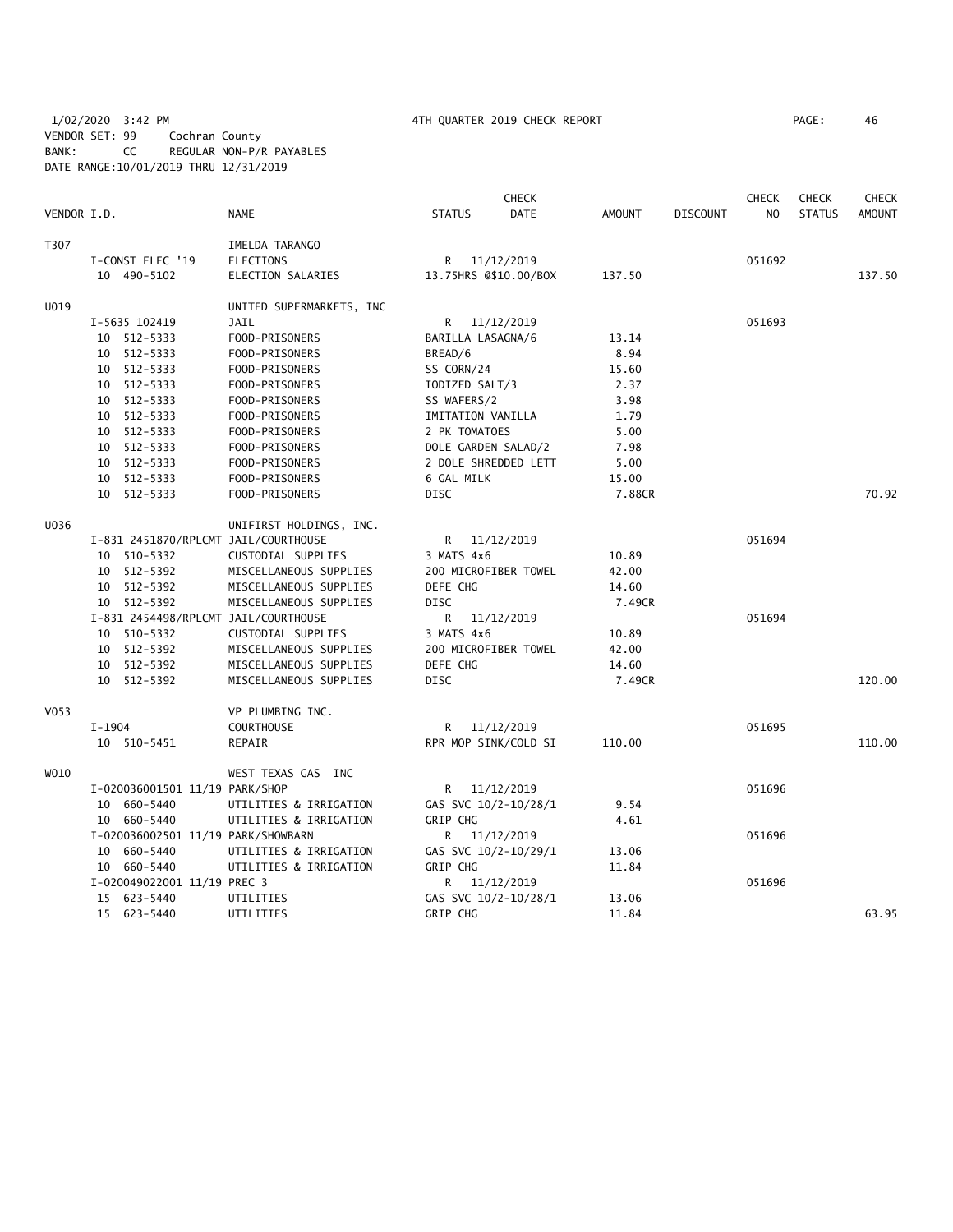1/02/2020 3:42 PM 4TH QUARTER 2019 CHECK REPORT PAGE: 46
VENDOR SET: 99 Cochran County
BANK: CC REGULAR NON-P/R PAYABLES
DATE RANGE:10/01/2019 THRU 12/31/2019

| VENDOR I.D. | NAME | STATUS | CHECK DATE | AMOUNT | DISCOUNT | CHECK NO | CHECK STATUS | CHECK AMOUNT |
|---|---|---|---|---|---|---|---|---|
| T307 | IMELDA TARANGO | | | | | | | |
| I-CONST ELEC '19 | ELECTIONS | R | 11/12/2019 | | | 051692 | | |
| 10 490-5102 | ELECTION SALARIES | 13.75HRS @$10.00/BOX | | 137.50 | | | | 137.50 |
| U019 | UNITED SUPERMARKETS, INC | | | | | | | |
| I-5635 102419 | JAIL | R | 11/12/2019 | | | 051693 | | |
| 10 512-5333 | FOOD-PRISONERS | BARILLA LASAGNA/6 | | 13.14 | | | | |
| 10 512-5333 | FOOD-PRISONERS | BREAD/6 | | 8.94 | | | | |
| 10 512-5333 | FOOD-PRISONERS | SS CORN/24 | | 15.60 | | | | |
| 10 512-5333 | FOOD-PRISONERS | IODIZED SALT/3 | | 2.37 | | | | |
| 10 512-5333 | FOOD-PRISONERS | SS WAFERS/2 | | 3.98 | | | | |
| 10 512-5333 | FOOD-PRISONERS | IMITATION VANILLA | | 1.79 | | | | |
| 10 512-5333 | FOOD-PRISONERS | 2 PK TOMATOES | | 5.00 | | | | |
| 10 512-5333 | FOOD-PRISONERS | DOLE GARDEN SALAD/2 | | 7.98 | | | | |
| 10 512-5333 | FOOD-PRISONERS | 2 DOLE SHREDDED LETT | | 5.00 | | | | |
| 10 512-5333 | FOOD-PRISONERS | 6 GAL MILK | | 15.00 | | | | |
| 10 512-5333 | FOOD-PRISONERS | DISC | | 7.88CR | | | | 70.92 |
| U036 | UNIFIRST HOLDINGS, INC. | | | | | | | |
| I-831 2451870/RPLCMT | JAIL/COURTHOUSE | R | 11/12/2019 | | | 051694 | | |
| 10 510-5332 | CUSTODIAL SUPPLIES | 3 MATS 4x6 | | 10.89 | | | | |
| 10 512-5392 | MISCELLANEOUS SUPPLIES | 200 MICROFIBER TOWEL | | 42.00 | | | | |
| 10 512-5392 | MISCELLANEOUS SUPPLIES | DEFE CHG | | 14.60 | | | | |
| 10 512-5392 | MISCELLANEOUS SUPPLIES | DISC | | 7.49CR | | | | |
| I-831 2454498/RPLCMT | JAIL/COURTHOUSE | R | 11/12/2019 | | | 051694 | | |
| 10 510-5332 | CUSTODIAL SUPPLIES | 3 MATS 4x6 | | 10.89 | | | | |
| 10 512-5392 | MISCELLANEOUS SUPPLIES | 200 MICROFIBER TOWEL | | 42.00 | | | | |
| 10 512-5392 | MISCELLANEOUS SUPPLIES | DEFE CHG | | 14.60 | | | | |
| 10 512-5392 | MISCELLANEOUS SUPPLIES | DISC | | 7.49CR | | | | 120.00 |
| V053 | VP PLUMBING INC. | | | | | | | |
| I-1904 | COURTHOUSE | R | 11/12/2019 | | | 051695 | | |
| 10 510-5451 | REPAIR | RPR MOP SINK/COLD SI | | 110.00 | | | | 110.00 |
| W010 | WEST TEXAS GAS INC | | | | | | | |
| I-020036001501 11/19 | PARK/SHOP | R | 11/12/2019 | | | 051696 | | |
| 10 660-5440 | UTILITIES & IRRIGATION | GAS SVC 10/2-10/28/1 | | 9.54 | | | | |
| 10 660-5440 | UTILITIES & IRRIGATION | GRIP CHG | | 4.61 | | | | |
| I-020036002501 11/19 | PARK/SHOWBARN | R | 11/12/2019 | | | 051696 | | |
| 10 660-5440 | UTILITIES & IRRIGATION | GAS SVC 10/2-10/29/1 | | 13.06 | | | | |
| 10 660-5440 | UTILITIES & IRRIGATION | GRIP CHG | | 11.84 | | | | |
| I-020049022001 11/19 | PREC 3 | R | 11/12/2019 | | | 051696 | | |
| 15 623-5440 | UTILITIES | GAS SVC 10/2-10/28/1 | | 13.06 | | | | |
| 15 623-5440 | UTILITIES | GRIP CHG | | 11.84 | | | | 63.95 |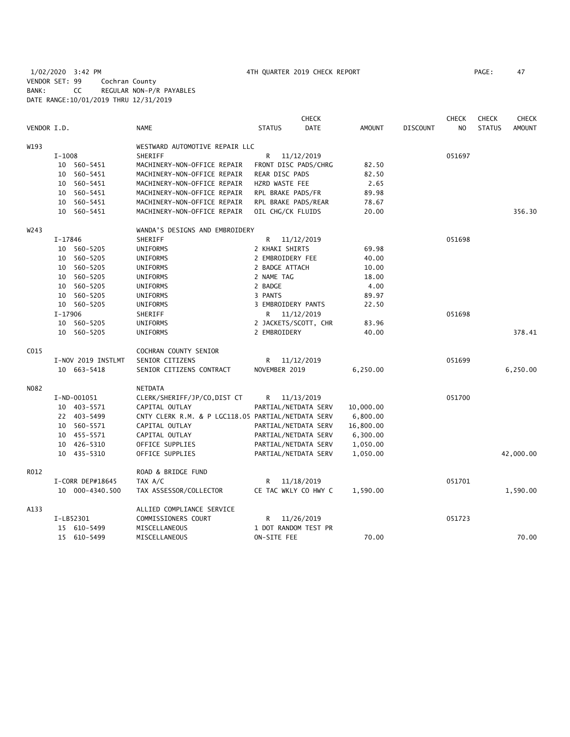1/02/2020 3:42 PM 4TH QUARTER 2019 CHECK REPORT
VENDOR SET: 99 Cochran County
BANK: CC REGULAR NON-P/R PAYABLES
DATE RANGE:10/01/2019 THRU 12/31/2019

| VENDOR I.D. | NAME | STATUS | CHECK DATE | AMOUNT | DISCOUNT | CHECK NO | CHECK STATUS | CHECK AMOUNT |
|---|---|---|---|---|---|---|---|---|
| W193 | WESTWARD AUTOMOTIVE REPAIR LLC | | | | | | | |
| I-1008 | SHERIFF | R | 11/12/2019 | | | 051697 | | |
| 10 560-5451 | MACHINERY-NON-OFFICE REPAIR | FRONT DISC PADS/CHRG | | 82.50 | | | | |
| 10 560-5451 | MACHINERY-NON-OFFICE REPAIR | REAR DISC PADS | | 82.50 | | | | |
| 10 560-5451 | MACHINERY-NON-OFFICE REPAIR | HZRD WASTE FEE | | 2.65 | | | | |
| 10 560-5451 | MACHINERY-NON-OFFICE REPAIR | RPL BRAKE PADS/FR | | 89.98 | | | | |
| 10 560-5451 | MACHINERY-NON-OFFICE REPAIR | RPL BRAKE PADS/REAR | | 78.67 | | | | |
| 10 560-5451 | MACHINERY-NON-OFFICE REPAIR | OIL CHG/CK FLUIDS | | 20.00 | | | | 356.30 |
| W243 | WANDA'S DESIGNS AND EMBROIDERY | | | | | | | |
| I-17846 | SHERIFF | R | 11/12/2019 | | | 051698 | | |
| 10 560-5205 | UNIFORMS | 2 KHAKI SHIRTS | | 69.98 | | | | |
| 10 560-5205 | UNIFORMS | 2 EMBROIDERY FEE | | 40.00 | | | | |
| 10 560-5205 | UNIFORMS | 2 BADGE ATTACH | | 10.00 | | | | |
| 10 560-5205 | UNIFORMS | 2 NAME TAG | | 18.00 | | | | |
| 10 560-5205 | UNIFORMS | 2 BADGE | | 4.00 | | | | |
| 10 560-5205 | UNIFORMS | 3 PANTS | | 89.97 | | | | |
| 10 560-5205 | UNIFORMS | 3 EMBROIDERY PANTS | | 22.50 | | | | |
| I-17906 | SHERIFF | R | 11/12/2019 | | | 051698 | | |
| 10 560-5205 | UNIFORMS | 2 JACKETS/SCOTT, CHR | | 83.96 | | | | |
| 10 560-5205 | UNIFORMS | 2 EMBROIDERY | | 40.00 | | | | 378.41 |
| C015 | COCHRAN COUNTY SENIOR | | | | | | | |
| I-NOV 2019 INSTLMT | SENIOR CITIZENS | R | 11/12/2019 | | | 051699 | | |
| 10 663-5418 | SENIOR CITIZENS CONTRACT | NOVEMBER 2019 | | 6,250.00 | | | | 6,250.00 |
| N082 | NETDATA | | | | | | | |
| I-ND-001051 | CLERK/SHERIFF/JP/CO,DIST CT | R | 11/13/2019 | | | 051700 | | |
| 10 403-5571 | CAPITAL OUTLAY | PARTIAL/NETDATA SERV | | 10,000.00 | | | | |
| 22 403-5499 | CNTY CLERK R.M. & P LGC118.05 | PARTIAL/NETDATA SERV | | 6,800.00 | | | | |
| 10 560-5571 | CAPITAL OUTLAY | PARTIAL/NETDATA SERV | | 16,800.00 | | | | |
| 10 455-5571 | CAPITAL OUTLAY | PARTIAL/NETDATA SERV | | 6,300.00 | | | | |
| 10 426-5310 | OFFICE SUPPLIES | PARTIAL/NETDATA SERV | | 1,050.00 | | | | |
| 10 435-5310 | OFFICE SUPPLIES | PARTIAL/NETDATA SERV | | 1,050.00 | | | | 42,000.00 |
| R012 | ROAD & BRIDGE FUND | | | | | | | |
| I-CORR DEP#18645 | TAX A/C | R | 11/18/2019 | | | 051701 | | |
| 10 000-4340.500 | TAX ASSESSOR/COLLECTOR | CE TAC WKLY CO HWY C | | 1,590.00 | | | | 1,590.00 |
| A133 | ALLIED COMPLIANCE SERVICE | | | | | | | |
| I-LB52301 | COMMISSIONERS COURT | R | 11/26/2019 | | | 051723 | | |
| 15 610-5499 | MISCELLANEOUS | 1 DOT RANDOM TEST PR | | | | | | |
| 15 610-5499 | MISCELLANEOUS | ON-SITE FEE | | 70.00 | | | | 70.00 |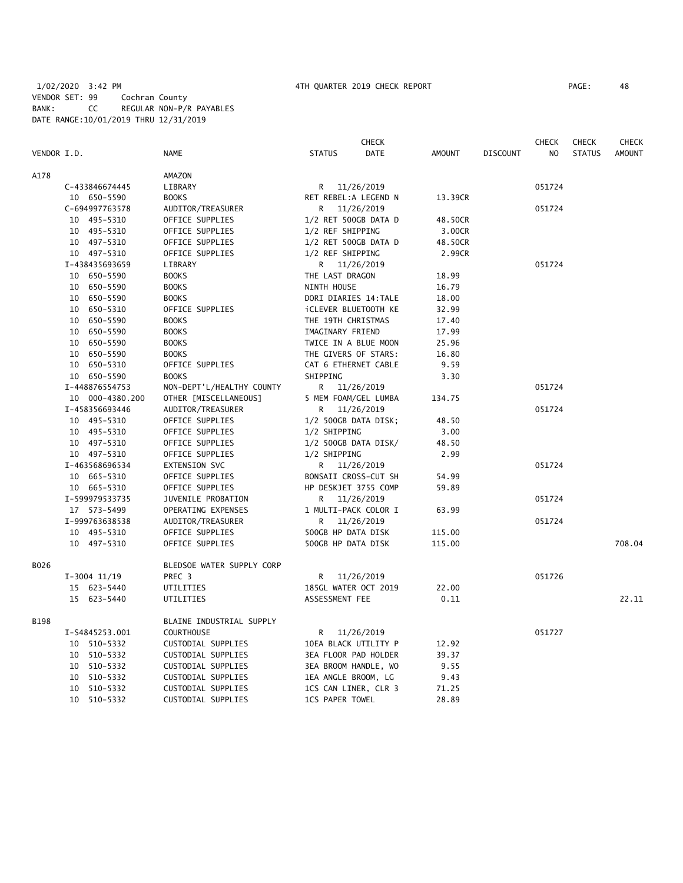1/02/2020 3:42 PM 4TH QUARTER 2019 CHECK REPORT

VENDOR SET: 99 Cochran County
BANK: CC REGULAR NON-P/R PAYABLES
DATE RANGE:10/01/2019 THRU 12/31/2019

| VENDOR I.D. | NAME | STATUS | CHECK DATE | AMOUNT | DISCOUNT | CHECK NO | CHECK STATUS | CHECK AMOUNT |
|---|---|---|---|---|---|---|---|---|
| A178 | AMAZON | | | | | | | |
| C-433846674445 | LIBRARY | R | 11/26/2019 | | | 051724 | | |
| 10 650-5590 | BOOKS | RET REBEL:A LEGEND N | | 13.39CR | | | | |
| C-694997763578 | AUDITOR/TREASURER | R | 11/26/2019 | | | 051724 | | |
| 10 495-5310 | OFFICE SUPPLIES | 1/2 RET 500GB DATA D | | 48.50CR | | | | |
| 10 495-5310 | OFFICE SUPPLIES | 1/2 REF SHIPPING | | 3.00CR | | | | |
| 10 497-5310 | OFFICE SUPPLIES | 1/2 RET 500GB DATA D | | 48.50CR | | | | |
| 10 497-5310 | OFFICE SUPPLIES | 1/2 REF SHIPPING | | 2.99CR | | | | |
| I-438435693659 | LIBRARY | R | 11/26/2019 | | | 051724 | | |
| 10 650-5590 | BOOKS | THE LAST DRAGON | | 18.99 | | | | |
| 10 650-5590 | BOOKS | NINTH HOUSE | | 16.79 | | | | |
| 10 650-5590 | BOOKS | DORI DIARIES 14:TALE | | 18.00 | | | | |
| 10 650-5310 | OFFICE SUPPLIES | iCLEVER BLUETOOTH KE | | 32.99 | | | | |
| 10 650-5590 | BOOKS | THE 19TH CHRISTMAS | | 17.40 | | | | |
| 10 650-5590 | BOOKS | IMAGINARY FRIEND | | 17.99 | | | | |
| 10 650-5590 | BOOKS | TWICE IN A BLUE MOON | | 25.96 | | | | |
| 10 650-5590 | BOOKS | THE GIVERS OF STARS: | | 16.80 | | | | |
| 10 650-5310 | OFFICE SUPPLIES | CAT 6 ETHERNET CABLE | | 9.59 | | | | |
| 10 650-5590 | BOOKS | SHIPPING | | 3.30 | | | | |
| I-448876554753 | NON-DEPT'L/HEALTHY COUNTY | R | 11/26/2019 | | | 051724 | | |
| 10 000-4380.200 | OTHER [MISCELLANEOUS] | 5 MEM FOAM/GEL LUMBA | | 134.75 | | | | |
| I-458356693446 | AUDITOR/TREASURER | R | 11/26/2019 | | | 051724 | | |
| 10 495-5310 | OFFICE SUPPLIES | 1/2 500GB DATA DISK; | | 48.50 | | | | |
| 10 495-5310 | OFFICE SUPPLIES | 1/2 SHIPPING | | 3.00 | | | | |
| 10 497-5310 | OFFICE SUPPLIES | 1/2 500GB DATA DISK/ | | 48.50 | | | | |
| 10 497-5310 | OFFICE SUPPLIES | 1/2 SHIPPING | | 2.99 | | | | |
| I-463568696534 | EXTENSION SVC | R | 11/26/2019 | | | 051724 | | |
| 10 665-5310 | OFFICE SUPPLIES | BONSAII CROSS-CUT SH | | 54.99 | | | | |
| 10 665-5310 | OFFICE SUPPLIES | HP DESKJET 3755 COMP | | 59.89 | | | | |
| I-599979533735 | JUVENILE PROBATION | R | 11/26/2019 | | | 051724 | | |
| 17 573-5499 | OPERATING EXPENSES | 1 MULTI-PACK COLOR I | | 63.99 | | | | |
| I-999763638538 | AUDITOR/TREASURER | R | 11/26/2019 | | | 051724 | | |
| 10 495-5310 | OFFICE SUPPLIES | 500GB HP DATA DISK | | 115.00 | | | | |
| 10 497-5310 | OFFICE SUPPLIES | 500GB HP DATA DISK | | 115.00 | | | | 708.04 |
| B026 | BLEDSOE WATER SUPPLY CORP | | | | | | | |
| I-3004 11/19 | PREC 3 | R | 11/26/2019 | | | 051726 | | |
| 15 623-5440 | UTILITIES | 185GL WATER OCT 2019 | | 22.00 | | | | |
| 15 623-5440 | UTILITIES | ASSESSMENT FEE | | 0.11 | | | | 22.11 |
| B198 | BLAINE INDUSTRIAL SUPPLY | | | | | | | |
| I-S4845253.001 | COURTHOUSE | R | 11/26/2019 | | | 051727 | | |
| 10 510-5332 | CUSTODIAL SUPPLIES | 10EA BLACK UTILITY P | | 12.92 | | | | |
| 10 510-5332 | CUSTODIAL SUPPLIES | 3EA FLOOR PAD HOLDER | | 39.37 | | | | |
| 10 510-5332 | CUSTODIAL SUPPLIES | 3EA BROOM HANDLE, WO | | 9.55 | | | | |
| 10 510-5332 | CUSTODIAL SUPPLIES | 1EA ANGLE BROOM, LG | | 9.43 | | | | |
| 10 510-5332 | CUSTODIAL SUPPLIES | 1CS CAN LINER, CLR 3 | | 71.25 | | | | |
| 10 510-5332 | CUSTODIAL SUPPLIES | 1CS PAPER TOWEL | | 28.89 | | | | |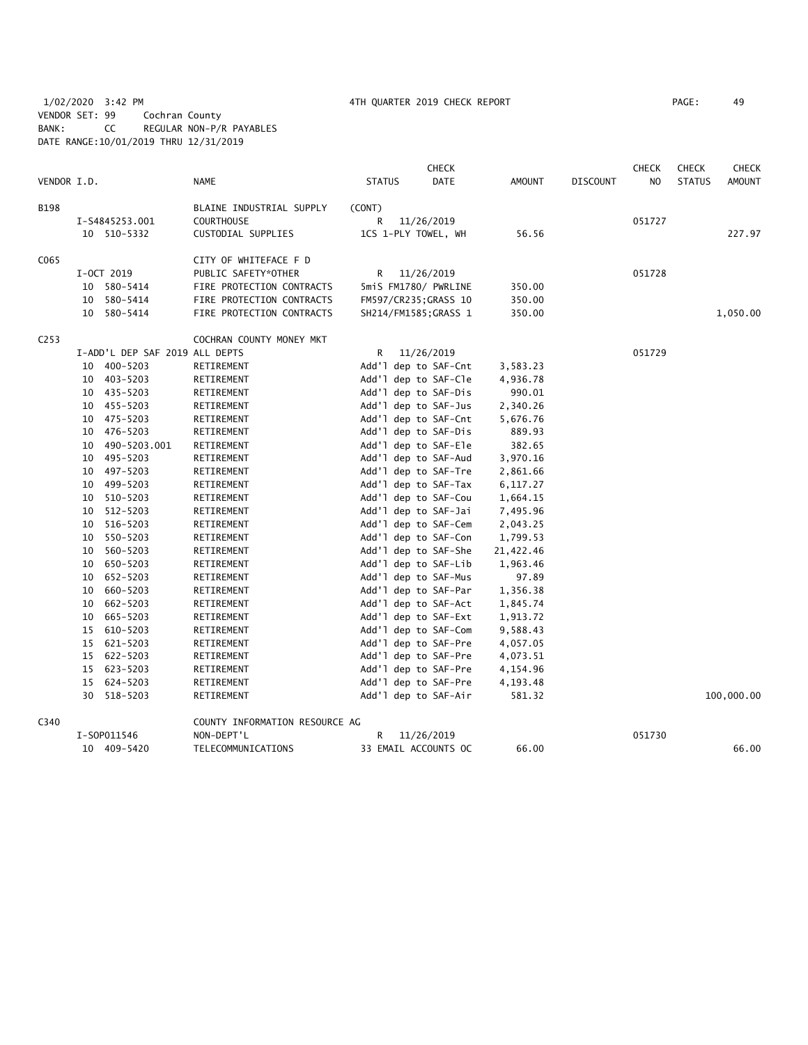1/02/2020 3:42 PM 4TH QUARTER 2019 CHECK REPORT PAGE: 49
VENDOR SET: 99 Cochran County
BANK: CC REGULAR NON-P/R PAYABLES
DATE RANGE:10/01/2019 THRU 12/31/2019

| VENDOR I.D. | NAME | STATUS | CHECK DATE | AMOUNT | DISCOUNT | CHECK NO | CHECK STATUS | CHECK AMOUNT |
|---|---|---|---|---|---|---|---|---|
| B198 | BLAINE INDUSTRIAL SUPPLY | (CONT) | | | | | | |
| I-S4845253.001 | COURTHOUSE | R | 11/26/2019 | | | 051727 | | |
| 10 510-5332 | CUSTODIAL SUPPLIES | 1CS 1-PLY TOWEL, WH | | 56.56 | | | | 227.97 |
| C065 | CITY OF WHITEFACE F D | | | | | | | |
| I-OCT 2019 | PUBLIC SAFETY*OTHER | R | 11/26/2019 | | | 051728 | | |
| 10 580-5414 | FIRE PROTECTION CONTRACTS | 5miS FM1780/ PWRLINE | | 350.00 | | | | |
| 10 580-5414 | FIRE PROTECTION CONTRACTS | FM597/CR235;GRASS 10 | | 350.00 | | | | |
| 10 580-5414 | FIRE PROTECTION CONTRACTS | SH214/FM1585;GRASS 1 | | 350.00 | | | | 1,050.00 |
| C253 | COCHRAN COUNTY MONEY MKT | | | | | | | |
| I-ADD'L DEP SAF 2019 ALL DEPTS | | R | 11/26/2019 | | | 051729 | | |
| 10 400-5203 | RETIREMENT | Add'l dep to SAF-Cnt | | 3,583.23 | | | | |
| 10 403-5203 | RETIREMENT | Add'l dep to SAF-Cle | | 4,936.78 | | | | |
| 10 435-5203 | RETIREMENT | Add'l dep to SAF-Dis | | 990.01 | | | | |
| 10 455-5203 | RETIREMENT | Add'l dep to SAF-Jus | | 2,340.26 | | | | |
| 10 475-5203 | RETIREMENT | Add'l dep to SAF-Cnt | | 5,676.76 | | | | |
| 10 476-5203 | RETIREMENT | Add'l dep to SAF-Dis | | 889.93 | | | | |
| 10 490-5203.001 | RETIREMENT | Add'l dep to SAF-Ele | | 382.65 | | | | |
| 10 495-5203 | RETIREMENT | Add'l dep to SAF-Aud | | 3,970.16 | | | | |
| 10 497-5203 | RETIREMENT | Add'l dep to SAF-Tre | | 2,861.66 | | | | |
| 10 499-5203 | RETIREMENT | Add'l dep to SAF-Tax | | 6,117.27 | | | | |
| 10 510-5203 | RETIREMENT | Add'l dep to SAF-Cou | | 1,664.15 | | | | |
| 10 512-5203 | RETIREMENT | Add'l dep to SAF-Jai | | 7,495.96 | | | | |
| 10 516-5203 | RETIREMENT | Add'l dep to SAF-Cem | | 2,043.25 | | | | |
| 10 550-5203 | RETIREMENT | Add'l dep to SAF-Con | | 1,799.53 | | | | |
| 10 560-5203 | RETIREMENT | Add'l dep to SAF-She | | 21,422.46 | | | | |
| 10 650-5203 | RETIREMENT | Add'l dep to SAF-Lib | | 1,963.46 | | | | |
| 10 652-5203 | RETIREMENT | Add'l dep to SAF-Mus | | 97.89 | | | | |
| 10 660-5203 | RETIREMENT | Add'l dep to SAF-Par | | 1,356.38 | | | | |
| 10 662-5203 | RETIREMENT | Add'l dep to SAF-Act | | 1,845.74 | | | | |
| 10 665-5203 | RETIREMENT | Add'l dep to SAF-Ext | | 1,913.72 | | | | |
| 15 610-5203 | RETIREMENT | Add'l dep to SAF-Com | | 9,588.43 | | | | |
| 15 621-5203 | RETIREMENT | Add'l dep to SAF-Pre | | 4,057.05 | | | | |
| 15 622-5203 | RETIREMENT | Add'l dep to SAF-Pre | | 4,073.51 | | | | |
| 15 623-5203 | RETIREMENT | Add'l dep to SAF-Pre | | 4,154.96 | | | | |
| 15 624-5203 | RETIREMENT | Add'l dep to SAF-Pre | | 4,193.48 | | | | |
| 30 518-5203 | RETIREMENT | Add'l dep to SAF-Air | | 581.32 | | | | 100,000.00 |
| C340 | COUNTY INFORMATION RESOURCE AG | | | | | | | |
| I-SOP011546 | NON-DEPT'L | R | 11/26/2019 | | | 051730 | | |
| 10 409-5420 | TELECOMMUNICATIONS | 33 EMAIL ACCOUNTS OC | | 66.00 | | | | 66.00 |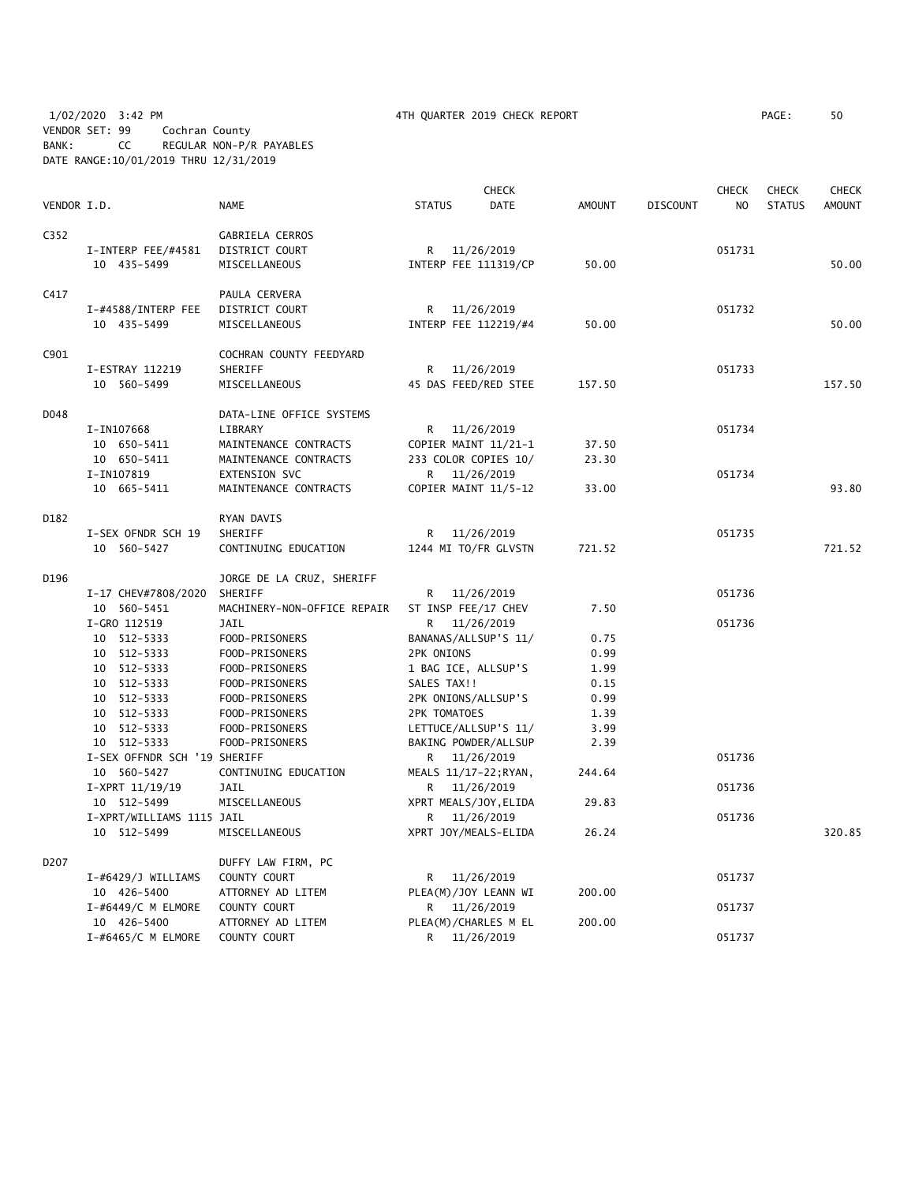1/02/2020 3:42 PM 4TH QUARTER 2019 CHECK REPORT

VENDOR SET: 99 Cochran County
BANK: CC REGULAR NON-P/R PAYABLES
DATE RANGE:10/01/2019 THRU 12/31/2019

| VENDOR I.D. | NAME | STATUS | CHECK DATE | AMOUNT | DISCOUNT | CHECK NO | CHECK STATUS | CHECK AMOUNT |
|---|---|---|---|---|---|---|---|---|
| C352 | GABRIELA CERROS | | | | | | | |
| I-INTERP FEE/#4581 | DISTRICT COURT | R | 11/26/2019 | | | 051731 | | |
| 10 435-5499 | MISCELLANEOUS | INTERP FEE 111319/CP | | 50.00 | | | | 50.00 |
| C417 | PAULA CERVERA | | | | | | | |
| I-#4588/INTERP FEE | DISTRICT COURT | R | 11/26/2019 | | | 051732 | | |
| 10 435-5499 | MISCELLANEOUS | INTERP FEE 112219/#4 | | 50.00 | | | | 50.00 |
| C901 | COCHRAN COUNTY FEEDYARD | | | | | | | |
| I-ESTRAY 112219 | SHERIFF | R | 11/26/2019 | | | 051733 | | |
| 10 560-5499 | MISCELLANEOUS | 45 DAS FEED/RED STEE | | 157.50 | | | | 157.50 |
| D048 | DATA-LINE OFFICE SYSTEMS | | | | | | | |
| I-IN107668 | LIBRARY | R | 11/26/2019 | | | 051734 | | |
| 10 650-5411 | MAINTENANCE CONTRACTS | COPIER MAINT 11/21-1 | | 37.50 | | | | |
| 10 650-5411 | MAINTENANCE CONTRACTS | 233 COLOR COPIES 10/ | | 23.30 | | | | |
| I-IN107819 | EXTENSION SVC | R | 11/26/2019 | | | 051734 | | |
| 10 665-5411 | MAINTENANCE CONTRACTS | COPIER MAINT 11/5-12 | | 33.00 | | | | 93.80 |
| D182 | RYAN DAVIS | | | | | | | |
| I-SEX OFNDR SCH 19 | SHERIFF | R | 11/26/2019 | | | 051735 | | |
| 10 560-5427 | CONTINUING EDUCATION | 1244 MI TO/FR GLVSTN | | 721.52 | | | | 721.52 |
| D196 | JORGE DE LA CRUZ, SHERIFF | | | | | | | |
| I-17 CHEV#7808/2020 | SHERIFF | R | 11/26/2019 | | | 051736 | | |
| 10 560-5451 | MACHINERY-NON-OFFICE REPAIR | ST INSP FEE/17 CHEV | | 7.50 | | | | |
| I-GRO 112519 | JAIL | R | 11/26/2019 | | | 051736 | | |
| 10 512-5333 | FOOD-PRISONERS | BANANAS/ALLSUP'S 11/ | | 0.75 | | | | |
| 10 512-5333 | FOOD-PRISONERS | 2PK ONIONS | | 0.99 | | | | |
| 10 512-5333 | FOOD-PRISONERS | 1 BAG ICE, ALLSUP'S | | 1.99 | | | | |
| 10 512-5333 | FOOD-PRISONERS | SALES TAX!! | | 0.15 | | | | |
| 10 512-5333 | FOOD-PRISONERS | 2PK ONIONS/ALLSUP'S | | 0.99 | | | | |
| 10 512-5333 | FOOD-PRISONERS | 2PK TOMATOES | | 1.39 | | | | |
| 10 512-5333 | FOOD-PRISONERS | LETTUCE/ALLSUP'S 11/ | | 3.99 | | | | |
| 10 512-5333 | FOOD-PRISONERS | BAKING POWDER/ALLSUP | | 2.39 | | | | |
| I-SEX OFFNDR SCH '19 | SHERIFF | R | 11/26/2019 | | | 051736 | | |
| 10 560-5427 | CONTINUING EDUCATION | MEALS 11/17-22;RYAN, | | 244.64 | | | | |
| I-XPRT 11/19/19 | JAIL | R | 11/26/2019 | | | 051736 | | |
| 10 512-5499 | MISCELLANEOUS | XPRT MEALS/JOY,ELIDA | | 29.83 | | | | |
| I-XPRT/WILLIAMS 1115 | JAIL | R | 11/26/2019 | | | 051736 | | |
| 10 512-5499 | MISCELLANEOUS | XPRT JOY/MEALS-ELIDA | | 26.24 | | | | 320.85 |
| D207 | DUFFY LAW FIRM, PC | | | | | | | |
| I-#6429/J WILLIAMS | COUNTY COURT | R | 11/26/2019 | | | 051737 | | |
| 10 426-5400 | ATTORNEY AD LITEM | PLEA(M)/JOY LEANN WI | | 200.00 | | | | |
| I-#6449/C M ELMORE | COUNTY COURT | R | 11/26/2019 | | | 051737 | | |
| 10 426-5400 | ATTORNEY AD LITEM | PLEA(M)/CHARLES M EL | | 200.00 | | | | |
| I-#6465/C M ELMORE | COUNTY COURT | R | 11/26/2019 | | | 051737 | | |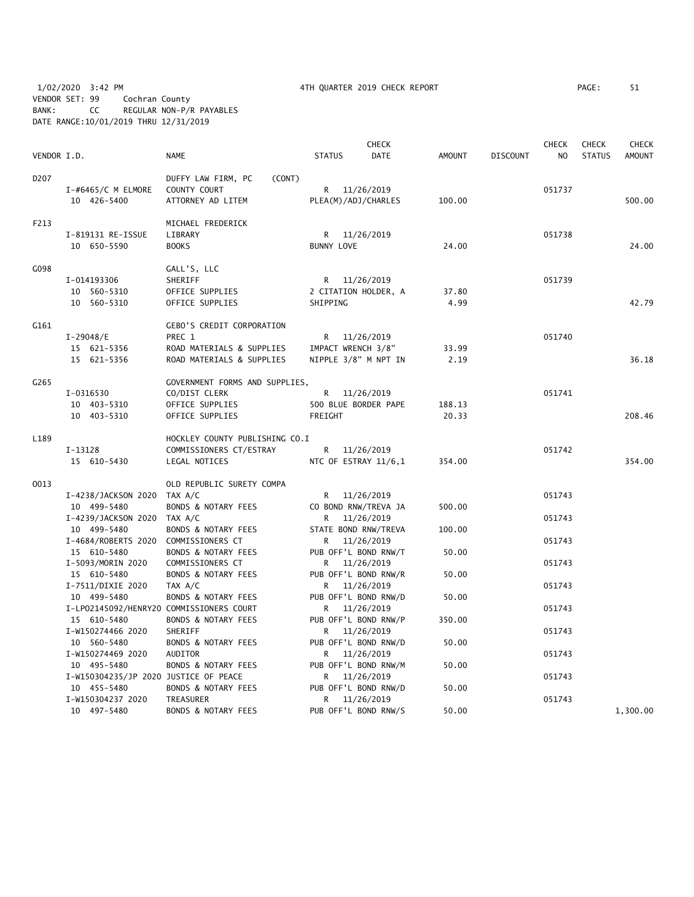1/02/2020 3:42 PM 4TH QUARTER 2019 CHECK REPORT

VENDOR SET: 99 Cochran County
BANK: CC REGULAR NON-P/R PAYABLES
DATE RANGE:10/01/2019 THRU 12/31/2019

| VENDOR I.D. | NAME | STATUS | CHECK DATE | AMOUNT | DISCOUNT | CHECK NO | CHECK STATUS | CHECK AMOUNT |
|---|---|---|---|---|---|---|---|---|
| D207 | DUFFY LAW FIRM, PC (CONT) | | | | | | | |
| I-#6465/C M ELMORE | COUNTY COURT | R | 11/26/2019 | | | 051737 | | |
| 10 426-5400 | ATTORNEY AD LITEM | PLEA(M)/ADJ/CHARLES | | 100.00 | | | | 500.00 |
| F213 | MICHAEL FREDERICK | | | | | | | |
| I-819131 RE-ISSUE | LIBRARY | R | 11/26/2019 | | | 051738 | | |
| 10 650-5590 | BOOKS | BUNNY LOVE | | 24.00 | | | | 24.00 |
| G098 | GALL'S, LLC | | | | | | | |
| I-014193306 | SHERIFF | R | 11/26/2019 | | | 051739 | | |
| 10 560-5310 | OFFICE SUPPLIES | 2 CITATION HOLDER, A | | 37.80 | | | | |
| 10 560-5310 | OFFICE SUPPLIES | SHIPPING | | 4.99 | | | | 42.79 |
| G161 | GEBO'S CREDIT CORPORATION | | | | | | | |
| I-29048/E | PREC 1 | R | 11/26/2019 | | | 051740 | | |
| 15 621-5356 | ROAD MATERIALS & SUPPLIES | IMPACT WRENCH 3/8" | | 33.99 | | | | |
| 15 621-5356 | ROAD MATERIALS & SUPPLIES | NIPPLE 3/8" M NPT IN | | 2.19 | | | | 36.18 |
| G265 | GOVERNMENT FORMS AND SUPPLIES, | | | | | | | |
| I-0316530 | CO/DIST CLERK | R | 11/26/2019 | | | 051741 | | |
| 10 403-5310 | OFFICE SUPPLIES | 500 BLUE BORDER PAPE | | 188.13 | | | | |
| 10 403-5310 | OFFICE SUPPLIES | FREIGHT | | 20.33 | | | | 208.46 |
| L189 | HOCKLEY COUNTY PUBLISHING CO.I | | | | | | | |
| I-13128 | COMMISSIONERS CT/ESTRAY | R | 11/26/2019 | | | 051742 | | |
| 15 610-5430 | LEGAL NOTICES | NTC OF ESTRAY 11/6,1 | | 354.00 | | | | 354.00 |
| O013 | OLD REPUBLIC SURETY COMPA | | | | | | | |
| I-4238/JACKSON 2020 | TAX A/C | R | 11/26/2019 | | | 051743 | | |
| 10 499-5480 | BONDS & NOTARY FEES | CO BOND RNW/TREVA JA | | 500.00 | | | | |
| I-4239/JACKSON 2020 | TAX A/C | R | 11/26/2019 | | | 051743 | | |
| 10 499-5480 | BONDS & NOTARY FEES | STATE BOND RNW/TREVA | | 100.00 | | | | |
| I-4684/ROBERTS 2020 | COMMISSIONERS CT | R | 11/26/2019 | | | 051743 | | |
| 15 610-5480 | BONDS & NOTARY FEES | PUB OFF'L BOND RNW/T | | 50.00 | | | | |
| I-5093/MORIN 2020 | COMMISSIONERS CT | R | 11/26/2019 | | | 051743 | | |
| 15 610-5480 | BONDS & NOTARY FEES | PUB OFF'L BOND RNW/R | | 50.00 | | | | |
| I-7511/DIXIE 2020 | TAX A/C | R | 11/26/2019 | | | 051743 | | |
| 10 499-5480 | BONDS & NOTARY FEES | PUB OFF'L BOND RNW/D | | 50.00 | | | | |
| I-LPO2145092/HENRY2O | COMMISSIONERS COURT | R | 11/26/2019 | | | 051743 | | |
| 15 610-5480 | BONDS & NOTARY FEES | PUB OFF'L BOND RNW/P | | 350.00 | | | | |
| I-W150274466 2020 | SHERIFF | R | 11/26/2019 | | | 051743 | | |
| 10 560-5480 | BONDS & NOTARY FEES | PUB OFF'L BOND RNW/D | | 50.00 | | | | |
| I-W150274469 2020 | AUDITOR | R | 11/26/2019 | | | 051743 | | |
| 10 495-5480 | BONDS & NOTARY FEES | PUB OFF'L BOND RNW/M | | 50.00 | | | | |
| I-W150304235/JP 2020 | JUSTICE OF PEACE | R | 11/26/2019 | | | 051743 | | |
| 10 455-5480 | BONDS & NOTARY FEES | PUB OFF'L BOND RNW/D | | 50.00 | | | | |
| I-W150304237 2020 | TREASURER | R | 11/26/2019 | | | 051743 | | |
| 10 497-5480 | BONDS & NOTARY FEES | PUB OFF'L BOND RNW/S | | 50.00 | | | | 1,300.00 |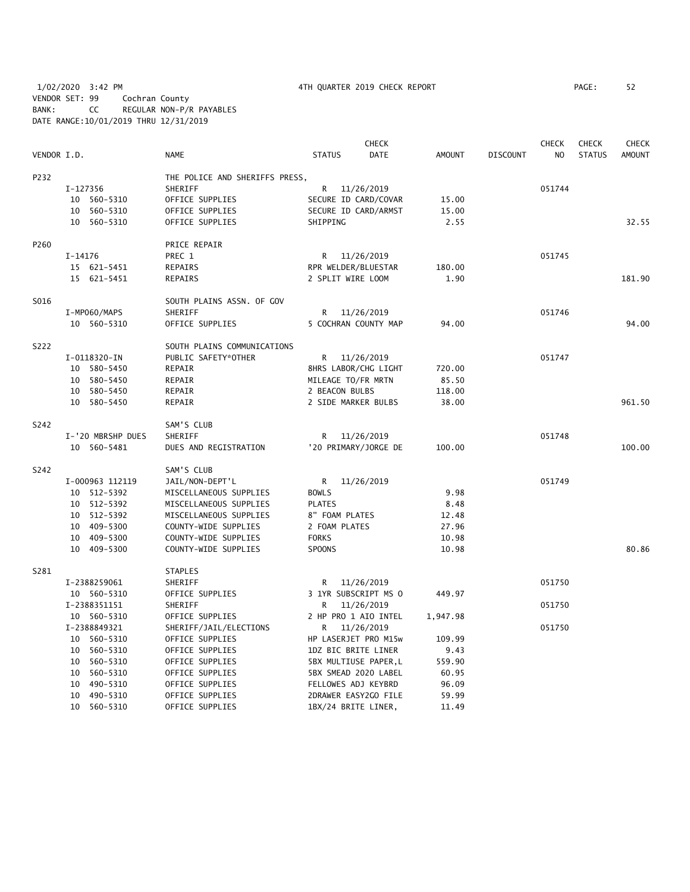1/02/2020 3:42 PM 4TH QUARTER 2019 CHECK REPORT

VENDOR SET: 99 Cochran County
BANK: CC REGULAR NON-P/R PAYABLES
DATE RANGE:10/01/2019 THRU 12/31/2019

| VENDOR I.D. | NAME | STATUS | CHECK DATE | AMOUNT | DISCOUNT | CHECK NO | CHECK STATUS | CHECK AMOUNT |
|---|---|---|---|---|---|---|---|---|
| P232 | THE POLICE AND SHERIFFS PRESS, | | | | | | | |
| I-127356 | SHERIFF | R | 11/26/2019 | | | 051744 | | |
| 10 560-5310 | OFFICE SUPPLIES | SECURE ID CARD/COVAR | | 15.00 | | | | |
| 10 560-5310 | OFFICE SUPPLIES | SECURE ID CARD/ARMST | | 15.00 | | | | |
| 10 560-5310 | OFFICE SUPPLIES | SHIPPING | | 2.55 | | | | 32.55 |
| P260 | PRICE REPAIR | | | | | | | |
| I-14176 | PREC 1 | R | 11/26/2019 | | | 051745 | | |
| 15 621-5451 | REPAIRS | RPR WELDER/BLUESTAR | | 180.00 | | | | |
| 15 621-5451 | REPAIRS | 2 SPLIT WIRE LOOM | | 1.90 | | | | 181.90 |
| S016 | SOUTH PLAINS ASSN. OF GOV | | | | | | | |
| I-MP060/MAPS | SHERIFF | R | 11/26/2019 | | | 051746 | | |
| 10 560-5310 | OFFICE SUPPLIES | 5 COCHRAN COUNTY MAP | | 94.00 | | | | 94.00 |
| S222 | SOUTH PLAINS COMMUNICATIONS | | | | | | | |
| I-0118320-IN | PUBLIC SAFETY*OTHER | R | 11/26/2019 | | | 051747 | | |
| 10 580-5450 | REPAIR | 8HRS LABOR/CHG LIGHT | | 720.00 | | | | |
| 10 580-5450 | REPAIR | MILEAGE TO/FR MRTN | | 85.50 | | | | |
| 10 580-5450 | REPAIR | 2 BEACON BULBS | | 118.00 | | | | |
| 10 580-5450 | REPAIR | 2 SIDE MARKER BULBS | | 38.00 | | | | 961.50 |
| S242 | SAM'S CLUB | | | | | | | |
| I-'20 MBRSHP DUES | SHERIFF | R | 11/26/2019 | | | 051748 | | |
| 10 560-5481 | DUES AND REGISTRATION | '20 PRIMARY/JORGE DE | | 100.00 | | | | 100.00 |
| S242 | SAM'S CLUB | | | | | | | |
| I-000963 112119 | JAIL/NON-DEPT'L | R | 11/26/2019 | | | 051749 | | |
| 10 512-5392 | MISCELLANEOUS SUPPLIES | BOWLS | | 9.98 | | | | |
| 10 512-5392 | MISCELLANEOUS SUPPLIES | PLATES | | 8.48 | | | | |
| 10 512-5392 | MISCELLANEOUS SUPPLIES | 8" FOAM PLATES | | 12.48 | | | | |
| 10 409-5300 | COUNTY-WIDE SUPPLIES | 2 FOAM PLATES | | 27.96 | | | | |
| 10 409-5300 | COUNTY-WIDE SUPPLIES | FORKS | | 10.98 | | | | |
| 10 409-5300 | COUNTY-WIDE SUPPLIES | SPOONS | | 10.98 | | | | 80.86 |
| S281 | STAPLES | | | | | | | |
| I-2388259061 | SHERIFF | R | 11/26/2019 | | | 051750 | | |
| 10 560-5310 | OFFICE SUPPLIES | 3 1YR SUBSCRIPT MS O | | 449.97 | | | | |
| I-2388351151 | SHERIFF | R | 11/26/2019 | | | 051750 | | |
| 10 560-5310 | OFFICE SUPPLIES | 2 HP PRO 1 AIO INTEL | | 1,947.98 | | | | |
| I-2388849321 | SHERIFF/JAIL/ELECTIONS | R | 11/26/2019 | | | 051750 | | |
| 10 560-5310 | OFFICE SUPPLIES | HP LASERJET PRO M15w | | 109.99 | | | | |
| 10 560-5310 | OFFICE SUPPLIES | 1DZ BIC BRITE LINER | | 9.43 | | | | |
| 10 560-5310 | OFFICE SUPPLIES | 5BX MULTIUSE PAPER,L | | 559.90 | | | | |
| 10 560-5310 | OFFICE SUPPLIES | 5BX SMEAD 2020 LABEL | | 60.95 | | | | |
| 10 490-5310 | OFFICE SUPPLIES | FELLOWES ADJ KEYBRD | | 96.09 | | | | |
| 10 490-5310 | OFFICE SUPPLIES | 2DRAWER EASY2GO FILE | | 59.99 | | | | |
| 10 560-5310 | OFFICE SUPPLIES | 1BX/24 BRITE LINER, | | 11.49 | | | | |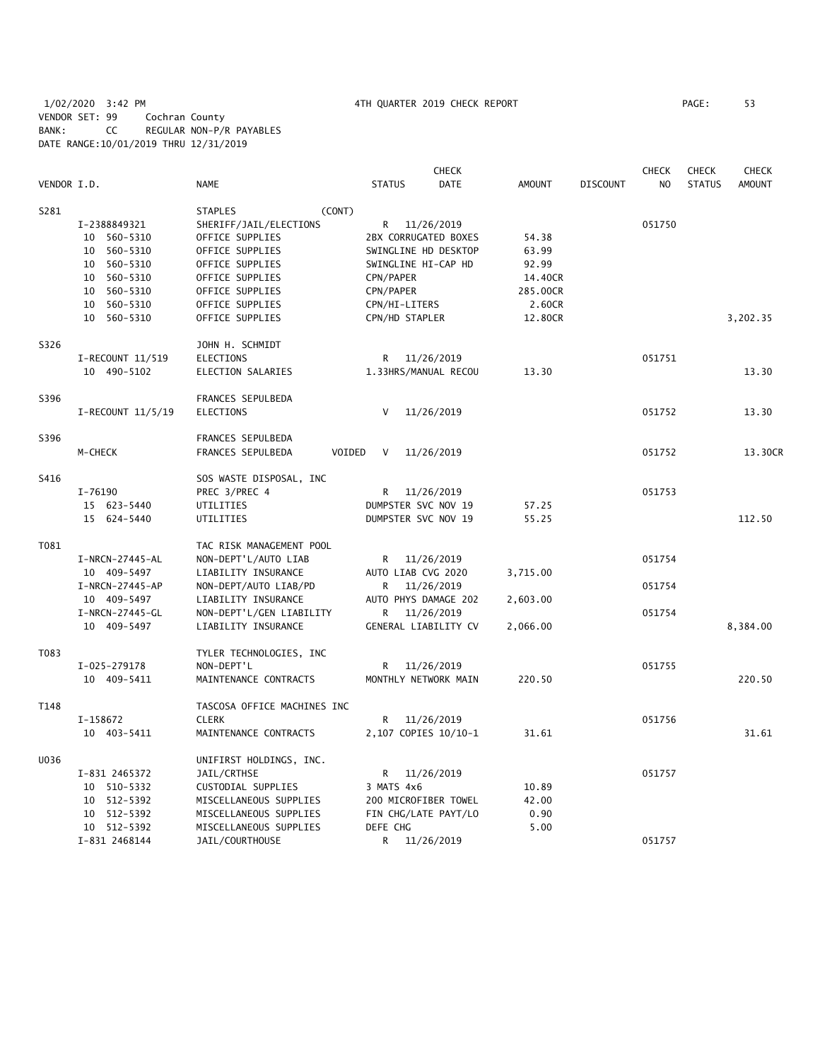1/02/2020 3:42 PM 4TH QUARTER 2019 CHECK REPORT
VENDOR SET: 99 Cochran County
BANK: CC REGULAR NON-P/R PAYABLES
DATE RANGE:10/01/2019 THRU 12/31/2019

| VENDOR I.D. | NAME | STATUS | CHECK DATE | AMOUNT | DISCOUNT | CHECK NO | CHECK STATUS | CHECK AMOUNT |
|---|---|---|---|---|---|---|---|---|
| S281 | STAPLES (CONT) | | | | | | | |
| I-2388849321 | SHERIFF/JAIL/ELECTIONS | R | 11/26/2019 | | | 051750 | | |
| 10 560-5310 | OFFICE SUPPLIES | 2BX CORRUGATED BOXES | | 54.38 | | | | |
| 10 560-5310 | OFFICE SUPPLIES | SWINGLINE HD DESKTOP | | 63.99 | | | | |
| 10 560-5310 | OFFICE SUPPLIES | SWINGLINE HI-CAP HD | | 92.99 | | | | |
| 10 560-5310 | OFFICE SUPPLIES | CPN/PAPER | | 14.40CR | | | | |
| 10 560-5310 | OFFICE SUPPLIES | CPN/PAPER | | 285.00CR | | | | |
| 10 560-5310 | OFFICE SUPPLIES | CPN/HI-LITERS | | 2.60CR | | | | |
| 10 560-5310 | OFFICE SUPPLIES | CPN/HD STAPLER | | 12.80CR | | | | 3,202.35 |
| S326 | JOHN H. SCHMIDT | | | | | | | |
| I-RECOUNT 11/519 | ELECTIONS | R | 11/26/2019 | | | 051751 | | |
| 10 490-5102 | ELECTION SALARIES | 1.33HRS/MANUAL RECOU | | 13.30 | | | | 13.30 |
| S396 | FRANCES SEPULBEDA | | | | | | | |
| I-RECOUNT 11/5/19 | ELECTIONS | V | 11/26/2019 | | | 051752 | | 13.30 |
| S396 | FRANCES SEPULBEDA | | | | | | | |
| M-CHECK | FRANCES SEPULBEDA VOIDED | V | 11/26/2019 | | | 051752 | | 13.30CR |
| S416 | SOS WASTE DISPOSAL, INC | | | | | | | |
| I-76190 | PREC 3/PREC 4 | R | 11/26/2019 | | | 051753 | | |
| 15 623-5440 | UTILITIES | DUMPSTER SVC NOV 19 | | 57.25 | | | | |
| 15 624-5440 | UTILITIES | DUMPSTER SVC NOV 19 | | 55.25 | | | | 112.50 |
| T081 | TAC RISK MANAGEMENT POOL | | | | | | | |
| I-NRCN-27445-AL | NON-DEPT'L/AUTO LIAB | R | 11/26/2019 | | | 051754 | | |
| 10 409-5497 | LIABILITY INSURANCE | AUTO LIAB CVG 2020 | | 3,715.00 | | | | |
| I-NRCN-27445-AP | NON-DEPT/AUTO LIAB/PD | R | 11/26/2019 | | | 051754 | | |
| 10 409-5497 | LIABILITY INSURANCE | AUTO PHYS DAMAGE 202 | | 2,603.00 | | | | |
| I-NRCN-27445-GL | NON-DEPT'L/GEN LIABILITY | R | 11/26/2019 | | | 051754 | | |
| 10 409-5497 | LIABILITY INSURANCE | GENERAL LIABILITY CV | | 2,066.00 | | | | 8,384.00 |
| T083 | TYLER TECHNOLOGIES, INC | | | | | | | |
| I-025-279178 | NON-DEPT'L | R | 11/26/2019 | | | 051755 | | |
| 10 409-5411 | MAINTENANCE CONTRACTS | MONTHLY NETWORK MAIN | | 220.50 | | | | 220.50 |
| T148 | TASCOSA OFFICE MACHINES INC | | | | | | | |
| I-158672 | CLERK | R | 11/26/2019 | | | 051756 | | |
| 10 403-5411 | MAINTENANCE CONTRACTS | 2,107 COPIES 10/10-1 | | 31.61 | | | | 31.61 |
| U036 | UNIFIRST HOLDINGS, INC. | | | | | | | |
| I-831 2465372 | JAIL/CRTHSE | R | 11/26/2019 | | | 051757 | | |
| 10 510-5332 | CUSTODIAL SUPPLIES | 3 MATS 4x6 | | 10.89 | | | | |
| 10 512-5392 | MISCELLANEOUS SUPPLIES | 200 MICROFIBER TOWEL | | 42.00 | | | | |
| 10 512-5392 | MISCELLANEOUS SUPPLIES | FIN CHG/LATE PAYT/LO | | 0.90 | | | | |
| 10 512-5392 | MISCELLANEOUS SUPPLIES | DEFE CHG | | 5.00 | | | | |
| I-831 2468144 | JAIL/COURTHOUSE | R | 11/26/2019 | | | 051757 | | |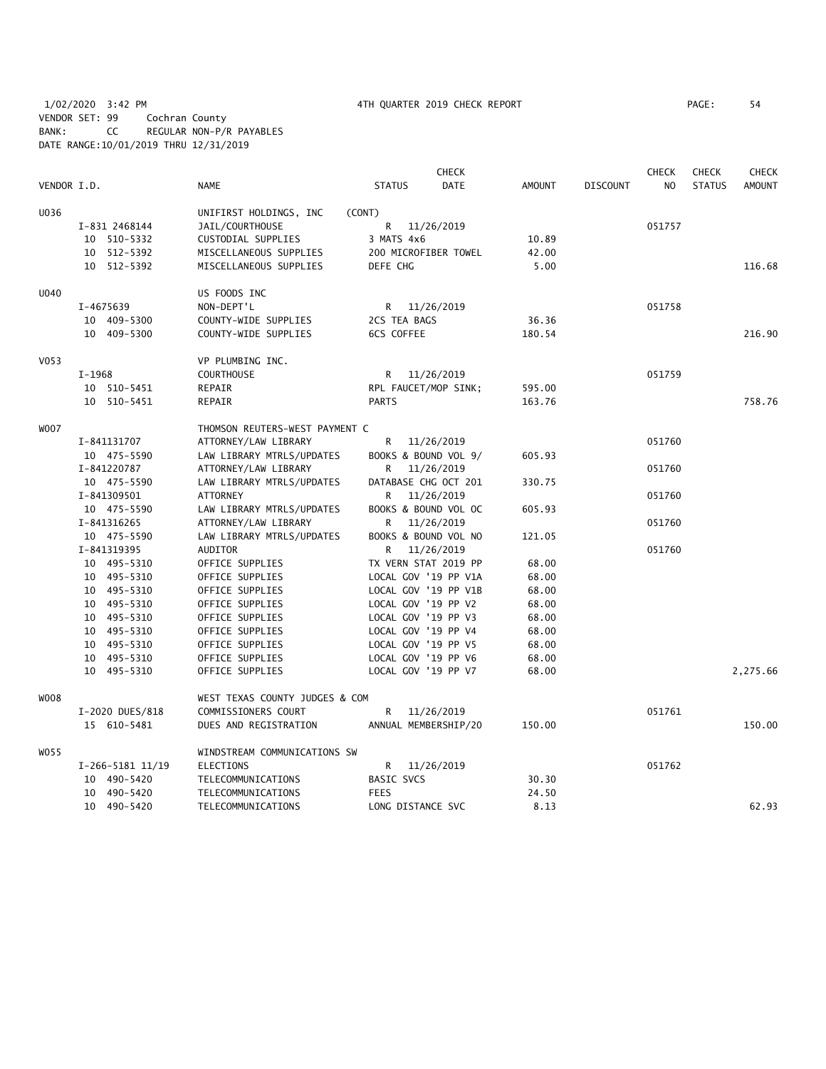1/02/2020 3:42 PM 4TH QUARTER 2019 CHECK REPORT
VENDOR SET: 99 Cochran County
BANK: CC REGULAR NON-P/R PAYABLES
DATE RANGE:10/01/2019 THRU 12/31/2019

| VENDOR I.D. | NAME | STATUS | CHECK DATE | AMOUNT | DISCOUNT | CHECK NO | CHECK STATUS | CHECK AMOUNT |
|---|---|---|---|---|---|---|---|---|
| U036 | UNIFIRST HOLDINGS, INC | (CONT) | | | | | | |
| I-831 2468144 | JAIL/COURTHOUSE | R | 11/26/2019 | | | 051757 | | |
| 10 510-5332 | CUSTODIAL SUPPLIES | 3 MATS 4x6 | | 10.89 | | | | |
| 10 512-5392 | MISCELLANEOUS SUPPLIES | 200 MICROFIBER TOWEL | | 42.00 | | | | |
| 10 512-5392 | MISCELLANEOUS SUPPLIES | DEFE CHG | | 5.00 | | | | 116.68 |
| U040 | US FOODS INC | | | | | | | |
| I-4675639 | NON-DEPT'L | R | 11/26/2019 | | | 051758 | | |
| 10 409-5300 | COUNTY-WIDE SUPPLIES | 2CS TEA BAGS | | 36.36 | | | | |
| 10 409-5300 | COUNTY-WIDE SUPPLIES | 6CS COFFEE | | 180.54 | | | | 216.90 |
| V053 | VP PLUMBING INC. | | | | | | | |
| I-1968 | COURTHOUSE | R | 11/26/2019 | | | 051759 | | |
| 10 510-5451 | REPAIR | RPL FAUCET/MOP SINK; | | 595.00 | | | | |
| 10 510-5451 | REPAIR | PARTS | | 163.76 | | | | 758.76 |
| W007 | THOMSON REUTERS-WEST PAYMENT C | | | | | | | |
| I-841131707 | ATTORNEY/LAW LIBRARY | R | 11/26/2019 | | | 051760 | | |
| 10 475-5590 | LAW LIBRARY MTRLS/UPDATES | BOOKS & BOUND VOL 9/ | | 605.93 | | | | |
| I-841220787 | ATTORNEY/LAW LIBRARY | R | 11/26/2019 | | | 051760 | | |
| 10 475-5590 | LAW LIBRARY MTRLS/UPDATES | DATABASE CHG OCT 201 | | 330.75 | | | | |
| I-841309501 | ATTORNEY | R | 11/26/2019 | | | 051760 | | |
| 10 475-5590 | LAW LIBRARY MTRLS/UPDATES | BOOKS & BOUND VOL OC | | 605.93 | | | | |
| I-841316265 | ATTORNEY/LAW LIBRARY | R | 11/26/2019 | | | 051760 | | |
| 10 475-5590 | LAW LIBRARY MTRLS/UPDATES | BOOKS & BOUND VOL NO | | 121.05 | | | | |
| I-841319395 | AUDITOR | R | 11/26/2019 | | | 051760 | | |
| 10 495-5310 | OFFICE SUPPLIES | TX VERN STAT 2019 PP | | 68.00 | | | | |
| 10 495-5310 | OFFICE SUPPLIES | LOCAL GOV '19 PP V1A | | 68.00 | | | | |
| 10 495-5310 | OFFICE SUPPLIES | LOCAL GOV '19 PP V1B | | 68.00 | | | | |
| 10 495-5310 | OFFICE SUPPLIES | LOCAL GOV '19 PP V2 | | 68.00 | | | | |
| 10 495-5310 | OFFICE SUPPLIES | LOCAL GOV '19 PP V3 | | 68.00 | | | | |
| 10 495-5310 | OFFICE SUPPLIES | LOCAL GOV '19 PP V4 | | 68.00 | | | | |
| 10 495-5310 | OFFICE SUPPLIES | LOCAL GOV '19 PP V5 | | 68.00 | | | | |
| 10 495-5310 | OFFICE SUPPLIES | LOCAL GOV '19 PP V6 | | 68.00 | | | | |
| 10 495-5310 | OFFICE SUPPLIES | LOCAL GOV '19 PP V7 | | 68.00 | | | | 2,275.66 |
| W008 | WEST TEXAS COUNTY JUDGES & COM | | | | | | | |
| I-2020 DUES/818 | COMMISSIONERS COURT | R | 11/26/2019 | | | 051761 | | |
| 15 610-5481 | DUES AND REGISTRATION | ANNUAL MEMBERSHIP/20 | | 150.00 | | | | 150.00 |
| W055 | WINDSTREAM COMMUNICATIONS SW | | | | | | | |
| I-266-5181 11/19 | ELECTIONS | R | 11/26/2019 | | | 051762 | | |
| 10 490-5420 | TELECOMMUNICATIONS | BASIC SVCS | | 30.30 | | | | |
| 10 490-5420 | TELECOMMUNICATIONS | FEES | | 24.50 | | | | |
| 10 490-5420 | TELECOMMUNICATIONS | LONG DISTANCE SVC | | 8.13 | | | | 62.93 |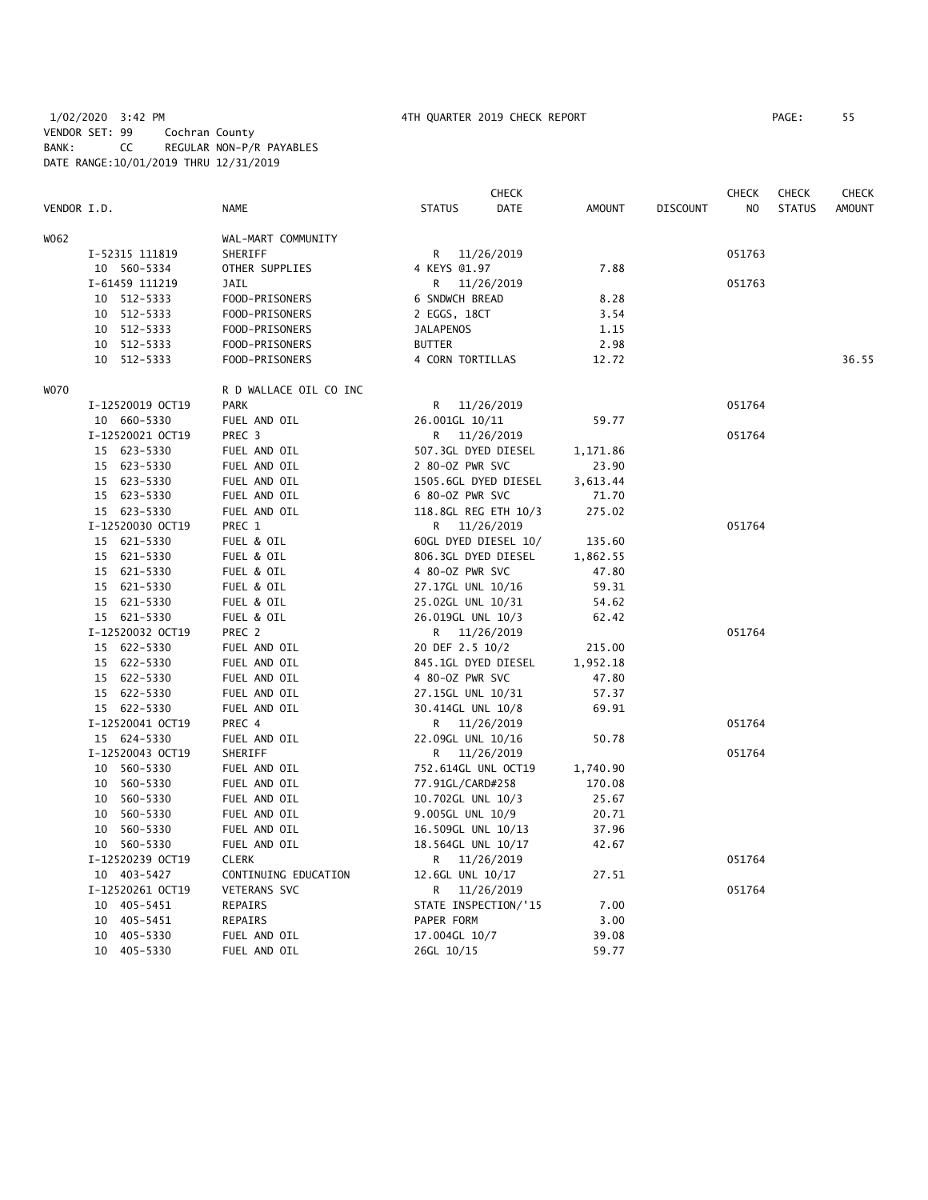1/02/2020 3:42 PM 4TH QUARTER 2019 CHECK REPORT PAGE: 55
VENDOR SET: 99 Cochran County
BANK: CC REGULAR NON-P/R PAYABLES
DATE RANGE:10/01/2019 THRU 12/31/2019

| VENDOR I.D. | NAME | STATUS | CHECK DATE | AMOUNT | DISCOUNT | CHECK NO | CHECK STATUS | CHECK AMOUNT |
|---|---|---|---|---|---|---|---|---|
| W062 | WAL-MART COMMUNITY | | | | | | | |
| I-52315 111819 | SHERIFF | R | 11/26/2019 | | | 051763 | | |
| 10 560-5334 | OTHER SUPPLIES | 4 KEYS @1.97 | | 7.88 | | | | |
| I-61459 111219 | JAIL | R | 11/26/2019 | | | 051763 | | |
| 10 512-5333 | FOOD-PRISONERS | 6 SNDWCH BREAD | | 8.28 | | | | |
| 10 512-5333 | FOOD-PRISONERS | 2 EGGS, 18CT | | 3.54 | | | | |
| 10 512-5333 | FOOD-PRISONERS | JALAPENOS | | 1.15 | | | | |
| 10 512-5333 | FOOD-PRISONERS | BUTTER | | 2.98 | | | | |
| 10 512-5333 | FOOD-PRISONERS | 4 CORN TORTILLAS | | 12.72 | | | | 36.55 |
| W070 | R D WALLACE OIL CO INC | | | | | | | |
| I-12520019 OCT19 | PARK | R | 11/26/2019 | | | 051764 | | |
| 10 660-5330 | FUEL AND OIL | 26.001GL 10/11 | | 59.77 | | | | |
| I-12520021 OCT19 | PREC 3 | R | 11/26/2019 | | | 051764 | | |
| 15 623-5330 | FUEL AND OIL | 507.3GL DYED DIESEL | | 1,171.86 | | | | |
| 15 623-5330 | FUEL AND OIL | 2 80-OZ PWR SVC | | 23.90 | | | | |
| 15 623-5330 | FUEL AND OIL | 1505.6GL DYED DIESEL | | 3,613.44 | | | | |
| 15 623-5330 | FUEL AND OIL | 6 80-OZ PWR SVC | | 71.70 | | | | |
| 15 623-5330 | FUEL AND OIL | 118.8GL REG ETH 10/3 | | 275.02 | | | | |
| I-12520030 OCT19 | PREC 1 | R | 11/26/2019 | | | 051764 | | |
| 15 621-5330 | FUEL & OIL | 60GL DYED DIESEL 10/ | | 135.60 | | | | |
| 15 621-5330 | FUEL & OIL | 806.3GL DYED DIESEL | | 1,862.55 | | | | |
| 15 621-5330 | FUEL & OIL | 4 80-OZ PWR SVC | | 47.80 | | | | |
| 15 621-5330 | FUEL & OIL | 27.17GL UNL 10/16 | | 59.31 | | | | |
| 15 621-5330 | FUEL & OIL | 25.02GL UNL 10/31 | | 54.62 | | | | |
| 15 621-5330 | FUEL & OIL | 26.019GL UNL 10/3 | | 62.42 | | | | |
| I-12520032 OCT19 | PREC 2 | R | 11/26/2019 | | | 051764 | | |
| 15 622-5330 | FUEL AND OIL | 20 DEF 2.5 10/2 | | 215.00 | | | | |
| 15 622-5330 | FUEL AND OIL | 845.1GL DYED DIESEL | | 1,952.18 | | | | |
| 15 622-5330 | FUEL AND OIL | 4 80-OZ PWR SVC | | 47.80 | | | | |
| 15 622-5330 | FUEL AND OIL | 27.15GL UNL 10/31 | | 57.37 | | | | |
| 15 622-5330 | FUEL AND OIL | 30.414GL UNL 10/8 | | 69.91 | | | | |
| I-12520041 OCT19 | PREC 4 | R | 11/26/2019 | | | 051764 | | |
| 15 624-5330 | FUEL AND OIL | 22.09GL UNL 10/16 | | 50.78 | | | | |
| I-12520043 OCT19 | SHERIFF | R | 11/26/2019 | | | 051764 | | |
| 10 560-5330 | FUEL AND OIL | 752.614GL UNL OCT19 | | 1,740.90 | | | | |
| 10 560-5330 | FUEL AND OIL | 77.91GL/CARD#258 | | 170.08 | | | | |
| 10 560-5330 | FUEL AND OIL | 10.702GL UNL 10/3 | | 25.67 | | | | |
| 10 560-5330 | FUEL AND OIL | 9.005GL UNL 10/9 | | 20.71 | | | | |
| 10 560-5330 | FUEL AND OIL | 16.509GL UNL 10/13 | | 37.96 | | | | |
| 10 560-5330 | FUEL AND OIL | 18.564GL UNL 10/17 | | 42.67 | | | | |
| I-12520239 OCT19 | CLERK | R | 11/26/2019 | | | 051764 | | |
| 10 403-5427 | CONTINUING EDUCATION | 12.6GL UNL 10/17 | | 27.51 | | | | |
| I-12520261 OCT19 | VETERANS SVC | R | 11/26/2019 | | | 051764 | | |
| 10 405-5451 | REPAIRS | STATE INSPECTION/'15 | | 7.00 | | | | |
| 10 405-5451 | REPAIRS | PAPER FORM | | 3.00 | | | | |
| 10 405-5330 | FUEL AND OIL | 17.004GL 10/7 | | 39.08 | | | | |
| 10 405-5330 | FUEL AND OIL | 26GL 10/15 | | 59.77 | | | | |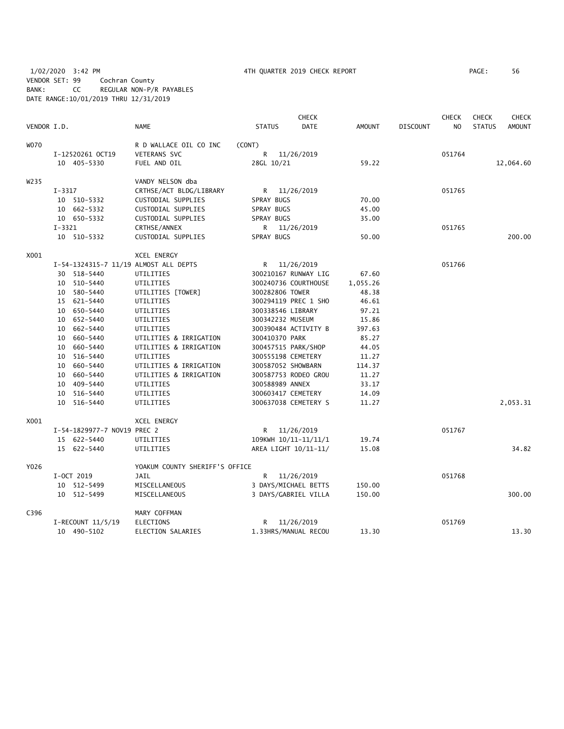1/02/2020 3:42 PM 4TH QUARTER 2019 CHECK REPORT

VENDOR SET: 99 Cochran County
BANK: CC REGULAR NON-P/R PAYABLES
DATE RANGE:10/01/2019 THRU 12/31/2019

| VENDOR I.D. | NAME | STATUS | CHECK DATE | AMOUNT | DISCOUNT | CHECK NO | CHECK STATUS | CHECK AMOUNT |
|---|---|---|---|---|---|---|---|---|
| W070 | R D WALLACE OIL CO INC | (CONT) | | | | | | |
| I-12520261 OCT19 | VETERANS SVC | R | 11/26/2019 | | | 051764 | | |
| 10 405-5330 | FUEL AND OIL | 28GL 10/21 | | 59.22 | | | | 12,064.60 |
| W235 | VANDY NELSON dba | | | | | | | |
| I-3317 | CRTHSE/ACT BLDG/LIBRARY | R | 11/26/2019 | | | 051765 | | |
| 10 510-5332 | CUSTODIAL SUPPLIES | SPRAY BUGS | | 70.00 | | | | |
| 10 662-5332 | CUSTODIAL SUPPLIES | SPRAY BUGS | | 45.00 | | | | |
| 10 650-5332 | CUSTODIAL SUPPLIES | SPRAY BUGS | | 35.00 | | | | |
| I-3321 | CRTHSE/ANNEX | R | 11/26/2019 | | | 051765 | | |
| 10 510-5332 | CUSTODIAL SUPPLIES | SPRAY BUGS | | 50.00 | | | | 200.00 |
| X001 | XCEL ENERGY | | | | | | | |
| I-54-1324315-7 11/19 | ALMOST ALL DEPTS | R | 11/26/2019 | | | 051766 | | |
| 30 518-5440 | UTILITIES | 300210167 RUNWAY LIG | | 67.60 | | | | |
| 10 510-5440 | UTILITIES | 300240736 COURTHOUSE | | 1,055.26 | | | | |
| 10 580-5440 | UTILITIES [TOWER] | 300282806 TOWER | | 48.38 | | | | |
| 15 621-5440 | UTILITIES | 300294119 PREC 1 SHO | | 46.61 | | | | |
| 10 650-5440 | UTILITIES | 300338546 LIBRARY | | 97.21 | | | | |
| 10 652-5440 | UTILITIES | 300342232 MUSEUM | | 15.86 | | | | |
| 10 662-5440 | UTILITIES | 300390484 ACTIVITY B | | 397.63 | | | | |
| 10 660-5440 | UTILITIES & IRRIGATION | 300410370 PARK | | 85.27 | | | | |
| 10 660-5440 | UTILITIES & IRRIGATION | 300457515 PARK/SHOP | | 44.05 | | | | |
| 10 516-5440 | UTILITIES | 300555198 CEMETERY | | 11.27 | | | | |
| 10 660-5440 | UTILITIES & IRRIGATION | 300587052 SHOWBARN | | 114.37 | | | | |
| 10 660-5440 | UTILITIES & IRRIGATION | 300587753 RODEO GROU | | 11.27 | | | | |
| 10 409-5440 | UTILITIES | 300588989 ANNEX | | 33.17 | | | | |
| 10 516-5440 | UTILITIES | 300603417 CEMETERY | | 14.09 | | | | |
| 10 516-5440 | UTILITIES | 300637038 CEMETERY S | | 11.27 | | | | 2,053.31 |
| X001 | XCEL ENERGY | | | | | | | |
| I-54-1829977-7 NOV19 | PREC 2 | R | 11/26/2019 | | | 051767 | | |
| 15 622-5440 | UTILITIES | 109KWH 10/11-11/11/1 | | 19.74 | | | | |
| 15 622-5440 | UTILITIES | AREA LIGHT 10/11-11/ | | 15.08 | | | | 34.82 |
| Y026 | YOAKUM COUNTY SHERIFF'S OFFICE | | | | | | | |
| I-OCT 2019 | JAIL | R | 11/26/2019 | | | 051768 | | |
| 10 512-5499 | MISCELLANEOUS | 3 DAYS/MICHAEL BETTS | | 150.00 | | | | |
| 10 512-5499 | MISCELLANEOUS | 3 DAYS/GABRIEL VILLA | | 150.00 | | | | 300.00 |
| C396 | MARY COFFMAN | | | | | | | |
| I-RECOUNT 11/5/19 | ELECTIONS | R | 11/26/2019 | | | 051769 | | |
| 10 490-5102 | ELECTION SALARIES | 1.33HRS/MANUAL RECOU | | 13.30 | | | | 13.30 |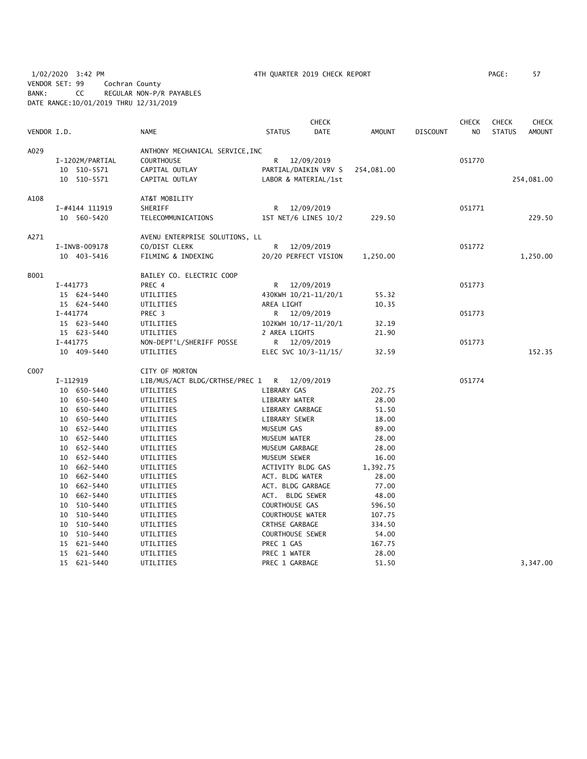1/02/2020 3:42 PM 4TH QUARTER 2019 CHECK REPORT PAGE: 57
VENDOR SET: 99 Cochran County
BANK: CC REGULAR NON-P/R PAYABLES
DATE RANGE:10/01/2019 THRU 12/31/2019

| VENDOR I.D. | NAME | STATUS | CHECK DATE | AMOUNT | DISCOUNT | CHECK NO | CHECK STATUS | CHECK AMOUNT |
|---|---|---|---|---|---|---|---|---|
| A029 | ANTHONY MECHANICAL SERVICE,INC | | | | | | | |
| I-1202M/PARTIAL | COURTHOUSE | R | 12/09/2019 | | | 051770 | | |
| 10 510-5571 | CAPITAL OUTLAY | PARTIAL/DAIKIN VRV S | | 254,081.00 | | | | |
| 10 510-5571 | CAPITAL OUTLAY | LABOR & MATERIAL/1st | | | | | | 254,081.00 |
| A108 | AT&T MOBILITY | | | | | | | |
| I-#4144 111919 | SHERIFF | R | 12/09/2019 | | | 051771 | | |
| 10 560-5420 | TELECOMMUNICATIONS | 1ST NET/6 LINES 10/2 | | 229.50 | | | | 229.50 |
| A271 | AVENU ENTERPRISE SOLUTIONS, LL | | | | | | | |
| I-INVB-009178 | CO/DIST CLERK | R | 12/09/2019 | | | 051772 | | |
| 10 403-5416 | FILMING & INDEXING | 20/20 PERFECT VISION | | 1,250.00 | | | | 1,250.00 |
| B001 | BAILEY CO. ELECTRIC COOP | | | | | | | |
| I-441773 | PREC 4 | R | 12/09/2019 | | | 051773 | | |
| 15 624-5440 | UTILITIES | 430KWH 10/21-11/20/1 | | 55.32 | | | | |
| 15 624-5440 | UTILITIES | AREA LIGHT | | 10.35 | | | | |
| I-441774 | PREC 3 | R | 12/09/2019 | | | 051773 | | |
| 15 623-5440 | UTILITIES | 102KWH 10/17-11/20/1 | | 32.19 | | | | |
| 15 623-5440 | UTILITIES | 2 AREA LIGHTS | | 21.90 | | | | |
| I-441775 | NON-DEPT'L/SHERIFF POSSE | R | 12/09/2019 | | | 051773 | | |
| 10 409-5440 | UTILITIES | ELEC SVC 10/3-11/15/ | | 32.59 | | | | 152.35 |
| C007 | CITY OF MORTON | | | | | | | |
| I-112919 | LIB/MUS/ACT BLDG/CRTHSE/PREC 1 | R | 12/09/2019 | | | 051774 | | |
| 10 650-5440 | UTILITIES | LIBRARY GAS | | 202.75 | | | | |
| 10 650-5440 | UTILITIES | LIBRARY WATER | | 28.00 | | | | |
| 10 650-5440 | UTILITIES | LIBRARY GARBAGE | | 51.50 | | | | |
| 10 650-5440 | UTILITIES | LIBRARY SEWER | | 18.00 | | | | |
| 10 652-5440 | UTILITIES | MUSEUM GAS | | 89.00 | | | | |
| 10 652-5440 | UTILITIES | MUSEUM WATER | | 28.00 | | | | |
| 10 652-5440 | UTILITIES | MUSEUM GARBAGE | | 28.00 | | | | |
| 10 652-5440 | UTILITIES | MUSEUM SEWER | | 16.00 | | | | |
| 10 662-5440 | UTILITIES | ACTIVITY BLDG GAS | | 1,392.75 | | | | |
| 10 662-5440 | UTILITIES | ACT. BLDG WATER | | 28.00 | | | | |
| 10 662-5440 | UTILITIES | ACT. BLDG GARBAGE | | 77.00 | | | | |
| 10 662-5440 | UTILITIES | ACT. BLDG SEWER | | 48.00 | | | | |
| 10 510-5440 | UTILITIES | COURTHOUSE GAS | | 596.50 | | | | |
| 10 510-5440 | UTILITIES | COURTHOUSE WATER | | 107.75 | | | | |
| 10 510-5440 | UTILITIES | CRTHSE GARBAGE | | 334.50 | | | | |
| 10 510-5440 | UTILITIES | COURTHOUSE SEWER | | 54.00 | | | | |
| 15 621-5440 | UTILITIES | PREC 1 GAS | | 167.75 | | | | |
| 15 621-5440 | UTILITIES | PREC 1 WATER | | 28.00 | | | | |
| 15 621-5440 | UTILITIES | PREC 1 GARBAGE | | 51.50 | | | | 3,347.00 |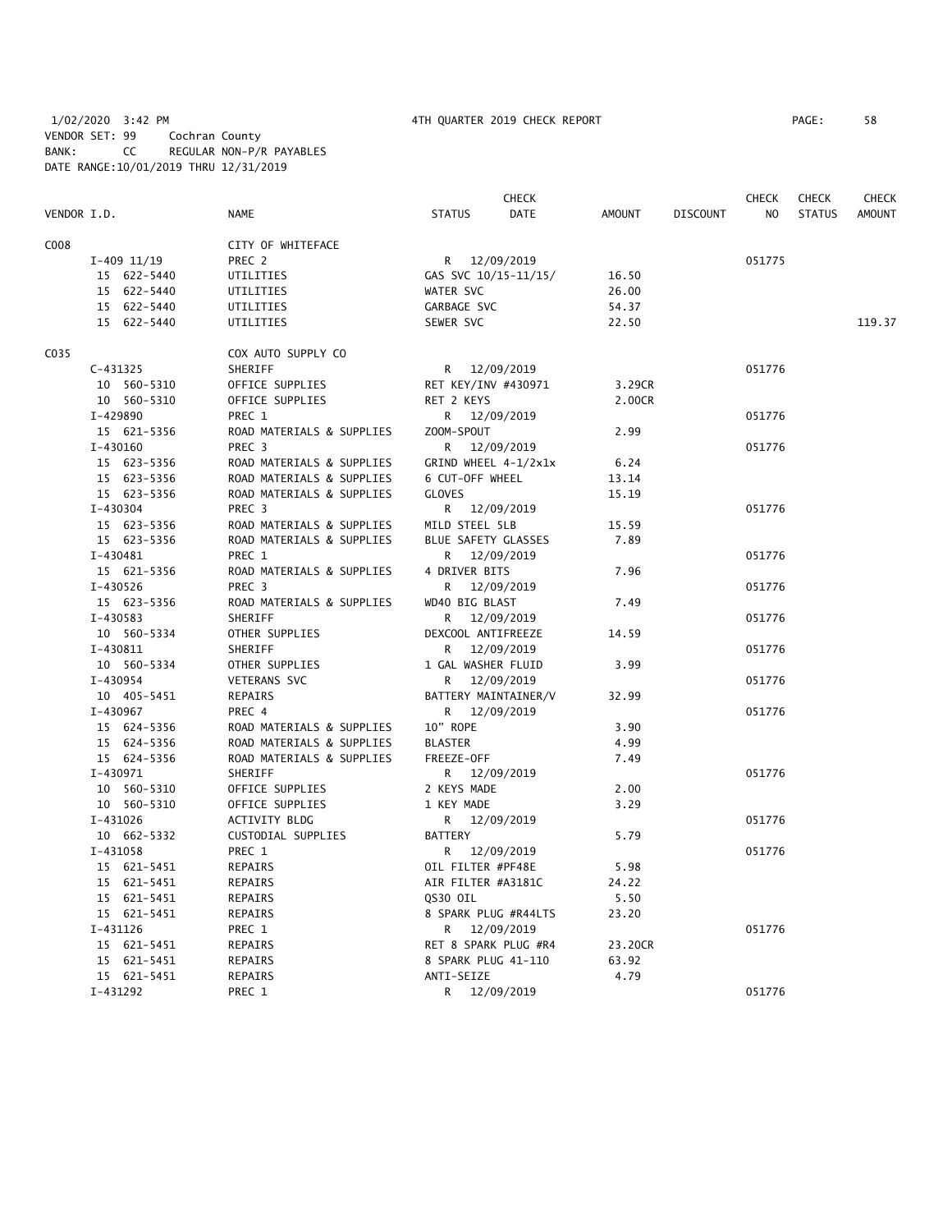1/02/2020 3:42 PM 4TH QUARTER 2019 CHECK REPORT
VENDOR SET: 99 Cochran County
BANK: CC REGULAR NON-P/R PAYABLES
DATE RANGE:10/01/2019 THRU 12/31/2019

| VENDOR I.D. | NAME | STATUS | CHECK DATE | AMOUNT | DISCOUNT | CHECK NO | CHECK STATUS | CHECK AMOUNT |
|---|---|---|---|---|---|---|---|---|
| C008 | CITY OF WHITEFACE | | | | | | | |
| I-409 11/19 | PREC 2 | R | 12/09/2019 | | | 051775 | | |
| 15 622-5440 | UTILITIES | GAS SVC 10/15-11/15/ | | 16.50 | | | | |
| 15 622-5440 | UTILITIES | WATER SVC | | 26.00 | | | | |
| 15 622-5440 | UTILITIES | GARBAGE SVC | | 54.37 | | | | |
| 15 622-5440 | UTILITIES | SEWER SVC | | 22.50 | | | | 119.37 |
| C035 | COX AUTO SUPPLY CO | | | | | | | |
| C-431325 | SHERIFF | R | 12/09/2019 | | | 051776 | | |
| 10 560-5310 | OFFICE SUPPLIES | RET KEY/INV #430971 | | 3.29CR | | | | |
| 10 560-5310 | OFFICE SUPPLIES | RET 2 KEYS | | 2.00CR | | | | |
| I-429890 | PREC 1 | R | 12/09/2019 | | | 051776 | | |
| 15 621-5356 | ROAD MATERIALS & SUPPLIES | ZOOM-SPOUT | | 2.99 | | | | |
| I-430160 | PREC 3 | R | 12/09/2019 | | | 051776 | | |
| 15 623-5356 | ROAD MATERIALS & SUPPLIES | GRIND WHEEL 4-1/2x1x | | 6.24 | | | | |
| 15 623-5356 | ROAD MATERIALS & SUPPLIES | 6 CUT-OFF WHEEL | | 13.14 | | | | |
| 15 623-5356 | ROAD MATERIALS & SUPPLIES | GLOVES | | 15.19 | | | | |
| I-430304 | PREC 3 | R | 12/09/2019 | | | 051776 | | |
| 15 623-5356 | ROAD MATERIALS & SUPPLIES | MILD STEEL 5LB | | 15.59 | | | | |
| 15 623-5356 | ROAD MATERIALS & SUPPLIES | BLUE SAFETY GLASSES | | 7.89 | | | | |
| I-430481 | PREC 1 | R | 12/09/2019 | | | 051776 | | |
| 15 621-5356 | ROAD MATERIALS & SUPPLIES | 4 DRIVER BITS | | 7.96 | | | | |
| I-430526 | PREC 3 | R | 12/09/2019 | | | 051776 | | |
| 15 623-5356 | ROAD MATERIALS & SUPPLIES | WD40 BIG BLAST | | 7.49 | | | | |
| I-430583 | SHERIFF | R | 12/09/2019 | | | 051776 | | |
| 10 560-5334 | OTHER SUPPLIES | DEXCOOL ANTIFREEZE | | 14.59 | | | | |
| I-430811 | SHERIFF | R | 12/09/2019 | | | 051776 | | |
| 10 560-5334 | OTHER SUPPLIES | 1 GAL WASHER FLUID | | 3.99 | | | | |
| I-430954 | VETERANS SVC | R | 12/09/2019 | | | 051776 | | |
| 10 405-5451 | REPAIRS | BATTERY MAINTAINER/V | | 32.99 | | | | |
| I-430967 | PREC 4 | R | 12/09/2019 | | | 051776 | | |
| 15 624-5356 | ROAD MATERIALS & SUPPLIES | 10" ROPE | | 3.90 | | | | |
| 15 624-5356 | ROAD MATERIALS & SUPPLIES | BLASTER | | 4.99 | | | | |
| 15 624-5356 | ROAD MATERIALS & SUPPLIES | FREEZE-OFF | | 7.49 | | | | |
| I-430971 | SHERIFF | R | 12/09/2019 | | | 051776 | | |
| 10 560-5310 | OFFICE SUPPLIES | 2 KEYS MADE | | 2.00 | | | | |
| 10 560-5310 | OFFICE SUPPLIES | 1 KEY MADE | | 3.29 | | | | |
| I-431026 | ACTIVITY BLDG | R | 12/09/2019 | | | 051776 | | |
| 10 662-5332 | CUSTODIAL SUPPLIES | BATTERY | | 5.79 | | | | |
| I-431058 | PREC 1 | R | 12/09/2019 | | | 051776 | | |
| 15 621-5451 | REPAIRS | OIL FILTER #PF48E | | 5.98 | | | | |
| 15 621-5451 | REPAIRS | AIR FILTER #A3181C | | 24.22 | | | | |
| 15 621-5451 | REPAIRS | QS30 OIL | | 5.50 | | | | |
| 15 621-5451 | REPAIRS | 8 SPARK PLUG #R44LTS | | 23.20 | | | | |
| I-431126 | PREC 1 | R | 12/09/2019 | | | 051776 | | |
| 15 621-5451 | REPAIRS | RET 8 SPARK PLUG #R4 | | 23.20CR | | | | |
| 15 621-5451 | REPAIRS | 8 SPARK PLUG 41-110 | | 63.92 | | | | |
| 15 621-5451 | REPAIRS | ANTI-SEIZE | | 4.79 | | | | |
| I-431292 | PREC 1 | R | 12/09/2019 | | | 051776 | | |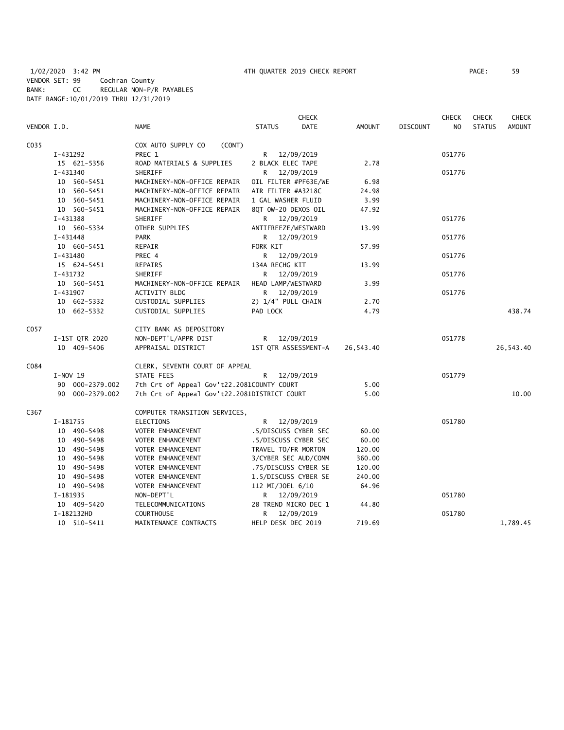1/02/2020 3:42 PM 4TH QUARTER 2019 CHECK REPORT

VENDOR SET: 99 Cochran County
BANK: CC REGULAR NON-P/R PAYABLES
DATE RANGE:10/01/2019 THRU 12/31/2019

| VENDOR I.D. | NAME | STATUS | CHECK DATE | AMOUNT | DISCOUNT | CHECK NO | CHECK STATUS | CHECK AMOUNT |
|---|---|---|---|---|---|---|---|---|
| C035 | COX AUTO SUPPLY CO (CONT) | | | | | | | |
| I-431292 | PREC 1 | R | 12/09/2019 | | | 051776 | | |
| 15 621-5356 | ROAD MATERIALS & SUPPLIES | 2 BLACK ELEC TAPE | | 2.78 | | | | |
| I-431340 | SHERIFF | R | 12/09/2019 | | | 051776 | | |
| 10 560-5451 | MACHINERY-NON-OFFICE REPAIR | OIL FILTER #PF63E/WE | | 6.98 | | | | |
| 10 560-5451 | MACHINERY-NON-OFFICE REPAIR | AIR FILTER #A3218C | | 24.98 | | | | |
| 10 560-5451 | MACHINERY-NON-OFFICE REPAIR | 1 GAL WASHER FLUID | | 3.99 | | | | |
| 10 560-5451 | MACHINERY-NON-OFFICE REPAIR | 8QT 0W-20 DEXOS OIL | | 47.92 | | | | |
| I-431388 | SHERIFF | R | 12/09/2019 | | | 051776 | | |
| 10 560-5334 | OTHER SUPPLIES | ANTIFREEZE/WESTWARD | | 13.99 | | | | |
| I-431448 | PARK | R | 12/09/2019 | | | 051776 | | |
| 10 660-5451 | REPAIR | FORK KIT | | 57.99 | | | | |
| I-431480 | PREC 4 | R | 12/09/2019 | | | 051776 | | |
| 15 624-5451 | REPAIRS | 134A RECHG KIT | | 13.99 | | | | |
| I-431732 | SHERIFF | R | 12/09/2019 | | | 051776 | | |
| 10 560-5451 | MACHINERY-NON-OFFICE REPAIR | HEAD LAMP/WESTWARD | | 3.99 | | | | |
| I-431907 | ACTIVITY BLDG | R | 12/09/2019 | | | 051776 | | |
| 10 662-5332 | CUSTODIAL SUPPLIES | 2) 1/4" PULL CHAIN | | 2.70 | | | | |
| 10 662-5332 | CUSTODIAL SUPPLIES | PAD LOCK | | 4.79 | | | | 438.74 |
| C057 | CITY BANK AS DEPOSITORY | | | | | | | |
| I-1ST QTR 2020 | NON-DEPT'L/APPR DIST | R | 12/09/2019 | | | 051778 | | |
| 10 409-5406 | APPRAISAL DISTRICT | 1ST QTR ASSESSMENT-A | | 26,543.40 | | | | 26,543.40 |
| C084 | CLERK, SEVENTH COURT OF APPEAL | | | | | | | |
| I-NOV 19 | STATE FEES | R | 12/09/2019 | | | 051779 | | |
| 90 000-2379.002 | 7th Crt of Appeal Gov't22.2081COUNTY COURT | | | 5.00 | | | | |
| 90 000-2379.002 | 7th Crt of Appeal Gov't22.2081DISTRICT COURT | | | 5.00 | | | | 10.00 |
| C367 | COMPUTER TRANSITION SERVICES, | | | | | | | |
| I-181755 | ELECTIONS | R | 12/09/2019 | | | 051780 | | |
| 10 490-5498 | VOTER ENHANCEMENT | .5/DISCUSS CYBER SEC | | 60.00 | | | | |
| 10 490-5498 | VOTER ENHANCEMENT | .5/DISCUSS CYBER SEC | | 60.00 | | | | |
| 10 490-5498 | VOTER ENHANCEMENT | TRAVEL TO/FR MORTON | | 120.00 | | | | |
| 10 490-5498 | VOTER ENHANCEMENT | 3/CYBER SEC AUD/COMM | | 360.00 | | | | |
| 10 490-5498 | VOTER ENHANCEMENT | .75/DISCUSS CYBER SE | | 120.00 | | | | |
| 10 490-5498 | VOTER ENHANCEMENT | 1.5/DISCUSS CYBER SE | | 240.00 | | | | |
| 10 490-5498 | VOTER ENHANCEMENT | 112 MI/JOEL 6/10 | | 64.96 | | | | |
| I-181935 | NON-DEPT'L | R | 12/09/2019 | | | 051780 | | |
| 10 409-5420 | TELECOMMUNICATIONS | 28 TREND MICRO DEC 1 | | 44.80 | | | | |
| I-182132HD | COURTHOUSE | R | 12/09/2019 | | | 051780 | | |
| 10 510-5411 | MAINTENANCE CONTRACTS | HELP DESK DEC 2019 | | 719.69 | | | | 1,789.45 |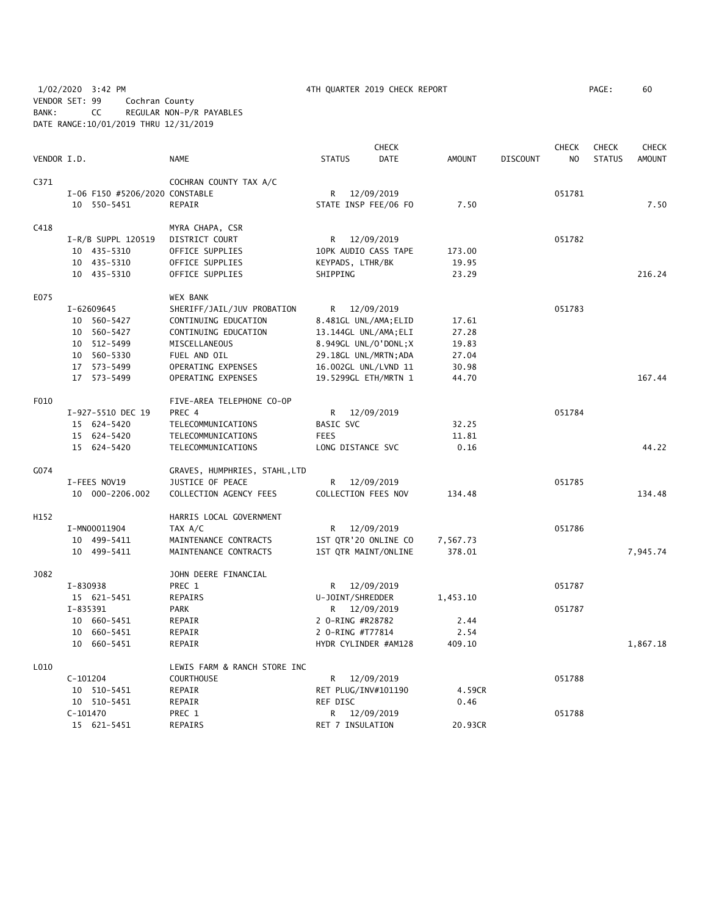1/02/2020 3:42 PM 4TH QUARTER 2019 CHECK REPORT

VENDOR SET: 99 Cochran County
BANK: CC REGULAR NON-P/R PAYABLES
DATE RANGE:10/01/2019 THRU 12/31/2019

| VENDOR I.D. | NAME | STATUS | CHECK DATE | AMOUNT | DISCOUNT | CHECK NO | CHECK STATUS | CHECK AMOUNT |
|---|---|---|---|---|---|---|---|---|
| C371 | COCHRAN COUNTY TAX A/C | | | | | | | |
| I-06 F150 #5206/2020 | CONSTABLE | R | 12/09/2019 | | | 051781 | | |
| 10 550-5451 | REPAIR | STATE INSP FEE/06 FO | | 7.50 | | | | 7.50 |
| C418 | MYRA CHAPA, CSR | | | | | | | |
| I-R/B SUPPL 120519 | DISTRICT COURT | R | 12/09/2019 | | | 051782 | | |
| 10 435-5310 | OFFICE SUPPLIES | 10PK AUDIO CASS TAPE | | 173.00 | | | | |
| 10 435-5310 | OFFICE SUPPLIES | KEYPADS, LTHR/BK | | 19.95 | | | | |
| 10 435-5310 | OFFICE SUPPLIES | SHIPPING | | 23.29 | | | | 216.24 |
| E075 | WEX BANK | | | | | | | |
| I-62609645 | SHERIFF/JAIL/JUV PROBATION | R | 12/09/2019 | | | 051783 | | |
| 10 560-5427 | CONTINUING EDUCATION | 8.481GL UNL/AMA;ELID | | 17.61 | | | | |
| 10 560-5427 | CONTINUING EDUCATION | 13.144GL UNL/AMA;ELI | | 27.28 | | | | |
| 10 512-5499 | MISCELLANEOUS | 8.949GL UNL/O'DONL;X | | 19.83 | | | | |
| 10 560-5330 | FUEL AND OIL | 29.18GL UNL/MRTN;ADA | | 27.04 | | | | |
| 17 573-5499 | OPERATING EXPENSES | 16.002GL UNL/LVND 11 | | 30.98 | | | | |
| 17 573-5499 | OPERATING EXPENSES | 19.5299GL ETH/MRTN 1 | | 44.70 | | | | 167.44 |
| F010 | FIVE-AREA TELEPHONE CO-OP | | | | | | | |
| I-927-5510 DEC 19 | PREC 4 | R | 12/09/2019 | | | 051784 | | |
| 15 624-5420 | TELECOMMUNICATIONS | BASIC SVC | | 32.25 | | | | |
| 15 624-5420 | TELECOMMUNICATIONS | FEES | | 11.81 | | | | |
| 15 624-5420 | TELECOMMUNICATIONS | LONG DISTANCE SVC | | 0.16 | | | | 44.22 |
| G074 | GRAVES, HUMPHRIES, STAHL,LTD | | | | | | | |
| I-FEES NOV19 | JUSTICE OF PEACE | R | 12/09/2019 | | | 051785 | | |
| 10 000-2206.002 | COLLECTION AGENCY FEES | COLLECTION FEES NOV | | 134.48 | | | | 134.48 |
| H152 | HARRIS LOCAL GOVERNMENT | | | | | | | |
| I-MN00011904 | TAX A/C | R | 12/09/2019 | | | 051786 | | |
| 10 499-5411 | MAINTENANCE CONTRACTS | 1ST QTR'20 ONLINE CO | | 7,567.73 | | | | |
| 10 499-5411 | MAINTENANCE CONTRACTS | 1ST QTR MAINT/ONLINE | | 378.01 | | | | 7,945.74 |
| J082 | JOHN DEERE FINANCIAL | | | | | | | |
| I-830938 | PREC 1 | R | 12/09/2019 | | | 051787 | | |
| 15 621-5451 | REPAIRS | U-JOINT/SHREDDER | | 1,453.10 | | | | |
| I-835391 | PARK | R | 12/09/2019 | | | 051787 | | |
| 10 660-5451 | REPAIR | 2 O-RING #R28782 | | 2.44 | | | | |
| 10 660-5451 | REPAIR | 2 O-RING #T77814 | | 2.54 | | | | |
| 10 660-5451 | REPAIR | HYDR CYLINDER #AM128 | | 409.10 | | | | 1,867.18 |
| L010 | LEWIS FARM & RANCH STORE INC | | | | | | | |
| C-101204 | COURTHOUSE | R | 12/09/2019 | | | 051788 | | |
| 10 510-5451 | REPAIR | RET PLUG/INV#101190 | | 4.59CR | | | | |
| 10 510-5451 | REPAIR | REF DISC | | 0.46 | | | | |
| C-101470 | PREC 1 | R | 12/09/2019 | | | 051788 | | |
| 15 621-5451 | REPAIRS | RET 7 INSULATION | | 20.93CR | | | | |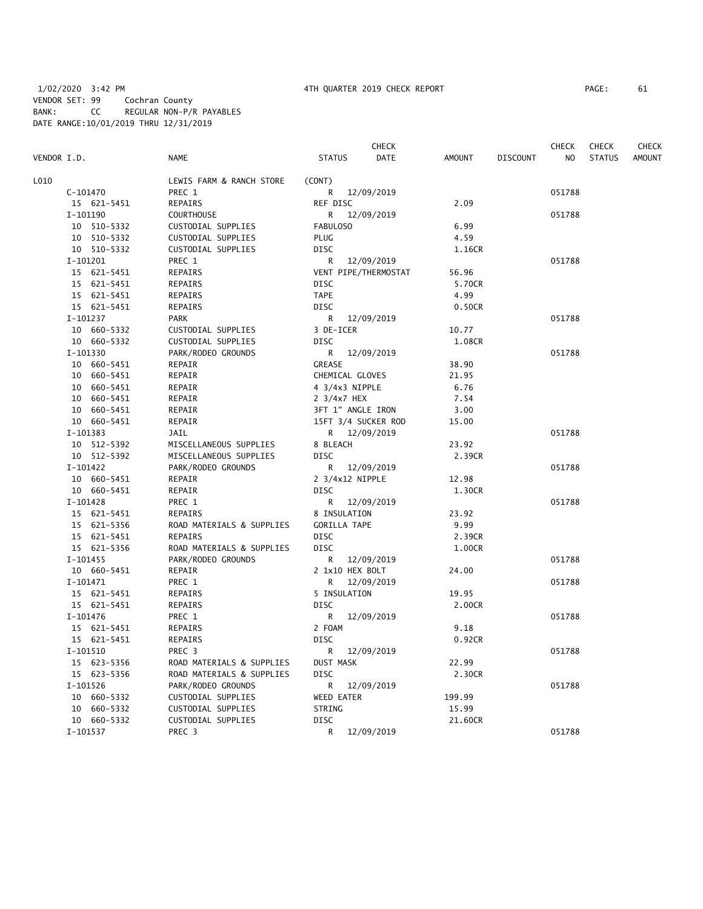1/02/2020 3:42 PM 4TH QUARTER 2019 CHECK REPORT PAGE: 61
VENDOR SET: 99 Cochran County
BANK: CC REGULAR NON-P/R PAYABLES
DATE RANGE:10/01/2019 THRU 12/31/2019

| VENDOR I.D. | NAME | STATUS | CHECK DATE | AMOUNT | DISCOUNT | CHECK NO | CHECK STATUS | CHECK AMOUNT |
|---|---|---|---|---|---|---|---|---|
| L010 | LEWIS FARM & RANCH STORE | (CONT) | | | | | | |
| C-101470 | PREC 1 | R | 12/09/2019 | | | 051788 | | |
| 15 621-5451 | REPAIRS | REF DISC | | 2.09 | | | | |
| I-101190 | COURTHOUSE | R | 12/09/2019 | | | 051788 | | |
| 10 510-5332 | CUSTODIAL SUPPLIES | FABULOSO | | 6.99 | | | | |
| 10 510-5332 | CUSTODIAL SUPPLIES | PLUG | | 4.59 | | | | |
| 10 510-5332 | CUSTODIAL SUPPLIES | DISC | | 1.16CR | | | | |
| I-101201 | PREC 1 | R | 12/09/2019 | | | 051788 | | |
| 15 621-5451 | REPAIRS | VENT PIPE/THERMOSTAT | | 56.96 | | | | |
| 15 621-5451 | REPAIRS | DISC | | 5.70CR | | | | |
| 15 621-5451 | REPAIRS | TAPE | | 4.99 | | | | |
| 15 621-5451 | REPAIRS | DISC | | 0.50CR | | | | |
| I-101237 | PARK | R | 12/09/2019 | | | 051788 | | |
| 10 660-5332 | CUSTODIAL SUPPLIES | 3 DE-ICER | | 10.77 | | | | |
| 10 660-5332 | CUSTODIAL SUPPLIES | DISC | | 1.08CR | | | | |
| I-101330 | PARK/RODEO GROUNDS | R | 12/09/2019 | | | 051788 | | |
| 10 660-5451 | REPAIR | GREASE | | 38.90 | | | | |
| 10 660-5451 | REPAIR | CHEMICAL GLOVES | | 21.95 | | | | |
| 10 660-5451 | REPAIR | 4 3/4x3 NIPPLE | | 6.76 | | | | |
| 10 660-5451 | REPAIR | 2 3/4x7 HEX | | 7.54 | | | | |
| 10 660-5451 | REPAIR | 3FT 1" ANGLE IRON | | 3.00 | | | | |
| 10 660-5451 | REPAIR | 15FT 3/4 SUCKER ROD | | 15.00 | | | | |
| I-101383 | JAIL | R | 12/09/2019 | | | 051788 | | |
| 10 512-5392 | MISCELLANEOUS SUPPLIES | 8 BLEACH | | 23.92 | | | | |
| 10 512-5392 | MISCELLANEOUS SUPPLIES | DISC | | 2.39CR | | | | |
| I-101422 | PARK/RODEO GROUNDS | R | 12/09/2019 | | | 051788 | | |
| 10 660-5451 | REPAIR | 2 3/4x12 NIPPLE | | 12.98 | | | | |
| 10 660-5451 | REPAIR | DISC | | 1.30CR | | | | |
| I-101428 | PREC 1 | R | 12/09/2019 | | | 051788 | | |
| 15 621-5451 | REPAIRS | 8 INSULATION | | 23.92 | | | | |
| 15 621-5356 | ROAD MATERIALS & SUPPLIES | GORILLA TAPE | | 9.99 | | | | |
| 15 621-5451 | REPAIRS | DISC | | 2.39CR | | | | |
| 15 621-5356 | ROAD MATERIALS & SUPPLIES | DISC | | 1.00CR | | | | |
| I-101455 | PARK/RODEO GROUNDS | R | 12/09/2019 | | | 051788 | | |
| 10 660-5451 | REPAIR | 2 1x10 HEX BOLT | | 24.00 | | | | |
| I-101471 | PREC 1 | R | 12/09/2019 | | | 051788 | | |
| 15 621-5451 | REPAIRS | 5 INSULATION | | 19.95 | | | | |
| 15 621-5451 | REPAIRS | DISC | | 2.00CR | | | | |
| I-101476 | PREC 1 | R | 12/09/2019 | | | 051788 | | |
| 15 621-5451 | REPAIRS | 2 FOAM | | 9.18 | | | | |
| 15 621-5451 | REPAIRS | DISC | | 0.92CR | | | | |
| I-101510 | PREC 3 | R | 12/09/2019 | | | 051788 | | |
| 15 623-5356 | ROAD MATERIALS & SUPPLIES | DUST MASK | | 22.99 | | | | |
| 15 623-5356 | ROAD MATERIALS & SUPPLIES | DISC | | 2.30CR | | | | |
| I-101526 | PARK/RODEO GROUNDS | R | 12/09/2019 | | | 051788 | | |
| 10 660-5332 | CUSTODIAL SUPPLIES | WEED EATER | | 199.99 | | | | |
| 10 660-5332 | CUSTODIAL SUPPLIES | STRING | | 15.99 | | | | |
| 10 660-5332 | CUSTODIAL SUPPLIES | DISC | | 21.60CR | | | | |
| I-101537 | PREC 3 | R | 12/09/2019 | | | 051788 | | |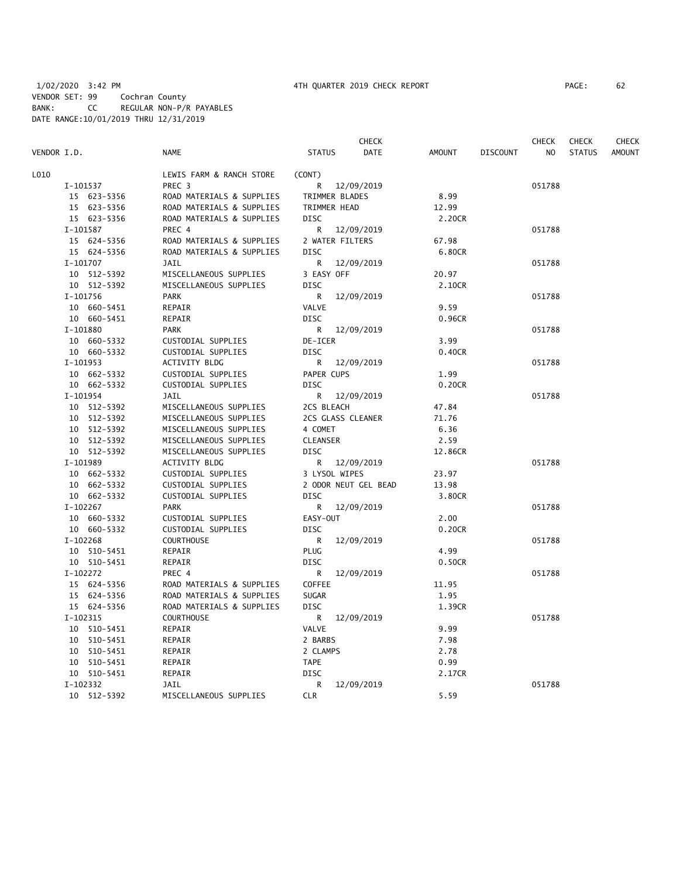1/02/2020 3:42 PM 4TH QUARTER 2019 CHECK REPORT

VENDOR SET: 99 Cochran County
BANK: CC REGULAR NON-P/R PAYABLES
DATE RANGE:10/01/2019 THRU 12/31/2019

| VENDOR I.D. | NAME | STATUS | CHECK DATE | AMOUNT | DISCOUNT | CHECK NO | CHECK STATUS | CHECK AMOUNT |
|---|---|---|---|---|---|---|---|---|
| L010 | LEWIS FARM & RANCH STORE | (CONT) | | | | | | |
| I-101537 | PREC 3 | R | 12/09/2019 | | | 051788 | | |
| 15 623-5356 | ROAD MATERIALS & SUPPLIES | TRIMMER BLADES | | 8.99 | | | | |
| 15 623-5356 | ROAD MATERIALS & SUPPLIES | TRIMMER HEAD | | 12.99 | | | | |
| 15 623-5356 | ROAD MATERIALS & SUPPLIES | DISC | | 2.20CR | | | | |
| I-101587 | PREC 4 | R | 12/09/2019 | | | 051788 | | |
| 15 624-5356 | ROAD MATERIALS & SUPPLIES | 2 WATER FILTERS | | 67.98 | | | | |
| 15 624-5356 | ROAD MATERIALS & SUPPLIES | DISC | | 6.80CR | | | | |
| I-101707 | JAIL | R | 12/09/2019 | | | 051788 | | |
| 10 512-5392 | MISCELLANEOUS SUPPLIES | 3 EASY OFF | | 20.97 | | | | |
| 10 512-5392 | MISCELLANEOUS SUPPLIES | DISC | | 2.10CR | | | | |
| I-101756 | PARK | R | 12/09/2019 | | | 051788 | | |
| 10 660-5451 | REPAIR | VALVE | | 9.59 | | | | |
| 10 660-5451 | REPAIR | DISC | | 0.96CR | | | | |
| I-101880 | PARK | R | 12/09/2019 | | | 051788 | | |
| 10 660-5332 | CUSTODIAL SUPPLIES | DE-ICER | | 3.99 | | | | |
| 10 660-5332 | CUSTODIAL SUPPLIES | DISC | | 0.40CR | | | | |
| I-101953 | ACTIVITY BLDG | R | 12/09/2019 | | | 051788 | | |
| 10 662-5332 | CUSTODIAL SUPPLIES | PAPER CUPS | | 1.99 | | | | |
| 10 662-5332 | CUSTODIAL SUPPLIES | DISC | | 0.20CR | | | | |
| I-101954 | JAIL | R | 12/09/2019 | | | 051788 | | |
| 10 512-5392 | MISCELLANEOUS SUPPLIES | 2CS BLEACH | | 47.84 | | | | |
| 10 512-5392 | MISCELLANEOUS SUPPLIES | 2CS GLASS CLEANER | | 71.76 | | | | |
| 10 512-5392 | MISCELLANEOUS SUPPLIES | 4 COMET | | 6.36 | | | | |
| 10 512-5392 | MISCELLANEOUS SUPPLIES | CLEANSER | | 2.59 | | | | |
| 10 512-5392 | MISCELLANEOUS SUPPLIES | DISC | | 12.86CR | | | | |
| I-101989 | ACTIVITY BLDG | R | 12/09/2019 | | | 051788 | | |
| 10 662-5332 | CUSTODIAL SUPPLIES | 3 LYSOL WIPES | | 23.97 | | | | |
| 10 662-5332 | CUSTODIAL SUPPLIES | 2 ODOR NEUT GEL BEAD | | 13.98 | | | | |
| 10 662-5332 | CUSTODIAL SUPPLIES | DISC | | 3.80CR | | | | |
| I-102267 | PARK | R | 12/09/2019 | | | 051788 | | |
| 10 660-5332 | CUSTODIAL SUPPLIES | EASY-OUT | | 2.00 | | | | |
| 10 660-5332 | CUSTODIAL SUPPLIES | DISC | | 0.20CR | | | | |
| I-102268 | COURTHOUSE | R | 12/09/2019 | | | 051788 | | |
| 10 510-5451 | REPAIR | PLUG | | 4.99 | | | | |
| 10 510-5451 | REPAIR | DISC | | 0.50CR | | | | |
| I-102272 | PREC 4 | R | 12/09/2019 | | | 051788 | | |
| 15 624-5356 | ROAD MATERIALS & SUPPLIES | COFFEE | | 11.95 | | | | |
| 15 624-5356 | ROAD MATERIALS & SUPPLIES | SUGAR | | 1.95 | | | | |
| 15 624-5356 | ROAD MATERIALS & SUPPLIES | DISC | | 1.39CR | | | | |
| I-102315 | COURTHOUSE | R | 12/09/2019 | | | 051788 | | |
| 10 510-5451 | REPAIR | VALVE | | 9.99 | | | | |
| 10 510-5451 | REPAIR | 2 BARBS | | 7.98 | | | | |
| 10 510-5451 | REPAIR | 2 CLAMPS | | 2.78 | | | | |
| 10 510-5451 | REPAIR | TAPE | | 0.99 | | | | |
| 10 510-5451 | REPAIR | DISC | | 2.17CR | | | | |
| I-102332 | JAIL | R | 12/09/2019 | | | 051788 | | |
| 10 512-5392 | MISCELLANEOUS SUPPLIES | CLR | | 5.59 | | | | |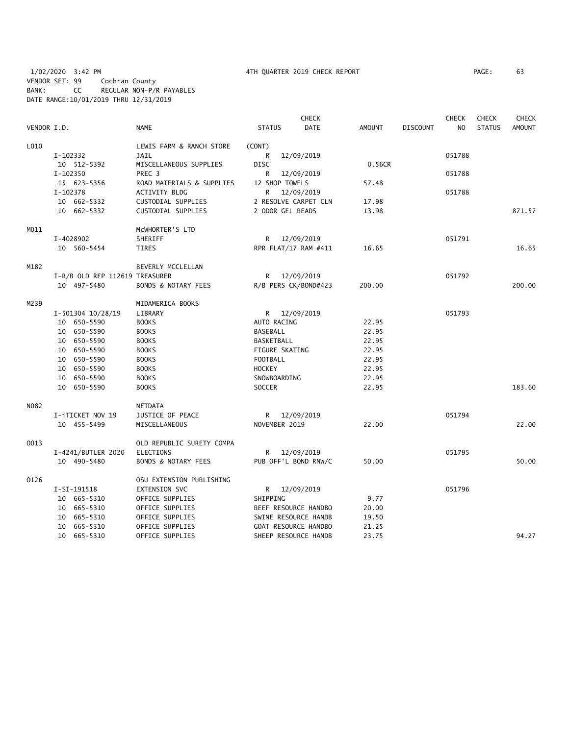1/02/2020 3:42 PM 4TH QUARTER 2019 CHECK REPORT PAGE: 63
VENDOR SET: 99 Cochran County
BANK: CC REGULAR NON-P/R PAYABLES
DATE RANGE:10/01/2019 THRU 12/31/2019

| VENDOR I.D. | | NAME | STATUS | CHECK DATE | AMOUNT | DISCOUNT | CHECK NO | CHECK STATUS | CHECK AMOUNT |
|---|---|---|---|---|---|---|---|---|---|
| L010 | | LEWIS FARM & RANCH STORE | (CONT) | | | | | | |
| | I-102332 | JAIL | R | 12/09/2019 | | | 051788 | | |
| | 10 512-5392 | MISCELLANEOUS SUPPLIES | DISC | | 0.56CR | | | | |
| | I-102350 | PREC 3 | R | 12/09/2019 | | | 051788 | | |
| | 15 623-5356 | ROAD MATERIALS & SUPPLIES | 12 SHOP TOWELS | | 57.48 | | | | |
| | I-102378 | ACTIVITY BLDG | R | 12/09/2019 | | | 051788 | | |
| | 10 662-5332 | CUSTODIAL SUPPLIES | 2 RESOLVE CARPET CLN | | 17.98 | | | | |
| | 10 662-5332 | CUSTODIAL SUPPLIES | 2 ODOR GEL BEADS | | 13.98 | | | | 871.57 |
| M011 | | McWHORTER'S LTD | | | | | | | |
| | I-4028902 | SHERIFF | R | 12/09/2019 | | | 051791 | | |
| | 10 560-5454 | TIRES | RPR FLAT/17 RAM #411 | | 16.65 | | | | 16.65 |
| M182 | | BEVERLY MCCLELLAN | | | | | | | |
| | I-R/B OLD REP 112619 | TREASURER | R | 12/09/2019 | | | 051792 | | |
| | 10 497-5480 | BONDS & NOTARY FEES | R/B PERS CK/BOND#423 | | 200.00 | | | | 200.00 |
| M239 | | MIDAMERICA BOOKS | | | | | | | |
| | I-501304 10/28/19 | LIBRARY | R | 12/09/2019 | | | 051793 | | |
| | 10 650-5590 | BOOKS | AUTO RACING | | 22.95 | | | | |
| | 10 650-5590 | BOOKS | BASEBALL | | 22.95 | | | | |
| | 10 650-5590 | BOOKS | BASKETBALL | | 22.95 | | | | |
| | 10 650-5590 | BOOKS | FIGURE SKATING | | 22.95 | | | | |
| | 10 650-5590 | BOOKS | FOOTBALL | | 22.95 | | | | |
| | 10 650-5590 | BOOKS | HOCKEY | | 22.95 | | | | |
| | 10 650-5590 | BOOKS | SNOWBOARDING | | 22.95 | | | | |
| | 10 650-5590 | BOOKS | SOCCER | | 22.95 | | | | 183.60 |
| N082 | | NETDATA | | | | | | | |
| | I-iTICKET NOV 19 | JUSTICE OF PEACE | R | 12/09/2019 | | | 051794 | | |
| | 10 455-5499 | MISCELLANEOUS | NOVEMBER 2019 | | 22.00 | | | | 22.00 |
| O013 | | OLD REPUBLIC SURETY COMPA | | | | | | | |
| | I-4241/BUTLER 2020 | ELECTIONS | R | 12/09/2019 | | | 051795 | | |
| | 10 490-5480 | BONDS & NOTARY FEES | PUB OFF'L BOND RNW/C | | 50.00 | | | | 50.00 |
| O126 | | OSU EXTENSION PUBLISHING | | | | | | | |
| | I-SI-191518 | EXTENSION SVC | R | 12/09/2019 | | | 051796 | | |
| | 10 665-5310 | OFFICE SUPPLIES | SHIPPING | | 9.77 | | | | |
| | 10 665-5310 | OFFICE SUPPLIES | BEEF RESOURCE HANDBO | | 20.00 | | | | |
| | 10 665-5310 | OFFICE SUPPLIES | SWINE RESOURCE HANDB | | 19.50 | | | | |
| | 10 665-5310 | OFFICE SUPPLIES | GOAT RESOURCE HANDBO | | 21.25 | | | | |
| | 10 665-5310 | OFFICE SUPPLIES | SHEEP RESOURCE HANDB | | 23.75 | | | | 94.27 |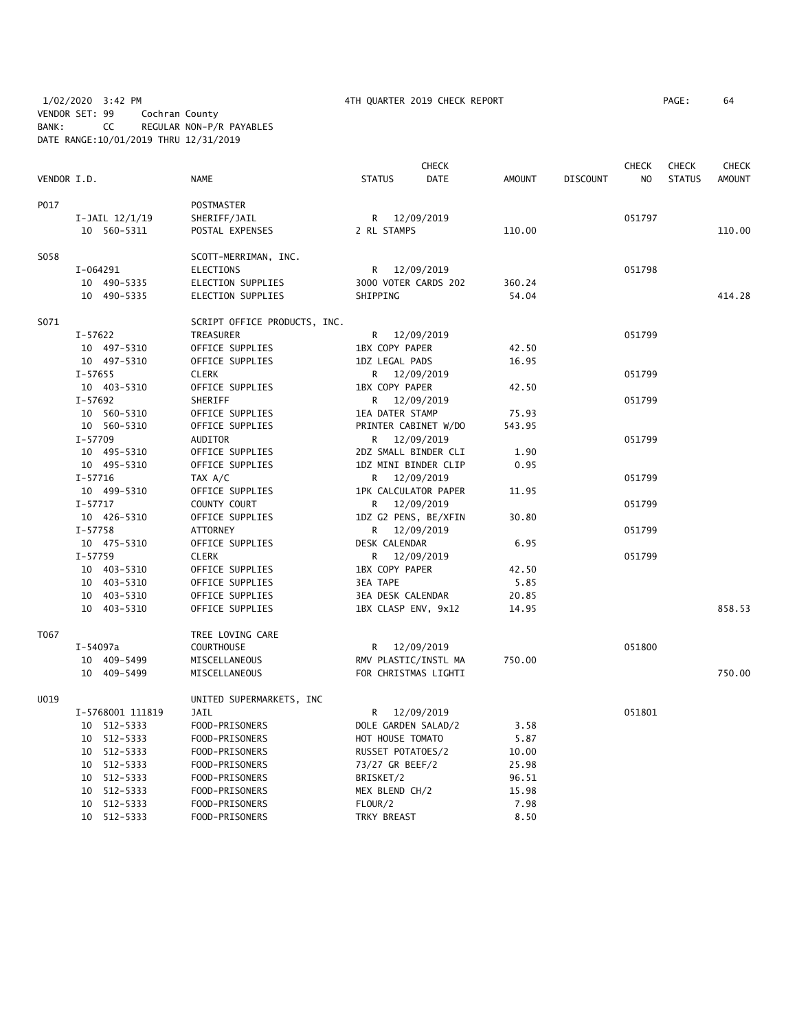1/02/2020 3:42 PM 4TH QUARTER 2019 CHECK REPORT PAGE: 64
VENDOR SET: 99 Cochran County
BANK: CC REGULAR NON-P/R PAYABLES
DATE RANGE:10/01/2019 THRU 12/31/2019

| VENDOR I.D. | NAME | STATUS | CHECK DATE | AMOUNT | DISCOUNT | CHECK NO | CHECK STATUS | CHECK AMOUNT |
|---|---|---|---|---|---|---|---|---|
| P017 | POSTMASTER | | | | | | | |
| I-JAIL 12/1/19 | SHERIFF/JAIL | R | 12/09/2019 | | | 051797 | | |
| 10 560-5311 | POSTAL EXPENSES | 2 RL STAMPS | | 110.00 | | | | 110.00 |
| S058 | SCOTT-MERRIMAN, INC. | | | | | | | |
| I-064291 | ELECTIONS | R | 12/09/2019 | | | 051798 | | |
| 10 490-5335 | ELECTION SUPPLIES | 3000 VOTER CARDS 202 | | 360.24 | | | | |
| 10 490-5335 | ELECTION SUPPLIES | SHIPPING | | 54.04 | | | | 414.28 |
| S071 | SCRIPT OFFICE PRODUCTS, INC. | | | | | | | |
| I-57622 | TREASURER | R | 12/09/2019 | | | 051799 | | |
| 10 497-5310 | OFFICE SUPPLIES | 1BX COPY PAPER | | 42.50 | | | | |
| 10 497-5310 | OFFICE SUPPLIES | 1DZ LEGAL PADS | | 16.95 | | | | |
| I-57655 | CLERK | R | 12/09/2019 | | | 051799 | | |
| 10 403-5310 | OFFICE SUPPLIES | 1BX COPY PAPER | | 42.50 | | | | |
| I-57692 | SHERIFF | R | 12/09/2019 | | | 051799 | | |
| 10 560-5310 | OFFICE SUPPLIES | 1EA DATER STAMP | | 75.93 | | | | |
| 10 560-5310 | OFFICE SUPPLIES | PRINTER CABINET W/DO | | 543.95 | | | | |
| I-57709 | AUDITOR | R | 12/09/2019 | | | 051799 | | |
| 10 495-5310 | OFFICE SUPPLIES | 2DZ SMALL BINDER CLI | | 1.90 | | | | |
| 10 495-5310 | OFFICE SUPPLIES | 1DZ MINI BINDER CLIP | | 0.95 | | | | |
| I-57716 | TAX A/C | R | 12/09/2019 | | | 051799 | | |
| 10 499-5310 | OFFICE SUPPLIES | 1PK CALCULATOR PAPER | | 11.95 | | | | |
| I-57717 | COUNTY COURT | R | 12/09/2019 | | | 051799 | | |
| 10 426-5310 | OFFICE SUPPLIES | 1DZ G2 PENS, BE/XFIN | | 30.80 | | | | |
| I-57758 | ATTORNEY | R | 12/09/2019 | | | 051799 | | |
| 10 475-5310 | OFFICE SUPPLIES | DESK CALENDAR | | 6.95 | | | | |
| I-57759 | CLERK | R | 12/09/2019 | | | 051799 | | |
| 10 403-5310 | OFFICE SUPPLIES | 1BX COPY PAPER | | 42.50 | | | | |
| 10 403-5310 | OFFICE SUPPLIES | 3EA TAPE | | 5.85 | | | | |
| 10 403-5310 | OFFICE SUPPLIES | 3EA DESK CALENDAR | | 20.85 | | | | |
| 10 403-5310 | OFFICE SUPPLIES | 1BX CLASP ENV, 9x12 | | 14.95 | | | | 858.53 |
| T067 | TREE LOVING CARE | | | | | | | |
| I-54097a | COURTHOUSE | R | 12/09/2019 | | | 051800 | | |
| 10 409-5499 | MISCELLANEOUS | RMV PLASTIC/INSTL MA | | 750.00 | | | | |
| 10 409-5499 | MISCELLANEOUS | FOR CHRISTMAS LIGHTI | | | | | | 750.00 |
| U019 | UNITED SUPERMARKETS, INC | | | | | | | |
| I-5768001 111819 | JAIL | R | 12/09/2019 | | | 051801 | | |
| 10 512-5333 | FOOD-PRISONERS | DOLE GARDEN SALAD/2 | | 3.58 | | | | |
| 10 512-5333 | FOOD-PRISONERS | HOT HOUSE TOMATO | | 5.87 | | | | |
| 10 512-5333 | FOOD-PRISONERS | RUSSET POTATOES/2 | | 10.00 | | | | |
| 10 512-5333 | FOOD-PRISONERS | 73/27 GR BEEF/2 | | 25.98 | | | | |
| 10 512-5333 | FOOD-PRISONERS | BRISKET/2 | | 96.51 | | | | |
| 10 512-5333 | FOOD-PRISONERS | MEX BLEND CH/2 | | 15.98 | | | | |
| 10 512-5333 | FOOD-PRISONERS | FLOUR/2 | | 7.98 | | | | |
| 10 512-5333 | FOOD-PRISONERS | TRKY BREAST | | 8.50 | | | | |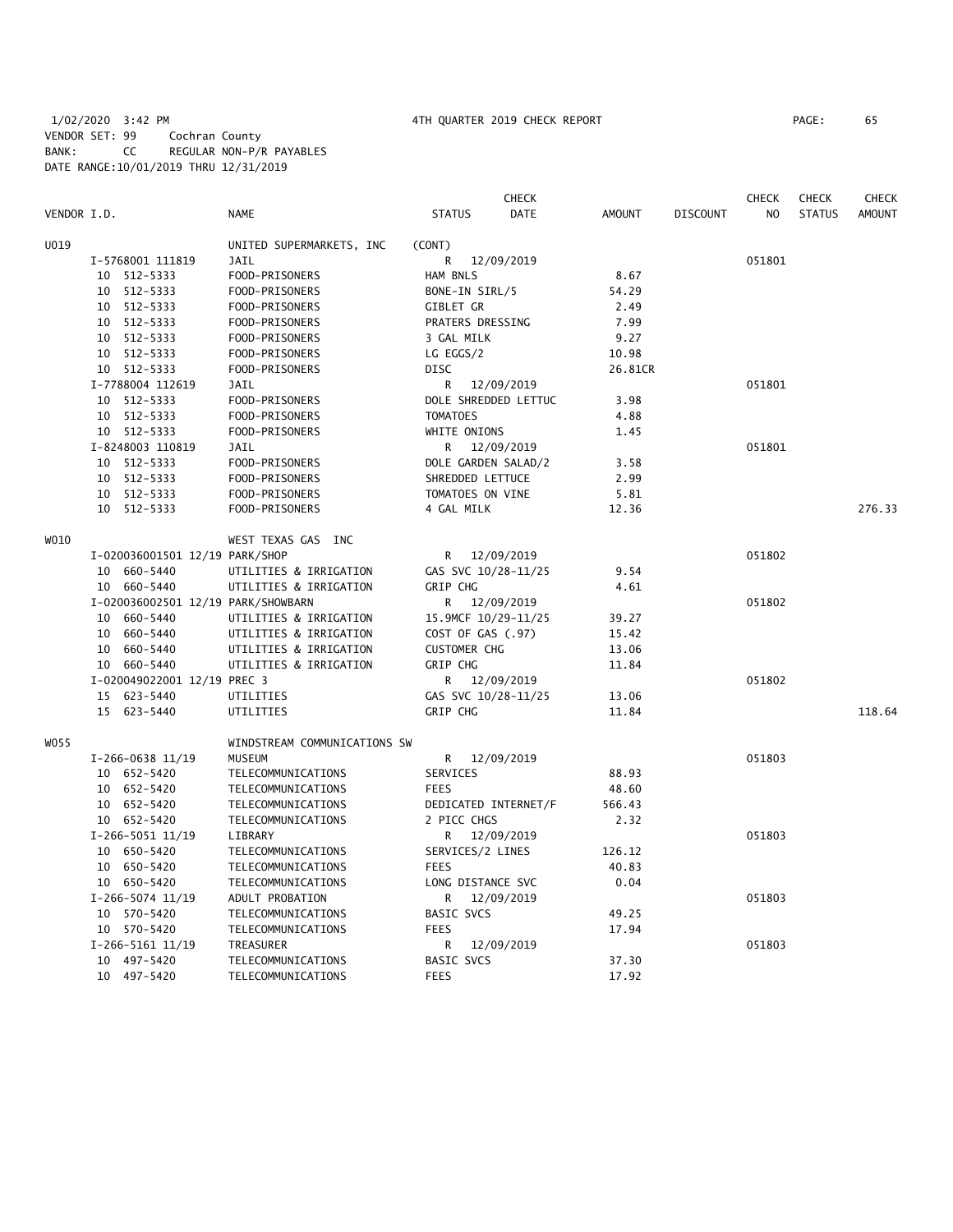1/02/2020 3:42 PM 4TH QUARTER 2019 CHECK REPORT

VENDOR SET: 99 Cochran County
BANK: CC REGULAR NON-P/R PAYABLES
DATE RANGE:10/01/2019 THRU 12/31/2019

| VENDOR I.D. | NAME | STATUS | CHECK DATE | AMOUNT | DISCOUNT | CHECK NO | CHECK STATUS | CHECK AMOUNT |
|---|---|---|---|---|---|---|---|---|
| U019 | UNITED SUPERMARKETS, INC | (CONT) | | | | | | |
| I-5768001 111819 | JAIL | R | 12/09/2019 | | | 051801 | | |
| 10 512-5333 | FOOD-PRISONERS | HAM BNLS | | 8.67 | | | | |
| 10 512-5333 | FOOD-PRISONERS | BONE-IN SIRL/5 | | 54.29 | | | | |
| 10 512-5333 | FOOD-PRISONERS | GIBLET GR | | 2.49 | | | | |
| 10 512-5333 | FOOD-PRISONERS | PRATERS DRESSING | | 7.99 | | | | |
| 10 512-5333 | FOOD-PRISONERS | 3 GAL MILK | | 9.27 | | | | |
| 10 512-5333 | FOOD-PRISONERS | LG EGGS/2 | | 10.98 | | | | |
| 10 512-5333 | FOOD-PRISONERS | DISC | | 26.81CR | | | | |
| I-7788004 112619 | JAIL | R | 12/09/2019 | | | 051801 | | |
| 10 512-5333 | FOOD-PRISONERS | DOLE SHREDDED LETTUC | | 3.98 | | | | |
| 10 512-5333 | FOOD-PRISONERS | TOMATOES | | 4.88 | | | | |
| 10 512-5333 | FOOD-PRISONERS | WHITE ONIONS | | 1.45 | | | | |
| I-8248003 110819 | JAIL | R | 12/09/2019 | | | 051801 | | |
| 10 512-5333 | FOOD-PRISONERS | DOLE GARDEN SALAD/2 | | 3.58 | | | | |
| 10 512-5333 | FOOD-PRISONERS | SHREDDED LETTUCE | | 2.99 | | | | |
| 10 512-5333 | FOOD-PRISONERS | TOMATOES ON VINE | | 5.81 | | | | |
| 10 512-5333 | FOOD-PRISONERS | 4 GAL MILK | | 12.36 | | | | 276.33 |
| W010 | WEST TEXAS GAS INC | | | | | | | |
| I-020036001501 12/19 PARK/SHOP | | R | 12/09/2019 | | | 051802 | | |
| 10 660-5440 | UTILITIES & IRRIGATION | GAS SVC 10/28-11/25 | | 9.54 | | | | |
| 10 660-5440 | UTILITIES & IRRIGATION | GRIP CHG | | 4.61 | | | | |
| I-020036002501 12/19 PARK/SHOWBARN | | R | 12/09/2019 | | | 051802 | | |
| 10 660-5440 | UTILITIES & IRRIGATION | 15.9MCF 10/29-11/25 | | 39.27 | | | | |
| 10 660-5440 | UTILITIES & IRRIGATION | COST OF GAS (.97) | | 15.42 | | | | |
| 10 660-5440 | UTILITIES & IRRIGATION | CUSTOMER CHG | | 13.06 | | | | |
| 10 660-5440 | UTILITIES & IRRIGATION | GRIP CHG | | 11.84 | | | | |
| I-020049022001 12/19 PREC 3 | | R | 12/09/2019 | | | 051802 | | |
| 15 623-5440 | UTILITIES | GAS SVC 10/28-11/25 | | 13.06 | | | | |
| 15 623-5440 | UTILITIES | GRIP CHG | | 11.84 | | | | 118.64 |
| W055 | WINDSTREAM COMMUNICATIONS SW | | | | | | | |
| I-266-0638 11/19 | MUSEUM | R | 12/09/2019 | | | 051803 | | |
| 10 652-5420 | TELECOMMUNICATIONS | SERVICES | | 88.93 | | | | |
| 10 652-5420 | TELECOMMUNICATIONS | FEES | | 48.60 | | | | |
| 10 652-5420 | TELECOMMUNICATIONS | DEDICATED INTERNET/F | | 566.43 | | | | |
| 10 652-5420 | TELECOMMUNICATIONS | 2 PICC CHGS | | 2.32 | | | | |
| I-266-5051 11/19 | LIBRARY | R | 12/09/2019 | | | 051803 | | |
| 10 650-5420 | TELECOMMUNICATIONS | SERVICES/2 LINES | | 126.12 | | | | |
| 10 650-5420 | TELECOMMUNICATIONS | FEES | | 40.83 | | | | |
| 10 650-5420 | TELECOMMUNICATIONS | LONG DISTANCE SVC | | 0.04 | | | | |
| I-266-5074 11/19 | ADULT PROBATION | R | 12/09/2019 | | | 051803 | | |
| 10 570-5420 | TELECOMMUNICATIONS | BASIC SVCS | | 49.25 | | | | |
| 10 570-5420 | TELECOMMUNICATIONS | FEES | | 17.94 | | | | |
| I-266-5161 11/19 | TREASURER | R | 12/09/2019 | | | 051803 | | |
| 10 497-5420 | TELECOMMUNICATIONS | BASIC SVCS | | 37.30 | | | | |
| 10 497-5420 | TELECOMMUNICATIONS | FEES | | 17.92 | | | | |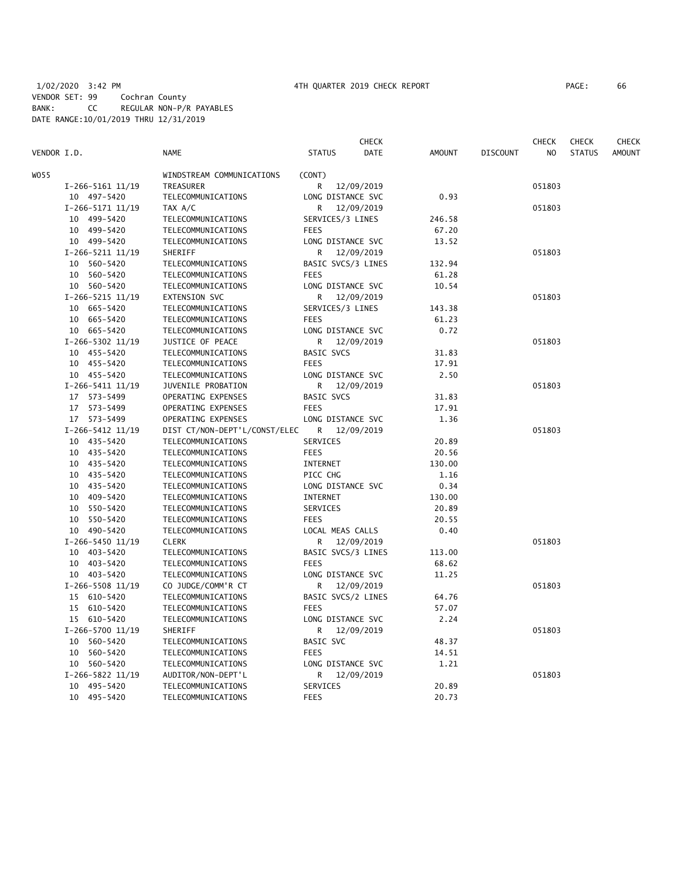1/02/2020 3:42 PM 4TH QUARTER 2019 CHECK REPORT PAGE: 66
VENDOR SET: 99 Cochran County
BANK: CC REGULAR NON-P/R PAYABLES
DATE RANGE:10/01/2019 THRU 12/31/2019

| VENDOR I.D. | NAME | STATUS | CHECK DATE | AMOUNT | DISCOUNT | CHECK NO | CHECK STATUS | CHECK AMOUNT |
|---|---|---|---|---|---|---|---|---|
| W055 | WINDSTREAM COMMUNICATIONS | (CONT) | | | | | | |
| I-266-5161 11/19 | TREASURER | R | 12/09/2019 | | | 051803 | | |
| 10 497-5420 | TELECOMMUNICATIONS | LONG DISTANCE SVC | | 0.93 | | | | |
| I-266-5171 11/19 | TAX A/C | R | 12/09/2019 | | | 051803 | | |
| 10 499-5420 | TELECOMMUNICATIONS | SERVICES/3 LINES | | 246.58 | | | | |
| 10 499-5420 | TELECOMMUNICATIONS | FEES | | 67.20 | | | | |
| 10 499-5420 | TELECOMMUNICATIONS | LONG DISTANCE SVC | | 13.52 | | | | |
| I-266-5211 11/19 | SHERIFF | R | 12/09/2019 | | | 051803 | | |
| 10 560-5420 | TELECOMMUNICATIONS | BASIC SVCS/3 LINES | | 132.94 | | | | |
| 10 560-5420 | TELECOMMUNICATIONS | FEES | | 61.28 | | | | |
| 10 560-5420 | TELECOMMUNICATIONS | LONG DISTANCE SVC | | 10.54 | | | | |
| I-266-5215 11/19 | EXTENSION SVC | R | 12/09/2019 | | | 051803 | | |
| 10 665-5420 | TELECOMMUNICATIONS | SERVICES/3 LINES | | 143.38 | | | | |
| 10 665-5420 | TELECOMMUNICATIONS | FEES | | 61.23 | | | | |
| 10 665-5420 | TELECOMMUNICATIONS | LONG DISTANCE SVC | | 0.72 | | | | |
| I-266-5302 11/19 | JUSTICE OF PEACE | R | 12/09/2019 | | | 051803 | | |
| 10 455-5420 | TELECOMMUNICATIONS | BASIC SVCS | | 31.83 | | | | |
| 10 455-5420 | TELECOMMUNICATIONS | FEES | | 17.91 | | | | |
| 10 455-5420 | TELECOMMUNICATIONS | LONG DISTANCE SVC | | 2.50 | | | | |
| I-266-5411 11/19 | JUVENILE PROBATION | R | 12/09/2019 | | | 051803 | | |
| 17 573-5499 | OPERATING EXPENSES | BASIC SVCS | | 31.83 | | | | |
| 17 573-5499 | OPERATING EXPENSES | FEES | | 17.91 | | | | |
| 17 573-5499 | OPERATING EXPENSES | LONG DISTANCE SVC | | 1.36 | | | | |
| I-266-5412 11/19 | DIST CT/NON-DEPT'L/CONST/ELEC | R | 12/09/2019 | | | 051803 | | |
| 10 435-5420 | TELECOMMUNICATIONS | SERVICES | | 20.89 | | | | |
| 10 435-5420 | TELECOMMUNICATIONS | FEES | | 20.56 | | | | |
| 10 435-5420 | TELECOMMUNICATIONS | INTERNET | | 130.00 | | | | |
| 10 435-5420 | TELECOMMUNICATIONS | PICC CHG | | 1.16 | | | | |
| 10 435-5420 | TELECOMMUNICATIONS | LONG DISTANCE SVC | | 0.34 | | | | |
| 10 409-5420 | TELECOMMUNICATIONS | INTERNET | | 130.00 | | | | |
| 10 550-5420 | TELECOMMUNICATIONS | SERVICES | | 20.89 | | | | |
| 10 550-5420 | TELECOMMUNICATIONS | FEES | | 20.55 | | | | |
| 10 490-5420 | TELECOMMUNICATIONS | LOCAL MEAS CALLS | | 0.40 | | | | |
| I-266-5450 11/19 | CLERK | R | 12/09/2019 | | | 051803 | | |
| 10 403-5420 | TELECOMMUNICATIONS | BASIC SVCS/3 LINES | | 113.00 | | | | |
| 10 403-5420 | TELECOMMUNICATIONS | FEES | | 68.62 | | | | |
| 10 403-5420 | TELECOMMUNICATIONS | LONG DISTANCE SVC | | 11.25 | | | | |
| I-266-5508 11/19 | CO JUDGE/COMM'R CT | R | 12/09/2019 | | | 051803 | | |
| 15 610-5420 | TELECOMMUNICATIONS | BASIC SVCS/2 LINES | | 64.76 | | | | |
| 15 610-5420 | TELECOMMUNICATIONS | FEES | | 57.07 | | | | |
| 15 610-5420 | TELECOMMUNICATIONS | LONG DISTANCE SVC | | 2.24 | | | | |
| I-266-5700 11/19 | SHERIFF | R | 12/09/2019 | | | 051803 | | |
| 10 560-5420 | TELECOMMUNICATIONS | BASIC SVC | | 48.37 | | | | |
| 10 560-5420 | TELECOMMUNICATIONS | FEES | | 14.51 | | | | |
| 10 560-5420 | TELECOMMUNICATIONS | LONG DISTANCE SVC | | 1.21 | | | | |
| I-266-5822 11/19 | AUDITOR/NON-DEPT'L | R | 12/09/2019 | | | 051803 | | |
| 10 495-5420 | TELECOMMUNICATIONS | SERVICES | | 20.89 | | | | |
| 10 495-5420 | TELECOMMUNICATIONS | FEES | | 20.73 | | | | |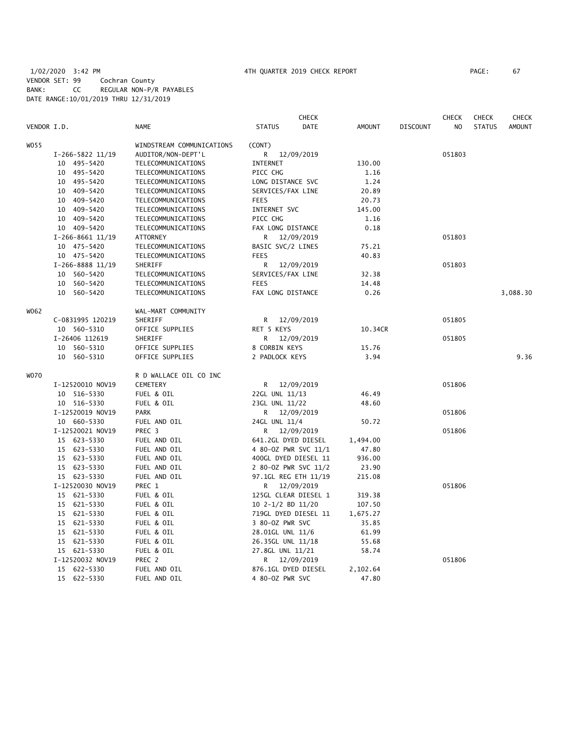1/02/2020 3:42 PM    4TH QUARTER 2019 CHECK REPORT
VENDOR SET: 99    Cochran County
BANK: CC    REGULAR NON-P/R PAYABLES
DATE RANGE:10/01/2019 THRU 12/31/2019

| VENDOR I.D. | NAME | STATUS | CHECK DATE | AMOUNT | DISCOUNT | CHECK NO | CHECK STATUS | CHECK AMOUNT |
|---|---|---|---|---|---|---|---|---|
| W055 | WINDSTREAM COMMUNICATIONS | (CONT) | | | | | | |
| I-266-5822 11/19 | AUDITOR/NON-DEPT'L | R | 12/09/2019 | | | 051803 | | |
| 10 495-5420 | TELECOMMUNICATIONS | INTERNET | | 130.00 | | | | |
| 10 495-5420 | TELECOMMUNICATIONS | PICC CHG | | 1.16 | | | | |
| 10 495-5420 | TELECOMMUNICATIONS | LONG DISTANCE SVC | | 1.24 | | | | |
| 10 409-5420 | TELECOMMUNICATIONS | SERVICES/FAX LINE | | 20.89 | | | | |
| 10 409-5420 | TELECOMMUNICATIONS | FEES | | 20.73 | | | | |
| 10 409-5420 | TELECOMMUNICATIONS | INTERNET SVC | | 145.00 | | | | |
| 10 409-5420 | TELECOMMUNICATIONS | PICC CHG | | 1.16 | | | | |
| 10 409-5420 | TELECOMMUNICATIONS | FAX LONG DISTANCE | | 0.18 | | | | |
| I-266-8661 11/19 | ATTORNEY | R | 12/09/2019 | | | 051803 | | |
| 10 475-5420 | TELECOMMUNICATIONS | BASIC SVC/2 LINES | | 75.21 | | | | |
| 10 475-5420 | TELECOMMUNICATIONS | FEES | | 40.83 | | | | |
| I-266-8888 11/19 | SHERIFF | R | 12/09/2019 | | | 051803 | | |
| 10 560-5420 | TELECOMMUNICATIONS | SERVICES/FAX LINE | | 32.38 | | | | |
| 10 560-5420 | TELECOMMUNICATIONS | FEES | | 14.48 | | | | |
| 10 560-5420 | TELECOMMUNICATIONS | FAX LONG DISTANCE | | 0.26 | | | | 3,088.30 |
| W062 | WAL-MART COMMUNITY | | | | | | | |
| C-0831995 120219 | SHERIFF | R | 12/09/2019 | | | 051805 | | |
| 10 560-5310 | OFFICE SUPPLIES | RET 5 KEYS | | 10.34CR | | | | |
| I-26406 112619 | SHERIFF | R | 12/09/2019 | | | 051805 | | |
| 10 560-5310 | OFFICE SUPPLIES | 8 CORBIN KEYS | | 15.76 | | | | |
| 10 560-5310 | OFFICE SUPPLIES | 2 PADLOCK KEYS | | 3.94 | | | | 9.36 |
| W070 | R D WALLACE OIL CO INC | | | | | | | |
| I-12520010 NOV19 | CEMETERY | R | 12/09/2019 | | | 051806 | | |
| 10 516-5330 | FUEL & OIL | 22GL UNL 11/13 | | 46.49 | | | | |
| 10 516-5330 | FUEL & OIL | 23GL UNL 11/22 | | 48.60 | | | | |
| I-12520019 NOV19 | PARK | R | 12/09/2019 | | | 051806 | | |
| 10 660-5330 | FUEL AND OIL | 24GL UNL 11/4 | | 50.72 | | | | |
| I-12520021 NOV19 | PREC 3 | R | 12/09/2019 | | | 051806 | | |
| 15 623-5330 | FUEL AND OIL | 641.2GL DYED DIESEL | | 1,494.00 | | | | |
| 15 623-5330 | FUEL AND OIL | 4 80-OZ PWR SVC 11/1 | | 47.80 | | | | |
| 15 623-5330 | FUEL AND OIL | 400GL DYED DIESEL 11 | | 936.00 | | | | |
| 15 623-5330 | FUEL AND OIL | 2 80-OZ PWR SVC 11/2 | | 23.90 | | | | |
| 15 623-5330 | FUEL AND OIL | 97.1GL REG ETH 11/19 | | 215.08 | | | | |
| I-12520030 NOV19 | PREC 1 | R | 12/09/2019 | | | 051806 | | |
| 15 621-5330 | FUEL & OIL | 125GL CLEAR DIESEL 1 | | 319.38 | | | | |
| 15 621-5330 | FUEL & OIL | 10 2-1/2 BD 11/20 | | 107.50 | | | | |
| 15 621-5330 | FUEL & OIL | 719GL DYED DIESEL 11 | | 1,675.27 | | | | |
| 15 621-5330 | FUEL & OIL | 3 80-OZ PWR SVC | | 35.85 | | | | |
| 15 621-5330 | FUEL & OIL | 28.01GL UNL 11/6 | | 61.99 | | | | |
| 15 621-5330 | FUEL & OIL | 26.35GL UNL 11/18 | | 55.68 | | | | |
| 15 621-5330 | FUEL & OIL | 27.8GL UNL 11/21 | | 58.74 | | | | |
| I-12520032 NOV19 | PREC 2 | R | 12/09/2019 | | | 051806 | | |
| 15 622-5330 | FUEL AND OIL | 876.1GL DYED DIESEL | | 2,102.64 | | | | |
| 15 622-5330 | FUEL AND OIL | 4 80-OZ PWR SVC | | 47.80 | | | | |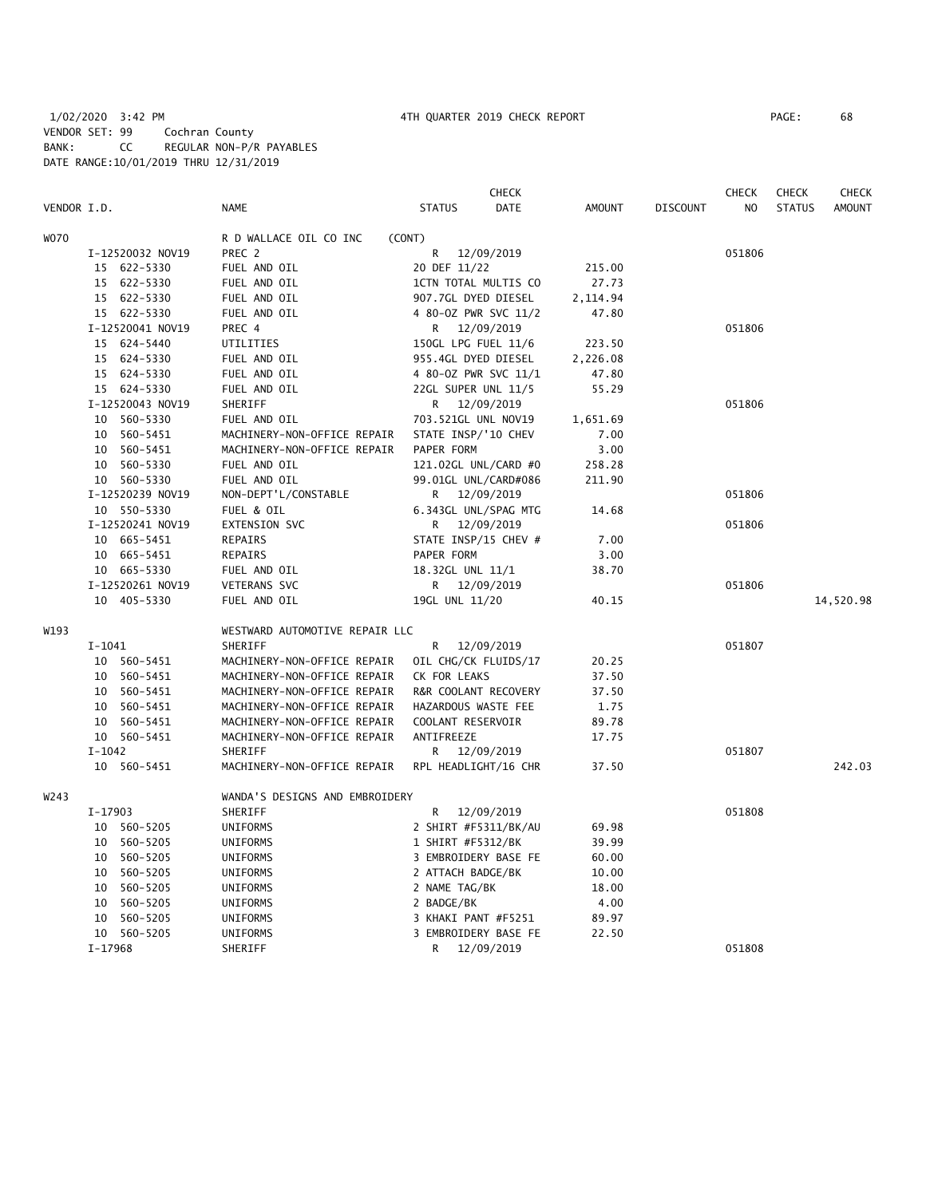1/02/2020 3:42 PM 4TH QUARTER 2019 CHECK REPORT PAGE: 68
VENDOR SET: 99 Cochran County
BANK: CC REGULAR NON-P/R PAYABLES
DATE RANGE:10/01/2019 THRU 12/31/2019

| VENDOR I.D. | NAME | STATUS | CHECK DATE | AMOUNT | DISCOUNT | CHECK NO | CHECK STATUS | CHECK AMOUNT |
|---|---|---|---|---|---|---|---|---|
| W070 | R D WALLACE OIL CO INC (CONT) | | | | | | | |
| I-12520032 NOV19 | PREC 2 | R | 12/09/2019 | | | 051806 | | |
| 15 622-5330 | FUEL AND OIL | 20 DEF 11/22 | | 215.00 | | | | |
| 15 622-5330 | FUEL AND OIL | 1CTN TOTAL MULTIS CO | | 27.73 | | | | |
| 15 622-5330 | FUEL AND OIL | 907.7GL DYED DIESEL | | 2,114.94 | | | | |
| 15 622-5330 | FUEL AND OIL | 4 80-OZ PWR SVC 11/2 | | 47.80 | | | | |
| I-12520041 NOV19 | PREC 4 | R | 12/09/2019 | | | 051806 | | |
| 15 624-5440 | UTILITIES | 150GL LPG FUEL 11/6 | | 223.50 | | | | |
| 15 624-5330 | FUEL AND OIL | 955.4GL DYED DIESEL | | 2,226.08 | | | | |
| 15 624-5330 | FUEL AND OIL | 4 80-OZ PWR SVC 11/1 | | 47.80 | | | | |
| 15 624-5330 | FUEL AND OIL | 22GL SUPER UNL 11/5 | | 55.29 | | | | |
| I-12520043 NOV19 | SHERIFF | R | 12/09/2019 | | | 051806 | | |
| 10 560-5330 | FUEL AND OIL | 703.521GL UNL NOV19 | | 1,651.69 | | | | |
| 10 560-5451 | MACHINERY-NON-OFFICE REPAIR | STATE INSP/'10 CHEV | | 7.00 | | | | |
| 10 560-5451 | MACHINERY-NON-OFFICE REPAIR | PAPER FORM | | 3.00 | | | | |
| 10 560-5330 | FUEL AND OIL | 121.02GL UNL/CARD #0 | | 258.28 | | | | |
| 10 560-5330 | FUEL AND OIL | 99.01GL UNL/CARD#086 | | 211.90 | | | | |
| I-12520239 NOV19 | NON-DEPT'L/CONSTABLE | R | 12/09/2019 | | | 051806 | | |
| 10 550-5330 | FUEL & OIL | 6.343GL UNL/SPAG MTG | | 14.68 | | | | |
| I-12520241 NOV19 | EXTENSION SVC | R | 12/09/2019 | | | 051806 | | |
| 10 665-5451 | REPAIRS | STATE INSP/15 CHEV # | | 7.00 | | | | |
| 10 665-5451 | REPAIRS | PAPER FORM | | 3.00 | | | | |
| 10 665-5330 | FUEL AND OIL | 18.32GL UNL 11/1 | | 38.70 | | | | |
| I-12520261 NOV19 | VETERANS SVC | R | 12/09/2019 | | | 051806 | | |
| 10 405-5330 | FUEL AND OIL | 19GL UNL 11/20 | | 40.15 | | | | 14,520.98 |
| W193 | WESTWARD AUTOMOTIVE REPAIR LLC | | | | | | | |
| I-1041 | SHERIFF | R | 12/09/2019 | | | 051807 | | |
| 10 560-5451 | MACHINERY-NON-OFFICE REPAIR | OIL CHG/CK FLUIDS/17 | | 20.25 | | | | |
| 10 560-5451 | MACHINERY-NON-OFFICE REPAIR | CK FOR LEAKS | | 37.50 | | | | |
| 10 560-5451 | MACHINERY-NON-OFFICE REPAIR | R&R COOLANT RECOVERY | | 37.50 | | | | |
| 10 560-5451 | MACHINERY-NON-OFFICE REPAIR | HAZARDOUS WASTE FEE | | 1.75 | | | | |
| 10 560-5451 | MACHINERY-NON-OFFICE REPAIR | COOLANT RESERVOIR | | 89.78 | | | | |
| 10 560-5451 | MACHINERY-NON-OFFICE REPAIR | ANTIFREEZE | | 17.75 | | | | |
| I-1042 | SHERIFF | R | 12/09/2019 | | | 051807 | | |
| 10 560-5451 | MACHINERY-NON-OFFICE REPAIR | RPL HEADLIGHT/16 CHR | | 37.50 | | | | 242.03 |
| W243 | WANDA'S DESIGNS AND EMBROIDERY | | | | | | | |
| I-17903 | SHERIFF | R | 12/09/2019 | | | 051808 | | |
| 10 560-5205 | UNIFORMS | 2 SHIRT #F5311/BK/AU | | 69.98 | | | | |
| 10 560-5205 | UNIFORMS | 1 SHIRT #F5312/BK | | 39.99 | | | | |
| 10 560-5205 | UNIFORMS | 3 EMBROIDERY BASE FE | | 60.00 | | | | |
| 10 560-5205 | UNIFORMS | 2 ATTACH BADGE/BK | | 10.00 | | | | |
| 10 560-5205 | UNIFORMS | 2 NAME TAG/BK | | 18.00 | | | | |
| 10 560-5205 | UNIFORMS | 2 BADGE/BK | | 4.00 | | | | |
| 10 560-5205 | UNIFORMS | 3 KHAKI PANT #F5251 | | 89.97 | | | | |
| 10 560-5205 | UNIFORMS | 3 EMBROIDERY BASE FE | | 22.50 | | | | |
| I-17968 | SHERIFF | R | 12/09/2019 | | | 051808 | | |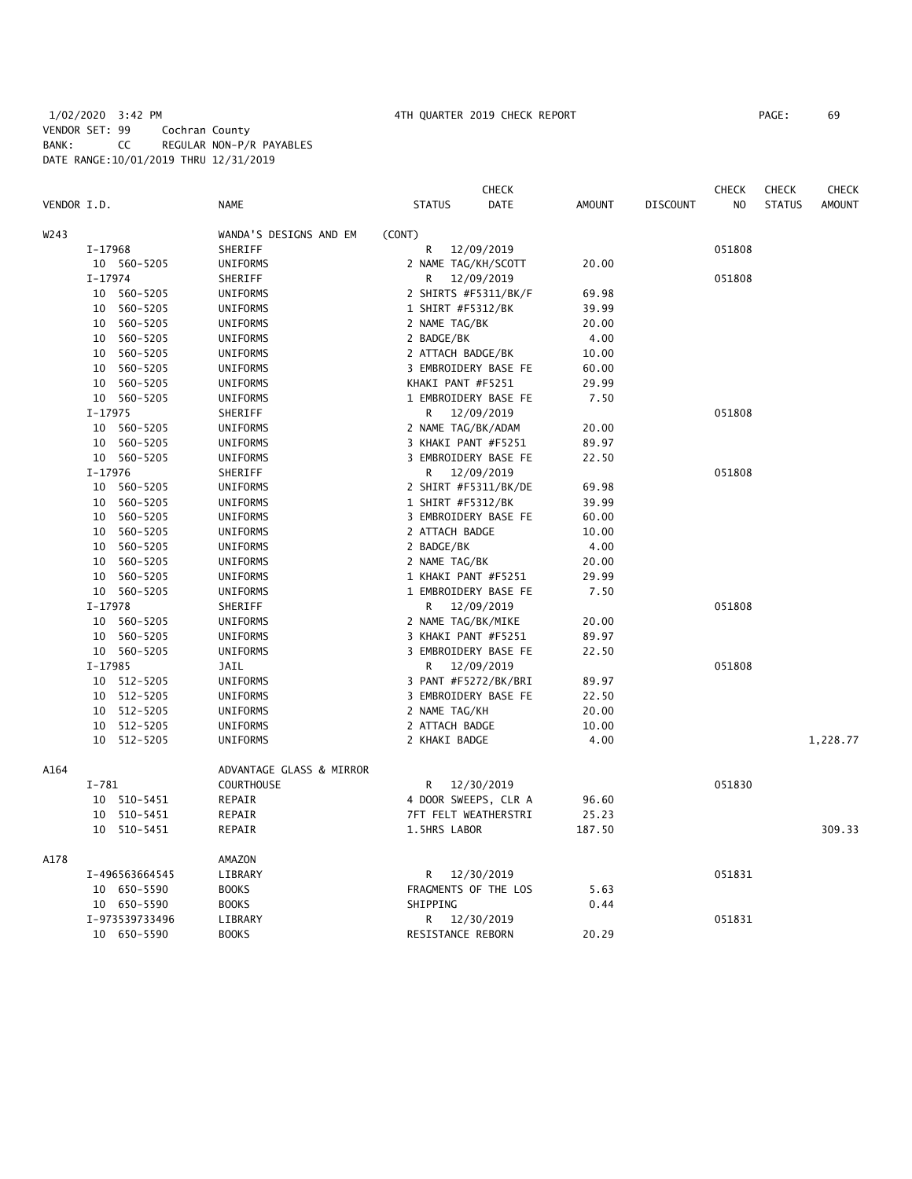1/02/2020 3:42 PM 4TH QUARTER 2019 CHECK REPORT

VENDOR SET: 99 Cochran County
BANK: CC REGULAR NON-P/R PAYABLES
DATE RANGE:10/01/2019 THRU 12/31/2019

| VENDOR I.D. | NAME | STATUS | CHECK DATE | AMOUNT | DISCOUNT | CHECK NO | CHECK STATUS | CHECK AMOUNT |
|---|---|---|---|---|---|---|---|---|
| W243 | WANDA'S DESIGNS AND EM | (CONT) | | | | | | |
| I-17968 | SHERIFF | R | 12/09/2019 | | | 051808 | | |
| 10 560-5205 | UNIFORMS | 2 NAME TAG/KH/SCOTT | | 20.00 | | | | |
| I-17974 | SHERIFF | R | 12/09/2019 | | | 051808 | | |
| 10 560-5205 | UNIFORMS | 2 SHIRTS #F5311/BK/F | | 69.98 | | | | |
| 10 560-5205 | UNIFORMS | 1 SHIRT #F5312/BK | | 39.99 | | | | |
| 10 560-5205 | UNIFORMS | 2 NAME TAG/BK | | 20.00 | | | | |
| 10 560-5205 | UNIFORMS | 2 BADGE/BK | | 4.00 | | | | |
| 10 560-5205 | UNIFORMS | 2 ATTACH BADGE/BK | | 10.00 | | | | |
| 10 560-5205 | UNIFORMS | 3 EMBROIDERY BASE FE | | 60.00 | | | | |
| 10 560-5205 | UNIFORMS | KHAKI PANT #F5251 | | 29.99 | | | | |
| 10 560-5205 | UNIFORMS | 1 EMBROIDERY BASE FE | | 7.50 | | | | |
| I-17975 | SHERIFF | R | 12/09/2019 | | | 051808 | | |
| 10 560-5205 | UNIFORMS | 2 NAME TAG/BK/ADAM | | 20.00 | | | | |
| 10 560-5205 | UNIFORMS | 3 KHAKI PANT #F5251 | | 89.97 | | | | |
| 10 560-5205 | UNIFORMS | 3 EMBROIDERY BASE FE | | 22.50 | | | | |
| I-17976 | SHERIFF | R | 12/09/2019 | | | 051808 | | |
| 10 560-5205 | UNIFORMS | 2 SHIRT #F5311/BK/DE | | 69.98 | | | | |
| 10 560-5205 | UNIFORMS | 1 SHIRT #F5312/BK | | 39.99 | | | | |
| 10 560-5205 | UNIFORMS | 3 EMBROIDERY BASE FE | | 60.00 | | | | |
| 10 560-5205 | UNIFORMS | 2 ATTACH BADGE | | 10.00 | | | | |
| 10 560-5205 | UNIFORMS | 2 BADGE/BK | | 4.00 | | | | |
| 10 560-5205 | UNIFORMS | 2 NAME TAG/BK | | 20.00 | | | | |
| 10 560-5205 | UNIFORMS | 1 KHAKI PANT #F5251 | | 29.99 | | | | |
| 10 560-5205 | UNIFORMS | 1 EMBROIDERY BASE FE | | 7.50 | | | | |
| I-17978 | SHERIFF | R | 12/09/2019 | | | 051808 | | |
| 10 560-5205 | UNIFORMS | 2 NAME TAG/BK/MIKE | | 20.00 | | | | |
| 10 560-5205 | UNIFORMS | 3 KHAKI PANT #F5251 | | 89.97 | | | | |
| 10 560-5205 | UNIFORMS | 3 EMBROIDERY BASE FE | | 22.50 | | | | |
| I-17985 | JAIL | R | 12/09/2019 | | | 051808 | | |
| 10 512-5205 | UNIFORMS | 3 PANT #F5272/BK/BRI | | 89.97 | | | | |
| 10 512-5205 | UNIFORMS | 3 EMBROIDERY BASE FE | | 22.50 | | | | |
| 10 512-5205 | UNIFORMS | 2 NAME TAG/KH | | 20.00 | | | | |
| 10 512-5205 | UNIFORMS | 2 ATTACH BADGE | | 10.00 | | | | |
| 10 512-5205 | UNIFORMS | 2 KHAKI BADGE | | 4.00 | | | | 1,228.77 |
| A164 | ADVANTAGE GLASS & MIRROR | | | | | | | |
| I-781 | COURTHOUSE | R | 12/30/2019 | | | 051830 | | |
| 10 510-5451 | REPAIR | 4 DOOR SWEEPS, CLR A | | 96.60 | | | | |
| 10 510-5451 | REPAIR | 7FT FELT WEATHERSTRI | | 25.23 | | | | |
| 10 510-5451 | REPAIR | 1.5HRS LABOR | | 187.50 | | | | 309.33 |
| A178 | AMAZON | | | | | | | |
| I-496563664545 | LIBRARY | R | 12/30/2019 | | | 051831 | | |
| 10 650-5590 | BOOKS | FRAGMENTS OF THE LOS | | 5.63 | | | | |
| 10 650-5590 | BOOKS | SHIPPING | | 0.44 | | | | |
| I-973539733496 | LIBRARY | R | 12/30/2019 | | | 051831 | | |
| 10 650-5590 | BOOKS | RESISTANCE REBORN | | 20.29 | | | | |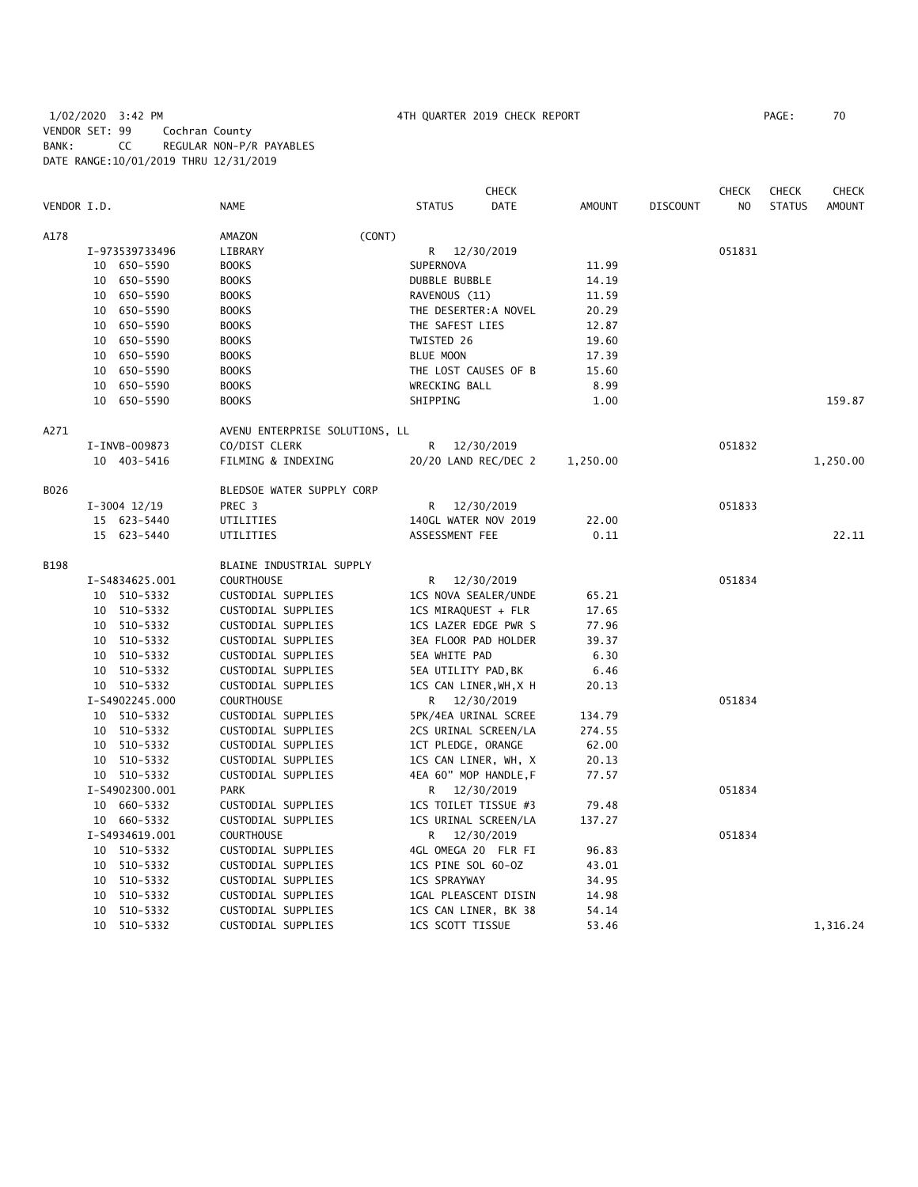1/02/2020 3:42 PM　　4TH QUARTER 2019 CHECK REPORT　　PAGE: 70

VENDOR SET: 99　Cochran County
BANK: CC　REGULAR NON-P/R PAYABLES
DATE RANGE:10/01/2019 THRU 12/31/2019

| VENDOR I.D. | NAME | STATUS | CHECK DATE | AMOUNT | DISCOUNT | CHECK NO | CHECK STATUS | CHECK AMOUNT |
|---|---|---|---|---|---|---|---|---|
| A178 | AMAZON (CONT) | | | | | | | |
| I-973539733496 | LIBRARY | R | 12/30/2019 | | | 051831 | | |
| 10 650-5590 | BOOKS | SUPERNOVA | | 11.99 | | | | |
| 10 650-5590 | BOOKS | DUBBLE BUBBLE | | 14.19 | | | | |
| 10 650-5590 | BOOKS | RAVENOUS (11) | | 11.59 | | | | |
| 10 650-5590 | BOOKS | THE DESERTER:A NOVEL | | 20.29 | | | | |
| 10 650-5590 | BOOKS | THE SAFEST LIES | | 12.87 | | | | |
| 10 650-5590 | BOOKS | TWISTED 26 | | 19.60 | | | | |
| 10 650-5590 | BOOKS | BLUE MOON | | 17.39 | | | | |
| 10 650-5590 | BOOKS | THE LOST CAUSES OF B | | 15.60 | | | | |
| 10 650-5590 | BOOKS | WRECKING BALL | | 8.99 | | | | |
| 10 650-5590 | BOOKS | SHIPPING | | 1.00 | | | | 159.87 |
| A271 | AVENU ENTERPRISE SOLUTIONS, LL | | | | | | | |
| I-INVB-009873 | CO/DIST CLERK | R | 12/30/2019 | | | 051832 | | |
| 10 403-5416 | FILMING & INDEXING | 20/20 LAND REC/DEC 2 | | 1,250.00 | | | | 1,250.00 |
| B026 | BLEDSOE WATER SUPPLY CORP | | | | | | | |
| I-3004 12/19 | PREC 3 | R | 12/30/2019 | | | 051833 | | |
| 15 623-5440 | UTILITIES | 140GL WATER NOV 2019 | | 22.00 | | | | |
| 15 623-5440 | UTILITIES | ASSESSMENT FEE | | 0.11 | | | | 22.11 |
| B198 | BLAINE INDUSTRIAL SUPPLY | | | | | | | |
| I-S4834625.001 | COURTHOUSE | R | 12/30/2019 | | | 051834 | | |
| 10 510-5332 | CUSTODIAL SUPPLIES | 1CS NOVA SEALER/UNDE | | 65.21 | | | | |
| 10 510-5332 | CUSTODIAL SUPPLIES | 1CS MIRAQUEST + FLR | | 17.65 | | | | |
| 10 510-5332 | CUSTODIAL SUPPLIES | 1CS LAZER EDGE PWR S | | 77.96 | | | | |
| 10 510-5332 | CUSTODIAL SUPPLIES | 3EA FLOOR PAD HOLDER | | 39.37 | | | | |
| 10 510-5332 | CUSTODIAL SUPPLIES | 5EA WHITE PAD | | 6.30 | | | | |
| 10 510-5332 | CUSTODIAL SUPPLIES | 5EA UTILITY PAD,BK | | 6.46 | | | | |
| 10 510-5332 | CUSTODIAL SUPPLIES | 1CS CAN LINER,WH,X H | | 20.13 | | | | |
| I-S4902245.000 | COURTHOUSE | R | 12/30/2019 | | | 051834 | | |
| 10 510-5332 | CUSTODIAL SUPPLIES | 5PK/4EA URINAL SCREE | | 134.79 | | | | |
| 10 510-5332 | CUSTODIAL SUPPLIES | 2CS URINAL SCREEN/LA | | 274.55 | | | | |
| 10 510-5332 | CUSTODIAL SUPPLIES | 1CT PLEDGE, ORANGE | | 62.00 | | | | |
| 10 510-5332 | CUSTODIAL SUPPLIES | 1CS CAN LINER, WH, X | | 20.13 | | | | |
| 10 510-5332 | CUSTODIAL SUPPLIES | 4EA 60" MOP HANDLE,F | | 77.57 | | | | |
| I-S4902300.001 | PARK | R | 12/30/2019 | | | 051834 | | |
| 10 660-5332 | CUSTODIAL SUPPLIES | 1CS TOILET TISSUE #3 | | 79.48 | | | | |
| 10 660-5332 | CUSTODIAL SUPPLIES | 1CS URINAL SCREEN/LA | | 137.27 | | | | |
| I-S4934619.001 | COURTHOUSE | R | 12/30/2019 | | | 051834 | | |
| 10 510-5332 | CUSTODIAL SUPPLIES | 4GL OMEGA 20 FLR FI | | 96.83 | | | | |
| 10 510-5332 | CUSTODIAL SUPPLIES | 1CS PINE SOL 60-OZ | | 43.01 | | | | |
| 10 510-5332 | CUSTODIAL SUPPLIES | 1CS SPRAYWAY | | 34.95 | | | | |
| 10 510-5332 | CUSTODIAL SUPPLIES | 1GAL PLEASCENT DISIN | | 14.98 | | | | |
| 10 510-5332 | CUSTODIAL SUPPLIES | 1CS CAN LINER, BK 38 | | 54.14 | | | | |
| 10 510-5332 | CUSTODIAL SUPPLIES | 1CS SCOTT TISSUE | | 53.46 | | | | 1,316.24 |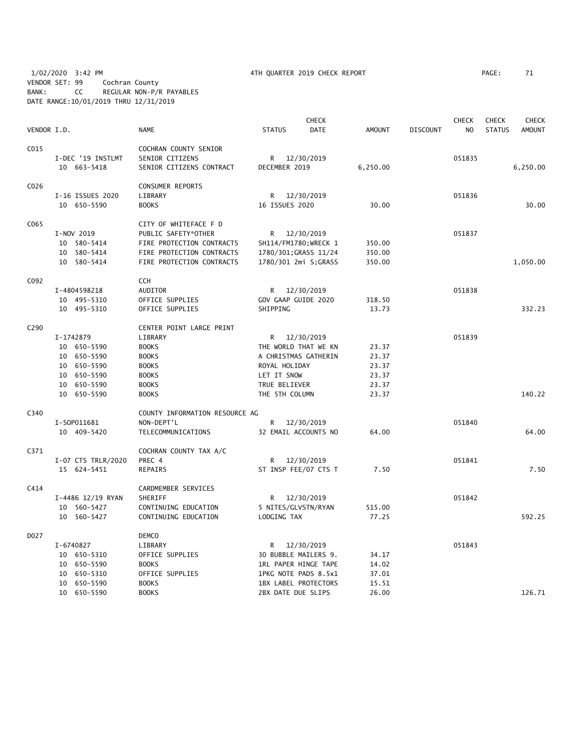1/02/2020 3:42 PM 4TH QUARTER 2019 CHECK REPORT
VENDOR SET: 99 Cochran County
BANK: CC REGULAR NON-P/R PAYABLES
DATE RANGE:10/01/2019 THRU 12/31/2019

| VENDOR I.D. | NAME | STATUS | CHECK DATE | AMOUNT | DISCOUNT | CHECK NO | CHECK STATUS | CHECK AMOUNT |
|---|---|---|---|---|---|---|---|---|
| C015 | COCHRAN COUNTY SENIOR | | | | | | | |
| I-DEC '19 INSTLMT | SENIOR CITIZENS | R | 12/30/2019 | | | 051835 | | |
| 10 663-5418 | SENIOR CITIZENS CONTRACT | DECEMBER 2019 | | 6,250.00 | | | | 6,250.00 |
| C026 | CONSUMER REPORTS | | | | | | | |
| I-16 ISSUES 2020 | LIBRARY | R | 12/30/2019 | | | 051836 | | |
| 10 650-5590 | BOOKS | 16 ISSUES 2020 | | 30.00 | | | | 30.00 |
| C065 | CITY OF WHITEFACE F D | | | | | | | |
| I-NOV 2019 | PUBLIC SAFETY*OTHER | R | 12/30/2019 | | | 051837 | | |
| 10 580-5414 | FIRE PROTECTION CONTRACTS | SH114/FM1780;WRECK 1 | | 350.00 | | | | |
| 10 580-5414 | FIRE PROTECTION CONTRACTS | 1780/301;GRASS 11/24 | | 350.00 | | | | |
| 10 580-5414 | FIRE PROTECTION CONTRACTS | 1780/301 2mi S;GRASS | | 350.00 | | | | 1,050.00 |
| C092 | CCH | | | | | | | |
| I-4804598218 | AUDITOR | R | 12/30/2019 | | | 051838 | | |
| 10 495-5310 | OFFICE SUPPLIES | GOV GAAP GUIDE 2020 | | 318.50 | | | | |
| 10 495-5310 | OFFICE SUPPLIES | SHIPPING | | 13.73 | | | | 332.23 |
| C290 | CENTER POINT LARGE PRINT | | | | | | | |
| I-1742879 | LIBRARY | R | 12/30/2019 | | | 051839 | | |
| 10 650-5590 | BOOKS | THE WORLD THAT WE KN | | 23.37 | | | | |
| 10 650-5590 | BOOKS | A CHRISTMAS GATHERIN | | 23.37 | | | | |
| 10 650-5590 | BOOKS | ROYAL HOLIDAY | | 23.37 | | | | |
| 10 650-5590 | BOOKS | LET IT SNOW | | 23.37 | | | | |
| 10 650-5590 | BOOKS | TRUE BELIEVER | | 23.37 | | | | |
| 10 650-5590 | BOOKS | THE 5TH COLUMN | | 23.37 | | | | 140.22 |
| C340 | COUNTY INFORMATION RESOURCE AG | | | | | | | |
| I-SOP011681 | NON-DEPT'L | R | 12/30/2019 | | | 051840 | | |
| 10 409-5420 | TELECOMMUNICATIONS | 32 EMAIL ACCOUNTS NO | | 64.00 | | | | 64.00 |
| C371 | COCHRAN COUNTY TAX A/C | | | | | | | |
| I-07 CTS TRLR/2020 | PREC 4 | R | 12/30/2019 | | | 051841 | | |
| 15 624-5451 | REPAIRS | ST INSP FEE/07 CTS T | | 7.50 | | | | 7.50 |
| C414 | CARDMEMBER SERVICES | | | | | | | |
| I-4486 12/19 RYAN | SHERIFF | R | 12/30/2019 | | | 051842 | | |
| 10 560-5427 | CONTINUING EDUCATION | 5 NITES/GLVSTN/RYAN | | 515.00 | | | | |
| 10 560-5427 | CONTINUING EDUCATION | LODGING TAX | | 77.25 | | | | 592.25 |
| D027 | DEMCO | | | | | | | |
| I-6740827 | LIBRARY | R | 12/30/2019 | | | 051843 | | |
| 10 650-5310 | OFFICE SUPPLIES | 30 BUBBLE MAILERS 9. | | 34.17 | | | | |
| 10 650-5590 | BOOKS | 1RL PAPER HINGE TAPE | | 14.02 | | | | |
| 10 650-5310 | OFFICE SUPPLIES | 1PKG NOTE PADS 8.5x1 | | 37.01 | | | | |
| 10 650-5590 | BOOKS | 1BX LABEL PROTECTORS | | 15.51 | | | | |
| 10 650-5590 | BOOKS | 2BX DATE DUE SLIPS | | 26.00 | | | | 126.71 |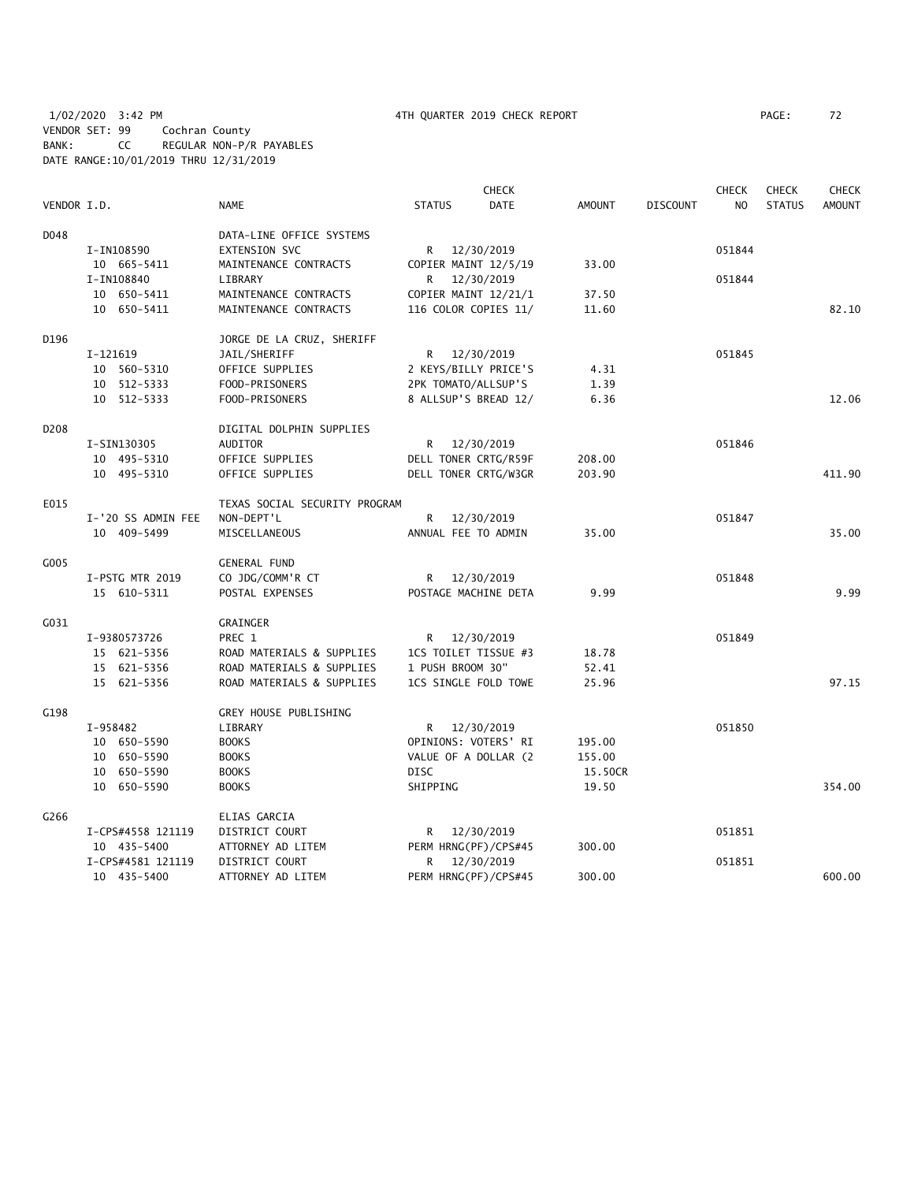1/02/2020 3:42 PM 4TH QUARTER 2019 CHECK REPORT
VENDOR SET: 99 Cochran County
BANK: CC REGULAR NON-P/R PAYABLES
DATE RANGE:10/01/2019 THRU 12/31/2019

| VENDOR I.D. | NAME | STATUS | CHECK DATE | AMOUNT | DISCOUNT | CHECK NO | CHECK STATUS | CHECK AMOUNT |
|---|---|---|---|---|---|---|---|---|
| D048 | DATA-LINE OFFICE SYSTEMS | | | | | | | |
| I-IN108590 | EXTENSION SVC | R | 12/30/2019 | | | 051844 | | |
| 10 665-5411 | MAINTENANCE CONTRACTS | COPIER MAINT 12/5/19 | | 33.00 | | | | |
| I-IN108840 | LIBRARY | R | 12/30/2019 | | | 051844 | | |
| 10 650-5411 | MAINTENANCE CONTRACTS | COPIER MAINT 12/21/1 | | 37.50 | | | | |
| 10 650-5411 | MAINTENANCE CONTRACTS | 116 COLOR COPIES 11/ | | 11.60 | | | | 82.10 |
| D196 | JORGE DE LA CRUZ, SHERIFF | | | | | | | |
| I-121619 | JAIL/SHERIFF | R | 12/30/2019 | | | 051845 | | |
| 10 560-5310 | OFFICE SUPPLIES | 2 KEYS/BILLY PRICE'S | | 4.31 | | | | |
| 10 512-5333 | FOOD-PRISONERS | 2PK TOMATO/ALLSUP'S | | 1.39 | | | | |
| 10 512-5333 | FOOD-PRISONERS | 8 ALLSUP'S BREAD 12/ | | 6.36 | | | | 12.06 |
| D208 | DIGITAL DOLPHIN SUPPLIES | | | | | | | |
| I-SIN130305 | AUDITOR | R | 12/30/2019 | | | 051846 | | |
| 10 495-5310 | OFFICE SUPPLIES | DELL TONER CRTG/R59F | | 208.00 | | | | |
| 10 495-5310 | OFFICE SUPPLIES | DELL TONER CRTG/W3GR | | 203.90 | | | | 411.90 |
| E015 | TEXAS SOCIAL SECURITY PROGRAM | | | | | | | |
| I-'20 SS ADMIN FEE | NON-DEPT'L | R | 12/30/2019 | | | 051847 | | |
| 10 409-5499 | MISCELLANEOUS | ANNUAL FEE TO ADMIN | | 35.00 | | | | 35.00 |
| G005 | GENERAL FUND | | | | | | | |
| I-PSTG MTR 2019 | CO JDG/COMM'R CT | R | 12/30/2019 | | | 051848 | | |
| 15 610-5311 | POSTAL EXPENSES | POSTAGE MACHINE DETA | | 9.99 | | | | 9.99 |
| G031 | GRAINGER | | | | | | | |
| I-9380573726 | PREC 1 | R | 12/30/2019 | | | 051849 | | |
| 15 621-5356 | ROAD MATERIALS & SUPPLIES | 1CS TOILET TISSUE #3 | | 18.78 | | | | |
| 15 621-5356 | ROAD MATERIALS & SUPPLIES | 1 PUSH BROOM 30" | | 52.41 | | | | |
| 15 621-5356 | ROAD MATERIALS & SUPPLIES | 1CS SINGLE FOLD TOWE | | 25.96 | | | | 97.15 |
| G198 | GREY HOUSE PUBLISHING | | | | | | | |
| I-958482 | LIBRARY | R | 12/30/2019 | | | 051850 | | |
| 10 650-5590 | BOOKS | OPINIONS: VOTERS' RI | | 195.00 | | | | |
| 10 650-5590 | BOOKS | VALUE OF A DOLLAR (2 | | 155.00 | | | | |
| 10 650-5590 | BOOKS | DISC | | 15.50CR | | | | |
| 10 650-5590 | BOOKS | SHIPPING | | 19.50 | | | | 354.00 |
| G266 | ELIAS GARCIA | | | | | | | |
| I-CPS#4558 121119 | DISTRICT COURT | R | 12/30/2019 | | | 051851 | | |
| 10 435-5400 | ATTORNEY AD LITEM | PERM HRNG(PF)/CPS#45 | | 300.00 | | | | |
| I-CPS#4581 121119 | DISTRICT COURT | R | 12/30/2019 | | | 051851 | | |
| 10 435-5400 | ATTORNEY AD LITEM | PERM HRNG(PF)/CPS#45 | | 300.00 | | | | 600.00 |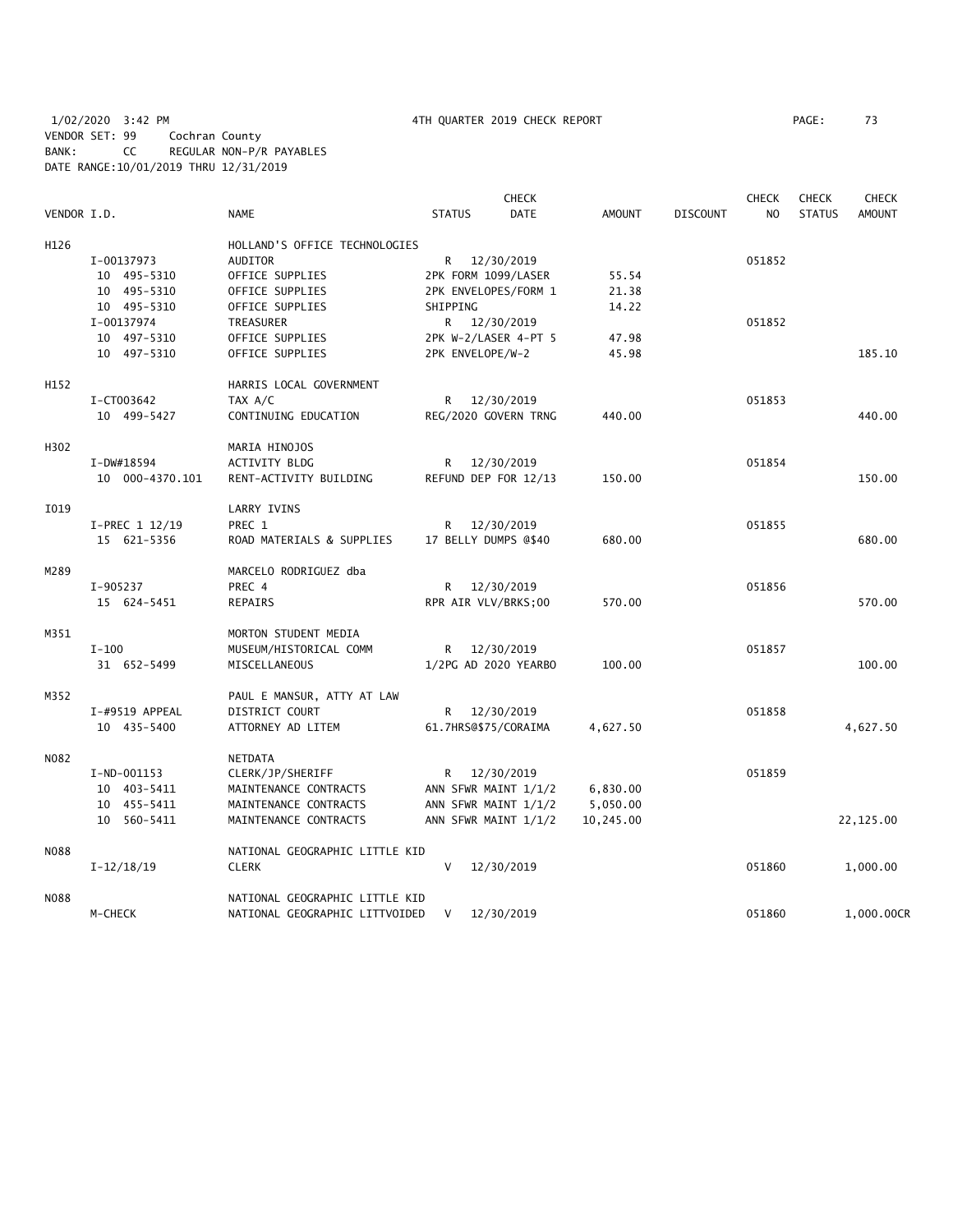1/02/2020 3:42 PM 4TH QUARTER 2019 CHECK REPORT

VENDOR SET: 99 Cochran County
BANK: CC REGULAR NON-P/R PAYABLES
DATE RANGE:10/01/2019 THRU 12/31/2019

| VENDOR I.D. | | NAME | STATUS | CHECK DATE | AMOUNT | DISCOUNT | CHECK NO | CHECK STATUS | CHECK AMOUNT |
|---|---|---|---|---|---|---|---|---|---|
| H126 | | HOLLAND'S OFFICE TECHNOLOGIES | | | | | | | |
| | I-00137973 | AUDITOR | R | 12/30/2019 | | | 051852 | | |
| | 10 495-5310 | OFFICE SUPPLIES | 2PK FORM 1099/LASER | | 55.54 | | | | |
| | 10 495-5310 | OFFICE SUPPLIES | 2PK ENVELOPES/FORM 1 | | 21.38 | | | | |
| | 10 495-5310 | OFFICE SUPPLIES | SHIPPING | | 14.22 | | | | |
| | I-00137974 | TREASURER | R | 12/30/2019 | | | 051852 | | |
| | 10 497-5310 | OFFICE SUPPLIES | 2PK W-2/LASER 4-PT 5 | | 47.98 | | | | |
| | 10 497-5310 | OFFICE SUPPLIES | 2PK ENVELOPE/W-2 | | 45.98 | | | | 185.10 |
| H152 | | HARRIS LOCAL GOVERNMENT | | | | | | | |
| | I-CT003642 | TAX A/C | R | 12/30/2019 | | | 051853 | | |
| | 10 499-5427 | CONTINUING EDUCATION | REG/2020 GOVERN TRNG | | 440.00 | | | | 440.00 |
| H302 | | MARIA HINOJOS | | | | | | | |
| | I-DW#18594 | ACTIVITY BLDG | R | 12/30/2019 | | | 051854 | | |
| | 10 000-4370.101 | RENT-ACTIVITY BUILDING | REFUND DEP FOR 12/13 | | 150.00 | | | | 150.00 |
| I019 | | LARRY IVINS | | | | | | | |
| | I-PREC 1 12/19 | PREC 1 | R | 12/30/2019 | | | 051855 | | |
| | 15 621-5356 | ROAD MATERIALS & SUPPLIES | 17 BELLY DUMPS @$40 | | 680.00 | | | | 680.00 |
| M289 | | MARCELO RODRIGUEZ dba | | | | | | | |
| | I-905237 | PREC 4 | R | 12/30/2019 | | | 051856 | | |
| | 15 624-5451 | REPAIRS | RPR AIR VLV/BRKS;00 | | 570.00 | | | | 570.00 |
| M351 | | MORTON STUDENT MEDIA | | | | | | | |
| | I-100 | MUSEUM/HISTORICAL COMM | R | 12/30/2019 | | | 051857 | | |
| | 31 652-5499 | MISCELLANEOUS | 1/2PG AD 2020 YEARBO | | 100.00 | | | | 100.00 |
| M352 | | PAUL E MANSUR, ATTY AT LAW | | | | | | | |
| | I-#9519 APPEAL | DISTRICT COURT | R | 12/30/2019 | | | 051858 | | |
| | 10 435-5400 | ATTORNEY AD LITEM | 61.7HRS@$75/CORAIMA | | 4,627.50 | | | | 4,627.50 |
| N082 | | NETDATA | | | | | | | |
| | I-ND-001153 | CLERK/JP/SHERIFF | R | 12/30/2019 | | | 051859 | | |
| | 10 403-5411 | MAINTENANCE CONTRACTS | ANN SFWR MAINT 1/1/2 | | 6,830.00 | | | | |
| | 10 455-5411 | MAINTENANCE CONTRACTS | ANN SFWR MAINT 1/1/2 | | 5,050.00 | | | | |
| | 10 560-5411 | MAINTENANCE CONTRACTS | ANN SFWR MAINT 1/1/2 | | 10,245.00 | | | | 22,125.00 |
| N088 | | NATIONAL GEOGRAPHIC LITTLE KID | | | | | | | |
| | I-12/18/19 | CLERK | V | 12/30/2019 | | | 051860 | | 1,000.00 |
| N088 | | NATIONAL GEOGRAPHIC LITTLE KID | | | | | | | |
| | M-CHECK | NATIONAL GEOGRAPHIC LITTVOIDED | V | 12/30/2019 | | | 051860 | | 1,000.00CR |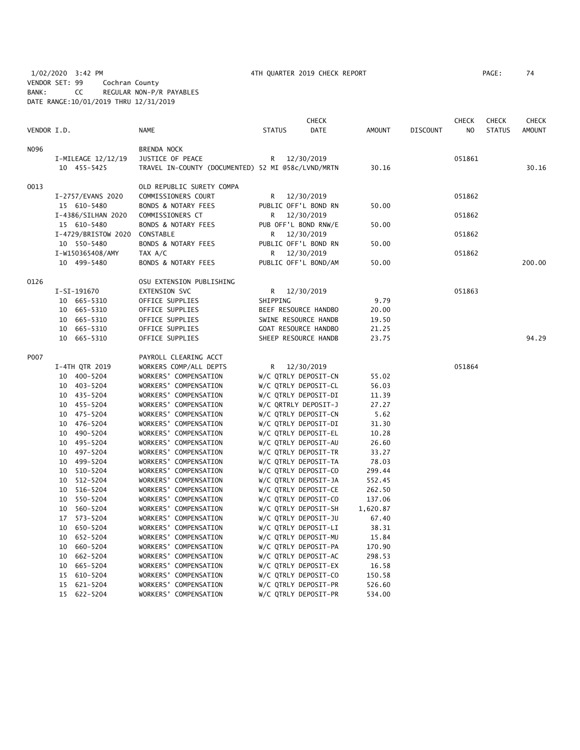1/02/2020 3:42 PM 4TH QUARTER 2019 CHECK REPORT PAGE: 74
VENDOR SET: 99 Cochran County
BANK: CC REGULAR NON-P/R PAYABLES
DATE RANGE:10/01/2019 THRU 12/31/2019

| VENDOR I.D. | | NAME | STATUS | CHECK DATE | AMOUNT | DISCOUNT | CHECK NO | CHECK STATUS | CHECK AMOUNT |
|---|---|---|---|---|---|---|---|---|---|
| N096 | | BRENDA NOCK | | | | | | | |
| | I-MILEAGE 12/12/19 | JUSTICE OF PEACE | R | 12/30/2019 | | | 051861 | | |
| | 10 455-5425 | TRAVEL IN-COUNTY (DOCUMENTED) 52 MI @58c/LVND/MRTN | | | 30.16 | | | | 30.16 |
| O013 | | OLD REPUBLIC SURETY COMPA | | | | | | | |
| | I-2757/EVANS 2020 | COMMISSIONERS COURT | R | 12/30/2019 | | | 051862 | | |
| | 15 610-5480 | BONDS & NOTARY FEES | PUBLIC OFF'L BOND RN | | 50.00 | | | | |
| | I-4386/SILHAN 2020 | COMMISSIONERS CT | R | 12/30/2019 | | | 051862 | | |
| | 15 610-5480 | BONDS & NOTARY FEES | PUB OFF'L BOND RNW/E | | 50.00 | | | | |
| | I-4729/BRISTOW 2020 | CONSTABLE | R | 12/30/2019 | | | 051862 | | |
| | 10 550-5480 | BONDS & NOTARY FEES | PUBLIC OFF'L BOND RN | | 50.00 | | | | |
| | I-W150365408/AMY | TAX A/C | R | 12/30/2019 | | | 051862 | | |
| | 10 499-5480 | BONDS & NOTARY FEES | PUBLIC OFF'L BOND/AM | | 50.00 | | | | 200.00 |
| O126 | | OSU EXTENSION PUBLISHING | | | | | | | |
| | I-SI-191670 | EXTENSION SVC | R | 12/30/2019 | | | 051863 | | |
| | 10 665-5310 | OFFICE SUPPLIES | SHIPPING | | 9.79 | | | | |
| | 10 665-5310 | OFFICE SUPPLIES | BEEF RESOURCE HANDBO | | 20.00 | | | | |
| | 10 665-5310 | OFFICE SUPPLIES | SWINE RESOURCE HANDB | | 19.50 | | | | |
| | 10 665-5310 | OFFICE SUPPLIES | GOAT RESOURCE HANDBO | | 21.25 | | | | |
| | 10 665-5310 | OFFICE SUPPLIES | SHEEP RESOURCE HANDB | | 23.75 | | | | 94.29 |
| P007 | | PAYROLL CLEARING ACCT | | | | | | | |
| | I-4TH QTR 2019 | WORKERS COMP/ALL DEPTS | R | 12/30/2019 | | | 051864 | | |
| | 10 400-5204 | WORKERS' COMPENSATION | W/C QTRLY DEPOSIT-CN | | 55.02 | | | | |
| | 10 403-5204 | WORKERS' COMPENSATION | W/C QTRLY DEPOSIT-CL | | 56.03 | | | | |
| | 10 435-5204 | WORKERS' COMPENSATION | W/C QTRLY DEPOSIT-DI | | 11.39 | | | | |
| | 10 455-5204 | WORKERS' COMPENSATION | W/C QRTRLY DEPOSIT-J | | 27.27 | | | | |
| | 10 475-5204 | WORKERS' COMPENSATION | W/C QTRLY DEPOSIT-CN | | 5.62 | | | | |
| | 10 476-5204 | WORKERS' COMPENSATION | W/C QTRLY DEPOSIT-DI | | 31.30 | | | | |
| | 10 490-5204 | WORKERS' COMPENSATION | W/C QTRLY DEPOSIT-EL | | 10.28 | | | | |
| | 10 495-5204 | WORKERS' COMPENSATION | W/C QTRLY DEPOSIT-AU | | 26.60 | | | | |
| | 10 497-5204 | WORKERS' COMPENSATION | W/C QTRLY DEPOSIT-TR | | 33.27 | | | | |
| | 10 499-5204 | WORKERS' COMPENSATION | W/C QTRLY DEPOSIT-TA | | 78.03 | | | | |
| | 10 510-5204 | WORKERS' COMPENSATION | W/C QTRLY DEPOSIT-CO | | 299.44 | | | | |
| | 10 512-5204 | WORKERS' COMPENSATION | W/C QTRLY DEPOSIT-JA | | 552.45 | | | | |
| | 10 516-5204 | WORKERS' COMPENSATION | W/C QTRLY DEPOSIT-CE | | 262.50 | | | | |
| | 10 550-5204 | WORKERS' COMPENSATION | W/C QTRLY DEPOSIT-CO | | 137.06 | | | | |
| | 10 560-5204 | WORKERS' COMPENSATION | W/C QTRLY DEPOSIT-SH | | 1,620.87 | | | | |
| | 17 573-5204 | WORKERS' COMPENSATION | W/C QTRLY DEPOSIT-JU | | 67.40 | | | | |
| | 10 650-5204 | WORKERS' COMPENSATION | W/C QTRLY DEPOSIT-LI | | 38.31 | | | | |
| | 10 652-5204 | WORKERS' COMPENSATION | W/C QTRLY DEPOSIT-MU | | 15.84 | | | | |
| | 10 660-5204 | WORKERS' COMPENSATION | W/C QTRLY DEPOSIT-PA | | 170.90 | | | | |
| | 10 662-5204 | WORKERS' COMPENSATION | W/C QTRLY DEPOSIT-AC | | 298.53 | | | | |
| | 10 665-5204 | WORKERS' COMPENSATION | W/C QTRLY DEPOSIT-EX | | 16.58 | | | | |
| | 15 610-5204 | WORKERS' COMPENSATION | W/C QTRLY DEPOSIT-CO | | 150.58 | | | | |
| | 15 621-5204 | WORKERS' COMPENSATION | W/C QTRLY DEPOSIT-PR | | 526.60 | | | | |
| | 15 622-5204 | WORKERS' COMPENSATION | W/C QTRLY DEPOSIT-PR | | 534.00 | | | | |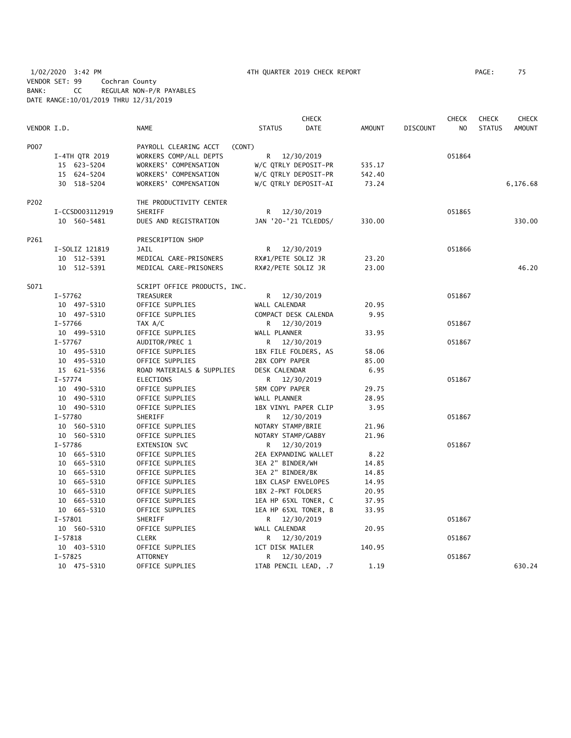1/02/2020 3:42 PM 4TH QUARTER 2019 CHECK REPORT PAGE: 75
VENDOR SET: 99 Cochran County
BANK: CC REGULAR NON-P/R PAYABLES
DATE RANGE:10/01/2019 THRU 12/31/2019

| VENDOR I.D. | NAME | STATUS | CHECK DATE | AMOUNT | DISCOUNT | CHECK NO | CHECK STATUS | CHECK AMOUNT |
|---|---|---|---|---|---|---|---|---|
| P007 | PAYROLL CLEARING ACCT (CONT) | | | | | | | |
| I-4TH QTR 2019 | WORKERS COMP/ALL DEPTS | R | 12/30/2019 | | | 051864 | | |
| 15 623-5204 | WORKERS' COMPENSATION | W/C QTRLY DEPOSIT-PR | | 535.17 | | | | |
| 15 624-5204 | WORKERS' COMPENSATION | W/C QTRLY DEPOSIT-PR | | 542.40 | | | | |
| 30 518-5204 | WORKERS' COMPENSATION | W/C QTRLY DEPOSIT-AI | | 73.24 | | | | 6,176.68 |
| P202 | THE PRODUCTIVITY CENTER | | | | | | | |
| I-CCSD003112919 | SHERIFF | R | 12/30/2019 | | | 051865 | | |
| 10 560-5481 | DUES AND REGISTRATION | JAN '20-'21 TCLEDDS/ | | 330.00 | | | | 330.00 |
| P261 | PRESCRIPTION SHOP | | | | | | | |
| I-SOLIZ 121819 | JAIL | R | 12/30/2019 | | | 051866 | | |
| 10 512-5391 | MEDICAL CARE-PRISONERS | RX#1/PETE SOLIZ JR | | 23.20 | | | | |
| 10 512-5391 | MEDICAL CARE-PRISONERS | RX#2/PETE SOLIZ JR | | 23.00 | | | | 46.20 |
| S071 | SCRIPT OFFICE PRODUCTS, INC. | | | | | | | |
| I-57762 | TREASURER | R | 12/30/2019 | | | 051867 | | |
| 10 497-5310 | OFFICE SUPPLIES | WALL CALENDAR | | 20.95 | | | | |
| 10 497-5310 | OFFICE SUPPLIES | COMPACT DESK CALENDA | | 9.95 | | | | |
| I-57766 | TAX A/C | R | 12/30/2019 | | | 051867 | | |
| 10 499-5310 | OFFICE SUPPLIES | WALL PLANNER | | 33.95 | | | | |
| I-57767 | AUDITOR/PREC 1 | R | 12/30/2019 | | | 051867 | | |
| 10 495-5310 | OFFICE SUPPLIES | 1BX FILE FOLDERS, AS | | 58.06 | | | | |
| 10 495-5310 | OFFICE SUPPLIES | 2BX COPY PAPER | | 85.00 | | | | |
| 15 621-5356 | ROAD MATERIALS & SUPPLIES | DESK CALENDAR | | 6.95 | | | | |
| I-57774 | ELECTIONS | R | 12/30/2019 | | | 051867 | | |
| 10 490-5310 | OFFICE SUPPLIES | 5RM COPY PAPER | | 29.75 | | | | |
| 10 490-5310 | OFFICE SUPPLIES | WALL PLANNER | | 28.95 | | | | |
| 10 490-5310 | OFFICE SUPPLIES | 1BX VINYL PAPER CLIP | | 3.95 | | | | |
| I-57780 | SHERIFF | R | 12/30/2019 | | | 051867 | | |
| 10 560-5310 | OFFICE SUPPLIES | NOTARY STAMP/BRIE | | 21.96 | | | | |
| 10 560-5310 | OFFICE SUPPLIES | NOTARY STAMP/GABBY | | 21.96 | | | | |
| I-57786 | EXTENSION SVC | R | 12/30/2019 | | | 051867 | | |
| 10 665-5310 | OFFICE SUPPLIES | 2EA EXPANDING WALLET | | 8.22 | | | | |
| 10 665-5310 | OFFICE SUPPLIES | 3EA 2" BINDER/WH | | 14.85 | | | | |
| 10 665-5310 | OFFICE SUPPLIES | 3EA 2" BINDER/BK | | 14.85 | | | | |
| 10 665-5310 | OFFICE SUPPLIES | 1BX CLASP ENVELOPES | | 14.95 | | | | |
| 10 665-5310 | OFFICE SUPPLIES | 1BX 2-PKT FOLDERS | | 20.95 | | | | |
| 10 665-5310 | OFFICE SUPPLIES | 1EA HP 65XL TONER, C | | 37.95 | | | | |
| 10 665-5310 | OFFICE SUPPLIES | 1EA HP 65XL TONER, B | | 33.95 | | | | |
| I-57801 | SHERIFF | R | 12/30/2019 | | | 051867 | | |
| 10 560-5310 | OFFICE SUPPLIES | WALL CALENDAR | | 20.95 | | | | |
| I-57818 | CLERK | R | 12/30/2019 | | | 051867 | | |
| 10 403-5310 | OFFICE SUPPLIES | 1CT DISK MAILER | | 140.95 | | | | |
| I-57825 | ATTORNEY | R | 12/30/2019 | | | 051867 | | |
| 10 475-5310 | OFFICE SUPPLIES | 1TAB PENCIL LEAD, .7 | | 1.19 | | | | 630.24 |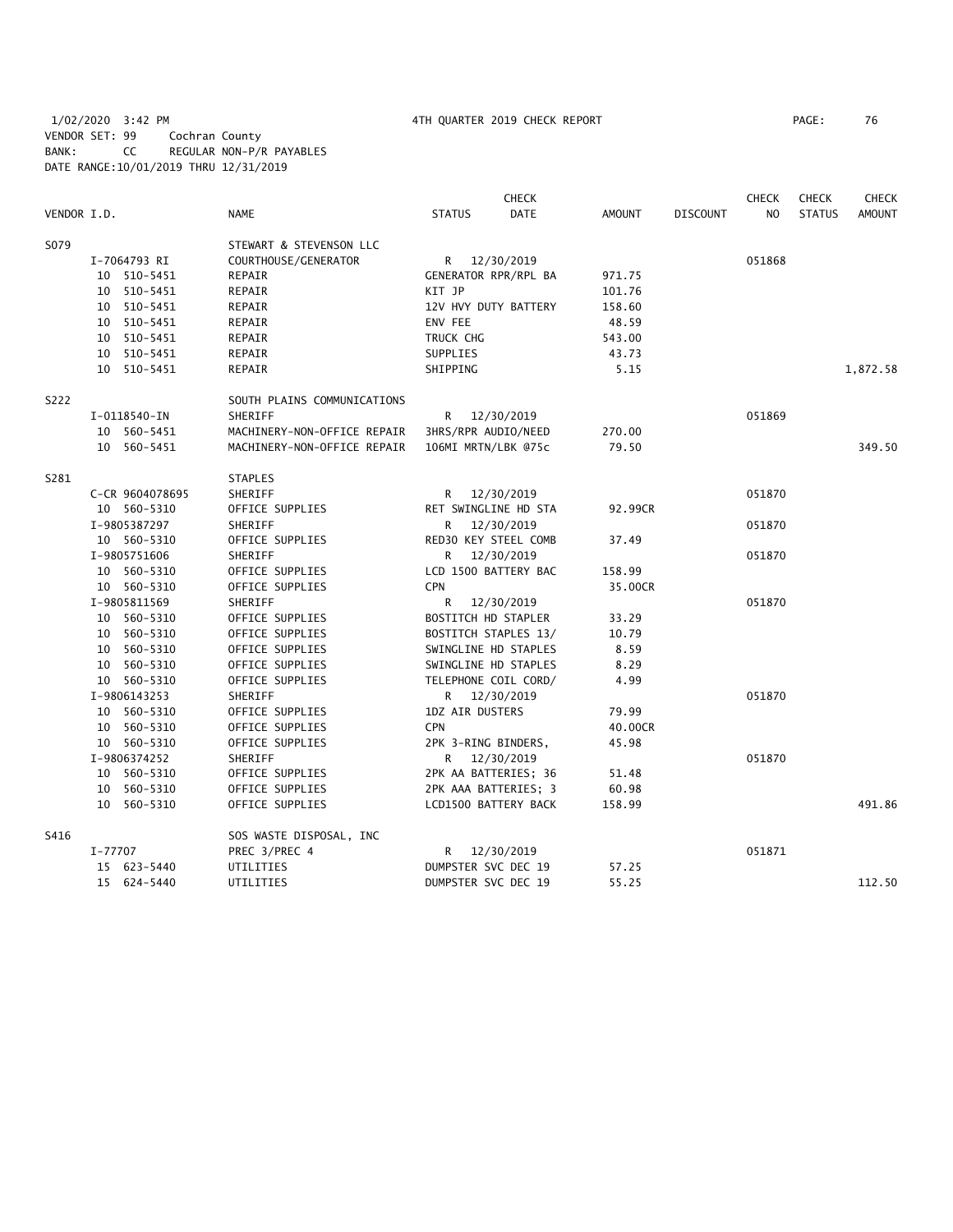1/02/2020 3:42 PM 4TH QUARTER 2019 CHECK REPORT

VENDOR SET: 99 Cochran County
BANK: CC REGULAR NON-P/R PAYABLES
DATE RANGE:10/01/2019 THRU 12/31/2019

| VENDOR I.D. | NAME | STATUS | CHECK DATE | AMOUNT | DISCOUNT | CHECK NO | CHECK STATUS | CHECK AMOUNT |
|---|---|---|---|---|---|---|---|---|
| S079 | STEWART & STEVENSON LLC | | | | | | | |
| I-7064793 RI | COURTHOUSE/GENERATOR | R | 12/30/2019 | | | 051868 | | |
| 10 510-5451 | REPAIR | GENERATOR RPR/RPL BA | | 971.75 | | | | |
| 10 510-5451 | REPAIR | KIT JP | | 101.76 | | | | |
| 10 510-5451 | REPAIR | 12V HVY DUTY BATTERY | | 158.60 | | | | |
| 10 510-5451 | REPAIR | ENV FEE | | 48.59 | | | | |
| 10 510-5451 | REPAIR | TRUCK CHG | | 543.00 | | | | |
| 10 510-5451 | REPAIR | SUPPLIES | | 43.73 | | | | |
| 10 510-5451 | REPAIR | SHIPPING | | 5.15 | | | | 1,872.58 |
| S222 | SOUTH PLAINS COMMUNICATIONS | | | | | | | |
| I-0118540-IN | SHERIFF | R | 12/30/2019 | | | 051869 | | |
| 10 560-5451 | MACHINERY-NON-OFFICE REPAIR | 3HRS/RPR AUDIO/NEED | | 270.00 | | | | |
| 10 560-5451 | MACHINERY-NON-OFFICE REPAIR | 106MI MRTN/LBK @75c | | 79.50 | | | | 349.50 |
| S281 | STAPLES | | | | | | | |
| C-CR 9604078695 | SHERIFF | R | 12/30/2019 | | | 051870 | | |
| 10 560-5310 | OFFICE SUPPLIES | RET SWINGLINE HD STA | | 92.99CR | | | | |
| I-9805387297 | SHERIFF | R | 12/30/2019 | | | 051870 | | |
| 10 560-5310 | OFFICE SUPPLIES | RED30 KEY STEEL COMB | | 37.49 | | | | |
| I-9805751606 | SHERIFF | R | 12/30/2019 | | | 051870 | | |
| 10 560-5310 | OFFICE SUPPLIES | LCD 1500 BATTERY BAC | | 158.99 | | | | |
| 10 560-5310 | OFFICE SUPPLIES | CPN | | 35.00CR | | | | |
| I-9805811569 | SHERIFF | R | 12/30/2019 | | | 051870 | | |
| 10 560-5310 | OFFICE SUPPLIES | BOSTITCH HD STAPLER | | 33.29 | | | | |
| 10 560-5310 | OFFICE SUPPLIES | BOSTITCH STAPLES 13/ | | 10.79 | | | | |
| 10 560-5310 | OFFICE SUPPLIES | SWINGLINE HD STAPLES | | 8.59 | | | | |
| 10 560-5310 | OFFICE SUPPLIES | SWINGLINE HD STAPLES | | 8.29 | | | | |
| 10 560-5310 | OFFICE SUPPLIES | TELEPHONE COIL CORD/ | | 4.99 | | | | |
| I-9806143253 | SHERIFF | R | 12/30/2019 | | | 051870 | | |
| 10 560-5310 | OFFICE SUPPLIES | 1DZ AIR DUSTERS | | 79.99 | | | | |
| 10 560-5310 | OFFICE SUPPLIES | CPN | | 40.00CR | | | | |
| 10 560-5310 | OFFICE SUPPLIES | 2PK 3-RING BINDERS, | | 45.98 | | | | |
| I-9806374252 | SHERIFF | R | 12/30/2019 | | | 051870 | | |
| 10 560-5310 | OFFICE SUPPLIES | 2PK AA BATTERIES; 36 | | 51.48 | | | | |
| 10 560-5310 | OFFICE SUPPLIES | 2PK AAA BATTERIES; 3 | | 60.98 | | | | |
| 10 560-5310 | OFFICE SUPPLIES | LCD1500 BATTERY BACK | | 158.99 | | | | 491.86 |
| S416 | SOS WASTE DISPOSAL, INC | | | | | | | |
| I-77707 | PREC 3/PREC 4 | R | 12/30/2019 | | | 051871 | | |
| 15 623-5440 | UTILITIES | DUMPSTER SVC DEC 19 | | 57.25 | | | | |
| 15 624-5440 | UTILITIES | DUMPSTER SVC DEC 19 | | 55.25 | | | | 112.50 |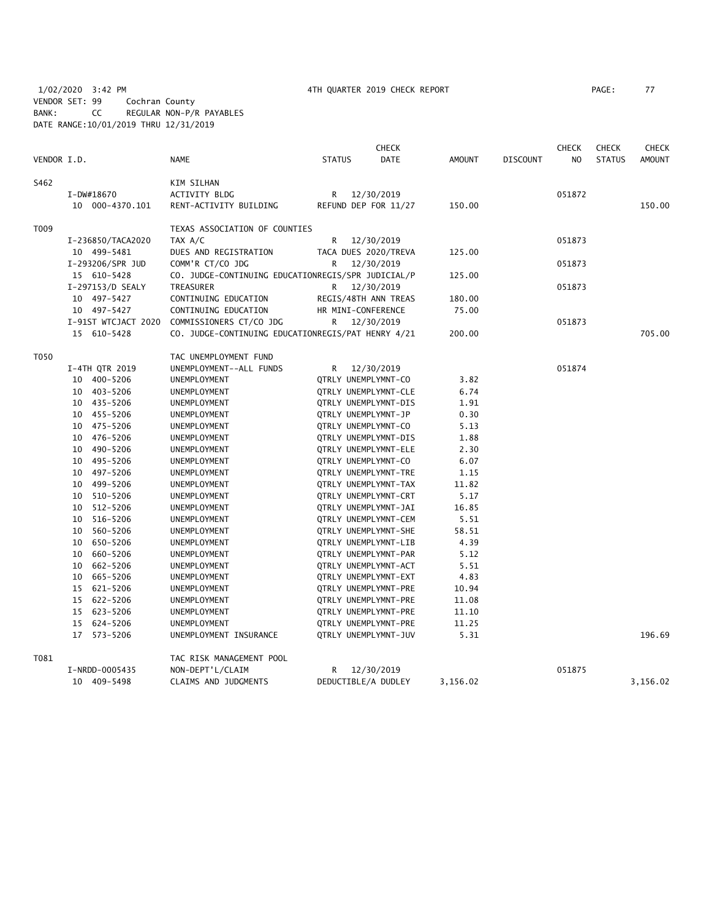1/02/2020 3:42 PM 4TH QUARTER 2019 CHECK REPORT

VENDOR SET: 99 Cochran County
BANK: CC REGULAR NON-P/R PAYABLES
DATE RANGE:10/01/2019 THRU 12/31/2019

| VENDOR I.D. | NAME | STATUS | CHECK DATE | AMOUNT | DISCOUNT | CHECK NO | CHECK STATUS | CHECK AMOUNT |
|---|---|---|---|---|---|---|---|---|
| S462 | KIM SILHAN | | | | | | | |
| I-DW#18670 | ACTIVITY BLDG | R | 12/30/2019 | | | 051872 | | |
| 10 000-4370.101 | RENT-ACTIVITY BUILDING | REFUND DEP FOR 11/27 | | 150.00 | | | | 150.00 |
| T009 | TEXAS ASSOCIATION OF COUNTIES | | | | | | | |
| I-236850/TACA2020 | TAX A/C | R | 12/30/2019 | | | 051873 | | |
| 10 499-5481 | DUES AND REGISTRATION | TACA DUES 2020/TREVA | | 125.00 | | | | |
| I-293206/SPR JUD | COMM'R CT/CO JDG | R | 12/30/2019 | | | 051873 | | |
| 15 610-5428 | CO. JUDGE-CONTINUING EDUCATION | REGIS/SPR JUDICIAL/P | | 125.00 | | | | |
| I-297153/D SEALY | TREASURER | R | 12/30/2019 | | | 051873 | | |
| 10 497-5427 | CONTINUING EDUCATION | REGIS/48TH ANN TREAS | | 180.00 | | | | |
| 10 497-5427 | CONTINUING EDUCATION | HR MINI-CONFERENCE | | 75.00 | | | | |
| I-91ST WTCJACT 2020 | COMMISSIONERS CT/CO JDG | R | 12/30/2019 | | | 051873 | | |
| 15 610-5428 | CO. JUDGE-CONTINUING EDUCATION | REGIS/PAT HENRY 4/21 | | 200.00 | | | | 705.00 |
| T050 | TAC UNEMPLOYMENT FUND | | | | | | | |
| I-4TH QTR 2019 | UNEMPLOYMENT--ALL FUNDS | R | 12/30/2019 | | | 051874 | | |
| 10 400-5206 | UNEMPLOYMENT | QTRLY UNEMPLYMNT-CO | | 3.82 | | | | |
| 10 403-5206 | UNEMPLOYMENT | QTRLY UNEMPLYMNT-CLE | | 6.74 | | | | |
| 10 435-5206 | UNEMPLOYMENT | QTRLY UNEMPLYMNT-DIS | | 1.91 | | | | |
| 10 455-5206 | UNEMPLOYMENT | QTRLY UNEMPLYMNT-JP | | 0.30 | | | | |
| 10 475-5206 | UNEMPLOYMENT | QTRLY UNEMPLYMNT-CO | | 5.13 | | | | |
| 10 476-5206 | UNEMPLOYMENT | QTRLY UNEMPLYMNT-DIS | | 1.88 | | | | |
| 10 490-5206 | UNEMPLOYMENT | QTRLY UNEMPLYMNT-ELE | | 2.30 | | | | |
| 10 495-5206 | UNEMPLOYMENT | QTRLY UNEMPLYMNT-CO | | 6.07 | | | | |
| 10 497-5206 | UNEMPLOYMENT | QTRLY UNEMPLYMNT-TRE | | 1.15 | | | | |
| 10 499-5206 | UNEMPLOYMENT | QTRLY UNEMPLYMNT-TAX | | 11.82 | | | | |
| 10 510-5206 | UNEMPLOYMENT | QTRLY UNEMPLYMNT-CRT | | 5.17 | | | | |
| 10 512-5206 | UNEMPLOYMENT | QTRLY UNEMPLYMNT-JAI | | 16.85 | | | | |
| 10 516-5206 | UNEMPLOYMENT | QTRLY UNEMPLYMNT-CEM | | 5.51 | | | | |
| 10 560-5206 | UNEMPLOYMENT | QTRLY UNEMPLYMNT-SHE | | 58.51 | | | | |
| 10 650-5206 | UNEMPLOYMENT | QTRLY UNEMPLYMNT-LIB | | 4.39 | | | | |
| 10 660-5206 | UNEMPLOYMENT | QTRLY UNEMPLYMNT-PAR | | 5.12 | | | | |
| 10 662-5206 | UNEMPLOYMENT | QTRLY UNEMPLYMNT-ACT | | 5.51 | | | | |
| 10 665-5206 | UNEMPLOYMENT | QTRLY UNEMPLYMNT-EXT | | 4.83 | | | | |
| 15 621-5206 | UNEMPLOYMENT | QTRLY UNEMPLYMNT-PRE | | 10.94 | | | | |
| 15 622-5206 | UNEMPLOYMENT | QTRLY UNEMPLYMNT-PRE | | 11.08 | | | | |
| 15 623-5206 | UNEMPLOYMENT | QTRLY UNEMPLYMNT-PRE | | 11.10 | | | | |
| 15 624-5206 | UNEMPLOYMENT | QTRLY UNEMPLYMNT-PRE | | 11.25 | | | | |
| 17 573-5206 | UNEMPLOYMENT INSURANCE | QTRLY UNEMPLYMNT-JUV | | 5.31 | | | | 196.69 |
| T081 | TAC RISK MANAGEMENT POOL | | | | | | | |
| I-NRDD-0005435 | NON-DEPT'L/CLAIM | R | 12/30/2019 | | | 051875 | | |
| 10 409-5498 | CLAIMS AND JUDGMENTS | DEDUCTIBLE/A DUDLEY | | 3,156.02 | | | | 3,156.02 |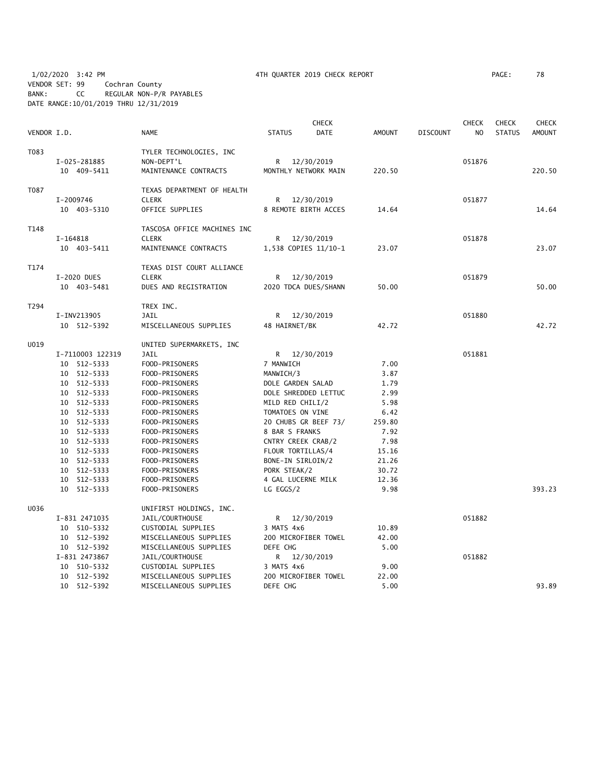1/02/2020 3:42 PM 4TH QUARTER 2019 CHECK REPORT
VENDOR SET: 99 Cochran County
BANK: CC REGULAR NON-P/R PAYABLES
DATE RANGE:10/01/2019 THRU 12/31/2019

| VENDOR I.D. | NAME | STATUS | CHECK DATE | AMOUNT | DISCOUNT | CHECK NO | CHECK STATUS | CHECK AMOUNT |
|---|---|---|---|---|---|---|---|---|
| T083 | TYLER TECHNOLOGIES, INC | | | | | | | |
| I-025-281885 | NON-DEPT'L | R | 12/30/2019 | | | 051876 | | |
| 10 409-5411 | MAINTENANCE CONTRACTS | MONTHLY NETWORK MAIN | | 220.50 | | | | 220.50 |
| T087 | TEXAS DEPARTMENT OF HEALTH | | | | | | | |
| I-2009746 | CLERK | R | 12/30/2019 | | | 051877 | | |
| 10 403-5310 | OFFICE SUPPLIES | 8 REMOTE BIRTH ACCES | | 14.64 | | | | 14.64 |
| T148 | TASCOSA OFFICE MACHINES INC | | | | | | | |
| I-164818 | CLERK | R | 12/30/2019 | | | 051878 | | |
| 10 403-5411 | MAINTENANCE CONTRACTS | 1,538 COPIES 11/10-1 | | 23.07 | | | | 23.07 |
| T174 | TEXAS DIST COURT ALLIANCE | | | | | | | |
| I-2020 DUES | CLERK | R | 12/30/2019 | | | 051879 | | |
| 10 403-5481 | DUES AND REGISTRATION | 2020 TDCA DUES/SHANN | | 50.00 | | | | 50.00 |
| T294 | TREX INC. | | | | | | | |
| I-INV213905 | JAIL | R | 12/30/2019 | | | 051880 | | |
| 10 512-5392 | MISCELLANEOUS SUPPLIES | 48 HAIRNET/BK | | 42.72 | | | | 42.72 |
| U019 | UNITED SUPERMARKETS, INC | | | | | | | |
| I-7110003 122319 | JAIL | R | 12/30/2019 | | | 051881 | | |
| 10 512-5333 | FOOD-PRISONERS | 7 MANWICH | | 7.00 | | | | |
| 10 512-5333 | FOOD-PRISONERS | MANWICH/3 | | 3.87 | | | | |
| 10 512-5333 | FOOD-PRISONERS | DOLE GARDEN SALAD | | 1.79 | | | | |
| 10 512-5333 | FOOD-PRISONERS | DOLE SHREDDED LETTUC | | 2.99 | | | | |
| 10 512-5333 | FOOD-PRISONERS | MILD RED CHILI/2 | | 5.98 | | | | |
| 10 512-5333 | FOOD-PRISONERS | TOMATOES ON VINE | | 6.42 | | | | |
| 10 512-5333 | FOOD-PRISONERS | 20 CHUBS GR BEEF 73/ | | 259.80 | | | | |
| 10 512-5333 | FOOD-PRISONERS | 8 BAR S FRANKS | | 7.92 | | | | |
| 10 512-5333 | FOOD-PRISONERS | CNTRY CREEK CRAB/2 | | 7.98 | | | | |
| 10 512-5333 | FOOD-PRISONERS | FLOUR TORTILLAS/4 | | 15.16 | | | | |
| 10 512-5333 | FOOD-PRISONERS | BONE-IN SIRLOIN/2 | | 21.26 | | | | |
| 10 512-5333 | FOOD-PRISONERS | PORK STEAK/2 | | 30.72 | | | | |
| 10 512-5333 | FOOD-PRISONERS | 4 GAL LUCERNE MILK | | 12.36 | | | | |
| 10 512-5333 | FOOD-PRISONERS | LG EGGS/2 | | 9.98 | | | | 393.23 |
| U036 | UNIFIRST HOLDINGS, INC. | | | | | | | |
| I-831 2471035 | JAIL/COURTHOUSE | R | 12/30/2019 | | | 051882 | | |
| 10 510-5332 | CUSTODIAL SUPPLIES | 3 MATS 4x6 | | 10.89 | | | | |
| 10 512-5392 | MISCELLANEOUS SUPPLIES | 200 MICROFIBER TOWEL | | 42.00 | | | | |
| 10 512-5392 | MISCELLANEOUS SUPPLIES | DEFE CHG | | 5.00 | | | | |
| I-831 2473867 | JAIL/COURTHOUSE | R | 12/30/2019 | | | 051882 | | |
| 10 510-5332 | CUSTODIAL SUPPLIES | 3 MATS 4x6 | | 9.00 | | | | |
| 10 512-5392 | MISCELLANEOUS SUPPLIES | 200 MICROFIBER TOWEL | | 22.00 | | | | |
| 10 512-5392 | MISCELLANEOUS SUPPLIES | DEFE CHG | | 5.00 | | | | 93.89 |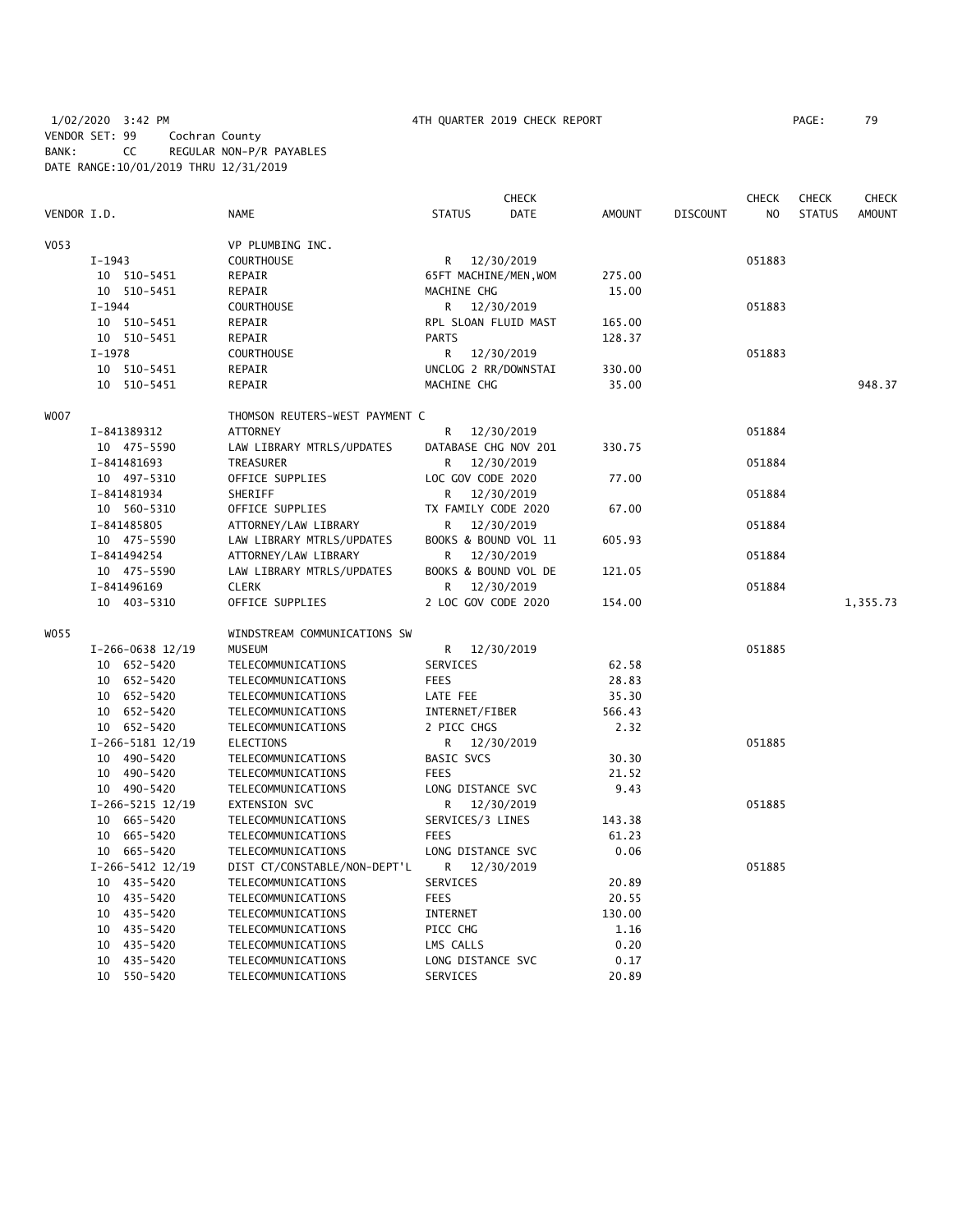1/02/2020 3:42 PM 4TH QUARTER 2019 CHECK REPORT
VENDOR SET: 99 Cochran County
BANK: CC REGULAR NON-P/R PAYABLES
DATE RANGE:10/01/2019 THRU 12/31/2019

| VENDOR I.D. | NAME | STATUS | CHECK DATE | AMOUNT | DISCOUNT | CHECK NO | CHECK STATUS | CHECK AMOUNT |
|---|---|---|---|---|---|---|---|---|
| V053 | VP PLUMBING INC. | | | | | | | |
| I-1943 | COURTHOUSE | R | 12/30/2019 | | | 051883 | | |
| 10 510-5451 | REPAIR | 65FT MACHINE/MEN,WOM | | 275.00 | | | | |
| 10 510-5451 | REPAIR | MACHINE CHG | | 15.00 | | | | |
| I-1944 | COURTHOUSE | R | 12/30/2019 | | | 051883 | | |
| 10 510-5451 | REPAIR | RPL SLOAN FLUID MAST | | 165.00 | | | | |
| 10 510-5451 | REPAIR | PARTS | | 128.37 | | | | |
| I-1978 | COURTHOUSE | R | 12/30/2019 | | | 051883 | | |
| 10 510-5451 | REPAIR | UNCLOG 2 RR/DOWNSTAI | | 330.00 | | | | |
| 10 510-5451 | REPAIR | MACHINE CHG | | 35.00 | | | | 948.37 |
| W007 | THOMSON REUTERS-WEST PAYMENT C | | | | | | | |
| I-841389312 | ATTORNEY | R | 12/30/2019 | | | 051884 | | |
| 10 475-5590 | LAW LIBRARY MTRLS/UPDATES | DATABASE CHG NOV 201 | | 330.75 | | | | |
| I-841481693 | TREASURER | R | 12/30/2019 | | | 051884 | | |
| 10 497-5310 | OFFICE SUPPLIES | LOC GOV CODE 2020 | | 77.00 | | | | |
| I-841481934 | SHERIFF | R | 12/30/2019 | | | 051884 | | |
| 10 560-5310 | OFFICE SUPPLIES | TX FAMILY CODE 2020 | | 67.00 | | | | |
| I-841485805 | ATTORNEY/LAW LIBRARY | R | 12/30/2019 | | | 051884 | | |
| 10 475-5590 | LAW LIBRARY MTRLS/UPDATES | BOOKS & BOUND VOL 11 | | 605.93 | | | | |
| I-841494254 | ATTORNEY/LAW LIBRARY | R | 12/30/2019 | | | 051884 | | |
| 10 475-5590 | LAW LIBRARY MTRLS/UPDATES | BOOKS & BOUND VOL DE | | 121.05 | | | | |
| I-841496169 | CLERK | R | 12/30/2019 | | | 051884 | | |
| 10 403-5310 | OFFICE SUPPLIES | 2 LOC GOV CODE 2020 | | 154.00 | | | | 1,355.73 |
| W055 | WINDSTREAM COMMUNICATIONS SW | | | | | | | |
| I-266-0638 12/19 | MUSEUM | R | 12/30/2019 | | | 051885 | | |
| 10 652-5420 | TELECOMMUNICATIONS | SERVICES | | 62.58 | | | | |
| 10 652-5420 | TELECOMMUNICATIONS | FEES | | 28.83 | | | | |
| 10 652-5420 | TELECOMMUNICATIONS | LATE FEE | | 35.30 | | | | |
| 10 652-5420 | TELECOMMUNICATIONS | INTERNET/FIBER | | 566.43 | | | | |
| 10 652-5420 | TELECOMMUNICATIONS | 2 PICC CHGS | | 2.32 | | | | |
| I-266-5181 12/19 | ELECTIONS | R | 12/30/2019 | | | 051885 | | |
| 10 490-5420 | TELECOMMUNICATIONS | BASIC SVCS | | 30.30 | | | | |
| 10 490-5420 | TELECOMMUNICATIONS | FEES | | 21.52 | | | | |
| 10 490-5420 | TELECOMMUNICATIONS | LONG DISTANCE SVC | | 9.43 | | | | |
| I-266-5215 12/19 | EXTENSION SVC | R | 12/30/2019 | | | 051885 | | |
| 10 665-5420 | TELECOMMUNICATIONS | SERVICES/3 LINES | | 143.38 | | | | |
| 10 665-5420 | TELECOMMUNICATIONS | FEES | | 61.23 | | | | |
| 10 665-5420 | TELECOMMUNICATIONS | LONG DISTANCE SVC | | 0.06 | | | | |
| I-266-5412 12/19 | DIST CT/CONSTABLE/NON-DEPT'L | R | 12/30/2019 | | | 051885 | | |
| 10 435-5420 | TELECOMMUNICATIONS | SERVICES | | 20.89 | | | | |
| 10 435-5420 | TELECOMMUNICATIONS | FEES | | 20.55 | | | | |
| 10 435-5420 | TELECOMMUNICATIONS | INTERNET | | 130.00 | | | | |
| 10 435-5420 | TELECOMMUNICATIONS | PICC CHG | | 1.16 | | | | |
| 10 435-5420 | TELECOMMUNICATIONS | LMS CALLS | | 0.20 | | | | |
| 10 435-5420 | TELECOMMUNICATIONS | LONG DISTANCE SVC | | 0.17 | | | | |
| 10 550-5420 | TELECOMMUNICATIONS | SERVICES | | 20.89 | | | | |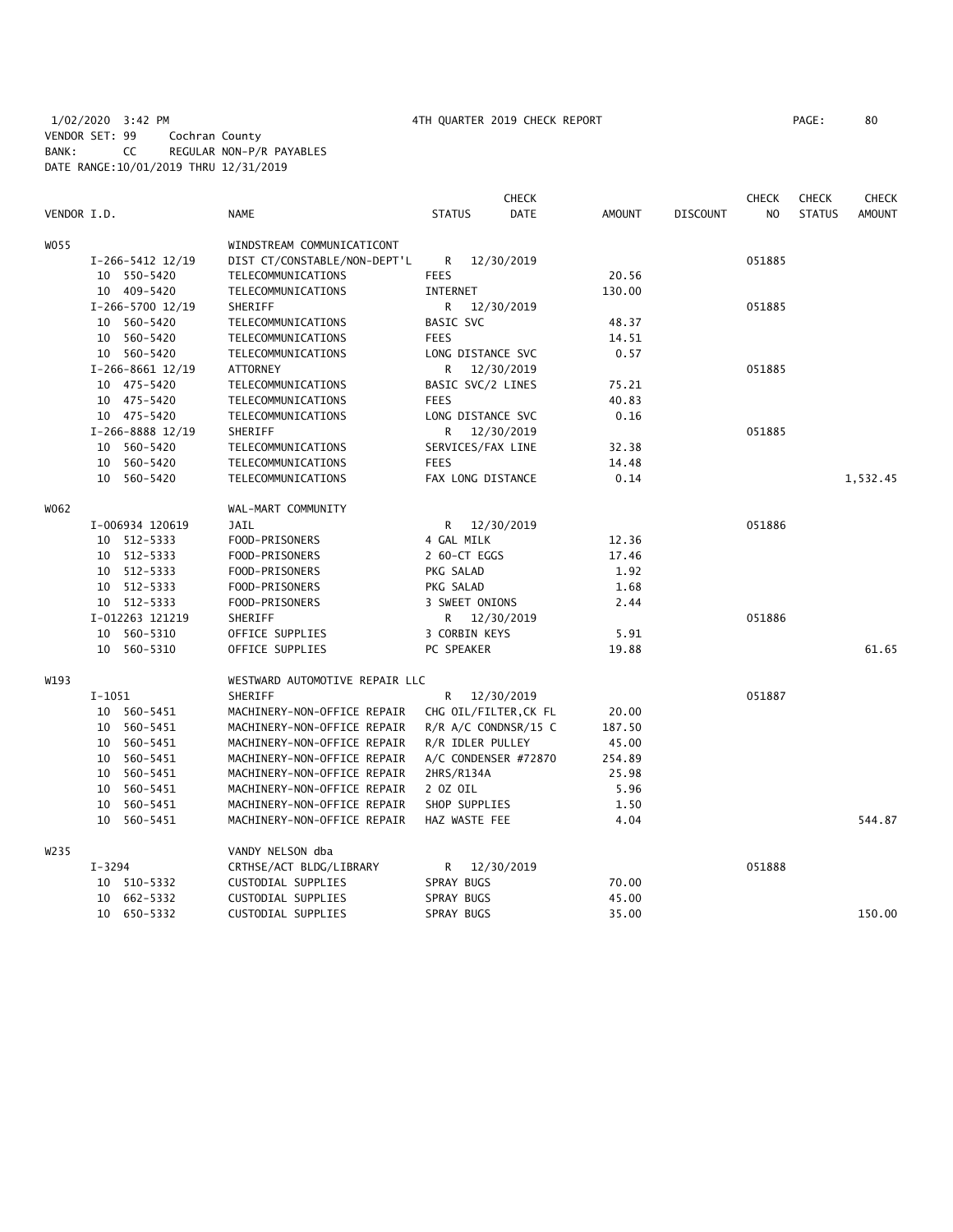1/02/2020 3:42 PM 4TH QUARTER 2019 CHECK REPORT PAGE: 80
VENDOR SET: 99 Cochran County
BANK: CC REGULAR NON-P/R PAYABLES
DATE RANGE:10/01/2019 THRU 12/31/2019

| VENDOR I.D. | NAME | STATUS | CHECK DATE | AMOUNT | DISCOUNT | CHECK NO | CHECK STATUS | CHECK AMOUNT |
|---|---|---|---|---|---|---|---|---|
| W055 | WINDSTREAM COMMUNICATICONT | | | | | | | |
| I-266-5412 12/19 | DIST CT/CONSTABLE/NON-DEPT'L | R | 12/30/2019 | | | 051885 | | |
| 10 550-5420 | TELECOMMUNICATIONS | FEES | | 20.56 | | | | |
| 10 409-5420 | TELECOMMUNICATIONS | INTERNET | | 130.00 | | | | |
| I-266-5700 12/19 | SHERIFF | R | 12/30/2019 | | | 051885 | | |
| 10 560-5420 | TELECOMMUNICATIONS | BASIC SVC | | 48.37 | | | | |
| 10 560-5420 | TELECOMMUNICATIONS | FEES | | 14.51 | | | | |
| 10 560-5420 | TELECOMMUNICATIONS | LONG DISTANCE SVC | | 0.57 | | | | |
| I-266-8661 12/19 | ATTORNEY | R | 12/30/2019 | | | 051885 | | |
| 10 475-5420 | TELECOMMUNICATIONS | BASIC SVC/2 LINES | | 75.21 | | | | |
| 10 475-5420 | TELECOMMUNICATIONS | FEES | | 40.83 | | | | |
| 10 475-5420 | TELECOMMUNICATIONS | LONG DISTANCE SVC | | 0.16 | | | | |
| I-266-8888 12/19 | SHERIFF | R | 12/30/2019 | | | 051885 | | |
| 10 560-5420 | TELECOMMUNICATIONS | SERVICES/FAX LINE | | 32.38 | | | | |
| 10 560-5420 | TELECOMMUNICATIONS | FEES | | 14.48 | | | | |
| 10 560-5420 | TELECOMMUNICATIONS | FAX LONG DISTANCE | | 0.14 | | | | 1,532.45 |
| W062 | WAL-MART COMMUNITY | | | | | | | |
| I-006934 120619 | JAIL | R | 12/30/2019 | | | 051886 | | |
| 10 512-5333 | FOOD-PRISONERS | 4 GAL MILK | | 12.36 | | | | |
| 10 512-5333 | FOOD-PRISONERS | 2 60-CT EGGS | | 17.46 | | | | |
| 10 512-5333 | FOOD-PRISONERS | PKG SALAD | | 1.92 | | | | |
| 10 512-5333 | FOOD-PRISONERS | PKG SALAD | | 1.68 | | | | |
| 10 512-5333 | FOOD-PRISONERS | 3 SWEET ONIONS | | 2.44 | | | | |
| I-012263 121219 | SHERIFF | R | 12/30/2019 | | | 051886 | | |
| 10 560-5310 | OFFICE SUPPLIES | 3 CORBIN KEYS | | 5.91 | | | | |
| 10 560-5310 | OFFICE SUPPLIES | PC SPEAKER | | 19.88 | | | | 61.65 |
| W193 | WESTWARD AUTOMOTIVE REPAIR LLC | | | | | | | |
| I-1051 | SHERIFF | R | 12/30/2019 | | | 051887 | | |
| 10 560-5451 | MACHINERY-NON-OFFICE REPAIR | CHG OIL/FILTER,CK FL | | 20.00 | | | | |
| 10 560-5451 | MACHINERY-NON-OFFICE REPAIR | R/R A/C CONDNSR/15 C | | 187.50 | | | | |
| 10 560-5451 | MACHINERY-NON-OFFICE REPAIR | R/R IDLER PULLEY | | 45.00 | | | | |
| 10 560-5451 | MACHINERY-NON-OFFICE REPAIR | A/C CONDENSER #72870 | | 254.89 | | | | |
| 10 560-5451 | MACHINERY-NON-OFFICE REPAIR | 2HRS/R134A | | 25.98 | | | | |
| 10 560-5451 | MACHINERY-NON-OFFICE REPAIR | 2 OZ OIL | | 5.96 | | | | |
| 10 560-5451 | MACHINERY-NON-OFFICE REPAIR | SHOP SUPPLIES | | 1.50 | | | | |
| 10 560-5451 | MACHINERY-NON-OFFICE REPAIR | HAZ WASTE FEE | | 4.04 | | | | 544.87 |
| W235 | VANDY NELSON dba | | | | | | | |
| I-3294 | CRTHSE/ACT BLDG/LIBRARY | R | 12/30/2019 | | | 051888 | | |
| 10 510-5332 | CUSTODIAL SUPPLIES | SPRAY BUGS | | 70.00 | | | | |
| 10 662-5332 | CUSTODIAL SUPPLIES | SPRAY BUGS | | 45.00 | | | | |
| 10 650-5332 | CUSTODIAL SUPPLIES | SPRAY BUGS | | 35.00 | | | | 150.00 |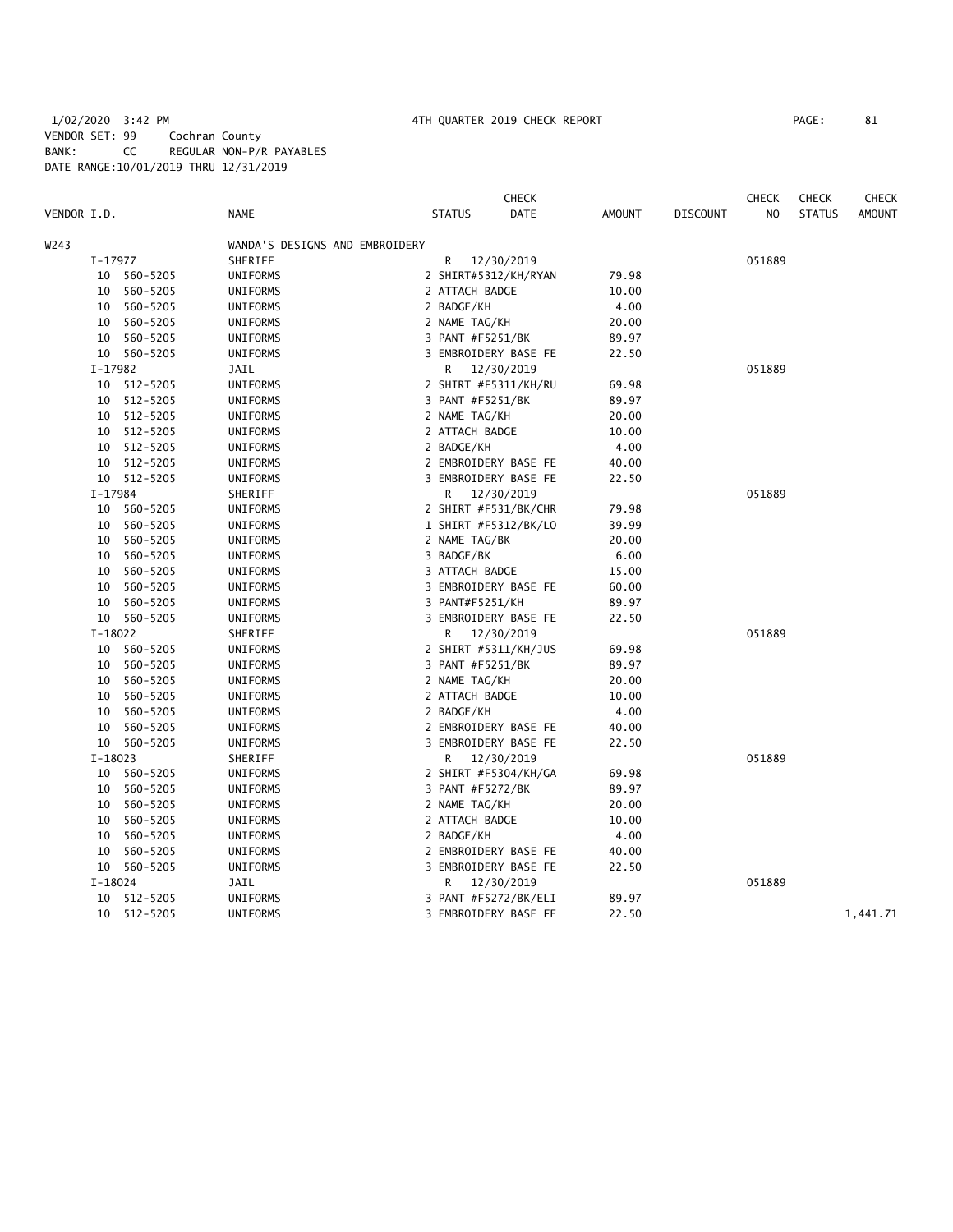1/02/2020 3:42 PM 4TH QUARTER 2019 CHECK REPORT

VENDOR SET: 99 Cochran County
BANK: CC REGULAR NON-P/R PAYABLES
DATE RANGE:10/01/2019 THRU 12/31/2019

| VENDOR I.D. | NAME | STATUS | CHECK DATE | AMOUNT | DISCOUNT | CHECK NO | CHECK STATUS | CHECK AMOUNT |
|---|---|---|---|---|---|---|---|---|
| W243 | WANDA'S DESIGNS AND EMBROIDERY | | | | | | | |
| I-17977 | SHERIFF | R | 12/30/2019 | | | 051889 | | |
| 10 560-5205 | UNIFORMS | 2 SHIRT#5312/KH/RYAN | | 79.98 | | | | |
| 10 560-5205 | UNIFORMS | 2 ATTACH BADGE | | 10.00 | | | | |
| 10 560-5205 | UNIFORMS | 2 BADGE/KH | | 4.00 | | | | |
| 10 560-5205 | UNIFORMS | 2 NAME TAG/KH | | 20.00 | | | | |
| 10 560-5205 | UNIFORMS | 3 PANT #F5251/BK | | 89.97 | | | | |
| 10 560-5205 | UNIFORMS | 3 EMBROIDERY BASE FE | | 22.50 | | | | |
| I-17982 | JAIL | R | 12/30/2019 | | | 051889 | | |
| 10 512-5205 | UNIFORMS | 2 SHIRT #F5311/KH/RU | | 69.98 | | | | |
| 10 512-5205 | UNIFORMS | 3 PANT #F5251/BK | | 89.97 | | | | |
| 10 512-5205 | UNIFORMS | 2 NAME TAG/KH | | 20.00 | | | | |
| 10 512-5205 | UNIFORMS | 2 ATTACH BADGE | | 10.00 | | | | |
| 10 512-5205 | UNIFORMS | 2 BADGE/KH | | 4.00 | | | | |
| 10 512-5205 | UNIFORMS | 2 EMBROIDERY BASE FE | | 40.00 | | | | |
| 10 512-5205 | UNIFORMS | 3 EMBROIDERY BASE FE | | 22.50 | | | | |
| I-17984 | SHERIFF | R | 12/30/2019 | | | 051889 | | |
| 10 560-5205 | UNIFORMS | 2 SHIRT #F531/BK/CHR | | 79.98 | | | | |
| 10 560-5205 | UNIFORMS | 1 SHIRT #F5312/BK/LO | | 39.99 | | | | |
| 10 560-5205 | UNIFORMS | 2 NAME TAG/BK | | 20.00 | | | | |
| 10 560-5205 | UNIFORMS | 3 BADGE/BK | | 6.00 | | | | |
| 10 560-5205 | UNIFORMS | 3 ATTACH BADGE | | 15.00 | | | | |
| 10 560-5205 | UNIFORMS | 3 EMBROIDERY BASE FE | | 60.00 | | | | |
| 10 560-5205 | UNIFORMS | 3 PANT#F5251/KH | | 89.97 | | | | |
| 10 560-5205 | UNIFORMS | 3 EMBROIDERY BASE FE | | 22.50 | | | | |
| I-18022 | SHERIFF | R | 12/30/2019 | | | 051889 | | |
| 10 560-5205 | UNIFORMS | 2 SHIRT #5311/KH/JUS | | 69.98 | | | | |
| 10 560-5205 | UNIFORMS | 3 PANT #F5251/BK | | 89.97 | | | | |
| 10 560-5205 | UNIFORMS | 2 NAME TAG/KH | | 20.00 | | | | |
| 10 560-5205 | UNIFORMS | 2 ATTACH BADGE | | 10.00 | | | | |
| 10 560-5205 | UNIFORMS | 2 BADGE/KH | | 4.00 | | | | |
| 10 560-5205 | UNIFORMS | 2 EMBROIDERY BASE FE | | 40.00 | | | | |
| 10 560-5205 | UNIFORMS | 3 EMBROIDERY BASE FE | | 22.50 | | | | |
| I-18023 | SHERIFF | R | 12/30/2019 | | | 051889 | | |
| 10 560-5205 | UNIFORMS | 2 SHIRT #F5304/KH/GA | | 69.98 | | | | |
| 10 560-5205 | UNIFORMS | 3 PANT #F5272/BK | | 89.97 | | | | |
| 10 560-5205 | UNIFORMS | 2 NAME TAG/KH | | 20.00 | | | | |
| 10 560-5205 | UNIFORMS | 2 ATTACH BADGE | | 10.00 | | | | |
| 10 560-5205 | UNIFORMS | 2 BADGE/KH | | 4.00 | | | | |
| 10 560-5205 | UNIFORMS | 2 EMBROIDERY BASE FE | | 40.00 | | | | |
| 10 560-5205 | UNIFORMS | 3 EMBROIDERY BASE FE | | 22.50 | | | | |
| I-18024 | JAIL | R | 12/30/2019 | | | 051889 | | |
| 10 512-5205 | UNIFORMS | 3 PANT #F5272/BK/ELI | | 89.97 | | | | |
| 10 512-5205 | UNIFORMS | 3 EMBROIDERY BASE FE | | 22.50 | | | | 1,441.71 |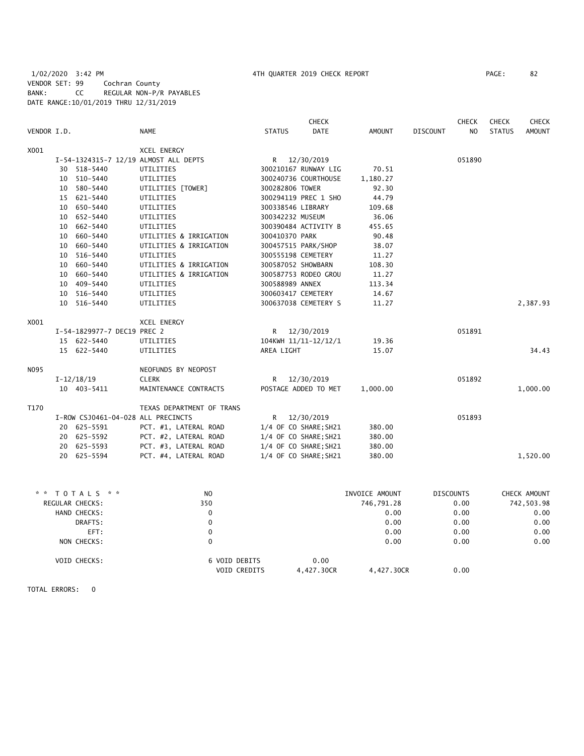1/02/2020 3:42 PM 4TH QUARTER 2019 CHECK REPORT PAGE: 82
VENDOR SET: 99 Cochran County
BANK: CC REGULAR NON-P/R PAYABLES
DATE RANGE:10/01/2019 THRU 12/31/2019

| VENDOR I.D. | NAME | STATUS | CHECK DATE | AMOUNT | DISCOUNT | CHECK NO | CHECK STATUS | CHECK AMOUNT |
|---|---|---|---|---|---|---|---|---|
| X001 | XCEL ENERGY | | | | | | | |
| I-54-1324315-7 12/19 ALMOST ALL DEPTS | | R | 12/30/2019 | | | 051890 | | |
| 30 518-5440 | UTILITIES | 300210167 RUNWAY LIG | | 70.51 | | | | |
| 10 510-5440 | UTILITIES | 300240736 COURTHOUSE | | 1,180.27 | | | | |
| 10 580-5440 | UTILITIES [TOWER] | 300282806 TOWER | | 92.30 | | | | |
| 15 621-5440 | UTILITIES | 300294119 PREC 1 SHO | | 44.79 | | | | |
| 10 650-5440 | UTILITIES | 300338546 LIBRARY | | 109.68 | | | | |
| 10 652-5440 | UTILITIES | 300342232 MUSEUM | | 36.06 | | | | |
| 10 662-5440 | UTILITIES | 300390484 ACTIVITY B | | 455.65 | | | | |
| 10 660-5440 | UTILITIES & IRRIGATION | 300410370 PARK | | 90.48 | | | | |
| 10 660-5440 | UTILITIES & IRRIGATION | 300457515 PARK/SHOP | | 38.07 | | | | |
| 10 516-5440 | UTILITIES | 300555198 CEMETERY | | 11.27 | | | | |
| 10 660-5440 | UTILITIES & IRRIGATION | 300587052 SHOWBARN | | 108.30 | | | | |
| 10 660-5440 | UTILITIES & IRRIGATION | 300587753 RODEO GROU | | 11.27 | | | | |
| 10 409-5440 | UTILITIES | 300588989 ANNEX | | 113.34 | | | | |
| 10 516-5440 | UTILITIES | 300603417 CEMETERY | | 14.67 | | | | |
| 10 516-5440 | UTILITIES | 300637038 CEMETERY S | | 11.27 | | | | 2,387.93 |
| X001 | XCEL ENERGY | | | | | | | |
| I-54-1829977-7 DEC19 PREC 2 | | R | 12/30/2019 | | | 051891 | | |
| 15 622-5440 | UTILITIES | 104KWH 11/11-12/12/1 | | 19.36 | | | | |
| 15 622-5440 | UTILITIES | AREA LIGHT | | 15.07 | | | | 34.43 |
| N095 | NEOFUNDS BY NEOPOST | | | | | | | |
| I-12/18/19 | CLERK | R | 12/30/2019 | | | 051892 | | |
| 10 403-5411 | MAINTENANCE CONTRACTS | POSTAGE ADDED TO MET | | 1,000.00 | | | | 1,000.00 |
| T170 | TEXAS DEPARTMENT OF TRANS | | | | | | | |
| I-ROW CSJ0461-04-028 ALL PRECINCTS | | R | 12/30/2019 | | | 051893 | | |
| 20 625-5591 | PCT. #1, LATERAL ROAD | 1/4 OF CO SHARE;SH21 | | 380.00 | | | | |
| 20 625-5592 | PCT. #2, LATERAL ROAD | 1/4 OF CO SHARE;SH21 | | 380.00 | | | | |
| 20 625-5593 | PCT. #3, LATERAL ROAD | 1/4 OF CO SHARE;SH21 | | 380.00 | | | | |
| 20 625-5594 | PCT. #4, LATERAL ROAD | 1/4 OF CO SHARE;SH21 | | 380.00 | | | | 1,520.00 |

| * * TOTALS * * | NO | | INVOICE AMOUNT | DISCOUNTS | CHECK AMOUNT |
|---|---|---|---|---|---|
| REGULAR CHECKS: | 350 | | 746,791.28 | 0.00 | 742,503.98 |
| HAND CHECKS: | 0 | | 0.00 | 0.00 | 0.00 |
| DRAFTS: | 0 | | 0.00 | 0.00 | 0.00 |
| EFT: | 0 | | 0.00 | 0.00 | 0.00 |
| NON CHECKS: | 0 | | 0.00 | 0.00 | 0.00 |
| VOID CHECKS: | 6 VOID DEBITS | 0.00 | | | |
| | VOID CREDITS | 4,427.30CR | 4,427.30CR | 0.00 | |

TOTAL ERRORS: 0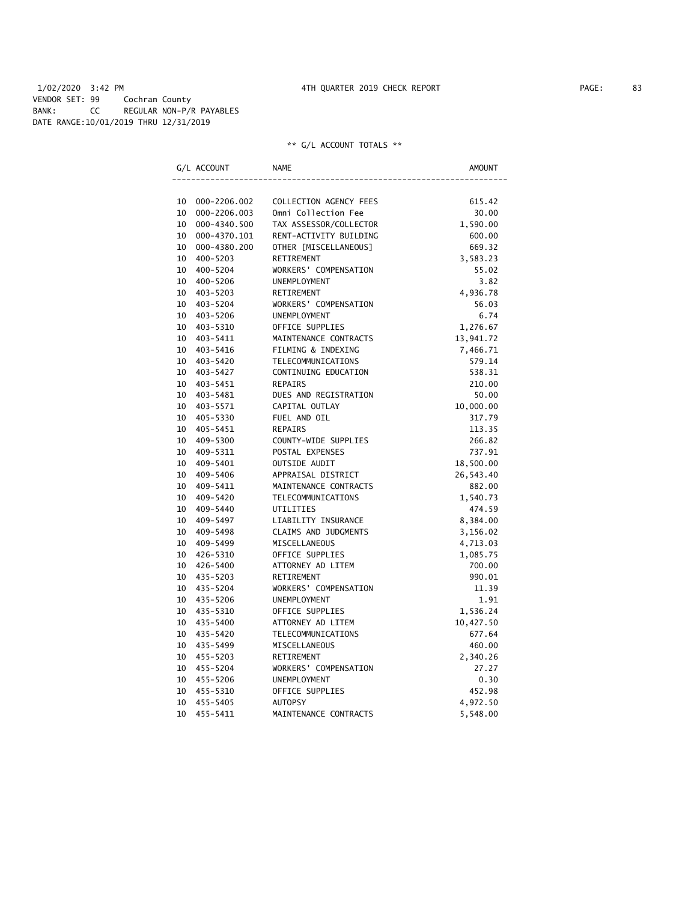1/02/2020 3:42 PM 4TH QUARTER 2019 CHECK REPORT

VENDOR SET: 99 Cochran County
BANK: CC REGULAR NON-P/R PAYABLES
DATE RANGE:10/01/2019 THRU 12/31/2019

** G/L ACCOUNT TOTALS **

| G/L ACCOUNT | | NAME | AMOUNT |
|---|---|---|---|
| 10 | 000-2206.002 | COLLECTION AGENCY FEES | 615.42 |
| 10 | 000-2206.003 | Omni Collection Fee | 30.00 |
| 10 | 000-4340.500 | TAX ASSESSOR/COLLECTOR | 1,590.00 |
| 10 | 000-4370.101 | RENT-ACTIVITY BUILDING | 600.00 |
| 10 | 000-4380.200 | OTHER [MISCELLANEOUS] | 669.32 |
| 10 | 400-5203 | RETIREMENT | 3,583.23 |
| 10 | 400-5204 | WORKERS' COMPENSATION | 55.02 |
| 10 | 400-5206 | UNEMPLOYMENT | 3.82 |
| 10 | 403-5203 | RETIREMENT | 4,936.78 |
| 10 | 403-5204 | WORKERS' COMPENSATION | 56.03 |
| 10 | 403-5206 | UNEMPLOYMENT | 6.74 |
| 10 | 403-5310 | OFFICE SUPPLIES | 1,276.67 |
| 10 | 403-5411 | MAINTENANCE CONTRACTS | 13,941.72 |
| 10 | 403-5416 | FILMING & INDEXING | 7,466.71 |
| 10 | 403-5420 | TELECOMMUNICATIONS | 579.14 |
| 10 | 403-5427 | CONTINUING EDUCATION | 538.31 |
| 10 | 403-5451 | REPAIRS | 210.00 |
| 10 | 403-5481 | DUES AND REGISTRATION | 50.00 |
| 10 | 403-5571 | CAPITAL OUTLAY | 10,000.00 |
| 10 | 405-5330 | FUEL AND OIL | 317.79 |
| 10 | 405-5451 | REPAIRS | 113.35 |
| 10 | 409-5300 | COUNTY-WIDE SUPPLIES | 266.82 |
| 10 | 409-5311 | POSTAL EXPENSES | 737.91 |
| 10 | 409-5401 | OUTSIDE AUDIT | 18,500.00 |
| 10 | 409-5406 | APPRAISAL DISTRICT | 26,543.40 |
| 10 | 409-5411 | MAINTENANCE CONTRACTS | 882.00 |
| 10 | 409-5420 | TELECOMMUNICATIONS | 1,540.73 |
| 10 | 409-5440 | UTILITIES | 474.59 |
| 10 | 409-5497 | LIABILITY INSURANCE | 8,384.00 |
| 10 | 409-5498 | CLAIMS AND JUDGMENTS | 3,156.02 |
| 10 | 409-5499 | MISCELLANEOUS | 4,713.03 |
| 10 | 426-5310 | OFFICE SUPPLIES | 1,085.75 |
| 10 | 426-5400 | ATTORNEY AD LITEM | 700.00 |
| 10 | 435-5203 | RETIREMENT | 990.01 |
| 10 | 435-5204 | WORKERS' COMPENSATION | 11.39 |
| 10 | 435-5206 | UNEMPLOYMENT | 1.91 |
| 10 | 435-5310 | OFFICE SUPPLIES | 1,536.24 |
| 10 | 435-5400 | ATTORNEY AD LITEM | 10,427.50 |
| 10 | 435-5420 | TELECOMMUNICATIONS | 677.64 |
| 10 | 435-5499 | MISCELLANEOUS | 460.00 |
| 10 | 455-5203 | RETIREMENT | 2,340.26 |
| 10 | 455-5204 | WORKERS' COMPENSATION | 27.27 |
| 10 | 455-5206 | UNEMPLOYMENT | 0.30 |
| 10 | 455-5310 | OFFICE SUPPLIES | 452.98 |
| 10 | 455-5405 | AUTOPSY | 4,972.50 |
| 10 | 455-5411 | MAINTENANCE CONTRACTS | 5,548.00 |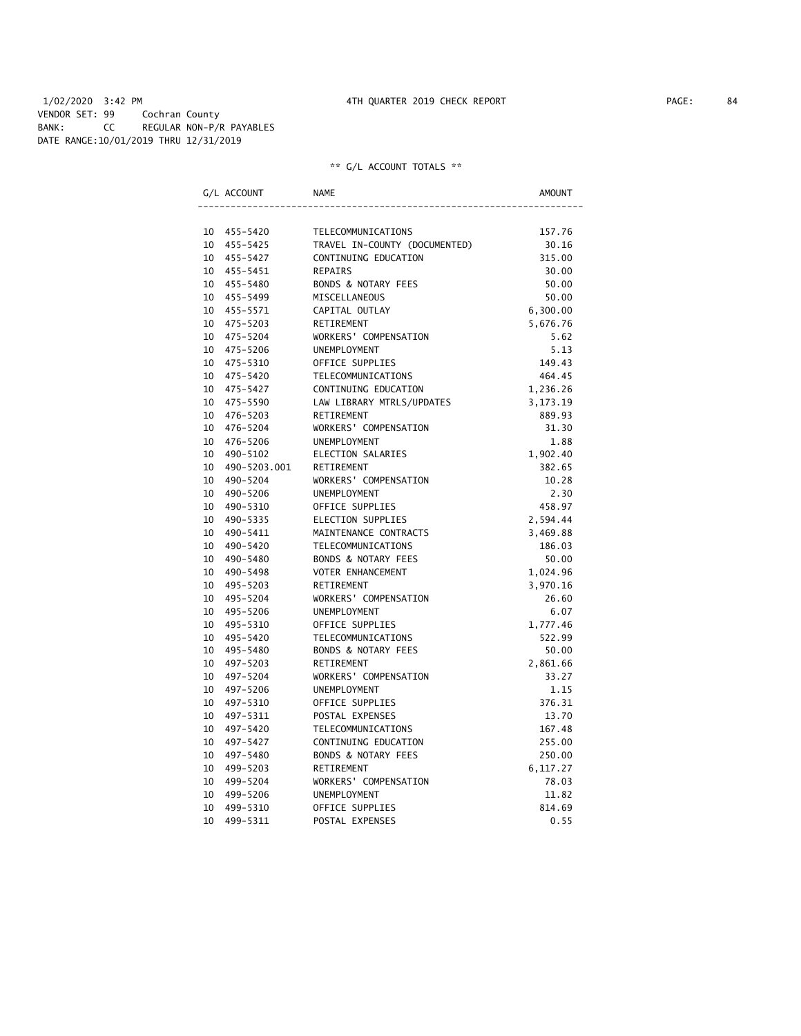1/02/2020 3:42 PM 4TH QUARTER 2019 CHECK REPORT

VENDOR SET: 99 Cochran County
BANK: CC REGULAR NON-P/R PAYABLES
DATE RANGE:10/01/2019 THRU 12/31/2019

** G/L ACCOUNT TOTALS **

| G/L ACCOUNT | NAME | AMOUNT |
|---|---|---|
| 10 455-5420 | TELECOMMUNICATIONS | 157.76 |
| 10 455-5425 | TRAVEL IN-COUNTY (DOCUMENTED) | 30.16 |
| 10 455-5427 | CONTINUING EDUCATION | 315.00 |
| 10 455-5451 | REPAIRS | 30.00 |
| 10 455-5480 | BONDS & NOTARY FEES | 50.00 |
| 10 455-5499 | MISCELLANEOUS | 50.00 |
| 10 455-5571 | CAPITAL OUTLAY | 6,300.00 |
| 10 475-5203 | RETIREMENT | 5,676.76 |
| 10 475-5204 | WORKERS' COMPENSATION | 5.62 |
| 10 475-5206 | UNEMPLOYMENT | 5.13 |
| 10 475-5310 | OFFICE SUPPLIES | 149.43 |
| 10 475-5420 | TELECOMMUNICATIONS | 464.45 |
| 10 475-5427 | CONTINUING EDUCATION | 1,236.26 |
| 10 475-5590 | LAW LIBRARY MTRLS/UPDATES | 3,173.19 |
| 10 476-5203 | RETIREMENT | 889.93 |
| 10 476-5204 | WORKERS' COMPENSATION | 31.30 |
| 10 476-5206 | UNEMPLOYMENT | 1.88 |
| 10 490-5102 | ELECTION SALARIES | 1,902.40 |
| 10 490-5203.001 | RETIREMENT | 382.65 |
| 10 490-5204 | WORKERS' COMPENSATION | 10.28 |
| 10 490-5206 | UNEMPLOYMENT | 2.30 |
| 10 490-5310 | OFFICE SUPPLIES | 458.97 |
| 10 490-5335 | ELECTION SUPPLIES | 2,594.44 |
| 10 490-5411 | MAINTENANCE CONTRACTS | 3,469.88 |
| 10 490-5420 | TELECOMMUNICATIONS | 186.03 |
| 10 490-5480 | BONDS & NOTARY FEES | 50.00 |
| 10 490-5498 | VOTER ENHANCEMENT | 1,024.96 |
| 10 495-5203 | RETIREMENT | 3,970.16 |
| 10 495-5204 | WORKERS' COMPENSATION | 26.60 |
| 10 495-5206 | UNEMPLOYMENT | 6.07 |
| 10 495-5310 | OFFICE SUPPLIES | 1,777.46 |
| 10 495-5420 | TELECOMMUNICATIONS | 522.99 |
| 10 495-5480 | BONDS & NOTARY FEES | 50.00 |
| 10 497-5203 | RETIREMENT | 2,861.66 |
| 10 497-5204 | WORKERS' COMPENSATION | 33.27 |
| 10 497-5206 | UNEMPLOYMENT | 1.15 |
| 10 497-5310 | OFFICE SUPPLIES | 376.31 |
| 10 497-5311 | POSTAL EXPENSES | 13.70 |
| 10 497-5420 | TELECOMMUNICATIONS | 167.48 |
| 10 497-5427 | CONTINUING EDUCATION | 255.00 |
| 10 497-5480 | BONDS & NOTARY FEES | 250.00 |
| 10 499-5203 | RETIREMENT | 6,117.27 |
| 10 499-5204 | WORKERS' COMPENSATION | 78.03 |
| 10 499-5206 | UNEMPLOYMENT | 11.82 |
| 10 499-5310 | OFFICE SUPPLIES | 814.69 |
| 10 499-5311 | POSTAL EXPENSES | 0.55 |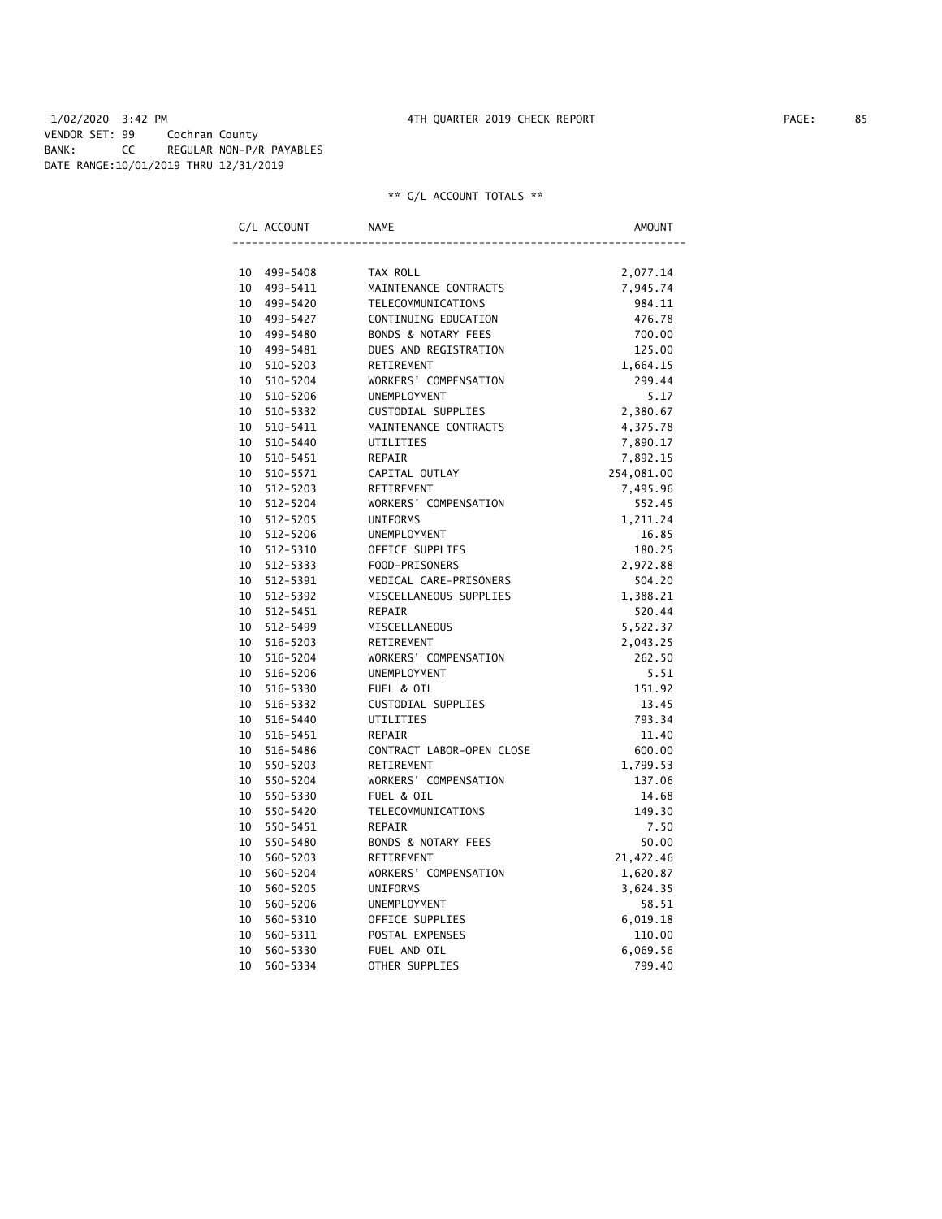1/02/2020 3:42 PM 4TH QUARTER 2019 CHECK REPORT

VENDOR SET: 99 Cochran County
BANK: CC REGULAR NON-P/R PAYABLES
DATE RANGE:10/01/2019 THRU 12/31/2019

** G/L ACCOUNT TOTALS **

| G/L ACCOUNT | NAME | AMOUNT |
|---|---|---|
| 10 499-5408 | TAX ROLL | 2,077.14 |
| 10 499-5411 | MAINTENANCE CONTRACTS | 7,945.74 |
| 10 499-5420 | TELECOMMUNICATIONS | 984.11 |
| 10 499-5427 | CONTINUING EDUCATION | 476.78 |
| 10 499-5480 | BONDS & NOTARY FEES | 700.00 |
| 10 499-5481 | DUES AND REGISTRATION | 125.00 |
| 10 510-5203 | RETIREMENT | 1,664.15 |
| 10 510-5204 | WORKERS' COMPENSATION | 299.44 |
| 10 510-5206 | UNEMPLOYMENT | 5.17 |
| 10 510-5332 | CUSTODIAL SUPPLIES | 2,380.67 |
| 10 510-5411 | MAINTENANCE CONTRACTS | 4,375.78 |
| 10 510-5440 | UTILITIES | 7,890.17 |
| 10 510-5451 | REPAIR | 7,892.15 |
| 10 510-5571 | CAPITAL OUTLAY | 254,081.00 |
| 10 512-5203 | RETIREMENT | 7,495.96 |
| 10 512-5204 | WORKERS' COMPENSATION | 552.45 |
| 10 512-5205 | UNIFORMS | 1,211.24 |
| 10 512-5206 | UNEMPLOYMENT | 16.85 |
| 10 512-5310 | OFFICE SUPPLIES | 180.25 |
| 10 512-5333 | FOOD-PRISONERS | 2,972.88 |
| 10 512-5391 | MEDICAL CARE-PRISONERS | 504.20 |
| 10 512-5392 | MISCELLANEOUS SUPPLIES | 1,388.21 |
| 10 512-5451 | REPAIR | 520.44 |
| 10 512-5499 | MISCELLANEOUS | 5,522.37 |
| 10 516-5203 | RETIREMENT | 2,043.25 |
| 10 516-5204 | WORKERS' COMPENSATION | 262.50 |
| 10 516-5206 | UNEMPLOYMENT | 5.51 |
| 10 516-5330 | FUEL & OIL | 151.92 |
| 10 516-5332 | CUSTODIAL SUPPLIES | 13.45 |
| 10 516-5440 | UTILITIES | 793.34 |
| 10 516-5451 | REPAIR | 11.40 |
| 10 516-5486 | CONTRACT LABOR-OPEN CLOSE | 600.00 |
| 10 550-5203 | RETIREMENT | 1,799.53 |
| 10 550-5204 | WORKERS' COMPENSATION | 137.06 |
| 10 550-5330 | FUEL & OIL | 14.68 |
| 10 550-5420 | TELECOMMUNICATIONS | 149.30 |
| 10 550-5451 | REPAIR | 7.50 |
| 10 550-5480 | BONDS & NOTARY FEES | 50.00 |
| 10 560-5203 | RETIREMENT | 21,422.46 |
| 10 560-5204 | WORKERS' COMPENSATION | 1,620.87 |
| 10 560-5205 | UNIFORMS | 3,624.35 |
| 10 560-5206 | UNEMPLOYMENT | 58.51 |
| 10 560-5310 | OFFICE SUPPLIES | 6,019.18 |
| 10 560-5311 | POSTAL EXPENSES | 110.00 |
| 10 560-5330 | FUEL AND OIL | 6,069.56 |
| 10 560-5334 | OTHER SUPPLIES | 799.40 |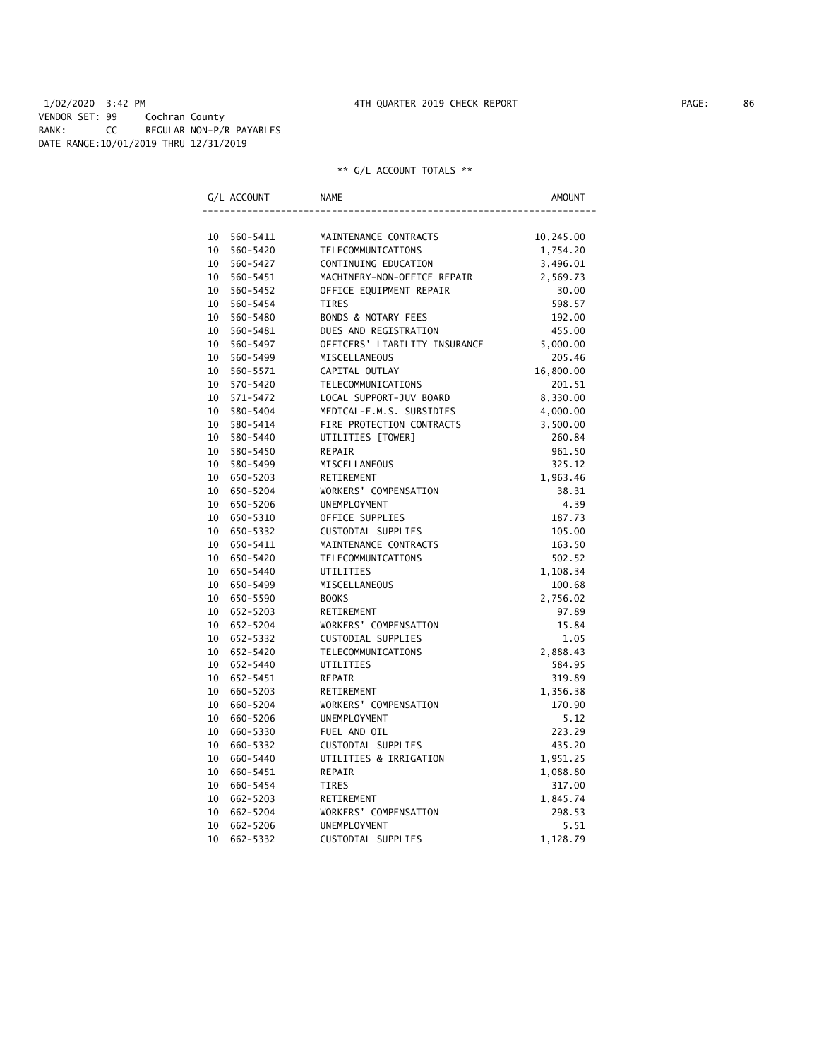1/02/2020 3:42 PM 4TH QUARTER 2019 CHECK REPORT

VENDOR SET: 99 Cochran County
BANK: CC REGULAR NON-P/R PAYABLES
DATE RANGE:10/01/2019 THRU 12/31/2019

** G/L ACCOUNT TOTALS **

| G/L ACCOUNT | | NAME | AMOUNT |
|---|---|---|---|
| 10 | 560-5411 | MAINTENANCE CONTRACTS | 10,245.00 |
| 10 | 560-5420 | TELECOMMUNICATIONS | 1,754.20 |
| 10 | 560-5427 | CONTINUING EDUCATION | 3,496.01 |
| 10 | 560-5451 | MACHINERY-NON-OFFICE REPAIR | 2,569.73 |
| 10 | 560-5452 | OFFICE EQUIPMENT REPAIR | 30.00 |
| 10 | 560-5454 | TIRES | 598.57 |
| 10 | 560-5480 | BONDS & NOTARY FEES | 192.00 |
| 10 | 560-5481 | DUES AND REGISTRATION | 455.00 |
| 10 | 560-5497 | OFFICERS' LIABILITY INSURANCE | 5,000.00 |
| 10 | 560-5499 | MISCELLANEOUS | 205.46 |
| 10 | 560-5571 | CAPITAL OUTLAY | 16,800.00 |
| 10 | 570-5420 | TELECOMMUNICATIONS | 201.51 |
| 10 | 571-5472 | LOCAL SUPPORT-JUV BOARD | 8,330.00 |
| 10 | 580-5404 | MEDICAL-E.M.S. SUBSIDIES | 4,000.00 |
| 10 | 580-5414 | FIRE PROTECTION CONTRACTS | 3,500.00 |
| 10 | 580-5440 | UTILITIES [TOWER] | 260.84 |
| 10 | 580-5450 | REPAIR | 961.50 |
| 10 | 580-5499 | MISCELLANEOUS | 325.12 |
| 10 | 650-5203 | RETIREMENT | 1,963.46 |
| 10 | 650-5204 | WORKERS' COMPENSATION | 38.31 |
| 10 | 650-5206 | UNEMPLOYMENT | 4.39 |
| 10 | 650-5310 | OFFICE SUPPLIES | 187.73 |
| 10 | 650-5332 | CUSTODIAL SUPPLIES | 105.00 |
| 10 | 650-5411 | MAINTENANCE CONTRACTS | 163.50 |
| 10 | 650-5420 | TELECOMMUNICATIONS | 502.52 |
| 10 | 650-5440 | UTILITIES | 1,108.34 |
| 10 | 650-5499 | MISCELLANEOUS | 100.68 |
| 10 | 650-5590 | BOOKS | 2,756.02 |
| 10 | 652-5203 | RETIREMENT | 97.89 |
| 10 | 652-5204 | WORKERS' COMPENSATION | 15.84 |
| 10 | 652-5332 | CUSTODIAL SUPPLIES | 1.05 |
| 10 | 652-5420 | TELECOMMUNICATIONS | 2,888.43 |
| 10 | 652-5440 | UTILITIES | 584.95 |
| 10 | 652-5451 | REPAIR | 319.89 |
| 10 | 660-5203 | RETIREMENT | 1,356.38 |
| 10 | 660-5204 | WORKERS' COMPENSATION | 170.90 |
| 10 | 660-5206 | UNEMPLOYMENT | 5.12 |
| 10 | 660-5330 | FUEL AND OIL | 223.29 |
| 10 | 660-5332 | CUSTODIAL SUPPLIES | 435.20 |
| 10 | 660-5440 | UTILITIES & IRRIGATION | 1,951.25 |
| 10 | 660-5451 | REPAIR | 1,088.80 |
| 10 | 660-5454 | TIRES | 317.00 |
| 10 | 662-5203 | RETIREMENT | 1,845.74 |
| 10 | 662-5204 | WORKERS' COMPENSATION | 298.53 |
| 10 | 662-5206 | UNEMPLOYMENT | 5.51 |
| 10 | 662-5332 | CUSTODIAL SUPPLIES | 1,128.79 |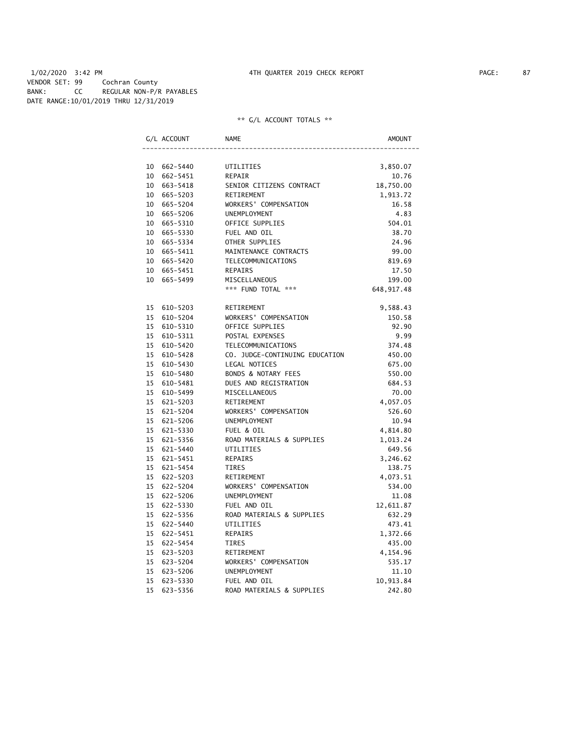1/02/2020 3:42 PM 4TH QUARTER 2019 CHECK REPORT

VENDOR SET: 99 Cochran County
BANK: CC REGULAR NON-P/R PAYABLES
DATE RANGE:10/01/2019 THRU 12/31/2019

** G/L ACCOUNT TOTALS **

| G/L ACCOUNT | NAME | AMOUNT |
|---|---|---|
| 10 662-5440 | UTILITIES | 3,850.07 |
| 10 662-5451 | REPAIR | 10.76 |
| 10 663-5418 | SENIOR CITIZENS CONTRACT | 18,750.00 |
| 10 665-5203 | RETIREMENT | 1,913.72 |
| 10 665-5204 | WORKERS' COMPENSATION | 16.58 |
| 10 665-5206 | UNEMPLOYMENT | 4.83 |
| 10 665-5310 | OFFICE SUPPLIES | 504.01 |
| 10 665-5330 | FUEL AND OIL | 38.70 |
| 10 665-5334 | OTHER SUPPLIES | 24.96 |
| 10 665-5411 | MAINTENANCE CONTRACTS | 99.00 |
| 10 665-5420 | TELECOMMUNICATIONS | 819.69 |
| 10 665-5451 | REPAIRS | 17.50 |
| 10 665-5499 | MISCELLANEOUS | 199.00 |
| | *** FUND TOTAL *** | 648,917.48 |
| 15 610-5203 | RETIREMENT | 9,588.43 |
| 15 610-5204 | WORKERS' COMPENSATION | 150.58 |
| 15 610-5310 | OFFICE SUPPLIES | 92.90 |
| 15 610-5311 | POSTAL EXPENSES | 9.99 |
| 15 610-5420 | TELECOMMUNICATIONS | 374.48 |
| 15 610-5428 | CO. JUDGE-CONTINUING EDUCATION | 450.00 |
| 15 610-5430 | LEGAL NOTICES | 675.00 |
| 15 610-5480 | BONDS & NOTARY FEES | 550.00 |
| 15 610-5481 | DUES AND REGISTRATION | 684.53 |
| 15 610-5499 | MISCELLANEOUS | 70.00 |
| 15 621-5203 | RETIREMENT | 4,057.05 |
| 15 621-5204 | WORKERS' COMPENSATION | 526.60 |
| 15 621-5206 | UNEMPLOYMENT | 10.94 |
| 15 621-5330 | FUEL & OIL | 4,814.80 |
| 15 621-5356 | ROAD MATERIALS & SUPPLIES | 1,013.24 |
| 15 621-5440 | UTILITIES | 649.56 |
| 15 621-5451 | REPAIRS | 3,246.62 |
| 15 621-5454 | TIRES | 138.75 |
| 15 622-5203 | RETIREMENT | 4,073.51 |
| 15 622-5204 | WORKERS' COMPENSATION | 534.00 |
| 15 622-5206 | UNEMPLOYMENT | 11.08 |
| 15 622-5330 | FUEL AND OIL | 12,611.87 |
| 15 622-5356 | ROAD MATERIALS & SUPPLIES | 632.29 |
| 15 622-5440 | UTILITIES | 473.41 |
| 15 622-5451 | REPAIRS | 1,372.66 |
| 15 622-5454 | TIRES | 435.00 |
| 15 623-5203 | RETIREMENT | 4,154.96 |
| 15 623-5204 | WORKERS' COMPENSATION | 535.17 |
| 15 623-5206 | UNEMPLOYMENT | 11.10 |
| 15 623-5330 | FUEL AND OIL | 10,913.84 |
| 15 623-5356 | ROAD MATERIALS & SUPPLIES | 242.80 |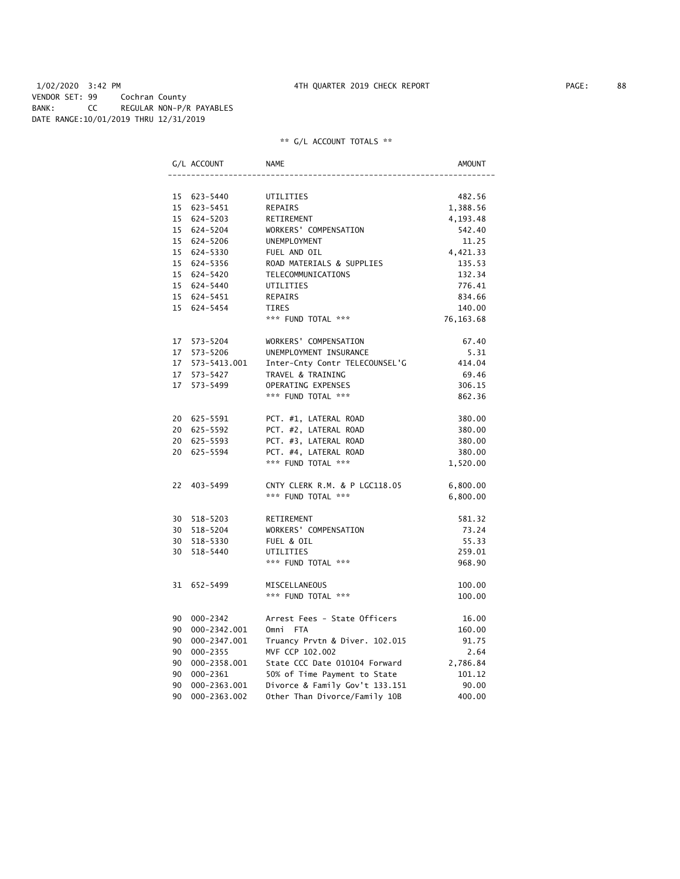1/02/2020 3:42 PM 4TH QUARTER 2019 CHECK REPORT
VENDOR SET: 99 Cochran County
BANK: CC REGULAR NON-P/R PAYABLES
DATE RANGE:10/01/2019 THRU 12/31/2019

** G/L ACCOUNT TOTALS **

| G/L ACCOUNT | NAME | AMOUNT |
|---|---|---|
| 15 623-5440 | UTILITIES | 482.56 |
| 15 623-5451 | REPAIRS | 1,388.56 |
| 15 624-5203 | RETIREMENT | 4,193.48 |
| 15 624-5204 | WORKERS' COMPENSATION | 542.40 |
| 15 624-5206 | UNEMPLOYMENT | 11.25 |
| 15 624-5330 | FUEL AND OIL | 4,421.33 |
| 15 624-5356 | ROAD MATERIALS & SUPPLIES | 135.53 |
| 15 624-5420 | TELECOMMUNICATIONS | 132.34 |
| 15 624-5440 | UTILITIES | 776.41 |
| 15 624-5451 | REPAIRS | 834.66 |
| 15 624-5454 | TIRES | 140.00 |
| | *** FUND TOTAL *** | 76,163.68 |
| | | |
| 17 573-5204 | WORKERS' COMPENSATION | 67.40 |
| 17 573-5206 | UNEMPLOYMENT INSURANCE | 5.31 |
| 17 573-5413.001 | Inter-Cnty Contr TELECOUNSEL'G | 414.04 |
| 17 573-5427 | TRAVEL & TRAINING | 69.46 |
| 17 573-5499 | OPERATING EXPENSES | 306.15 |
| | *** FUND TOTAL *** | 862.36 |
| | | |
| 20 625-5591 | PCT. #1, LATERAL ROAD | 380.00 |
| 20 625-5592 | PCT. #2, LATERAL ROAD | 380.00 |
| 20 625-5593 | PCT. #3, LATERAL ROAD | 380.00 |
| 20 625-5594 | PCT. #4, LATERAL ROAD | 380.00 |
| | *** FUND TOTAL *** | 1,520.00 |
| | | |
| 22 403-5499 | CNTY CLERK R.M. & P LGC118.05 | 6,800.00 |
| | *** FUND TOTAL *** | 6,800.00 |
| | | |
| 30 518-5203 | RETIREMENT | 581.32 |
| 30 518-5204 | WORKERS' COMPENSATION | 73.24 |
| 30 518-5330 | FUEL & OIL | 55.33 |
| 30 518-5440 | UTILITIES | 259.01 |
| | *** FUND TOTAL *** | 968.90 |
| | | |
| 31 652-5499 | MISCELLANEOUS | 100.00 |
| | *** FUND TOTAL *** | 100.00 |
| | | |
| 90 000-2342 | Arrest Fees - State Officers | 16.00 |
| 90 000-2342.001 | Omni FTA | 160.00 |
| 90 000-2347.001 | Truancy Prvtn & Diver. 102.015 | 91.75 |
| 90 000-2355 | MVF CCP 102.002 | 2.64 |
| 90 000-2358.001 | State CCC Date 010104 Forward | 2,786.84 |
| 90 000-2361 | 50% of Time Payment to State | 101.12 |
| 90 000-2363.001 | Divorce & Family Gov't 133.151 | 90.00 |
| 90 000-2363.002 | Other Than Divorce/Family 10B | 400.00 |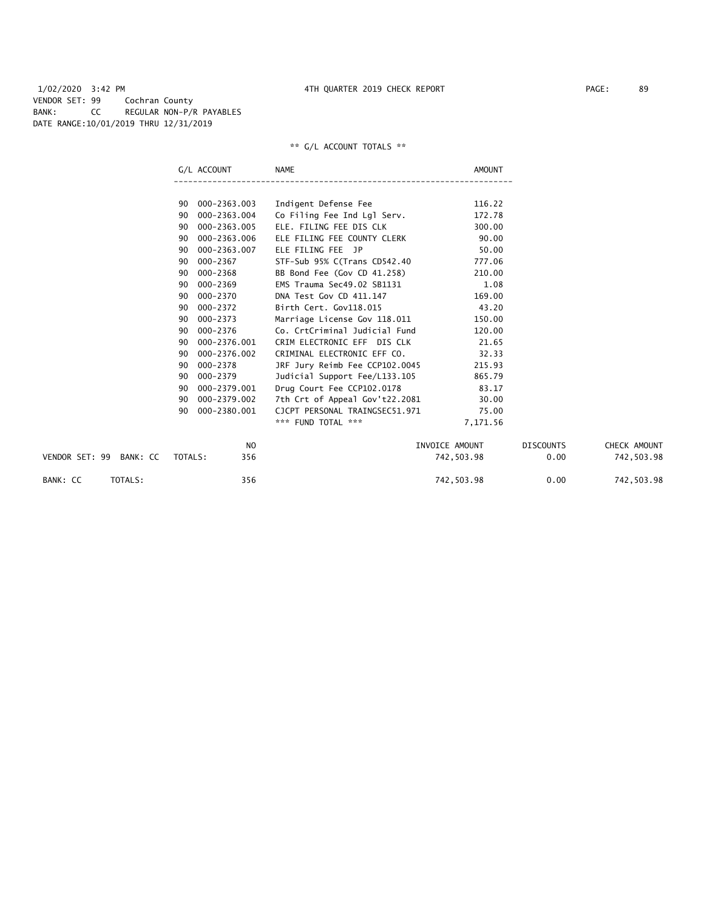1/02/2020 3:42 PM 4TH QUARTER 2019 CHECK REPORT

VENDOR SET: 99 Cochran County
BANK: CC REGULAR NON-P/R PAYABLES
DATE RANGE:10/01/2019 THRU 12/31/2019

** G/L ACCOUNT TOTALS **

| | G/L ACCOUNT | NAME | AMOUNT |
|---|---|---|---|
| 90 | 000-2363.003 | Indigent Defense Fee | 116.22 |
| 90 | 000-2363.004 | Co Filing Fee Ind Lgl Serv. | 172.78 |
| 90 | 000-2363.005 | ELE. FILING FEE DIS CLK | 300.00 |
| 90 | 000-2363.006 | ELE FILING FEE COUNTY CLERK | 90.00 |
| 90 | 000-2363.007 | ELE FILING FEE JP | 50.00 |
| 90 | 000-2367 | STF-Sub 95% C(Trans CD542.40 | 777.06 |
| 90 | 000-2368 | BB Bond Fee (Gov CD 41.258) | 210.00 |
| 90 | 000-2369 | EMS Trauma Sec49.02 SB1131 | 1.08 |
| 90 | 000-2370 | DNA Test Gov CD 411.147 | 169.00 |
| 90 | 000-2372 | Birth Cert. Gov118.015 | 43.20 |
| 90 | 000-2373 | Marriage License Gov 118.011 | 150.00 |
| 90 | 000-2376 | Co. CrtCriminal Judicial Fund | 120.00 |
| 90 | 000-2376.001 | CRIM ELECTRONIC EFF DIS CLK | 21.65 |
| 90 | 000-2376.002 | CRIMINAL ELECTRONIC EFF CO. | 32.33 |
| 90 | 000-2378 | JRF Jury Reimb Fee CCP102.0045 | 215.93 |
| 90 | 000-2379 | Judicial Support Fee/L133.105 | 865.79 |
| 90 | 000-2379.001 | Drug Court Fee CCP102.0178 | 83.17 |
| 90 | 000-2379.002 | 7th Crt of Appeal Gov't22.2081 | 30.00 |
| 90 | 000-2380.001 | CJCPT PERSONAL TRAINGSEC51.971 | 75.00 |
| | | *** FUND TOTAL *** | 7,171.56 |

| | NO | INVOICE AMOUNT | DISCOUNTS | CHECK AMOUNT |
|---|---|---|---|---|
| VENDOR SET: 99 BANK: CC TOTALS: | 356 | 742,503.98 | 0.00 | 742,503.98 |
| BANK: CC TOTALS: | 356 | 742,503.98 | 0.00 | 742,503.98 |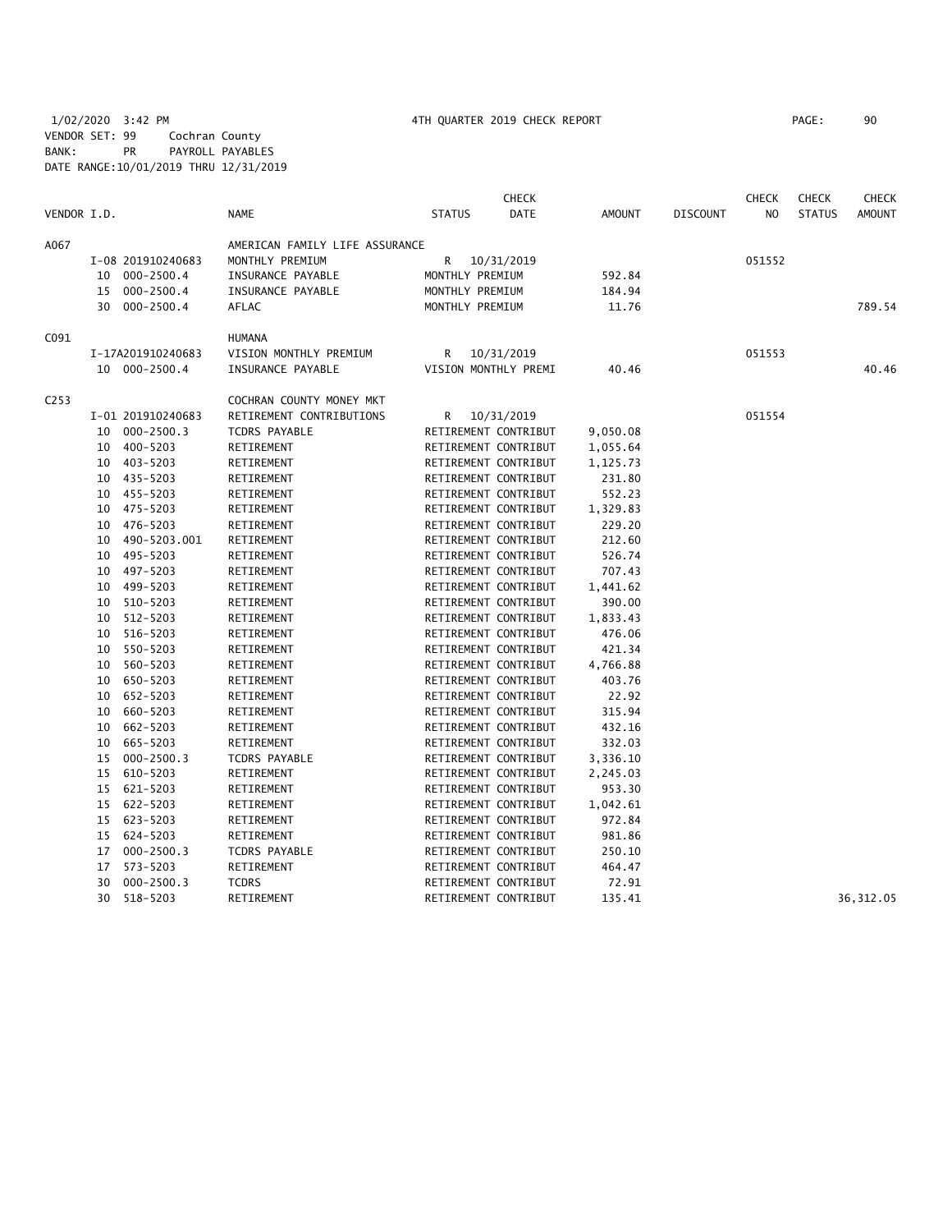1/02/2020 3:42 PM    4TH QUARTER 2019 CHECK REPORT    PAGE: 90

VENDOR SET: 99 Cochran County
BANK: PR PAYROLL PAYABLES
DATE RANGE:10/01/2019 THRU 12/31/2019

| VENDOR I.D. | | NAME | STATUS | CHECK DATE | AMOUNT | DISCOUNT | CHECK NO | CHECK STATUS | CHECK AMOUNT |
|---|---|---|---|---|---|---|---|---|---|
| A067 | | AMERICAN FAMILY LIFE ASSURANCE | | | | | | | |
| | I-08 201910240683 | MONTHLY PREMIUM | R | 10/31/2019 | | | 051552 | | |
| | 10 000-2500.4 | INSURANCE PAYABLE | MONTHLY PREMIUM | | 592.84 | | | | |
| | 15 000-2500.4 | INSURANCE PAYABLE | MONTHLY PREMIUM | | 184.94 | | | | |
| | 30 000-2500.4 | AFLAC | MONTHLY PREMIUM | | 11.76 | | | | 789.54 |
| C091 | | HUMANA | | | | | | | |
| | I-17A201910240683 | VISION MONTHLY PREMIUM | R | 10/31/2019 | | | 051553 | | |
| | 10 000-2500.4 | INSURANCE PAYABLE | VISION MONTHLY PREMI | | 40.46 | | | | 40.46 |
| C253 | | COCHRAN COUNTY MONEY MKT | | | | | | | |
| | I-01 201910240683 | RETIREMENT CONTRIBUTIONS | R | 10/31/2019 | | | 051554 | | |
| | 10 000-2500.3 | TCDRS PAYABLE | RETIREMENT CONTRIBUT | | 9,050.08 | | | | |
| | 10 400-5203 | RETIREMENT | RETIREMENT CONTRIBUT | | 1,055.64 | | | | |
| | 10 403-5203 | RETIREMENT | RETIREMENT CONTRIBUT | | 1,125.73 | | | | |
| | 10 435-5203 | RETIREMENT | RETIREMENT CONTRIBUT | | 231.80 | | | | |
| | 10 455-5203 | RETIREMENT | RETIREMENT CONTRIBUT | | 552.23 | | | | |
| | 10 475-5203 | RETIREMENT | RETIREMENT CONTRIBUT | | 1,329.83 | | | | |
| | 10 476-5203 | RETIREMENT | RETIREMENT CONTRIBUT | | 229.20 | | | | |
| | 10 490-5203.001 | RETIREMENT | RETIREMENT CONTRIBUT | | 212.60 | | | | |
| | 10 495-5203 | RETIREMENT | RETIREMENT CONTRIBUT | | 526.74 | | | | |
| | 10 497-5203 | RETIREMENT | RETIREMENT CONTRIBUT | | 707.43 | | | | |
| | 10 499-5203 | RETIREMENT | RETIREMENT CONTRIBUT | | 1,441.62 | | | | |
| | 10 510-5203 | RETIREMENT | RETIREMENT CONTRIBUT | | 390.00 | | | | |
| | 10 512-5203 | RETIREMENT | RETIREMENT CONTRIBUT | | 1,833.43 | | | | |
| | 10 516-5203 | RETIREMENT | RETIREMENT CONTRIBUT | | 476.06 | | | | |
| | 10 550-5203 | RETIREMENT | RETIREMENT CONTRIBUT | | 421.34 | | | | |
| | 10 560-5203 | RETIREMENT | RETIREMENT CONTRIBUT | | 4,766.88 | | | | |
| | 10 650-5203 | RETIREMENT | RETIREMENT CONTRIBUT | | 403.76 | | | | |
| | 10 652-5203 | RETIREMENT | RETIREMENT CONTRIBUT | | 22.92 | | | | |
| | 10 660-5203 | RETIREMENT | RETIREMENT CONTRIBUT | | 315.94 | | | | |
| | 10 662-5203 | RETIREMENT | RETIREMENT CONTRIBUT | | 432.16 | | | | |
| | 10 665-5203 | RETIREMENT | RETIREMENT CONTRIBUT | | 332.03 | | | | |
| | 15 000-2500.3 | TCDRS PAYABLE | RETIREMENT CONTRIBUT | | 3,336.10 | | | | |
| | 15 610-5203 | RETIREMENT | RETIREMENT CONTRIBUT | | 2,245.03 | | | | |
| | 15 621-5203 | RETIREMENT | RETIREMENT CONTRIBUT | | 953.30 | | | | |
| | 15 622-5203 | RETIREMENT | RETIREMENT CONTRIBUT | | 1,042.61 | | | | |
| | 15 623-5203 | RETIREMENT | RETIREMENT CONTRIBUT | | 972.84 | | | | |
| | 15 624-5203 | RETIREMENT | RETIREMENT CONTRIBUT | | 981.86 | | | | |
| | 17 000-2500.3 | TCDRS PAYABLE | RETIREMENT CONTRIBUT | | 250.10 | | | | |
| | 17 573-5203 | RETIREMENT | RETIREMENT CONTRIBUT | | 464.47 | | | | |
| | 30 000-2500.3 | TCDRS | RETIREMENT CONTRIBUT | | 72.91 | | | | |
| | 30 518-5203 | RETIREMENT | RETIREMENT CONTRIBUT | | 135.41 | | | | 36,312.05 |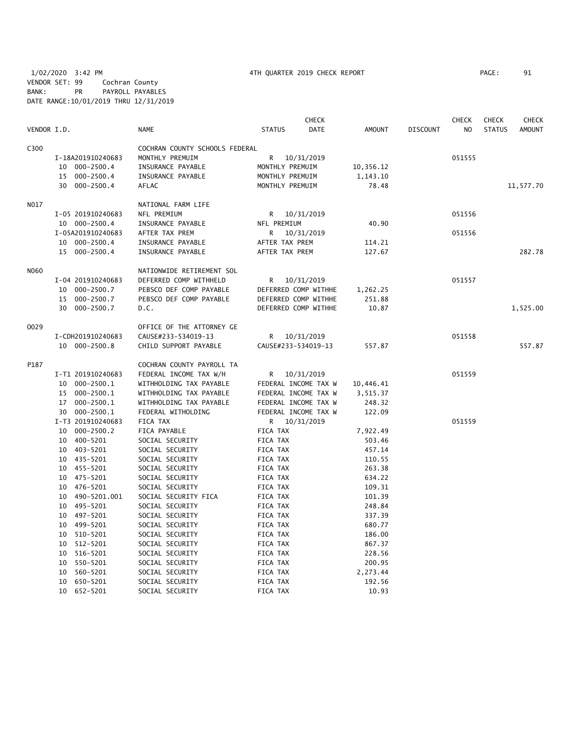1/02/2020 3:42 PM 4TH QUARTER 2019 CHECK REPORT

VENDOR SET: 99 Cochran County
BANK: PR PAYROLL PAYABLES
DATE RANGE:10/01/2019 THRU 12/31/2019

| VENDOR I.D. | NAME | STATUS | CHECK DATE | AMOUNT | DISCOUNT | CHECK NO | CHECK STATUS | CHECK AMOUNT |
|---|---|---|---|---|---|---|---|---|
| C300 | COCHRAN COUNTY SCHOOLS FEDERAL | | | | | | | |
| I-18A201910240683 | MONTHLY PREMUIM | R | 10/31/2019 | | | 051555 | | |
| 10 000-2500.4 | INSURANCE PAYABLE | MONTHLY PREMUIM | | 10,356.12 | | | | |
| 15 000-2500.4 | INSURANCE PAYABLE | MONTHLY PREMUIM | | 1,143.10 | | | | |
| 30 000-2500.4 | AFLAC | MONTHLY PREMUIM | | 78.48 | | | | 11,577.70 |
| N017 | NATIONAL FARM LIFE | | | | | | | |
| I-05 201910240683 | NFL PREMIUM | R | 10/31/2019 | | | 051556 | | |
| 10 000-2500.4 | INSURANCE PAYABLE | NFL PREMIUM | | 40.90 | | | | |
| I-05A201910240683 | AFTER TAX PREM | R | 10/31/2019 | | | 051556 | | |
| 10 000-2500.4 | INSURANCE PAYABLE | AFTER TAX PREM | | 114.21 | | | | |
| 15 000-2500.4 | INSURANCE PAYABLE | AFTER TAX PREM | | 127.67 | | | | 282.78 |
| N060 | NATIONWIDE RETIREMENT SOL | | | | | | | |
| I-04 201910240683 | DEFERRED COMP WITHHELD | R | 10/31/2019 | | | 051557 | | |
| 10 000-2500.7 | PEBSCO DEF COMP PAYABLE | DEFERRED COMP WITHHE | | 1,262.25 | | | | |
| 15 000-2500.7 | PEBSCO DEF COMP PAYABLE | DEFERRED COMP WITHHE | | 251.88 | | | | |
| 30 000-2500.7 | D.C. | DEFERRED COMP WITHHE | | 10.87 | | | | 1,525.00 |
| O029 | OFFICE OF THE ATTORNEY GE | | | | | | | |
| I-CDH201910240683 | CAUSE#233-534019-13 | R | 10/31/2019 | | | 051558 | | |
| 10 000-2500.8 | CHILD SUPPORT PAYABLE | CAUSE#233-534019-13 | | 557.87 | | | | 557.87 |
| P187 | COCHRAN COUNTY PAYROLL TA | | | | | | | |
| I-T1 201910240683 | FEDERAL INCOME TAX W/H | R | 10/31/2019 | | | 051559 | | |
| 10 000-2500.1 | WITHHOLDING TAX PAYABLE | FEDERAL INCOME TAX W | | 10,446.41 | | | | |
| 15 000-2500.1 | WITHHOLDING TAX PAYABLE | FEDERAL INCOME TAX W | | 3,515.37 | | | | |
| 17 000-2500.1 | WITHHOLDING TAX PAYABLE | FEDERAL INCOME TAX W | | 248.32 | | | | |
| 30 000-2500.1 | FEDERAL WITHOLDING | FEDERAL INCOME TAX W | | 122.09 | | | | |
| I-T3 201910240683 | FICA TAX | R | 10/31/2019 | | | 051559 | | |
| 10 000-2500.2 | FICA PAYABLE | FICA TAX | | 7,922.49 | | | | |
| 10 400-5201 | SOCIAL SECURITY | FICA TAX | | 503.46 | | | | |
| 10 403-5201 | SOCIAL SECURITY | FICA TAX | | 457.14 | | | | |
| 10 435-5201 | SOCIAL SECURITY | FICA TAX | | 110.55 | | | | |
| 10 455-5201 | SOCIAL SECURITY | FICA TAX | | 263.38 | | | | |
| 10 475-5201 | SOCIAL SECURITY | FICA TAX | | 634.22 | | | | |
| 10 476-5201 | SOCIAL SECURITY | FICA TAX | | 109.31 | | | | |
| 10 490-5201.001 | SOCIAL SECURITY FICA | FICA TAX | | 101.39 | | | | |
| 10 495-5201 | SOCIAL SECURITY | FICA TAX | | 248.84 | | | | |
| 10 497-5201 | SOCIAL SECURITY | FICA TAX | | 337.39 | | | | |
| 10 499-5201 | SOCIAL SECURITY | FICA TAX | | 680.77 | | | | |
| 10 510-5201 | SOCIAL SECURITY | FICA TAX | | 186.00 | | | | |
| 10 512-5201 | SOCIAL SECURITY | FICA TAX | | 867.37 | | | | |
| 10 516-5201 | SOCIAL SECURITY | FICA TAX | | 228.56 | | | | |
| 10 550-5201 | SOCIAL SECURITY | FICA TAX | | 200.95 | | | | |
| 10 560-5201 | SOCIAL SECURITY | FICA TAX | | 2,273.44 | | | | |
| 10 650-5201 | SOCIAL SECURITY | FICA TAX | | 192.56 | | | | |
| 10 652-5201 | SOCIAL SECURITY | FICA TAX | | 10.93 | | | | |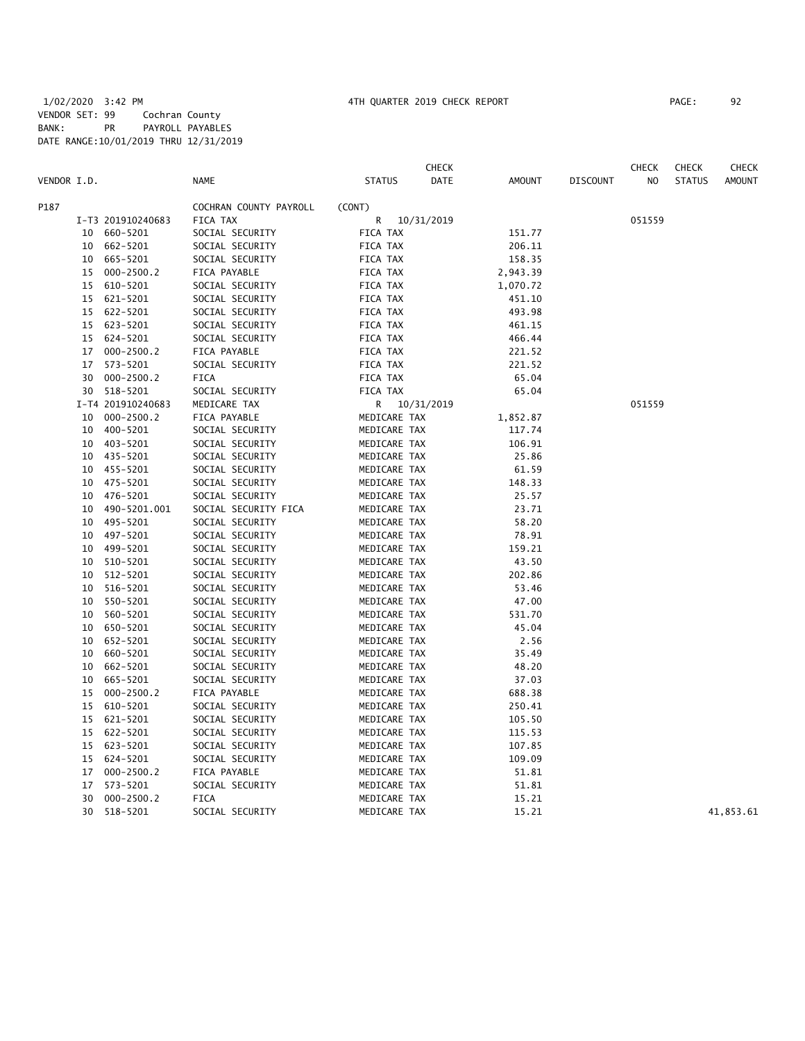1/02/2020 3:42 PM 4TH QUARTER 2019 CHECK REPORT PAGE: 92
VENDOR SET: 99 Cochran County
BANK: PR PAYROLL PAYABLES
DATE RANGE:10/01/2019 THRU 12/31/2019

| VENDOR I.D. | | NAME | STATUS | CHECK DATE | AMOUNT | DISCOUNT | CHECK NO | CHECK STATUS | CHECK AMOUNT |
|---|---|---|---|---|---|---|---|---|---|
| P187 | | COCHRAN COUNTY PAYROLL | (CONT) | | | | | | |
| | I-T3 201910240683 | FICA TAX | R | 10/31/2019 | | | 051559 | | |
| | 10 660-5201 | SOCIAL SECURITY | FICA TAX | | 151.77 | | | | |
| | 10 662-5201 | SOCIAL SECURITY | FICA TAX | | 206.11 | | | | |
| | 10 665-5201 | SOCIAL SECURITY | FICA TAX | | 158.35 | | | | |
| | 15 000-2500.2 | FICA PAYABLE | FICA TAX | | 2,943.39 | | | | |
| | 15 610-5201 | SOCIAL SECURITY | FICA TAX | | 1,070.72 | | | | |
| | 15 621-5201 | SOCIAL SECURITY | FICA TAX | | 451.10 | | | | |
| | 15 622-5201 | SOCIAL SECURITY | FICA TAX | | 493.98 | | | | |
| | 15 623-5201 | SOCIAL SECURITY | FICA TAX | | 461.15 | | | | |
| | 15 624-5201 | SOCIAL SECURITY | FICA TAX | | 466.44 | | | | |
| | 17 000-2500.2 | FICA PAYABLE | FICA TAX | | 221.52 | | | | |
| | 17 573-5201 | SOCIAL SECURITY | FICA TAX | | 221.52 | | | | |
| | 30 000-2500.2 | FICA | FICA TAX | | 65.04 | | | | |
| | 30 518-5201 | SOCIAL SECURITY | FICA TAX | | 65.04 | | | | |
| | I-T4 201910240683 | MEDICARE TAX | R | 10/31/2019 | | | 051559 | | |
| | 10 000-2500.2 | FICA PAYABLE | MEDICARE TAX | | 1,852.87 | | | | |
| | 10 400-5201 | SOCIAL SECURITY | MEDICARE TAX | | 117.74 | | | | |
| | 10 403-5201 | SOCIAL SECURITY | MEDICARE TAX | | 106.91 | | | | |
| | 10 435-5201 | SOCIAL SECURITY | MEDICARE TAX | | 25.86 | | | | |
| | 10 455-5201 | SOCIAL SECURITY | MEDICARE TAX | | 61.59 | | | | |
| | 10 475-5201 | SOCIAL SECURITY | MEDICARE TAX | | 148.33 | | | | |
| | 10 476-5201 | SOCIAL SECURITY | MEDICARE TAX | | 25.57 | | | | |
| | 10 490-5201.001 | SOCIAL SECURITY FICA | MEDICARE TAX | | 23.71 | | | | |
| | 10 495-5201 | SOCIAL SECURITY | MEDICARE TAX | | 58.20 | | | | |
| | 10 497-5201 | SOCIAL SECURITY | MEDICARE TAX | | 78.91 | | | | |
| | 10 499-5201 | SOCIAL SECURITY | MEDICARE TAX | | 159.21 | | | | |
| | 10 510-5201 | SOCIAL SECURITY | MEDICARE TAX | | 43.50 | | | | |
| | 10 512-5201 | SOCIAL SECURITY | MEDICARE TAX | | 202.86 | | | | |
| | 10 516-5201 | SOCIAL SECURITY | MEDICARE TAX | | 53.46 | | | | |
| | 10 550-5201 | SOCIAL SECURITY | MEDICARE TAX | | 47.00 | | | | |
| | 10 560-5201 | SOCIAL SECURITY | MEDICARE TAX | | 531.70 | | | | |
| | 10 650-5201 | SOCIAL SECURITY | MEDICARE TAX | | 45.04 | | | | |
| | 10 652-5201 | SOCIAL SECURITY | MEDICARE TAX | | 2.56 | | | | |
| | 10 660-5201 | SOCIAL SECURITY | MEDICARE TAX | | 35.49 | | | | |
| | 10 662-5201 | SOCIAL SECURITY | MEDICARE TAX | | 48.20 | | | | |
| | 10 665-5201 | SOCIAL SECURITY | MEDICARE TAX | | 37.03 | | | | |
| | 15 000-2500.2 | FICA PAYABLE | MEDICARE TAX | | 688.38 | | | | |
| | 15 610-5201 | SOCIAL SECURITY | MEDICARE TAX | | 250.41 | | | | |
| | 15 621-5201 | SOCIAL SECURITY | MEDICARE TAX | | 105.50 | | | | |
| | 15 622-5201 | SOCIAL SECURITY | MEDICARE TAX | | 115.53 | | | | |
| | 15 623-5201 | SOCIAL SECURITY | MEDICARE TAX | | 107.85 | | | | |
| | 15 624-5201 | SOCIAL SECURITY | MEDICARE TAX | | 109.09 | | | | |
| | 17 000-2500.2 | FICA PAYABLE | MEDICARE TAX | | 51.81 | | | | |
| | 17 573-5201 | SOCIAL SECURITY | MEDICARE TAX | | 51.81 | | | | |
| | 30 000-2500.2 | FICA | MEDICARE TAX | | 15.21 | | | | |
| | 30 518-5201 | SOCIAL SECURITY | MEDICARE TAX | | 15.21 | | | | 41,853.61 |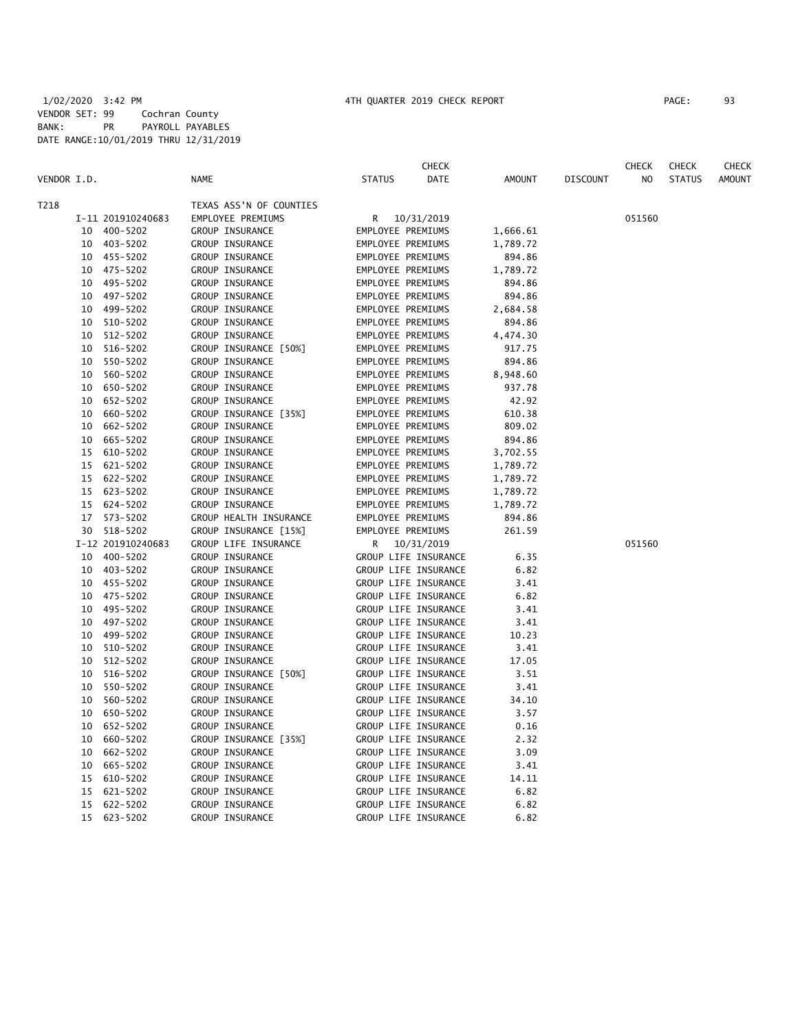1/02/2020 3:42 PM 4TH QUARTER 2019 CHECK REPORT

VENDOR SET: 99 Cochran County
BANK: PR PAYROLL PAYABLES
DATE RANGE:10/01/2019 THRU 12/31/2019

| VENDOR I.D. | NAME | STATUS | CHECK DATE | AMOUNT | DISCOUNT | CHECK NO | CHECK STATUS | CHECK AMOUNT |
|---|---|---|---|---|---|---|---|---|
| T218 | TEXAS ASS'N OF COUNTIES | | | | | | | |
| I-11 201910240683 | EMPLOYEE PREMIUMS | R | 10/31/2019 | | | 051560 | | |
| 10 400-5202 | GROUP INSURANCE | EMPLOYEE PREMIUMS | | 1,666.61 | | | | |
| 10 403-5202 | GROUP INSURANCE | EMPLOYEE PREMIUMS | | 1,789.72 | | | | |
| 10 455-5202 | GROUP INSURANCE | EMPLOYEE PREMIUMS | | 894.86 | | | | |
| 10 475-5202 | GROUP INSURANCE | EMPLOYEE PREMIUMS | | 1,789.72 | | | | |
| 10 495-5202 | GROUP INSURANCE | EMPLOYEE PREMIUMS | | 894.86 | | | | |
| 10 497-5202 | GROUP INSURANCE | EMPLOYEE PREMIUMS | | 894.86 | | | | |
| 10 499-5202 | GROUP INSURANCE | EMPLOYEE PREMIUMS | | 2,684.58 | | | | |
| 10 510-5202 | GROUP INSURANCE | EMPLOYEE PREMIUMS | | 894.86 | | | | |
| 10 512-5202 | GROUP INSURANCE | EMPLOYEE PREMIUMS | | 4,474.30 | | | | |
| 10 516-5202 | GROUP INSURANCE [50%] | EMPLOYEE PREMIUMS | | 917.75 | | | | |
| 10 550-5202 | GROUP INSURANCE | EMPLOYEE PREMIUMS | | 894.86 | | | | |
| 10 560-5202 | GROUP INSURANCE | EMPLOYEE PREMIUMS | | 8,948.60 | | | | |
| 10 650-5202 | GROUP INSURANCE | EMPLOYEE PREMIUMS | | 937.78 | | | | |
| 10 652-5202 | GROUP INSURANCE | EMPLOYEE PREMIUMS | | 42.92 | | | | |
| 10 660-5202 | GROUP INSURANCE [35%] | EMPLOYEE PREMIUMS | | 610.38 | | | | |
| 10 662-5202 | GROUP INSURANCE | EMPLOYEE PREMIUMS | | 809.02 | | | | |
| 10 665-5202 | GROUP INSURANCE | EMPLOYEE PREMIUMS | | 894.86 | | | | |
| 15 610-5202 | GROUP INSURANCE | EMPLOYEE PREMIUMS | | 3,702.55 | | | | |
| 15 621-5202 | GROUP INSURANCE | EMPLOYEE PREMIUMS | | 1,789.72 | | | | |
| 15 622-5202 | GROUP INSURANCE | EMPLOYEE PREMIUMS | | 1,789.72 | | | | |
| 15 623-5202 | GROUP INSURANCE | EMPLOYEE PREMIUMS | | 1,789.72 | | | | |
| 15 624-5202 | GROUP INSURANCE | EMPLOYEE PREMIUMS | | 1,789.72 | | | | |
| 17 573-5202 | GROUP HEALTH INSURANCE | EMPLOYEE PREMIUMS | | 894.86 | | | | |
| 30 518-5202 | GROUP INSURANCE [15%] | EMPLOYEE PREMIUMS | | 261.59 | | | | |
| I-12 201910240683 | GROUP LIFE INSURANCE | R | 10/31/2019 | | | 051560 | | |
| 10 400-5202 | GROUP INSURANCE | GROUP LIFE INSURANCE | | 6.35 | | | | |
| 10 403-5202 | GROUP INSURANCE | GROUP LIFE INSURANCE | | 6.82 | | | | |
| 10 455-5202 | GROUP INSURANCE | GROUP LIFE INSURANCE | | 3.41 | | | | |
| 10 475-5202 | GROUP INSURANCE | GROUP LIFE INSURANCE | | 6.82 | | | | |
| 10 495-5202 | GROUP INSURANCE | GROUP LIFE INSURANCE | | 3.41 | | | | |
| 10 497-5202 | GROUP INSURANCE | GROUP LIFE INSURANCE | | 3.41 | | | | |
| 10 499-5202 | GROUP INSURANCE | GROUP LIFE INSURANCE | | 10.23 | | | | |
| 10 510-5202 | GROUP INSURANCE | GROUP LIFE INSURANCE | | 3.41 | | | | |
| 10 512-5202 | GROUP INSURANCE | GROUP LIFE INSURANCE | | 17.05 | | | | |
| 10 516-5202 | GROUP INSURANCE [50%] | GROUP LIFE INSURANCE | | 3.51 | | | | |
| 10 550-5202 | GROUP INSURANCE | GROUP LIFE INSURANCE | | 3.41 | | | | |
| 10 560-5202 | GROUP INSURANCE | GROUP LIFE INSURANCE | | 34.10 | | | | |
| 10 650-5202 | GROUP INSURANCE | GROUP LIFE INSURANCE | | 3.57 | | | | |
| 10 652-5202 | GROUP INSURANCE | GROUP LIFE INSURANCE | | 0.16 | | | | |
| 10 660-5202 | GROUP INSURANCE [35%] | GROUP LIFE INSURANCE | | 2.32 | | | | |
| 10 662-5202 | GROUP INSURANCE | GROUP LIFE INSURANCE | | 3.09 | | | | |
| 10 665-5202 | GROUP INSURANCE | GROUP LIFE INSURANCE | | 3.41 | | | | |
| 15 610-5202 | GROUP INSURANCE | GROUP LIFE INSURANCE | | 14.11 | | | | |
| 15 621-5202 | GROUP INSURANCE | GROUP LIFE INSURANCE | | 6.82 | | | | |
| 15 622-5202 | GROUP INSURANCE | GROUP LIFE INSURANCE | | 6.82 | | | | |
| 15 623-5202 | GROUP INSURANCE | GROUP LIFE INSURANCE | | 6.82 | | | | |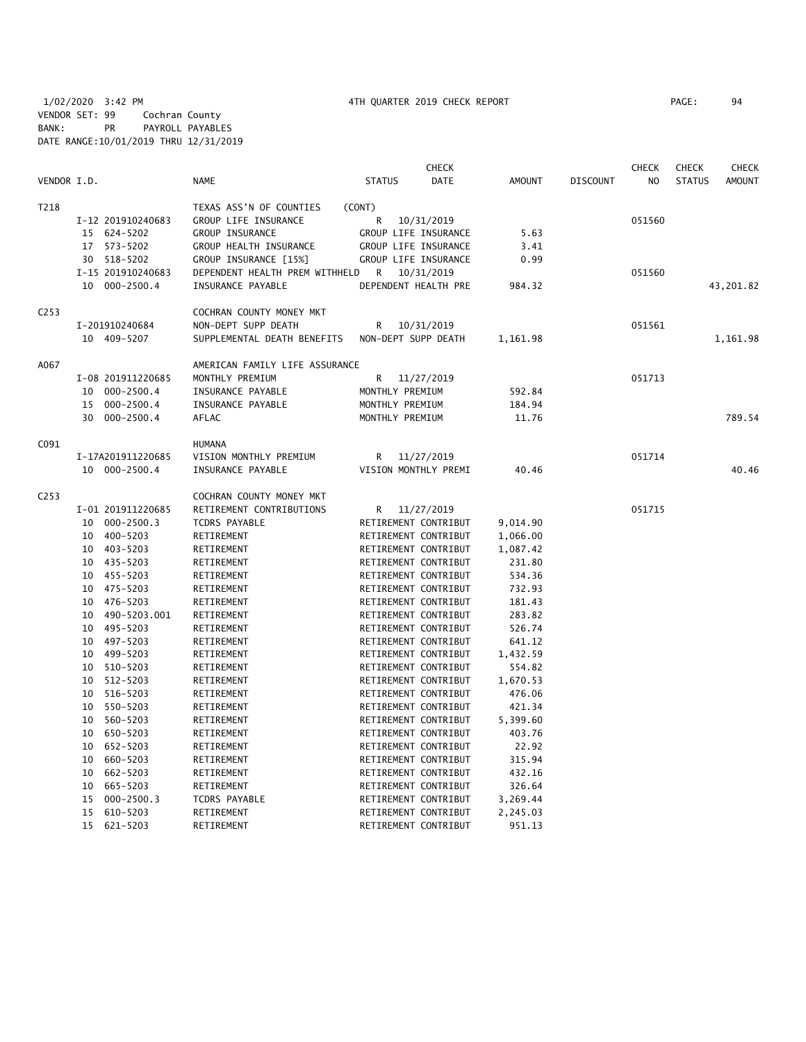1/02/2020 3:42 PM 4TH QUARTER 2019 CHECK REPORT

VENDOR SET: 99 Cochran County
BANK: PR PAYROLL PAYABLES
DATE RANGE:10/01/2019 THRU 12/31/2019

| VENDOR I.D. | NAME | STATUS | CHECK DATE | AMOUNT | DISCOUNT | CHECK NO | CHECK STATUS | CHECK AMOUNT |
|---|---|---|---|---|---|---|---|---|
| T218 | TEXAS ASS'N OF COUNTIES | (CONT) | | | | | | |
| I-12 201910240683 | GROUP LIFE INSURANCE | R | 10/31/2019 | | | 051560 | | |
| 15 624-5202 | GROUP INSURANCE | GROUP LIFE INSURANCE | | 5.63 | | | | |
| 17 573-5202 | GROUP HEALTH INSURANCE | GROUP LIFE INSURANCE | | 3.41 | | | | |
| 30 518-5202 | GROUP INSURANCE [15%] | GROUP LIFE INSURANCE | | 0.99 | | | | |
| I-15 201910240683 | DEPENDENT HEALTH PREM WITHHELD | R | 10/31/2019 | | | 051560 | | |
| 10 000-2500.4 | INSURANCE PAYABLE | DEPENDENT HEALTH PRE | | 984.32 | | | | 43,201.82 |
| C253 | COCHRAN COUNTY MONEY MKT | | | | | | | |
| I-201910240684 | NON-DEPT SUPP DEATH | R | 10/31/2019 | | | 051561 | | |
| 10 409-5207 | SUPPLEMENTAL DEATH BENEFITS | NON-DEPT SUPP DEATH | | 1,161.98 | | | | 1,161.98 |
| A067 | AMERICAN FAMILY LIFE ASSURANCE | | | | | | | |
| I-08 201911220685 | MONTHLY PREMIUM | R | 11/27/2019 | | | 051713 | | |
| 10 000-2500.4 | INSURANCE PAYABLE | MONTHLY PREMIUM | | 592.84 | | | | |
| 15 000-2500.4 | INSURANCE PAYABLE | MONTHLY PREMIUM | | 184.94 | | | | |
| 30 000-2500.4 | AFLAC | MONTHLY PREMIUM | | 11.76 | | | | 789.54 |
| C091 | HUMANA | | | | | | | |
| I-17A201911220685 | VISION MONTHLY PREMIUM | R | 11/27/2019 | | | 051714 | | |
| 10 000-2500.4 | INSURANCE PAYABLE | VISION MONTHLY PREMI | | 40.46 | | | | 40.46 |
| C253 | COCHRAN COUNTY MONEY MKT | | | | | | | |
| I-01 201911220685 | RETIREMENT CONTRIBUTIONS | R | 11/27/2019 | | | 051715 | | |
| 10 000-2500.3 | TCDRS PAYABLE | RETIREMENT CONTRIBUT | | 9,014.90 | | | | |
| 10 400-5203 | RETIREMENT | RETIREMENT CONTRIBUT | | 1,066.00 | | | | |
| 10 403-5203 | RETIREMENT | RETIREMENT CONTRIBUT | | 1,087.42 | | | | |
| 10 435-5203 | RETIREMENT | RETIREMENT CONTRIBUT | | 231.80 | | | | |
| 10 455-5203 | RETIREMENT | RETIREMENT CONTRIBUT | | 534.36 | | | | |
| 10 475-5203 | RETIREMENT | RETIREMENT CONTRIBUT | | 732.93 | | | | |
| 10 476-5203 | RETIREMENT | RETIREMENT CONTRIBUT | | 181.43 | | | | |
| 10 490-5203.001 | RETIREMENT | RETIREMENT CONTRIBUT | | 283.82 | | | | |
| 10 495-5203 | RETIREMENT | RETIREMENT CONTRIBUT | | 526.74 | | | | |
| 10 497-5203 | RETIREMENT | RETIREMENT CONTRIBUT | | 641.12 | | | | |
| 10 499-5203 | RETIREMENT | RETIREMENT CONTRIBUT | | 1,432.59 | | | | |
| 10 510-5203 | RETIREMENT | RETIREMENT CONTRIBUT | | 554.82 | | | | |
| 10 512-5203 | RETIREMENT | RETIREMENT CONTRIBUT | | 1,670.53 | | | | |
| 10 516-5203 | RETIREMENT | RETIREMENT CONTRIBUT | | 476.06 | | | | |
| 10 550-5203 | RETIREMENT | RETIREMENT CONTRIBUT | | 421.34 | | | | |
| 10 560-5203 | RETIREMENT | RETIREMENT CONTRIBUT | | 5,399.60 | | | | |
| 10 650-5203 | RETIREMENT | RETIREMENT CONTRIBUT | | 403.76 | | | | |
| 10 652-5203 | RETIREMENT | RETIREMENT CONTRIBUT | | 22.92 | | | | |
| 10 660-5203 | RETIREMENT | RETIREMENT CONTRIBUT | | 315.94 | | | | |
| 10 662-5203 | RETIREMENT | RETIREMENT CONTRIBUT | | 432.16 | | | | |
| 10 665-5203 | RETIREMENT | RETIREMENT CONTRIBUT | | 326.64 | | | | |
| 15 000-2500.3 | TCDRS PAYABLE | RETIREMENT CONTRIBUT | | 3,269.44 | | | | |
| 15 610-5203 | RETIREMENT | RETIREMENT CONTRIBUT | | 2,245.03 | | | | |
| 15 621-5203 | RETIREMENT | RETIREMENT CONTRIBUT | | 951.13 | | | | |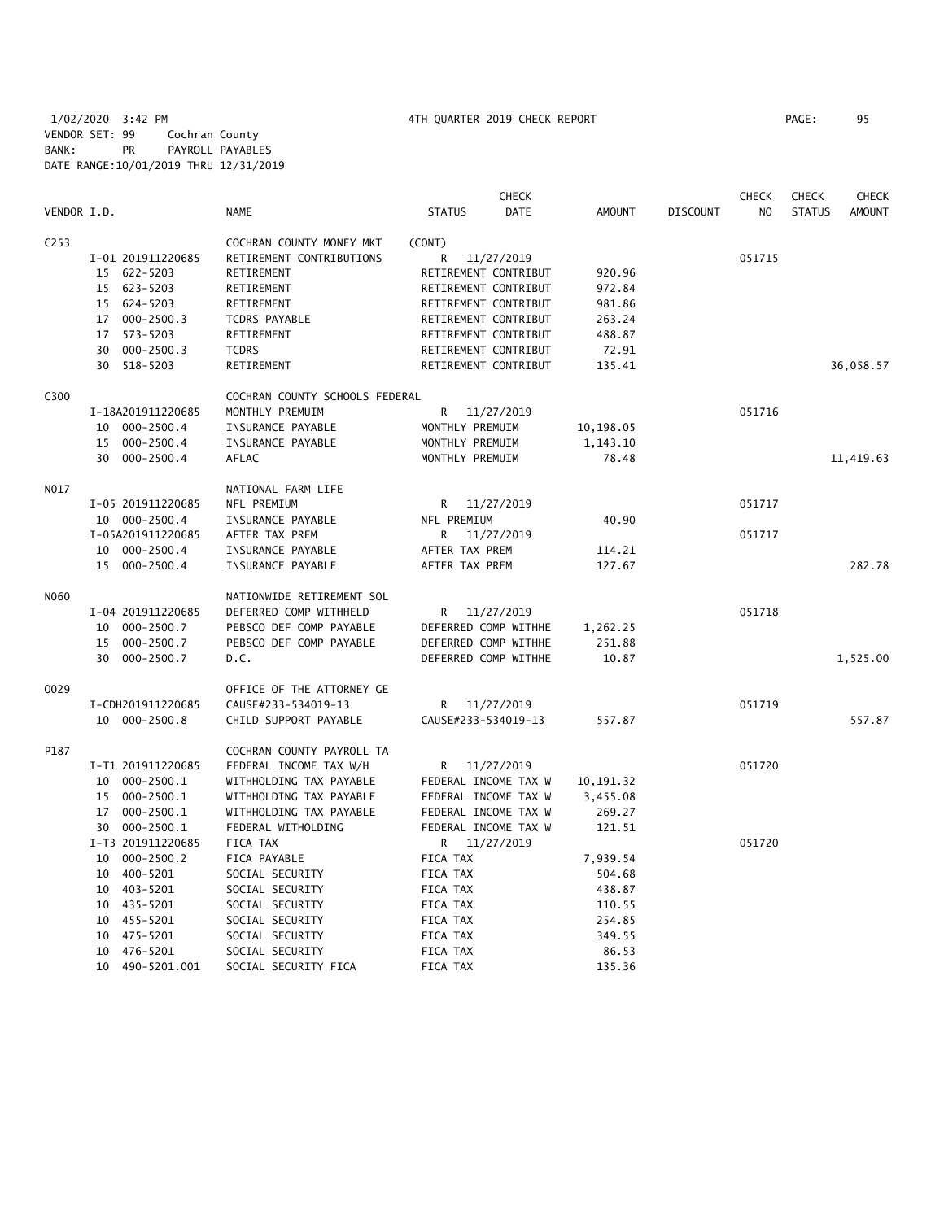1/02/2020 3:42 PM 4TH QUARTER 2019 CHECK REPORT
VENDOR SET: 99 Cochran County
BANK: PR PAYROLL PAYABLES
DATE RANGE:10/01/2019 THRU 12/31/2019

| VENDOR I.D. | NAME | STATUS | CHECK DATE | AMOUNT | DISCOUNT | CHECK NO | CHECK STATUS | CHECK AMOUNT |
|---|---|---|---|---|---|---|---|---|
| C253 | COCHRAN COUNTY MONEY MKT | (CONT) | | | | | | |
| I-01 201911220685 | RETIREMENT CONTRIBUTIONS | R | 11/27/2019 | | | 051715 | | |
| 15 622-5203 | RETIREMENT | RETIREMENT CONTRIBUT | | 920.96 | | | | |
| 15 623-5203 | RETIREMENT | RETIREMENT CONTRIBUT | | 972.84 | | | | |
| 15 624-5203 | RETIREMENT | RETIREMENT CONTRIBUT | | 981.86 | | | | |
| 17 000-2500.3 | TCDRS PAYABLE | RETIREMENT CONTRIBUT | | 263.24 | | | | |
| 17 573-5203 | RETIREMENT | RETIREMENT CONTRIBUT | | 488.87 | | | | |
| 30 000-2500.3 | TCDRS | RETIREMENT CONTRIBUT | | 72.91 | | | | |
| 30 518-5203 | RETIREMENT | RETIREMENT CONTRIBUT | | 135.41 | | | | 36,058.57 |
| C300 | COCHRAN COUNTY SCHOOLS FEDERAL | | | | | | | |
| I-18A201911220685 | MONTHLY PREMUIM | R | 11/27/2019 | | | 051716 | | |
| 10 000-2500.4 | INSURANCE PAYABLE | MONTHLY PREMUIM | | 10,198.05 | | | | |
| 15 000-2500.4 | INSURANCE PAYABLE | MONTHLY PREMUIM | | 1,143.10 | | | | |
| 30 000-2500.4 | AFLAC | MONTHLY PREMUIM | | 78.48 | | | | 11,419.63 |
| N017 | NATIONAL FARM LIFE | | | | | | | |
| I-05 201911220685 | NFL PREMIUM | R | 11/27/2019 | | | 051717 | | |
| 10 000-2500.4 | INSURANCE PAYABLE | NFL PREMIUM | | 40.90 | | | | |
| I-05A201911220685 | AFTER TAX PREM | R | 11/27/2019 | | | 051717 | | |
| 10 000-2500.4 | INSURANCE PAYABLE | AFTER TAX PREM | | 114.21 | | | | |
| 15 000-2500.4 | INSURANCE PAYABLE | AFTER TAX PREM | | 127.67 | | | | 282.78 |
| N060 | NATIONWIDE RETIREMENT SOL | | | | | | | |
| I-04 201911220685 | DEFERRED COMP WITHHELD | R | 11/27/2019 | | | 051718 | | |
| 10 000-2500.7 | PEBSCO DEF COMP PAYABLE | DEFERRED COMP WITHHE | | 1,262.25 | | | | |
| 15 000-2500.7 | PEBSCO DEF COMP PAYABLE | DEFERRED COMP WITHHE | | 251.88 | | | | |
| 30 000-2500.7 | D.C. | DEFERRED COMP WITHHE | | 10.87 | | | | 1,525.00 |
| O029 | OFFICE OF THE ATTORNEY GE | | | | | | | |
| I-CDH201911220685 | CAUSE#233-534019-13 | R | 11/27/2019 | | | 051719 | | |
| 10 000-2500.8 | CHILD SUPPORT PAYABLE | CAUSE#233-534019-13 | | 557.87 | | | | 557.87 |
| P187 | COCHRAN COUNTY PAYROLL TA | | | | | | | |
| I-T1 201911220685 | FEDERAL INCOME TAX W/H | R | 11/27/2019 | | | 051720 | | |
| 10 000-2500.1 | WITHHOLDING TAX PAYABLE | FEDERAL INCOME TAX W | | 10,191.32 | | | | |
| 15 000-2500.1 | WITHHOLDING TAX PAYABLE | FEDERAL INCOME TAX W | | 3,455.08 | | | | |
| 17 000-2500.1 | WITHHOLDING TAX PAYABLE | FEDERAL INCOME TAX W | | 269.27 | | | | |
| 30 000-2500.1 | FEDERAL WITHOLDING | FEDERAL INCOME TAX W | | 121.51 | | | | |
| I-T3 201911220685 | FICA TAX | R | 11/27/2019 | | | 051720 | | |
| 10 000-2500.2 | FICA PAYABLE | FICA TAX | | 7,939.54 | | | | |
| 10 400-5201 | SOCIAL SECURITY | FICA TAX | | 504.68 | | | | |
| 10 403-5201 | SOCIAL SECURITY | FICA TAX | | 438.87 | | | | |
| 10 435-5201 | SOCIAL SECURITY | FICA TAX | | 110.55 | | | | |
| 10 455-5201 | SOCIAL SECURITY | FICA TAX | | 254.85 | | | | |
| 10 475-5201 | SOCIAL SECURITY | FICA TAX | | 349.55 | | | | |
| 10 476-5201 | SOCIAL SECURITY | FICA TAX | | 86.53 | | | | |
| 10 490-5201.001 | SOCIAL SECURITY FICA | FICA TAX | | 135.36 | | | | |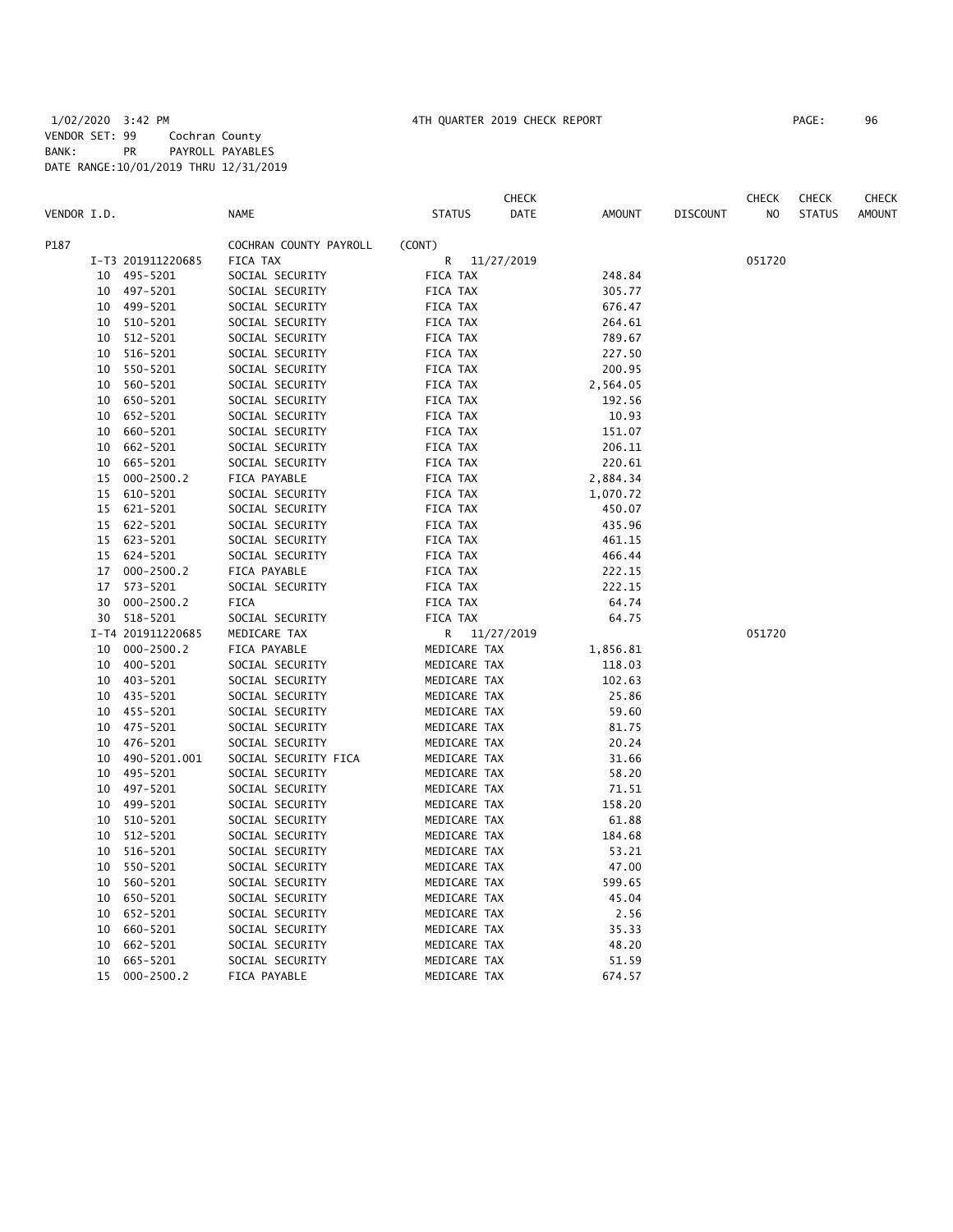1/02/2020 3:42 PM 4TH QUARTER 2019 CHECK REPORT

VENDOR SET: 99 Cochran County
BANK: PR PAYROLL PAYABLES
DATE RANGE:10/01/2019 THRU 12/31/2019

| VENDOR I.D. | | NAME | STATUS | CHECK DATE | AMOUNT | DISCOUNT | CHECK NO | CHECK STATUS | CHECK AMOUNT |
|---|---|---|---|---|---|---|---|---|---|
| P187 | | COCHRAN COUNTY PAYROLL | (CONT) | | | | | | |
| | I-T3 201911220685 | FICA TAX | R | 11/27/2019 | | | 051720 | | |
| 10 | 495-5201 | SOCIAL SECURITY | FICA TAX | | 248.84 | | | | |
| 10 | 497-5201 | SOCIAL SECURITY | FICA TAX | | 305.77 | | | | |
| 10 | 499-5201 | SOCIAL SECURITY | FICA TAX | | 676.47 | | | | |
| 10 | 510-5201 | SOCIAL SECURITY | FICA TAX | | 264.61 | | | | |
| 10 | 512-5201 | SOCIAL SECURITY | FICA TAX | | 789.67 | | | | |
| 10 | 516-5201 | SOCIAL SECURITY | FICA TAX | | 227.50 | | | | |
| 10 | 550-5201 | SOCIAL SECURITY | FICA TAX | | 200.95 | | | | |
| 10 | 560-5201 | SOCIAL SECURITY | FICA TAX | | 2,564.05 | | | | |
| 10 | 650-5201 | SOCIAL SECURITY | FICA TAX | | 192.56 | | | | |
| 10 | 652-5201 | SOCIAL SECURITY | FICA TAX | | 10.93 | | | | |
| 10 | 660-5201 | SOCIAL SECURITY | FICA TAX | | 151.07 | | | | |
| 10 | 662-5201 | SOCIAL SECURITY | FICA TAX | | 206.11 | | | | |
| 10 | 665-5201 | SOCIAL SECURITY | FICA TAX | | 220.61 | | | | |
| 15 | 000-2500.2 | FICA PAYABLE | FICA TAX | | 2,884.34 | | | | |
| 15 | 610-5201 | SOCIAL SECURITY | FICA TAX | | 1,070.72 | | | | |
| 15 | 621-5201 | SOCIAL SECURITY | FICA TAX | | 450.07 | | | | |
| 15 | 622-5201 | SOCIAL SECURITY | FICA TAX | | 435.96 | | | | |
| 15 | 623-5201 | SOCIAL SECURITY | FICA TAX | | 461.15 | | | | |
| 15 | 624-5201 | SOCIAL SECURITY | FICA TAX | | 466.44 | | | | |
| 17 | 000-2500.2 | FICA PAYABLE | FICA TAX | | 222.15 | | | | |
| 17 | 573-5201 | SOCIAL SECURITY | FICA TAX | | 222.15 | | | | |
| 30 | 000-2500.2 | FICA | FICA TAX | | 64.74 | | | | |
| 30 | 518-5201 | SOCIAL SECURITY | FICA TAX | | 64.75 | | | | |
| | I-T4 201911220685 | MEDICARE TAX | R | 11/27/2019 | | | 051720 | | |
| 10 | 000-2500.2 | FICA PAYABLE | MEDICARE TAX | | 1,856.81 | | | | |
| 10 | 400-5201 | SOCIAL SECURITY | MEDICARE TAX | | 118.03 | | | | |
| 10 | 403-5201 | SOCIAL SECURITY | MEDICARE TAX | | 102.63 | | | | |
| 10 | 435-5201 | SOCIAL SECURITY | MEDICARE TAX | | 25.86 | | | | |
| 10 | 455-5201 | SOCIAL SECURITY | MEDICARE TAX | | 59.60 | | | | |
| 10 | 475-5201 | SOCIAL SECURITY | MEDICARE TAX | | 81.75 | | | | |
| 10 | 476-5201 | SOCIAL SECURITY | MEDICARE TAX | | 20.24 | | | | |
| 10 | 490-5201.001 | SOCIAL SECURITY FICA | MEDICARE TAX | | 31.66 | | | | |
| 10 | 495-5201 | SOCIAL SECURITY | MEDICARE TAX | | 58.20 | | | | |
| 10 | 497-5201 | SOCIAL SECURITY | MEDICARE TAX | | 71.51 | | | | |
| 10 | 499-5201 | SOCIAL SECURITY | MEDICARE TAX | | 158.20 | | | | |
| 10 | 510-5201 | SOCIAL SECURITY | MEDICARE TAX | | 61.88 | | | | |
| 10 | 512-5201 | SOCIAL SECURITY | MEDICARE TAX | | 184.68 | | | | |
| 10 | 516-5201 | SOCIAL SECURITY | MEDICARE TAX | | 53.21 | | | | |
| 10 | 550-5201 | SOCIAL SECURITY | MEDICARE TAX | | 47.00 | | | | |
| 10 | 560-5201 | SOCIAL SECURITY | MEDICARE TAX | | 599.65 | | | | |
| 10 | 650-5201 | SOCIAL SECURITY | MEDICARE TAX | | 45.04 | | | | |
| 10 | 652-5201 | SOCIAL SECURITY | MEDICARE TAX | | 2.56 | | | | |
| 10 | 660-5201 | SOCIAL SECURITY | MEDICARE TAX | | 35.33 | | | | |
| 10 | 662-5201 | SOCIAL SECURITY | MEDICARE TAX | | 48.20 | | | | |
| 10 | 665-5201 | SOCIAL SECURITY | MEDICARE TAX | | 51.59 | | | | |
| 15 | 000-2500.2 | FICA PAYABLE | MEDICARE TAX | | 674.57 | | | | |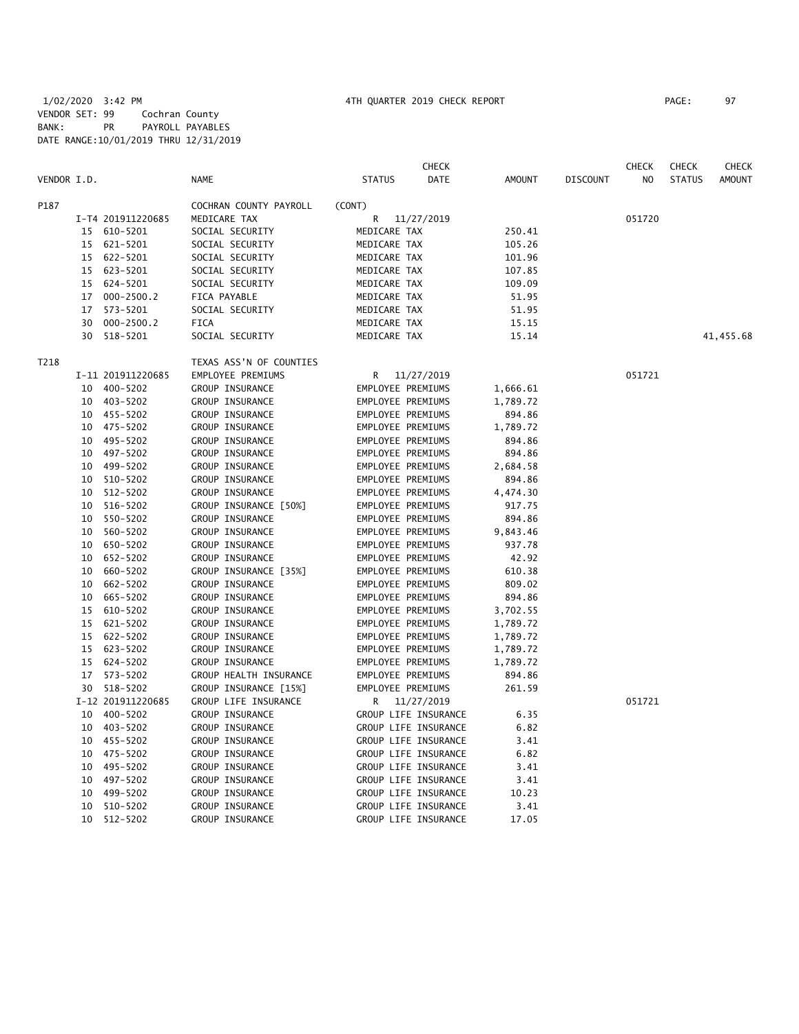1/02/2020 3:42 PM 4TH QUARTER 2019 CHECK REPORT PAGE: 97
VENDOR SET: 99 Cochran County
BANK: PR PAYROLL PAYABLES
DATE RANGE:10/01/2019 THRU 12/31/2019

| VENDOR I.D. | | NAME | STATUS | CHECK DATE | AMOUNT | DISCOUNT | CHECK NO | CHECK STATUS | CHECK AMOUNT |
|---|---|---|---|---|---|---|---|---|---|
| P187 | | COCHRAN COUNTY PAYROLL | (CONT) | | | | | | |
| | I-T4 201911220685 | MEDICARE TAX | R | 11/27/2019 | | | 051720 | | |
| | 15 610-5201 | SOCIAL SECURITY | MEDICARE TAX | | 250.41 | | | | |
| | 15 621-5201 | SOCIAL SECURITY | MEDICARE TAX | | 105.26 | | | | |
| | 15 622-5201 | SOCIAL SECURITY | MEDICARE TAX | | 101.96 | | | | |
| | 15 623-5201 | SOCIAL SECURITY | MEDICARE TAX | | 107.85 | | | | |
| | 15 624-5201 | SOCIAL SECURITY | MEDICARE TAX | | 109.09 | | | | |
| | 17 000-2500.2 | FICA PAYABLE | MEDICARE TAX | | 51.95 | | | | |
| | 17 573-5201 | SOCIAL SECURITY | MEDICARE TAX | | 51.95 | | | | |
| | 30 000-2500.2 | FICA | MEDICARE TAX | | 15.15 | | | | |
| | 30 518-5201 | SOCIAL SECURITY | MEDICARE TAX | | 15.14 | | | | 41,455.68 |
| T218 | | TEXAS ASS'N OF COUNTIES | | | | | | | |
| | I-11 201911220685 | EMPLOYEE PREMIUMS | R | 11/27/2019 | | | 051721 | | |
| | 10 400-5202 | GROUP INSURANCE | EMPLOYEE PREMIUMS | | 1,666.61 | | | | |
| | 10 403-5202 | GROUP INSURANCE | EMPLOYEE PREMIUMS | | 1,789.72 | | | | |
| | 10 455-5202 | GROUP INSURANCE | EMPLOYEE PREMIUMS | | 894.86 | | | | |
| | 10 475-5202 | GROUP INSURANCE | EMPLOYEE PREMIUMS | | 1,789.72 | | | | |
| | 10 495-5202 | GROUP INSURANCE | EMPLOYEE PREMIUMS | | 894.86 | | | | |
| | 10 497-5202 | GROUP INSURANCE | EMPLOYEE PREMIUMS | | 894.86 | | | | |
| | 10 499-5202 | GROUP INSURANCE | EMPLOYEE PREMIUMS | | 2,684.58 | | | | |
| | 10 510-5202 | GROUP INSURANCE | EMPLOYEE PREMIUMS | | 894.86 | | | | |
| | 10 512-5202 | GROUP INSURANCE | EMPLOYEE PREMIUMS | | 4,474.30 | | | | |
| | 10 516-5202 | GROUP INSURANCE [50%] | EMPLOYEE PREMIUMS | | 917.75 | | | | |
| | 10 550-5202 | GROUP INSURANCE | EMPLOYEE PREMIUMS | | 894.86 | | | | |
| | 10 560-5202 | GROUP INSURANCE | EMPLOYEE PREMIUMS | | 9,843.46 | | | | |
| | 10 650-5202 | GROUP INSURANCE | EMPLOYEE PREMIUMS | | 937.78 | | | | |
| | 10 652-5202 | GROUP INSURANCE | EMPLOYEE PREMIUMS | | 42.92 | | | | |
| | 10 660-5202 | GROUP INSURANCE [35%] | EMPLOYEE PREMIUMS | | 610.38 | | | | |
| | 10 662-5202 | GROUP INSURANCE | EMPLOYEE PREMIUMS | | 809.02 | | | | |
| | 10 665-5202 | GROUP INSURANCE | EMPLOYEE PREMIUMS | | 894.86 | | | | |
| | 15 610-5202 | GROUP INSURANCE | EMPLOYEE PREMIUMS | | 3,702.55 | | | | |
| | 15 621-5202 | GROUP INSURANCE | EMPLOYEE PREMIUMS | | 1,789.72 | | | | |
| | 15 622-5202 | GROUP INSURANCE | EMPLOYEE PREMIUMS | | 1,789.72 | | | | |
| | 15 623-5202 | GROUP INSURANCE | EMPLOYEE PREMIUMS | | 1,789.72 | | | | |
| | 15 624-5202 | GROUP INSURANCE | EMPLOYEE PREMIUMS | | 1,789.72 | | | | |
| | 17 573-5202 | GROUP HEALTH INSURANCE | EMPLOYEE PREMIUMS | | 894.86 | | | | |
| | 30 518-5202 | GROUP INSURANCE [15%] | EMPLOYEE PREMIUMS | | 261.59 | | | | |
| | I-12 201911220685 | GROUP LIFE INSURANCE | R | 11/27/2019 | | | 051721 | | |
| | 10 400-5202 | GROUP INSURANCE | GROUP LIFE INSURANCE | | 6.35 | | | | |
| | 10 403-5202 | GROUP INSURANCE | GROUP LIFE INSURANCE | | 6.82 | | | | |
| | 10 455-5202 | GROUP INSURANCE | GROUP LIFE INSURANCE | | 3.41 | | | | |
| | 10 475-5202 | GROUP INSURANCE | GROUP LIFE INSURANCE | | 6.82 | | | | |
| | 10 495-5202 | GROUP INSURANCE | GROUP LIFE INSURANCE | | 3.41 | | | | |
| | 10 497-5202 | GROUP INSURANCE | GROUP LIFE INSURANCE | | 3.41 | | | | |
| | 10 499-5202 | GROUP INSURANCE | GROUP LIFE INSURANCE | | 10.23 | | | | |
| | 10 510-5202 | GROUP INSURANCE | GROUP LIFE INSURANCE | | 3.41 | | | | |
| | 10 512-5202 | GROUP INSURANCE | GROUP LIFE INSURANCE | | 17.05 | | | | |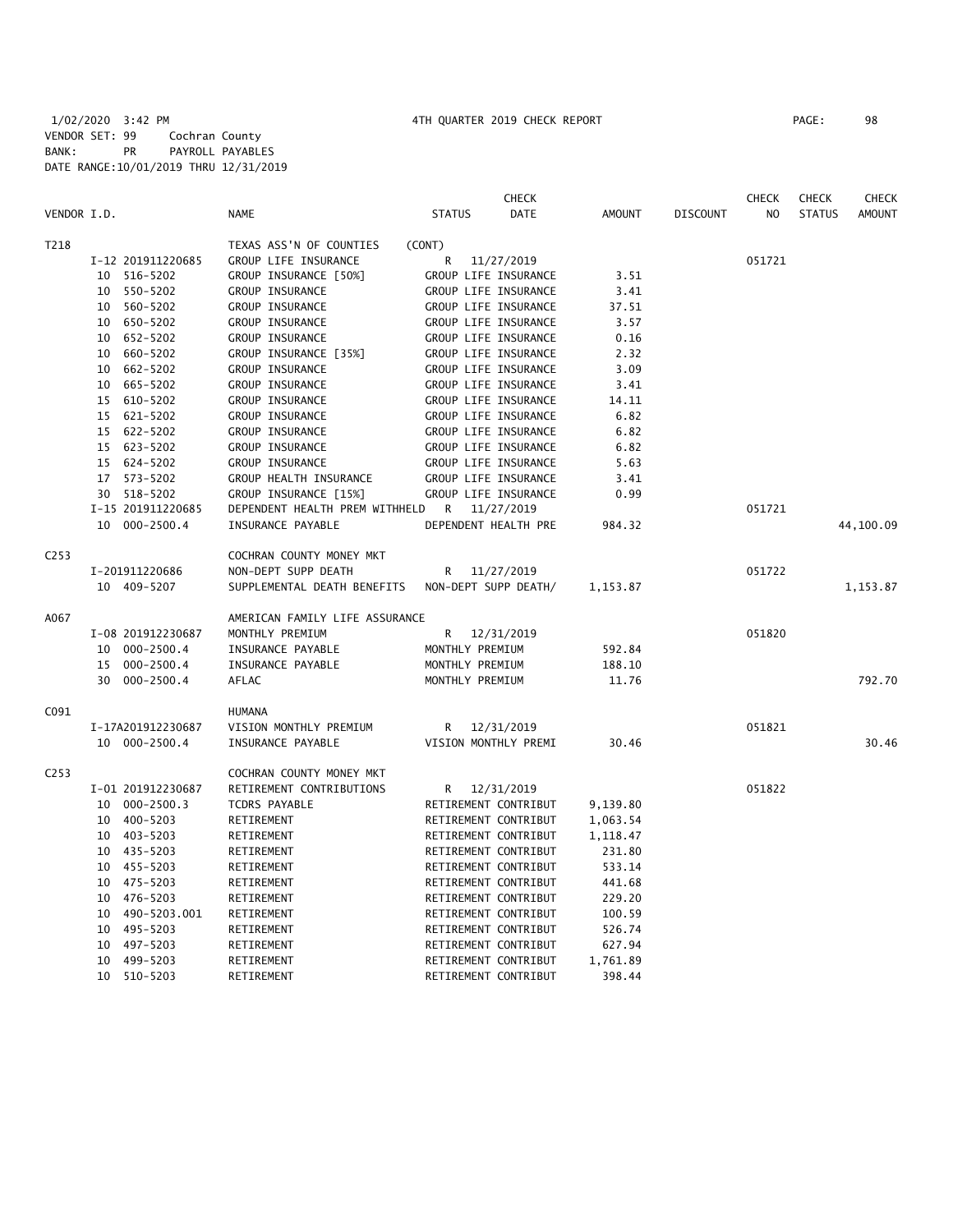1/02/2020 3:42 PM 4TH QUARTER 2019 CHECK REPORT

VENDOR SET: 99 Cochran County
BANK: PR PAYROLL PAYABLES
DATE RANGE:10/01/2019 THRU 12/31/2019

| VENDOR I.D. | | NAME | STATUS | CHECK DATE | AMOUNT | DISCOUNT | CHECK NO | CHECK STATUS | CHECK AMOUNT |
|---|---|---|---|---|---|---|---|---|---|
| T218 | | TEXAS ASS'N OF COUNTIES | (CONT) | | | | | | |
| | I-12 201911220685 | GROUP LIFE INSURANCE | R | 11/27/2019 | | | 051721 | | |
| | 10 516-5202 | GROUP INSURANCE [50%] | GROUP LIFE INSURANCE | | 3.51 | | | | |
| | 10 550-5202 | GROUP INSURANCE | GROUP LIFE INSURANCE | | 3.41 | | | | |
| | 10 560-5202 | GROUP INSURANCE | GROUP LIFE INSURANCE | | 37.51 | | | | |
| | 10 650-5202 | GROUP INSURANCE | GROUP LIFE INSURANCE | | 3.57 | | | | |
| | 10 652-5202 | GROUP INSURANCE | GROUP LIFE INSURANCE | | 0.16 | | | | |
| | 10 660-5202 | GROUP INSURANCE [35%] | GROUP LIFE INSURANCE | | 2.32 | | | | |
| | 10 662-5202 | GROUP INSURANCE | GROUP LIFE INSURANCE | | 3.09 | | | | |
| | 10 665-5202 | GROUP INSURANCE | GROUP LIFE INSURANCE | | 3.41 | | | | |
| | 15 610-5202 | GROUP INSURANCE | GROUP LIFE INSURANCE | | 14.11 | | | | |
| | 15 621-5202 | GROUP INSURANCE | GROUP LIFE INSURANCE | | 6.82 | | | | |
| | 15 622-5202 | GROUP INSURANCE | GROUP LIFE INSURANCE | | 6.82 | | | | |
| | 15 623-5202 | GROUP INSURANCE | GROUP LIFE INSURANCE | | 6.82 | | | | |
| | 15 624-5202 | GROUP INSURANCE | GROUP LIFE INSURANCE | | 5.63 | | | | |
| | 17 573-5202 | GROUP HEALTH INSURANCE | GROUP LIFE INSURANCE | | 3.41 | | | | |
| | 30 518-5202 | GROUP INSURANCE [15%] | GROUP LIFE INSURANCE | | 0.99 | | | | |
| | I-15 201911220685 | DEPENDENT HEALTH PREM WITHHELD | R | 11/27/2019 | | | 051721 | | |
| | 10 000-2500.4 | INSURANCE PAYABLE | DEPENDENT HEALTH PRE | | 984.32 | | | | 44,100.09 |
| C253 | | COCHRAN COUNTY MONEY MKT | | | | | | | |
| | I-201911220686 | NON-DEPT SUPP DEATH | R | 11/27/2019 | | | 051722 | | |
| | 10 409-5207 | SUPPLEMENTAL DEATH BENEFITS | NON-DEPT SUPP DEATH/ | | 1,153.87 | | | | 1,153.87 |
| A067 | | AMERICAN FAMILY LIFE ASSURANCE | | | | | | | |
| | I-08 201912230687 | MONTHLY PREMIUM | R | 12/31/2019 | | | 051820 | | |
| | 10 000-2500.4 | INSURANCE PAYABLE | MONTHLY PREMIUM | | 592.84 | | | | |
| | 15 000-2500.4 | INSURANCE PAYABLE | MONTHLY PREMIUM | | 188.10 | | | | |
| | 30 000-2500.4 | AFLAC | MONTHLY PREMIUM | | 11.76 | | | | 792.70 |
| C091 | | HUMANA | | | | | | | |
| | I-17A201912230687 | VISION MONTHLY PREMIUM | R | 12/31/2019 | | | 051821 | | |
| | 10 000-2500.4 | INSURANCE PAYABLE | VISION MONTHLY PREMI | | 30.46 | | | | 30.46 |
| C253 | | COCHRAN COUNTY MONEY MKT | | | | | | | |
| | I-01 201912230687 | RETIREMENT CONTRIBUTIONS | R | 12/31/2019 | | | 051822 | | |
| | 10 000-2500.3 | TCDRS PAYABLE | RETIREMENT CONTRIBUT | | 9,139.80 | | | | |
| | 10 400-5203 | RETIREMENT | RETIREMENT CONTRIBUT | | 1,063.54 | | | | |
| | 10 403-5203 | RETIREMENT | RETIREMENT CONTRIBUT | | 1,118.47 | | | | |
| | 10 435-5203 | RETIREMENT | RETIREMENT CONTRIBUT | | 231.80 | | | | |
| | 10 455-5203 | RETIREMENT | RETIREMENT CONTRIBUT | | 533.14 | | | | |
| | 10 475-5203 | RETIREMENT | RETIREMENT CONTRIBUT | | 441.68 | | | | |
| | 10 476-5203 | RETIREMENT | RETIREMENT CONTRIBUT | | 229.20 | | | | |
| | 10 490-5203.001 | RETIREMENT | RETIREMENT CONTRIBUT | | 100.59 | | | | |
| | 10 495-5203 | RETIREMENT | RETIREMENT CONTRIBUT | | 526.74 | | | | |
| | 10 497-5203 | RETIREMENT | RETIREMENT CONTRIBUT | | 627.94 | | | | |
| | 10 499-5203 | RETIREMENT | RETIREMENT CONTRIBUT | | 1,761.89 | | | | |
| | 10 510-5203 | RETIREMENT | RETIREMENT CONTRIBUT | | 398.44 | | | | |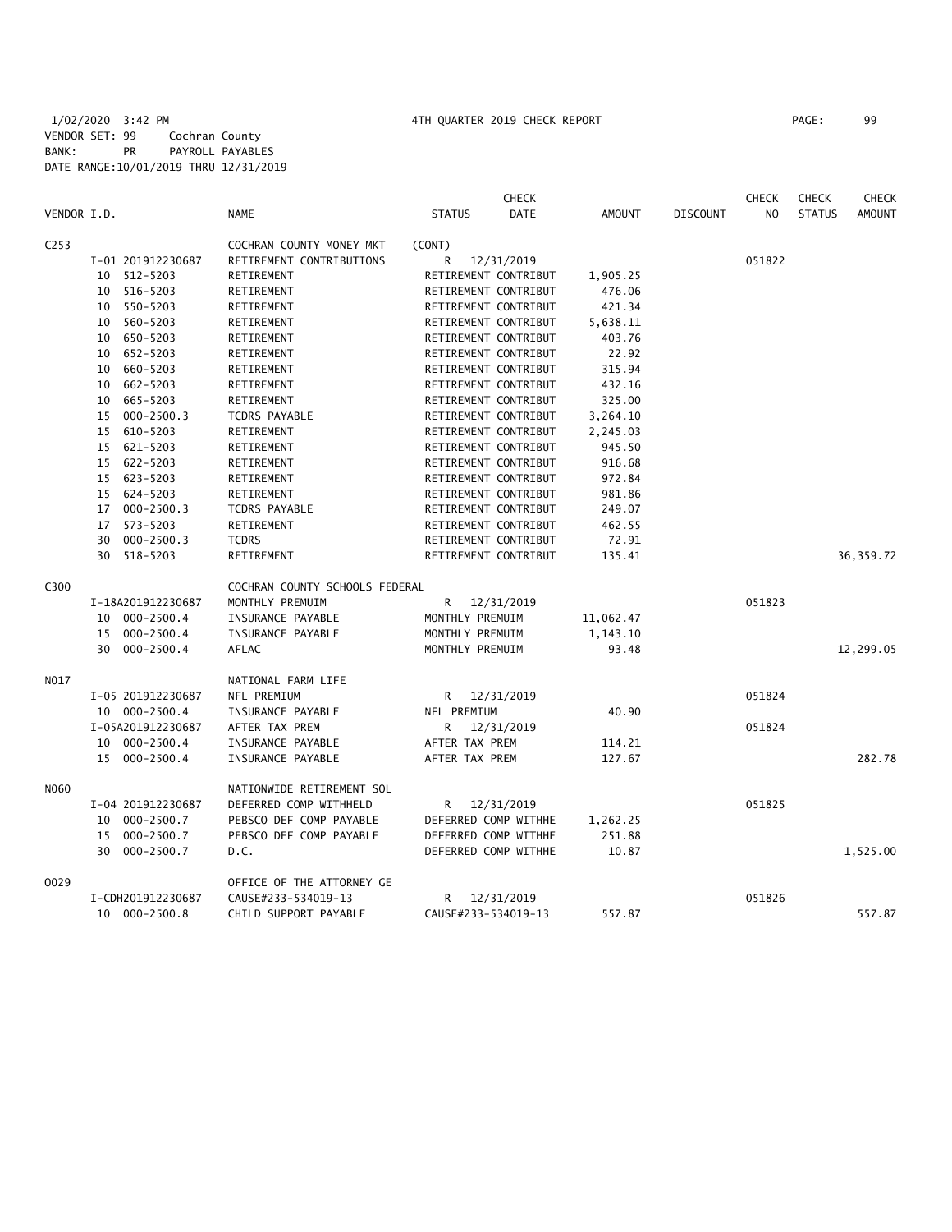1/02/2020 3:42 PM 4TH QUARTER 2019 CHECK REPORT

VENDOR SET: 99 Cochran County
BANK: PR PAYROLL PAYABLES
DATE RANGE:10/01/2019 THRU 12/31/2019

| VENDOR I.D. | NAME | STATUS | CHECK DATE | AMOUNT | DISCOUNT | CHECK NO | CHECK STATUS | CHECK AMOUNT |
|---|---|---|---|---|---|---|---|---|
| C253 | COCHRAN COUNTY MONEY MKT | (CONT) | | | | | | |
| I-01 201912230687 | RETIREMENT CONTRIBUTIONS | R | 12/31/2019 | | | 051822 | | |
| 10 512-5203 | RETIREMENT | RETIREMENT CONTRIBUT | | 1,905.25 | | | | |
| 10 516-5203 | RETIREMENT | RETIREMENT CONTRIBUT | | 476.06 | | | | |
| 10 550-5203 | RETIREMENT | RETIREMENT CONTRIBUT | | 421.34 | | | | |
| 10 560-5203 | RETIREMENT | RETIREMENT CONTRIBUT | | 5,638.11 | | | | |
| 10 650-5203 | RETIREMENT | RETIREMENT CONTRIBUT | | 403.76 | | | | |
| 10 652-5203 | RETIREMENT | RETIREMENT CONTRIBUT | | 22.92 | | | | |
| 10 660-5203 | RETIREMENT | RETIREMENT CONTRIBUT | | 315.94 | | | | |
| 10 662-5203 | RETIREMENT | RETIREMENT CONTRIBUT | | 432.16 | | | | |
| 10 665-5203 | RETIREMENT | RETIREMENT CONTRIBUT | | 325.00 | | | | |
| 15 000-2500.3 | TCDRS PAYABLE | RETIREMENT CONTRIBUT | | 3,264.10 | | | | |
| 15 610-5203 | RETIREMENT | RETIREMENT CONTRIBUT | | 2,245.03 | | | | |
| 15 621-5203 | RETIREMENT | RETIREMENT CONTRIBUT | | 945.50 | | | | |
| 15 622-5203 | RETIREMENT | RETIREMENT CONTRIBUT | | 916.68 | | | | |
| 15 623-5203 | RETIREMENT | RETIREMENT CONTRIBUT | | 972.84 | | | | |
| 15 624-5203 | RETIREMENT | RETIREMENT CONTRIBUT | | 981.86 | | | | |
| 17 000-2500.3 | TCDRS PAYABLE | RETIREMENT CONTRIBUT | | 249.07 | | | | |
| 17 573-5203 | RETIREMENT | RETIREMENT CONTRIBUT | | 462.55 | | | | |
| 30 000-2500.3 | TCDRS | RETIREMENT CONTRIBUT | | 72.91 | | | | |
| 30 518-5203 | RETIREMENT | RETIREMENT CONTRIBUT | | 135.41 | | | | 36,359.72 |
| C300 | COCHRAN COUNTY SCHOOLS FEDERAL | | | | | | | |
| I-18A201912230687 | MONTHLY PREMUIM | R | 12/31/2019 | | | 051823 | | |
| 10 000-2500.4 | INSURANCE PAYABLE | MONTHLY PREMUIM | | 11,062.47 | | | | |
| 15 000-2500.4 | INSURANCE PAYABLE | MONTHLY PREMUIM | | 1,143.10 | | | | |
| 30 000-2500.4 | AFLAC | MONTHLY PREMUIM | | 93.48 | | | | 12,299.05 |
| N017 | NATIONAL FARM LIFE | | | | | | | |
| I-05 201912230687 | NFL PREMIUM | R | 12/31/2019 | | | 051824 | | |
| 10 000-2500.4 | INSURANCE PAYABLE | NFL PREMIUM | | 40.90 | | | | |
| I-05A201912230687 | AFTER TAX PREM | R | 12/31/2019 | | | 051824 | | |
| 10 000-2500.4 | INSURANCE PAYABLE | AFTER TAX PREM | | 114.21 | | | | |
| 15 000-2500.4 | INSURANCE PAYABLE | AFTER TAX PREM | | 127.67 | | | | 282.78 |
| N060 | NATIONWIDE RETIREMENT SOL | | | | | | | |
| I-04 201912230687 | DEFERRED COMP WITHHELD | R | 12/31/2019 | | | 051825 | | |
| 10 000-2500.7 | PEBSCO DEF COMP PAYABLE | DEFERRED COMP WITHHE | | 1,262.25 | | | | |
| 15 000-2500.7 | PEBSCO DEF COMP PAYABLE | DEFERRED COMP WITHHE | | 251.88 | | | | |
| 30 000-2500.7 | D.C. | DEFERRED COMP WITHHE | | 10.87 | | | | 1,525.00 |
| O029 | OFFICE OF THE ATTORNEY GE | | | | | | | |
| I-CDH201912230687 | CAUSE#233-534019-13 | R | 12/31/2019 | | | 051826 | | |
| 10 000-2500.8 | CHILD SUPPORT PAYABLE | CAUSE#233-534019-13 | | 557.87 | | | | 557.87 |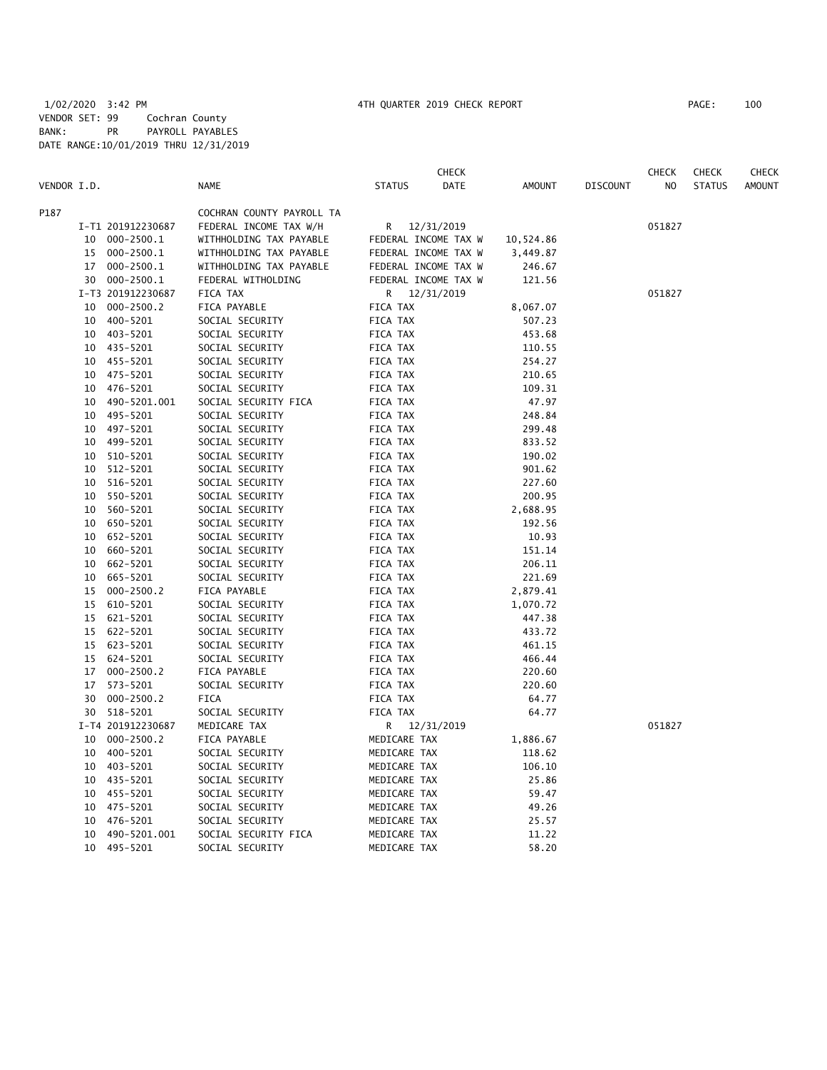1/02/2020 3:42 PM 4TH QUARTER 2019 CHECK REPORT

VENDOR SET: 99 Cochran County
BANK: PR PAYROLL PAYABLES
DATE RANGE:10/01/2019 THRU 12/31/2019

| VENDOR I.D. | | NAME | STATUS | CHECK DATE | AMOUNT | DISCOUNT | CHECK NO | CHECK STATUS | CHECK AMOUNT |
|---|---|---|---|---|---|---|---|---|---|
| P187 | | COCHRAN COUNTY PAYROLL TA | | | | | | | |
| | I-T1 201912230687 | FEDERAL INCOME TAX W/H | R | 12/31/2019 | | | 051827 | | |
| | 10 000-2500.1 | WITHHOLDING TAX PAYABLE | FEDERAL INCOME TAX W | | 10,524.86 | | | | |
| | 15 000-2500.1 | WITHHOLDING TAX PAYABLE | FEDERAL INCOME TAX W | | 3,449.87 | | | | |
| | 17 000-2500.1 | WITHHOLDING TAX PAYABLE | FEDERAL INCOME TAX W | | 246.67 | | | | |
| | 30 000-2500.1 | FEDERAL WITHOLDING | FEDERAL INCOME TAX W | | 121.56 | | | | |
| | I-T3 201912230687 | FICA TAX | R | 12/31/2019 | | | 051827 | | |
| | 10 000-2500.2 | FICA PAYABLE | FICA TAX | | 8,067.07 | | | | |
| | 10 400-5201 | SOCIAL SECURITY | FICA TAX | | 507.23 | | | | |
| | 10 403-5201 | SOCIAL SECURITY | FICA TAX | | 453.68 | | | | |
| | 10 435-5201 | SOCIAL SECURITY | FICA TAX | | 110.55 | | | | |
| | 10 455-5201 | SOCIAL SECURITY | FICA TAX | | 254.27 | | | | |
| | 10 475-5201 | SOCIAL SECURITY | FICA TAX | | 210.65 | | | | |
| | 10 476-5201 | SOCIAL SECURITY | FICA TAX | | 109.31 | | | | |
| | 10 490-5201.001 | SOCIAL SECURITY FICA | FICA TAX | | 47.97 | | | | |
| | 10 495-5201 | SOCIAL SECURITY | FICA TAX | | 248.84 | | | | |
| | 10 497-5201 | SOCIAL SECURITY | FICA TAX | | 299.48 | | | | |
| | 10 499-5201 | SOCIAL SECURITY | FICA TAX | | 833.52 | | | | |
| | 10 510-5201 | SOCIAL SECURITY | FICA TAX | | 190.02 | | | | |
| | 10 512-5201 | SOCIAL SECURITY | FICA TAX | | 901.62 | | | | |
| | 10 516-5201 | SOCIAL SECURITY | FICA TAX | | 227.60 | | | | |
| | 10 550-5201 | SOCIAL SECURITY | FICA TAX | | 200.95 | | | | |
| | 10 560-5201 | SOCIAL SECURITY | FICA TAX | | 2,688.95 | | | | |
| | 10 650-5201 | SOCIAL SECURITY | FICA TAX | | 192.56 | | | | |
| | 10 652-5201 | SOCIAL SECURITY | FICA TAX | | 10.93 | | | | |
| | 10 660-5201 | SOCIAL SECURITY | FICA TAX | | 151.14 | | | | |
| | 10 662-5201 | SOCIAL SECURITY | FICA TAX | | 206.11 | | | | |
| | 10 665-5201 | SOCIAL SECURITY | FICA TAX | | 221.69 | | | | |
| | 15 000-2500.2 | FICA PAYABLE | FICA TAX | | 2,879.41 | | | | |
| | 15 610-5201 | SOCIAL SECURITY | FICA TAX | | 1,070.72 | | | | |
| | 15 621-5201 | SOCIAL SECURITY | FICA TAX | | 447.38 | | | | |
| | 15 622-5201 | SOCIAL SECURITY | FICA TAX | | 433.72 | | | | |
| | 15 623-5201 | SOCIAL SECURITY | FICA TAX | | 461.15 | | | | |
| | 15 624-5201 | SOCIAL SECURITY | FICA TAX | | 466.44 | | | | |
| | 17 000-2500.2 | FICA PAYABLE | FICA TAX | | 220.60 | | | | |
| | 17 573-5201 | SOCIAL SECURITY | FICA TAX | | 220.60 | | | | |
| | 30 000-2500.2 | FICA | FICA TAX | | 64.77 | | | | |
| | 30 518-5201 | SOCIAL SECURITY | FICA TAX | | 64.77 | | | | |
| | I-T4 201912230687 | MEDICARE TAX | R | 12/31/2019 | | | 051827 | | |
| | 10 000-2500.2 | FICA PAYABLE | MEDICARE TAX | | 1,886.67 | | | | |
| | 10 400-5201 | SOCIAL SECURITY | MEDICARE TAX | | 118.62 | | | | |
| | 10 403-5201 | SOCIAL SECURITY | MEDICARE TAX | | 106.10 | | | | |
| | 10 435-5201 | SOCIAL SECURITY | MEDICARE TAX | | 25.86 | | | | |
| | 10 455-5201 | SOCIAL SECURITY | MEDICARE TAX | | 59.47 | | | | |
| | 10 475-5201 | SOCIAL SECURITY | MEDICARE TAX | | 49.26 | | | | |
| | 10 476-5201 | SOCIAL SECURITY | MEDICARE TAX | | 25.57 | | | | |
| | 10 490-5201.001 | SOCIAL SECURITY FICA | MEDICARE TAX | | 11.22 | | | | |
| | 10 495-5201 | SOCIAL SECURITY | MEDICARE TAX | | 58.20 | | | | |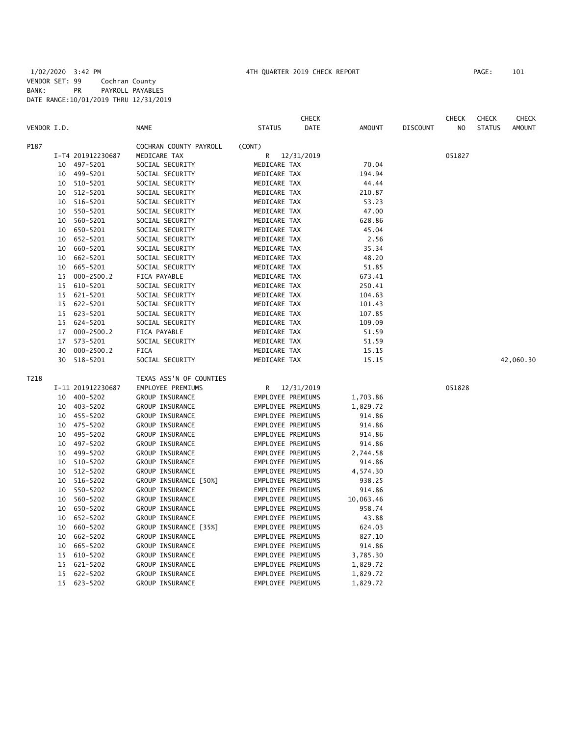1/02/2020 3:42 PM 4TH QUARTER 2019 CHECK REPORT
VENDOR SET: 99 Cochran County
BANK: PR PAYROLL PAYABLES
DATE RANGE:10/01/2019 THRU 12/31/2019

| VENDOR I.D. | | NAME | STATUS | CHECK DATE | AMOUNT | DISCOUNT | CHECK NO | CHECK STATUS | CHECK AMOUNT |
|---|---|---|---|---|---|---|---|---|---|
| P187 | | COCHRAN COUNTY PAYROLL | (CONT) | | | | | | |
| | I-T4 201912230687 | MEDICARE TAX | R | 12/31/2019 | | | 051827 | | |
| | 10 497-5201 | SOCIAL SECURITY | MEDICARE TAX | | 70.04 | | | | |
| | 10 499-5201 | SOCIAL SECURITY | MEDICARE TAX | | 194.94 | | | | |
| | 10 510-5201 | SOCIAL SECURITY | MEDICARE TAX | | 44.44 | | | | |
| | 10 512-5201 | SOCIAL SECURITY | MEDICARE TAX | | 210.87 | | | | |
| | 10 516-5201 | SOCIAL SECURITY | MEDICARE TAX | | 53.23 | | | | |
| | 10 550-5201 | SOCIAL SECURITY | MEDICARE TAX | | 47.00 | | | | |
| | 10 560-5201 | SOCIAL SECURITY | MEDICARE TAX | | 628.86 | | | | |
| | 10 650-5201 | SOCIAL SECURITY | MEDICARE TAX | | 45.04 | | | | |
| | 10 652-5201 | SOCIAL SECURITY | MEDICARE TAX | | 2.56 | | | | |
| | 10 660-5201 | SOCIAL SECURITY | MEDICARE TAX | | 35.34 | | | | |
| | 10 662-5201 | SOCIAL SECURITY | MEDICARE TAX | | 48.20 | | | | |
| | 10 665-5201 | SOCIAL SECURITY | MEDICARE TAX | | 51.85 | | | | |
| | 15 000-2500.2 | FICA PAYABLE | MEDICARE TAX | | 673.41 | | | | |
| | 15 610-5201 | SOCIAL SECURITY | MEDICARE TAX | | 250.41 | | | | |
| | 15 621-5201 | SOCIAL SECURITY | MEDICARE TAX | | 104.63 | | | | |
| | 15 622-5201 | SOCIAL SECURITY | MEDICARE TAX | | 101.43 | | | | |
| | 15 623-5201 | SOCIAL SECURITY | MEDICARE TAX | | 107.85 | | | | |
| | 15 624-5201 | SOCIAL SECURITY | MEDICARE TAX | | 109.09 | | | | |
| | 17 000-2500.2 | FICA PAYABLE | MEDICARE TAX | | 51.59 | | | | |
| | 17 573-5201 | SOCIAL SECURITY | MEDICARE TAX | | 51.59 | | | | |
| | 30 000-2500.2 | FICA | MEDICARE TAX | | 15.15 | | | | |
| | 30 518-5201 | SOCIAL SECURITY | MEDICARE TAX | | 15.15 | | | | 42,060.30 |
| T218 | | TEXAS ASS'N OF COUNTIES | | | | | | | |
| | I-11 201912230687 | EMPLOYEE PREMIUMS | R | 12/31/2019 | | | 051828 | | |
| | 10 400-5202 | GROUP INSURANCE | EMPLOYEE PREMIUMS | | 1,703.86 | | | | |
| | 10 403-5202 | GROUP INSURANCE | EMPLOYEE PREMIUMS | | 1,829.72 | | | | |
| | 10 455-5202 | GROUP INSURANCE | EMPLOYEE PREMIUMS | | 914.86 | | | | |
| | 10 475-5202 | GROUP INSURANCE | EMPLOYEE PREMIUMS | | 914.86 | | | | |
| | 10 495-5202 | GROUP INSURANCE | EMPLOYEE PREMIUMS | | 914.86 | | | | |
| | 10 497-5202 | GROUP INSURANCE | EMPLOYEE PREMIUMS | | 914.86 | | | | |
| | 10 499-5202 | GROUP INSURANCE | EMPLOYEE PREMIUMS | | 2,744.58 | | | | |
| | 10 510-5202 | GROUP INSURANCE | EMPLOYEE PREMIUMS | | 914.86 | | | | |
| | 10 512-5202 | GROUP INSURANCE | EMPLOYEE PREMIUMS | | 4,574.30 | | | | |
| | 10 516-5202 | GROUP INSURANCE [50%] | EMPLOYEE PREMIUMS | | 938.25 | | | | |
| | 10 550-5202 | GROUP INSURANCE | EMPLOYEE PREMIUMS | | 914.86 | | | | |
| | 10 560-5202 | GROUP INSURANCE | EMPLOYEE PREMIUMS | | 10,063.46 | | | | |
| | 10 650-5202 | GROUP INSURANCE | EMPLOYEE PREMIUMS | | 958.74 | | | | |
| | 10 652-5202 | GROUP INSURANCE | EMPLOYEE PREMIUMS | | 43.88 | | | | |
| | 10 660-5202 | GROUP INSURANCE [35%] | EMPLOYEE PREMIUMS | | 624.03 | | | | |
| | 10 662-5202 | GROUP INSURANCE | EMPLOYEE PREMIUMS | | 827.10 | | | | |
| | 10 665-5202 | GROUP INSURANCE | EMPLOYEE PREMIUMS | | 914.86 | | | | |
| | 15 610-5202 | GROUP INSURANCE | EMPLOYEE PREMIUMS | | 3,785.30 | | | | |
| | 15 621-5202 | GROUP INSURANCE | EMPLOYEE PREMIUMS | | 1,829.72 | | | | |
| | 15 622-5202 | GROUP INSURANCE | EMPLOYEE PREMIUMS | | 1,829.72 | | | | |
| | 15 623-5202 | GROUP INSURANCE | EMPLOYEE PREMIUMS | | 1,829.72 | | | | |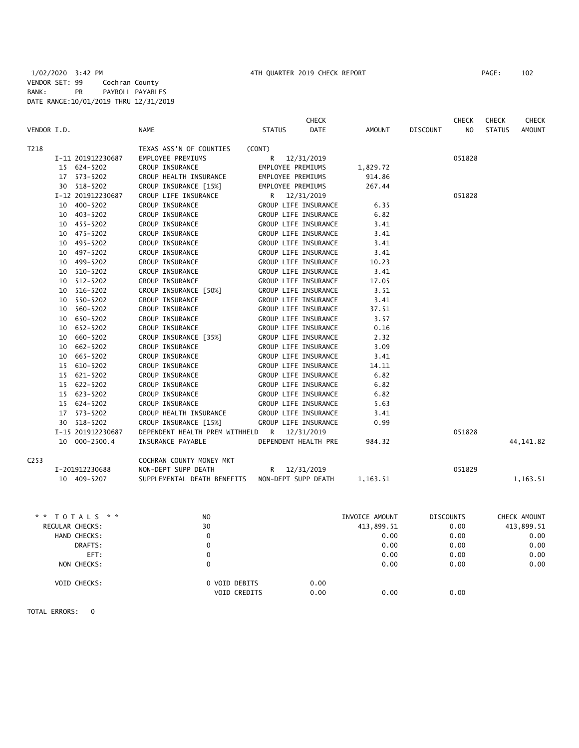1/02/2020 3:42 PM — 4TH QUARTER 2019 CHECK REPORT — PAGE: 102

VENDOR SET: 99 Cochran County
BANK: PR PAYROLL PAYABLES
DATE RANGE:10/01/2019 THRU 12/31/2019

| VENDOR I.D. | NAME | STATUS | CHECK DATE | AMOUNT | DISCOUNT | CHECK NO | CHECK STATUS | CHECK AMOUNT |
|---|---|---|---|---|---|---|---|---|
| T218 | TEXAS ASS'N OF COUNTIES | (CONT) | | | | | | |
| I-11 201912230687 | EMPLOYEE PREMIUMS | R | 12/31/2019 | | | 051828 | | |
| 15 624-5202 | GROUP INSURANCE | EMPLOYEE PREMIUMS | | 1,829.72 | | | | |
| 17 573-5202 | GROUP HEALTH INSURANCE | EMPLOYEE PREMIUMS | | 914.86 | | | | |
| 30 518-5202 | GROUP INSURANCE [15%] | EMPLOYEE PREMIUMS | | 267.44 | | | | |
| I-12 201912230687 | GROUP LIFE INSURANCE | R | 12/31/2019 | | | 051828 | | |
| 10 400-5202 | GROUP INSURANCE | GROUP LIFE INSURANCE | | 6.35 | | | | |
| 10 403-5202 | GROUP INSURANCE | GROUP LIFE INSURANCE | | 6.82 | | | | |
| 10 455-5202 | GROUP INSURANCE | GROUP LIFE INSURANCE | | 3.41 | | | | |
| 10 475-5202 | GROUP INSURANCE | GROUP LIFE INSURANCE | | 3.41 | | | | |
| 10 495-5202 | GROUP INSURANCE | GROUP LIFE INSURANCE | | 3.41 | | | | |
| 10 497-5202 | GROUP INSURANCE | GROUP LIFE INSURANCE | | 3.41 | | | | |
| 10 499-5202 | GROUP INSURANCE | GROUP LIFE INSURANCE | | 10.23 | | | | |
| 10 510-5202 | GROUP INSURANCE | GROUP LIFE INSURANCE | | 3.41 | | | | |
| 10 512-5202 | GROUP INSURANCE | GROUP LIFE INSURANCE | | 17.05 | | | | |
| 10 516-5202 | GROUP INSURANCE [50%] | GROUP LIFE INSURANCE | | 3.51 | | | | |
| 10 550-5202 | GROUP INSURANCE | GROUP LIFE INSURANCE | | 3.41 | | | | |
| 10 560-5202 | GROUP INSURANCE | GROUP LIFE INSURANCE | | 37.51 | | | | |
| 10 650-5202 | GROUP INSURANCE | GROUP LIFE INSURANCE | | 3.57 | | | | |
| 10 652-5202 | GROUP INSURANCE | GROUP LIFE INSURANCE | | 0.16 | | | | |
| 10 660-5202 | GROUP INSURANCE [35%] | GROUP LIFE INSURANCE | | 2.32 | | | | |
| 10 662-5202 | GROUP INSURANCE | GROUP LIFE INSURANCE | | 3.09 | | | | |
| 10 665-5202 | GROUP INSURANCE | GROUP LIFE INSURANCE | | 3.41 | | | | |
| 15 610-5202 | GROUP INSURANCE | GROUP LIFE INSURANCE | | 14.11 | | | | |
| 15 621-5202 | GROUP INSURANCE | GROUP LIFE INSURANCE | | 6.82 | | | | |
| 15 622-5202 | GROUP INSURANCE | GROUP LIFE INSURANCE | | 6.82 | | | | |
| 15 623-5202 | GROUP INSURANCE | GROUP LIFE INSURANCE | | 6.82 | | | | |
| 15 624-5202 | GROUP INSURANCE | GROUP LIFE INSURANCE | | 5.63 | | | | |
| 17 573-5202 | GROUP HEALTH INSURANCE | GROUP LIFE INSURANCE | | 3.41 | | | | |
| 30 518-5202 | GROUP INSURANCE [15%] | GROUP LIFE INSURANCE | | 0.99 | | | | |
| I-15 201912230687 | DEPENDENT HEALTH PREM WITHHELD | R | 12/31/2019 | | | 051828 | | |
| 10 000-2500.4 | INSURANCE PAYABLE | DEPENDENT HEALTH PRE | | 984.32 | | | | 44,141.82 |
| C253 | COCHRAN COUNTY MONEY MKT | | | | | | | |
| I-201912230688 | NON-DEPT SUPP DEATH | R | 12/31/2019 | | | 051829 | | |
| 10 409-5207 | SUPPLEMENTAL DEATH BENEFITS | NON-DEPT SUPP DEATH | | 1,163.51 | | | | 1,163.51 |

| * * TOTALS * * | NO | | INVOICE AMOUNT | DISCOUNTS | CHECK AMOUNT |
|---|---|---|---|---|---|
| REGULAR CHECKS: | 30 | | 413,899.51 | 0.00 | 413,899.51 |
| HAND CHECKS: | 0 | | 0.00 | 0.00 | 0.00 |
| DRAFTS: | 0 | | 0.00 | 0.00 | 0.00 |
| EFT: | 0 | | 0.00 | 0.00 | 0.00 |
| NON CHECKS: | 0 | | 0.00 | 0.00 | 0.00 |
| VOID CHECKS: | 0 VOID DEBITS | 0.00 | | | |
| | VOID CREDITS | 0.00 | 0.00 | 0.00 | |

TOTAL ERRORS: 0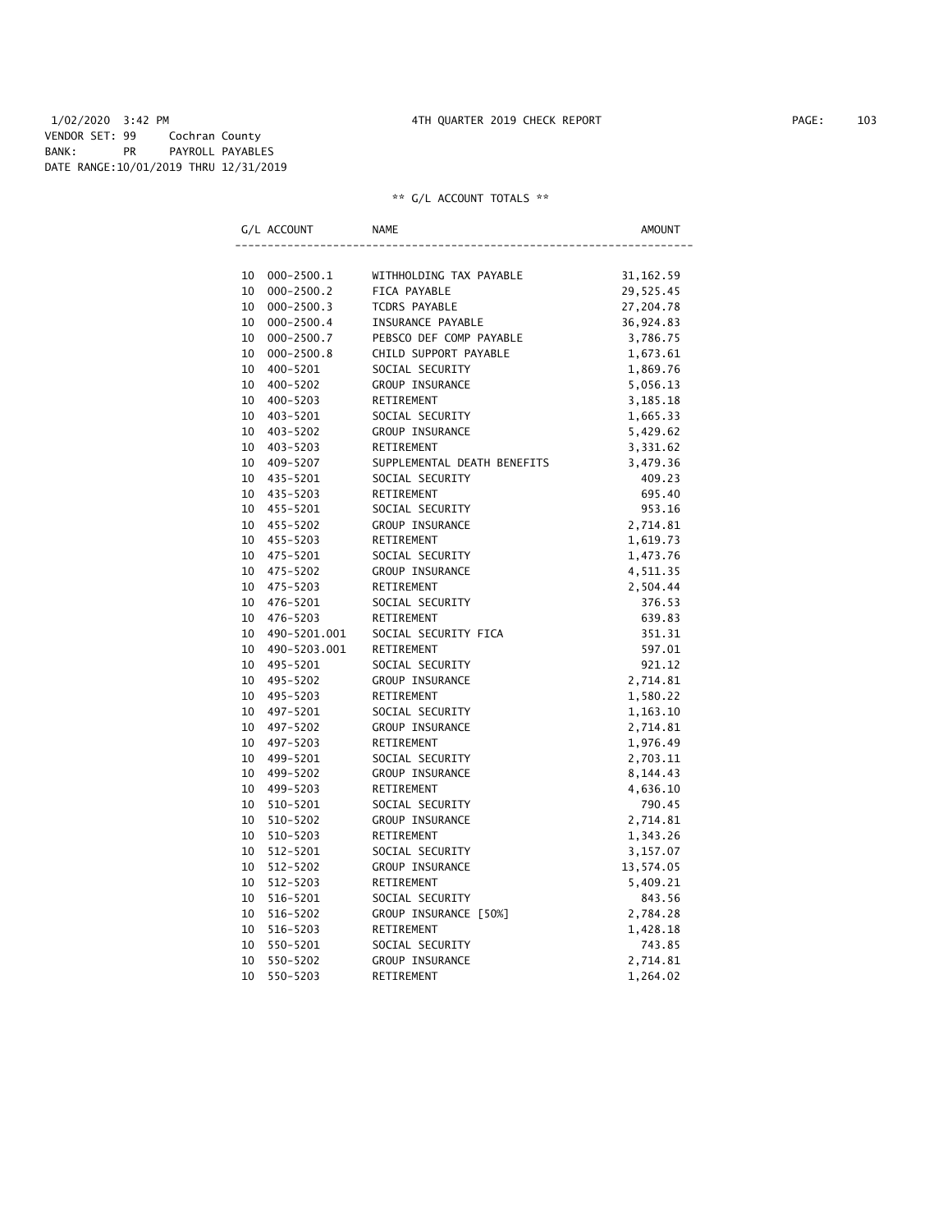1/02/2020 3:42 PM 4TH QUARTER 2019 CHECK REPORT

VENDOR SET: 99 Cochran County
BANK: PR PAYROLL PAYABLES
DATE RANGE:10/01/2019 THRU 12/31/2019

** G/L ACCOUNT TOTALS **

| G/L ACCOUNT | | NAME | AMOUNT |
|---|---|---|---|
| 10 | 000-2500.1 | WITHHOLDING TAX PAYABLE | 31,162.59 |
| 10 | 000-2500.2 | FICA PAYABLE | 29,525.45 |
| 10 | 000-2500.3 | TCDRS PAYABLE | 27,204.78 |
| 10 | 000-2500.4 | INSURANCE PAYABLE | 36,924.83 |
| 10 | 000-2500.7 | PEBSCO DEF COMP PAYABLE | 3,786.75 |
| 10 | 000-2500.8 | CHILD SUPPORT PAYABLE | 1,673.61 |
| 10 | 400-5201 | SOCIAL SECURITY | 1,869.76 |
| 10 | 400-5202 | GROUP INSURANCE | 5,056.13 |
| 10 | 400-5203 | RETIREMENT | 3,185.18 |
| 10 | 403-5201 | SOCIAL SECURITY | 1,665.33 |
| 10 | 403-5202 | GROUP INSURANCE | 5,429.62 |
| 10 | 403-5203 | RETIREMENT | 3,331.62 |
| 10 | 409-5207 | SUPPLEMENTAL DEATH BENEFITS | 3,479.36 |
| 10 | 435-5201 | SOCIAL SECURITY | 409.23 |
| 10 | 435-5203 | RETIREMENT | 695.40 |
| 10 | 455-5201 | SOCIAL SECURITY | 953.16 |
| 10 | 455-5202 | GROUP INSURANCE | 2,714.81 |
| 10 | 455-5203 | RETIREMENT | 1,619.73 |
| 10 | 475-5201 | SOCIAL SECURITY | 1,473.76 |
| 10 | 475-5202 | GROUP INSURANCE | 4,511.35 |
| 10 | 475-5203 | RETIREMENT | 2,504.44 |
| 10 | 476-5201 | SOCIAL SECURITY | 376.53 |
| 10 | 476-5203 | RETIREMENT | 639.83 |
| 10 | 490-5201.001 | SOCIAL SECURITY FICA | 351.31 |
| 10 | 490-5203.001 | RETIREMENT | 597.01 |
| 10 | 495-5201 | SOCIAL SECURITY | 921.12 |
| 10 | 495-5202 | GROUP INSURANCE | 2,714.81 |
| 10 | 495-5203 | RETIREMENT | 1,580.22 |
| 10 | 497-5201 | SOCIAL SECURITY | 1,163.10 |
| 10 | 497-5202 | GROUP INSURANCE | 2,714.81 |
| 10 | 497-5203 | RETIREMENT | 1,976.49 |
| 10 | 499-5201 | SOCIAL SECURITY | 2,703.11 |
| 10 | 499-5202 | GROUP INSURANCE | 8,144.43 |
| 10 | 499-5203 | RETIREMENT | 4,636.10 |
| 10 | 510-5201 | SOCIAL SECURITY | 790.45 |
| 10 | 510-5202 | GROUP INSURANCE | 2,714.81 |
| 10 | 510-5203 | RETIREMENT | 1,343.26 |
| 10 | 512-5201 | SOCIAL SECURITY | 3,157.07 |
| 10 | 512-5202 | GROUP INSURANCE | 13,574.05 |
| 10 | 512-5203 | RETIREMENT | 5,409.21 |
| 10 | 516-5201 | SOCIAL SECURITY | 843.56 |
| 10 | 516-5202 | GROUP INSURANCE [50%] | 2,784.28 |
| 10 | 516-5203 | RETIREMENT | 1,428.18 |
| 10 | 550-5201 | SOCIAL SECURITY | 743.85 |
| 10 | 550-5202 | GROUP INSURANCE | 2,714.81 |
| 10 | 550-5203 | RETIREMENT | 1,264.02 |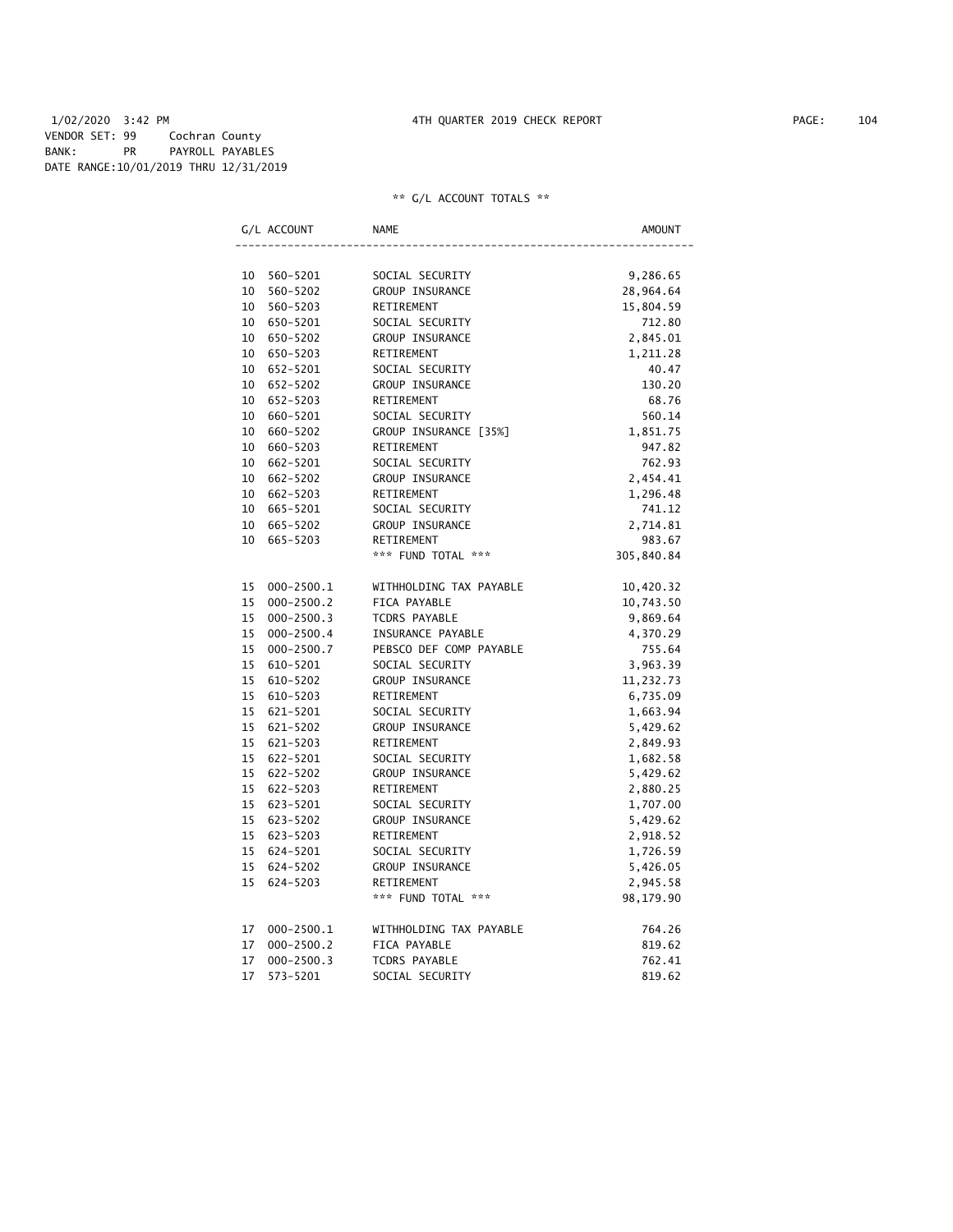1/02/2020 3:42 PM — 4TH QUARTER 2019 CHECK REPORT

VENDOR SET: 99 Cochran County
BANK: PR PAYROLL PAYABLES
DATE RANGE:10/01/2019 THRU 12/31/2019

** G/L ACCOUNT TOTALS **

| G/L ACCOUNT | | NAME | AMOUNT |
|---|---|---|---|
| 10 | 560-5201 | SOCIAL SECURITY | 9,286.65 |
| 10 | 560-5202 | GROUP INSURANCE | 28,964.64 |
| 10 | 560-5203 | RETIREMENT | 15,804.59 |
| 10 | 650-5201 | SOCIAL SECURITY | 712.80 |
| 10 | 650-5202 | GROUP INSURANCE | 2,845.01 |
| 10 | 650-5203 | RETIREMENT | 1,211.28 |
| 10 | 652-5201 | SOCIAL SECURITY | 40.47 |
| 10 | 652-5202 | GROUP INSURANCE | 130.20 |
| 10 | 652-5203 | RETIREMENT | 68.76 |
| 10 | 660-5201 | SOCIAL SECURITY | 560.14 |
| 10 | 660-5202 | GROUP INSURANCE [35%] | 1,851.75 |
| 10 | 660-5203 | RETIREMENT | 947.82 |
| 10 | 662-5201 | SOCIAL SECURITY | 762.93 |
| 10 | 662-5202 | GROUP INSURANCE | 2,454.41 |
| 10 | 662-5203 | RETIREMENT | 1,296.48 |
| 10 | 665-5201 | SOCIAL SECURITY | 741.12 |
| 10 | 665-5202 | GROUP INSURANCE | 2,714.81 |
| 10 | 665-5203 | RETIREMENT | 983.67 |
| | | *** FUND TOTAL *** | 305,840.84 |
| 15 | 000-2500.1 | WITHHOLDING TAX PAYABLE | 10,420.32 |
| 15 | 000-2500.2 | FICA PAYABLE | 10,743.50 |
| 15 | 000-2500.3 | TCDRS PAYABLE | 9,869.64 |
| 15 | 000-2500.4 | INSURANCE PAYABLE | 4,370.29 |
| 15 | 000-2500.7 | PEBSCO DEF COMP PAYABLE | 755.64 |
| 15 | 610-5201 | SOCIAL SECURITY | 3,963.39 |
| 15 | 610-5202 | GROUP INSURANCE | 11,232.73 |
| 15 | 610-5203 | RETIREMENT | 6,735.09 |
| 15 | 621-5201 | SOCIAL SECURITY | 1,663.94 |
| 15 | 621-5202 | GROUP INSURANCE | 5,429.62 |
| 15 | 621-5203 | RETIREMENT | 2,849.93 |
| 15 | 622-5201 | SOCIAL SECURITY | 1,682.58 |
| 15 | 622-5202 | GROUP INSURANCE | 5,429.62 |
| 15 | 622-5203 | RETIREMENT | 2,880.25 |
| 15 | 623-5201 | SOCIAL SECURITY | 1,707.00 |
| 15 | 623-5202 | GROUP INSURANCE | 5,429.62 |
| 15 | 623-5203 | RETIREMENT | 2,918.52 |
| 15 | 624-5201 | SOCIAL SECURITY | 1,726.59 |
| 15 | 624-5202 | GROUP INSURANCE | 5,426.05 |
| 15 | 624-5203 | RETIREMENT | 2,945.58 |
| | | *** FUND TOTAL *** | 98,179.90 |
| 17 | 000-2500.1 | WITHHOLDING TAX PAYABLE | 764.26 |
| 17 | 000-2500.2 | FICA PAYABLE | 819.62 |
| 17 | 000-2500.3 | TCDRS PAYABLE | 762.41 |
| 17 | 573-5201 | SOCIAL SECURITY | 819.62 |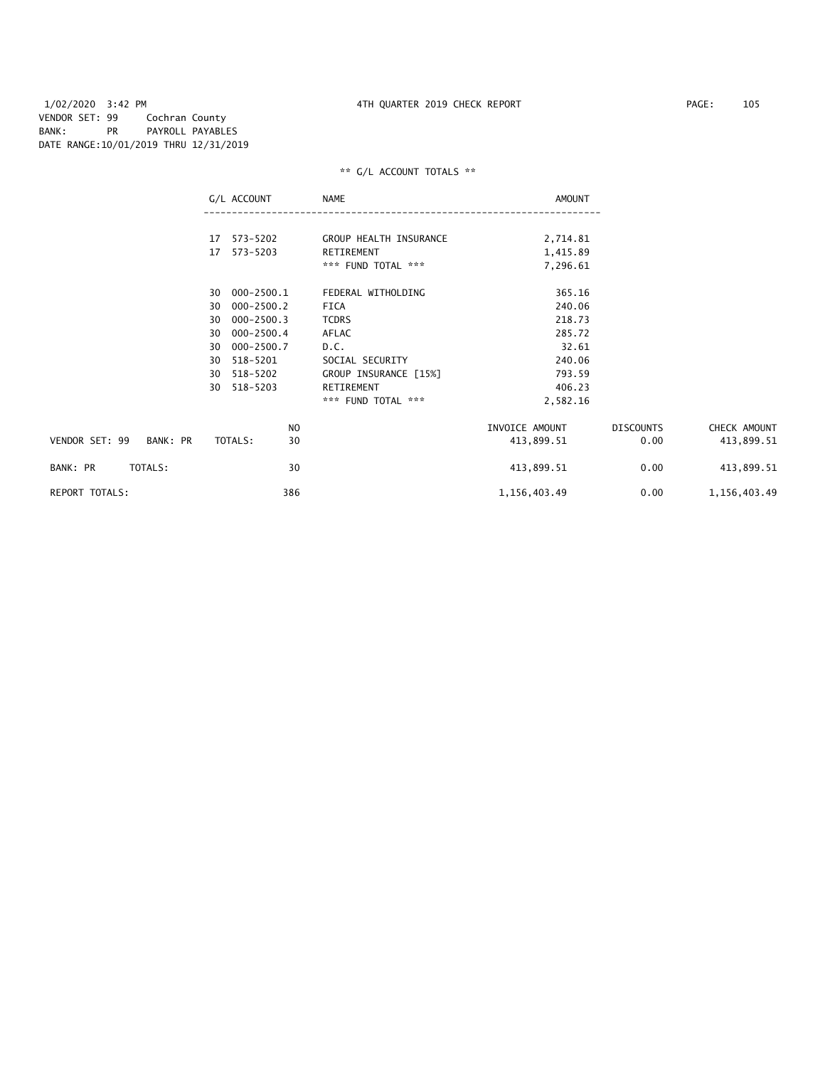1/02/2020 3:42 PM 4TH QUARTER 2019 CHECK REPORT
VENDOR SET: 99 Cochran County
BANK: PR PAYROLL PAYABLES
DATE RANGE:10/01/2019 THRU 12/31/2019

** G/L ACCOUNT TOTALS **

| G/L ACCOUNT | NAME | AMOUNT |
|---|---|---|
| 17 573-5202 | GROUP HEALTH INSURANCE | 2,714.81 |
| 17 573-5203 | RETIREMENT | 1,415.89 |
| | *** FUND TOTAL *** | 7,296.61 |
| 30 000-2500.1 | FEDERAL WITHOLDING | 365.16 |
| 30 000-2500.2 | FICA | 240.06 |
| 30 000-2500.3 | TCDRS | 218.73 |
| 30 000-2500.4 | AFLAC | 285.72 |
| 30 000-2500.7 | D.C. | 32.61 |
| 30 518-5201 | SOCIAL SECURITY | 240.06 |
| 30 518-5202 | GROUP INSURANCE [15%] | 793.59 |
| 30 518-5203 | RETIREMENT | 406.23 |
| | *** FUND TOTAL *** | 2,582.16 |

| | NO | INVOICE AMOUNT | DISCOUNTS | CHECK AMOUNT |
|---|---|---|---|---|
| VENDOR SET: 99 BANK: PR TOTALS: | 30 | 413,899.51 | 0.00 | 413,899.51 |
| BANK: PR TOTALS: | 30 | 413,899.51 | 0.00 | 413,899.51 |
| REPORT TOTALS: | 386 | 1,156,403.49 | 0.00 | 1,156,403.49 |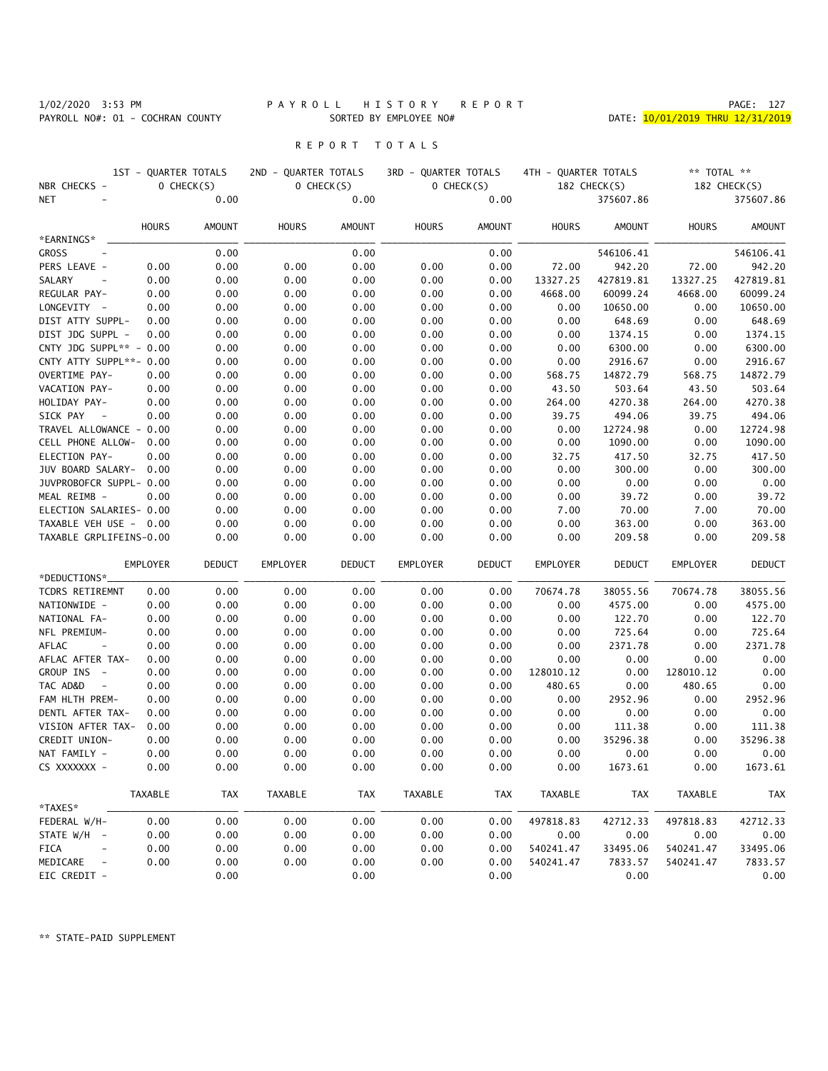1/02/2020 3:53 PM PAYROLL HISTORY REPORT

PAYROLL NO#: 01 - COCHRAN COUNTY SORTED BY EMPLOYEE NO# DATE: 10/01/2019 THRU 12/31/2019

## REPORT TOTALS

| | 1ST - QUARTER TOTALS | | 2ND - QUARTER TOTALS | | 3RD - QUARTER TOTALS | | 4TH - QUARTER TOTALS | | ** TOTAL ** | |
|---|---|---|---|---|---|---|---|---|---|---|
| NBR CHECKS - | 0 CHECK(S) | | 0 CHECK(S) | | 0 CHECK(S) | | 182 CHECK(S) | | 182 CHECK(S) | |
| NET - | | 0.00 | | 0.00 | | 0.00 | | 375607.86 | | 375607.86 |
| | HOURS | AMOUNT | HOURS | AMOUNT | HOURS | AMOUNT | HOURS | AMOUNT | HOURS | AMOUNT |
| *EARNINGS* | | | | | | | | | | |
| GROSS - | | 0.00 | | 0.00 | | 0.00 | | 546106.41 | | 546106.41 |
| PERS LEAVE - | 0.00 | 0.00 | 0.00 | 0.00 | 0.00 | 0.00 | 72.00 | 942.20 | 72.00 | 942.20 |
| SALARY - | 0.00 | 0.00 | 0.00 | 0.00 | 0.00 | 0.00 | 13327.25 | 427819.81 | 13327.25 | 427819.81 |
| REGULAR PAY- | 0.00 | 0.00 | 0.00 | 0.00 | 0.00 | 0.00 | 4668.00 | 60099.24 | 4668.00 | 60099.24 |
| LONGEVITY - | 0.00 | 0.00 | 0.00 | 0.00 | 0.00 | 0.00 | 0.00 | 10650.00 | 0.00 | 10650.00 |
| DIST ATTY SUPPL- | 0.00 | 0.00 | 0.00 | 0.00 | 0.00 | 0.00 | 0.00 | 648.69 | 0.00 | 648.69 |
| DIST JDG SUPPL - | 0.00 | 0.00 | 0.00 | 0.00 | 0.00 | 0.00 | 0.00 | 1374.15 | 0.00 | 1374.15 |
| CNTY JDG SUPPL** - | 0.00 | 0.00 | 0.00 | 0.00 | 0.00 | 0.00 | 0.00 | 6300.00 | 0.00 | 6300.00 |
| CNTY ATTY SUPPL**- | 0.00 | 0.00 | 0.00 | 0.00 | 0.00 | 0.00 | 0.00 | 2916.67 | 0.00 | 2916.67 |
| OVERTIME PAY- | 0.00 | 0.00 | 0.00 | 0.00 | 0.00 | 0.00 | 568.75 | 14872.79 | 568.75 | 14872.79 |
| VACATION PAY- | 0.00 | 0.00 | 0.00 | 0.00 | 0.00 | 0.00 | 43.50 | 503.64 | 43.50 | 503.64 |
| HOLIDAY PAY- | 0.00 | 0.00 | 0.00 | 0.00 | 0.00 | 0.00 | 264.00 | 4270.38 | 264.00 | 4270.38 |
| SICK PAY - | 0.00 | 0.00 | 0.00 | 0.00 | 0.00 | 0.00 | 39.75 | 494.06 | 39.75 | 494.06 |
| TRAVEL ALLOWANCE - | 0.00 | 0.00 | 0.00 | 0.00 | 0.00 | 0.00 | 0.00 | 12724.98 | 0.00 | 12724.98 |
| CELL PHONE ALLOW- | 0.00 | 0.00 | 0.00 | 0.00 | 0.00 | 0.00 | 0.00 | 1090.00 | 0.00 | 1090.00 |
| ELECTION PAY- | 0.00 | 0.00 | 0.00 | 0.00 | 0.00 | 0.00 | 32.75 | 417.50 | 32.75 | 417.50 |
| JUV BOARD SALARY- | 0.00 | 0.00 | 0.00 | 0.00 | 0.00 | 0.00 | 0.00 | 300.00 | 0.00 | 300.00 |
| JUVPROBOFCR SUPPL- | 0.00 | 0.00 | 0.00 | 0.00 | 0.00 | 0.00 | 0.00 | 0.00 | 0.00 | 0.00 |
| MEAL REIMB - | 0.00 | 0.00 | 0.00 | 0.00 | 0.00 | 0.00 | 0.00 | 39.72 | 0.00 | 39.72 |
| ELECTION SALARIES- | 0.00 | 0.00 | 0.00 | 0.00 | 0.00 | 0.00 | 7.00 | 70.00 | 7.00 | 70.00 |
| TAXABLE VEH USE - | 0.00 | 0.00 | 0.00 | 0.00 | 0.00 | 0.00 | 0.00 | 363.00 | 0.00 | 363.00 |
| TAXABLE GRPLIFEINS- | 0.00 | 0.00 | 0.00 | 0.00 | 0.00 | 0.00 | 0.00 | 209.58 | 0.00 | 209.58 |
| | EMPLOYER | DEDUCT | EMPLOYER | DEDUCT | EMPLOYER | DEDUCT | EMPLOYER | DEDUCT | EMPLOYER | DEDUCT |
| *DEDUCTIONS* | | | | | | | | | | |
| TCDRS RETIREMNT | 0.00 | 0.00 | 0.00 | 0.00 | 0.00 | 0.00 | 70674.78 | 38055.56 | 70674.78 | 38055.56 |
| NATIONWIDE - | 0.00 | 0.00 | 0.00 | 0.00 | 0.00 | 0.00 | 0.00 | 4575.00 | 0.00 | 4575.00 |
| NATIONAL FA- | 0.00 | 0.00 | 0.00 | 0.00 | 0.00 | 0.00 | 0.00 | 122.70 | 0.00 | 122.70 |
| NFL PREMIUM- | 0.00 | 0.00 | 0.00 | 0.00 | 0.00 | 0.00 | 0.00 | 725.64 | 0.00 | 725.64 |
| AFLAC - | 0.00 | 0.00 | 0.00 | 0.00 | 0.00 | 0.00 | 0.00 | 2371.78 | 0.00 | 2371.78 |
| AFLAC AFTER TAX- | 0.00 | 0.00 | 0.00 | 0.00 | 0.00 | 0.00 | 0.00 | 0.00 | 0.00 | 0.00 |
| GROUP INS - | 0.00 | 0.00 | 0.00 | 0.00 | 0.00 | 0.00 | 128010.12 | 0.00 | 128010.12 | 0.00 |
| TAC AD&D - | 0.00 | 0.00 | 0.00 | 0.00 | 0.00 | 0.00 | 480.65 | 0.00 | 480.65 | 0.00 |
| FAM HLTH PREM- | 0.00 | 0.00 | 0.00 | 0.00 | 0.00 | 0.00 | 0.00 | 2952.96 | 0.00 | 2952.96 |
| DENTL AFTER TAX- | 0.00 | 0.00 | 0.00 | 0.00 | 0.00 | 0.00 | 0.00 | 0.00 | 0.00 | 0.00 |
| VISION AFTER TAX- | 0.00 | 0.00 | 0.00 | 0.00 | 0.00 | 0.00 | 0.00 | 111.38 | 0.00 | 111.38 |
| CREDIT UNION- | 0.00 | 0.00 | 0.00 | 0.00 | 0.00 | 0.00 | 0.00 | 35296.38 | 0.00 | 35296.38 |
| NAT FAMILY - | 0.00 | 0.00 | 0.00 | 0.00 | 0.00 | 0.00 | 0.00 | 0.00 | 0.00 | 0.00 |
| CS XXXXXXX - | 0.00 | 0.00 | 0.00 | 0.00 | 0.00 | 0.00 | 0.00 | 1673.61 | 0.00 | 1673.61 |
| | TAXABLE | TAX | TAXABLE | TAX | TAXABLE | TAX | TAXABLE | TAX | TAXABLE | TAX |
| *TAXES* | | | | | | | | | | |
| FEDERAL W/H- | 0.00 | 0.00 | 0.00 | 0.00 | 0.00 | 0.00 | 497818.83 | 42712.33 | 497818.83 | 42712.33 |
| STATE W/H - | 0.00 | 0.00 | 0.00 | 0.00 | 0.00 | 0.00 | 0.00 | 0.00 | 0.00 | 0.00 |
| FICA - | 0.00 | 0.00 | 0.00 | 0.00 | 0.00 | 0.00 | 540241.47 | 33495.06 | 540241.47 | 33495.06 |
| MEDICARE - | 0.00 | 0.00 | 0.00 | 0.00 | 0.00 | 0.00 | 540241.47 | 7833.57 | 540241.47 | 7833.57 |
| EIC CREDIT - | | 0.00 | | 0.00 | | 0.00 | | 0.00 | | 0.00 |

** STATE-PAID SUPPLEMENT